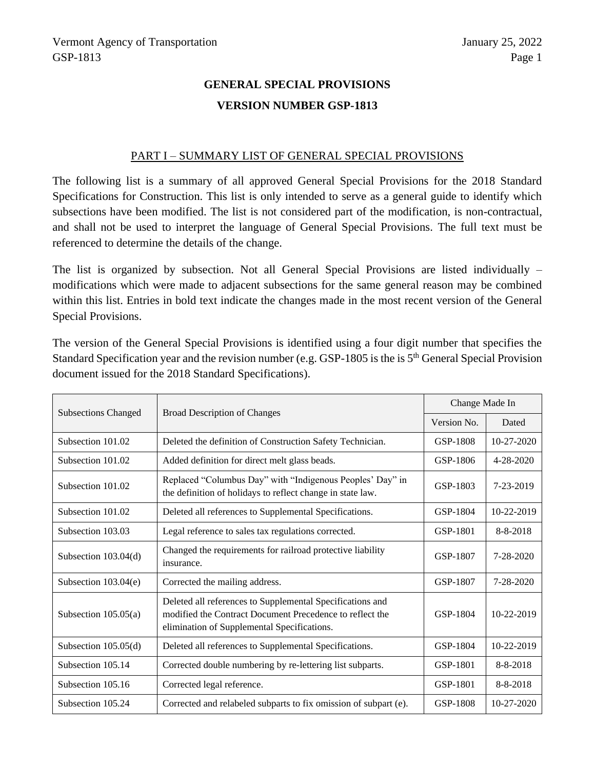# GENERAL SPECIAL PROVISIONS

## VERSION NUMBER GSP-1813

### PART I – SUMMARY LIST OF GENERAL SPECIAL PROVISIONS

The following list is a summary of all approved General Special Provisions for the 2018 Standard Specifications for Construction. This list is only intended to serve as a general guide to identify which subsections have been modified. The list is not considered part of the modification, is non-contractual, and shall not be used to interpret the language of General Special Provisions. The full text must be referenced to determine the details of the change.

The list is organized by subsection. Not all General Special Provisions are listed individually – modifications which were made to adjacent subsections for the same general reason may be combined within this list. Entries in bold text indicate the changes made in the most recent version of the General Special Provisions.

The version of the General Special Provisions is identified using a four digit number that specifies the Standard Specification year and the revision number (e.g. GSP-1805 is the is 5th General Special Provision document issued for the 2018 Standard Specifications).

| Subsections Changed | Broad Description of Changes | Change Made In | |
|---|---|---|---|
| | | Version No. | Dated |
| Subsection 101.02 | Deleted the definition of Construction Safety Technician. | GSP-1808 | 10-27-2020 |
| Subsection 101.02 | Added definition for direct melt glass beads. | GSP-1806 | 4-28-2020 |
| Subsection 101.02 | Replaced "Columbus Day" with "Indigenous Peoples' Day" in the definition of holidays to reflect change in state law. | GSP-1803 | 7-23-2019 |
| Subsection 101.02 | Deleted all references to Supplemental Specifications. | GSP-1804 | 10-22-2019 |
| Subsection 103.03 | Legal reference to sales tax regulations corrected. | GSP-1801 | 8-8-2018 |
| Subsection 103.04(d) | Changed the requirements for railroad protective liability insurance. | GSP-1807 | 7-28-2020 |
| Subsection 103.04(e) | Corrected the mailing address. | GSP-1807 | 7-28-2020 |
| Subsection 105.05(a) | Deleted all references to Supplemental Specifications and modified the Contract Document Precedence to reflect the elimination of Supplemental Specifications. | GSP-1804 | 10-22-2019 |
| Subsection 105.05(d) | Deleted all references to Supplemental Specifications. | GSP-1804 | 10-22-2019 |
| Subsection 105.14 | Corrected double numbering by re-lettering list subparts. | GSP-1801 | 8-8-2018 |
| Subsection 105.16 | Corrected legal reference. | GSP-1801 | 8-8-2018 |
| Subsection 105.24 | Corrected and relabeled subparts to fix omission of subpart (e). | GSP-1808 | 10-27-2020 |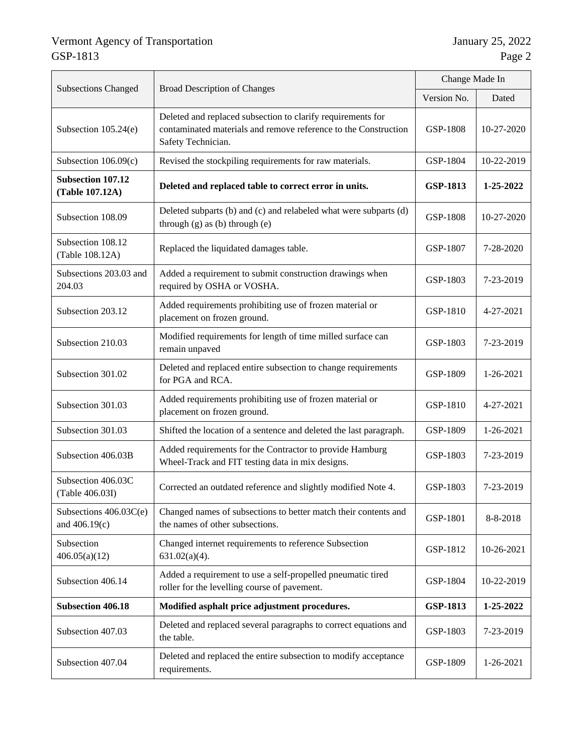| Subsections Changed | Broad Description of Changes | Change Made In | |
|---|---|---|---|
| | | Version No. | Dated |
| Subsection 105.24(e) | Deleted and replaced subsection to clarify requirements for contaminated materials and remove reference to the Construction Safety Technician. | GSP-1808 | 10-27-2020 |
| Subsection 106.09(c) | Revised the stockpiling requirements for raw materials. | GSP-1804 | 10-22-2019 |
| **Subsection 107.12 (Table 107.12A)** | **Deleted and replaced table to correct error in units.** | **GSP-1813** | **1-25-2022** |
| Subsection 108.09 | Deleted subparts (b) and (c) and relabeled what were subparts (d) through (g) as (b) through (e) | GSP-1808 | 10-27-2020 |
| Subsection 108.12 (Table 108.12A) | Replaced the liquidated damages table. | GSP-1807 | 7-28-2020 |
| Subsections 203.03 and 204.03 | Added a requirement to submit construction drawings when required by OSHA or VOSHA. | GSP-1803 | 7-23-2019 |
| Subsection 203.12 | Added requirements prohibiting use of frozen material or placement on frozen ground. | GSP-1810 | 4-27-2021 |
| Subsection 210.03 | Modified requirements for length of time milled surface can remain unpaved | GSP-1803 | 7-23-2019 |
| Subsection 301.02 | Deleted and replaced entire subsection to change requirements for PGA and RCA. | GSP-1809 | 1-26-2021 |
| Subsection 301.03 | Added requirements prohibiting use of frozen material or placement on frozen ground. | GSP-1810 | 4-27-2021 |
| Subsection 301.03 | Shifted the location of a sentence and deleted the last paragraph. | GSP-1809 | 1-26-2021 |
| Subsection 406.03B | Added requirements for the Contractor to provide Hamburg Wheel-Track and FIT testing data in mix designs. | GSP-1803 | 7-23-2019 |
| Subsection 406.03C (Table 406.03I) | Corrected an outdated reference and slightly modified Note 4. | GSP-1803 | 7-23-2019 |
| Subsections 406.03C(e) and 406.19(c) | Changed names of subsections to better match their contents and the names of other subsections. | GSP-1801 | 8-8-2018 |
| Subsection 406.05(a)(12) | Changed internet requirements to reference Subsection 631.02(a)(4). | GSP-1812 | 10-26-2021 |
| Subsection 406.14 | Added a requirement to use a self-propelled pneumatic tired roller for the levelling course of pavement. | GSP-1804 | 10-22-2019 |
| **Subsection 406.18** | **Modified asphalt price adjustment procedures.** | **GSP-1813** | **1-25-2022** |
| Subsection 407.03 | Deleted and replaced several paragraphs to correct equations and the table. | GSP-1803 | 7-23-2019 |
| Subsection 407.04 | Deleted and replaced the entire subsection to modify acceptance requirements. | GSP-1809 | 1-26-2021 |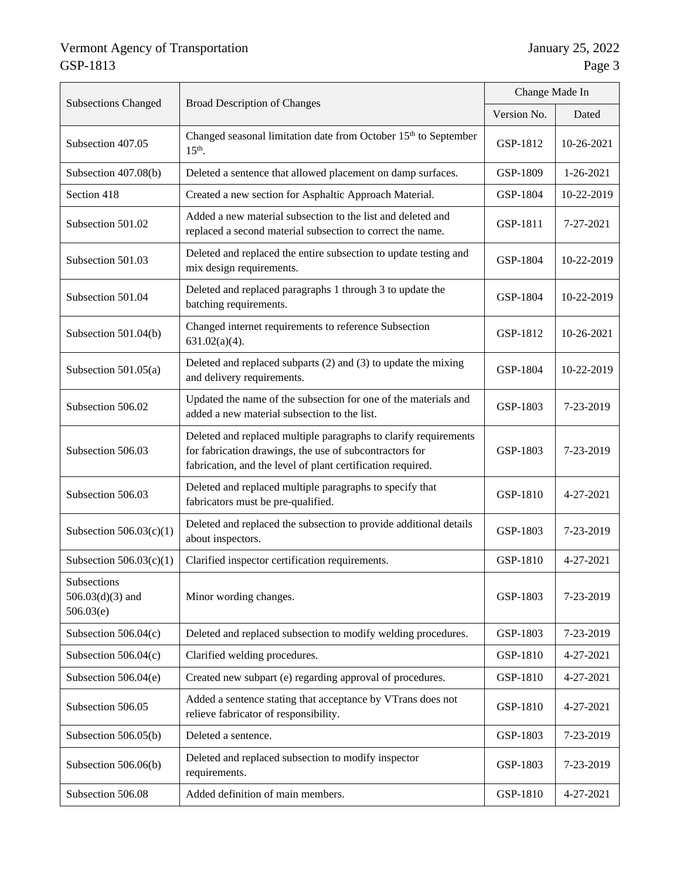| Subsections Changed | Broad Description of Changes | Change Made In | |
|---|---|---|---|
| | | Version No. | Dated |
| Subsection 407.05 | Changed seasonal limitation date from October 15th to September 15th. | GSP-1812 | 10-26-2021 |
| Subsection 407.08(b) | Deleted a sentence that allowed placement on damp surfaces. | GSP-1809 | 1-26-2021 |
| Section 418 | Created a new section for Asphaltic Approach Material. | GSP-1804 | 10-22-2019 |
| Subsection 501.02 | Added a new material subsection to the list and deleted and replaced a second material subsection to correct the name. | GSP-1811 | 7-27-2021 |
| Subsection 501.03 | Deleted and replaced the entire subsection to update testing and mix design requirements. | GSP-1804 | 10-22-2019 |
| Subsection 501.04 | Deleted and replaced paragraphs 1 through 3 to update the batching requirements. | GSP-1804 | 10-22-2019 |
| Subsection 501.04(b) | Changed internet requirements to reference Subsection 631.02(a)(4). | GSP-1812 | 10-26-2021 |
| Subsection 501.05(a) | Deleted and replaced subparts (2) and (3) to update the mixing and delivery requirements. | GSP-1804 | 10-22-2019 |
| Subsection 506.02 | Updated the name of the subsection for one of the materials and added a new material subsection to the list. | GSP-1803 | 7-23-2019 |
| Subsection 506.03 | Deleted and replaced multiple paragraphs to clarify requirements for fabrication drawings, the use of subcontractors for fabrication, and the level of plant certification required. | GSP-1803 | 7-23-2019 |
| Subsection 506.03 | Deleted and replaced multiple paragraphs to specify that fabricators must be pre-qualified. | GSP-1810 | 4-27-2021 |
| Subsection 506.03(c)(1) | Deleted and replaced the subsection to provide additional details about inspectors. | GSP-1803 | 7-23-2019 |
| Subsection 506.03(c)(1) | Clarified inspector certification requirements. | GSP-1810 | 4-27-2021 |
| Subsections 506.03(d)(3) and 506.03(e) | Minor wording changes. | GSP-1803 | 7-23-2019 |
| Subsection 506.04(c) | Deleted and replaced subsection to modify welding procedures. | GSP-1803 | 7-23-2019 |
| Subsection 506.04(c) | Clarified welding procedures. | GSP-1810 | 4-27-2021 |
| Subsection 506.04(e) | Created new subpart (e) regarding approval of procedures. | GSP-1810 | 4-27-2021 |
| Subsection 506.05 | Added a sentence stating that acceptance by VTrans does not relieve fabricator of responsibility. | GSP-1810 | 4-27-2021 |
| Subsection 506.05(b) | Deleted a sentence. | GSP-1803 | 7-23-2019 |
| Subsection 506.06(b) | Deleted and replaced subsection to modify inspector requirements. | GSP-1803 | 7-23-2019 |
| Subsection 506.08 | Added definition of main members. | GSP-1810 | 4-27-2021 |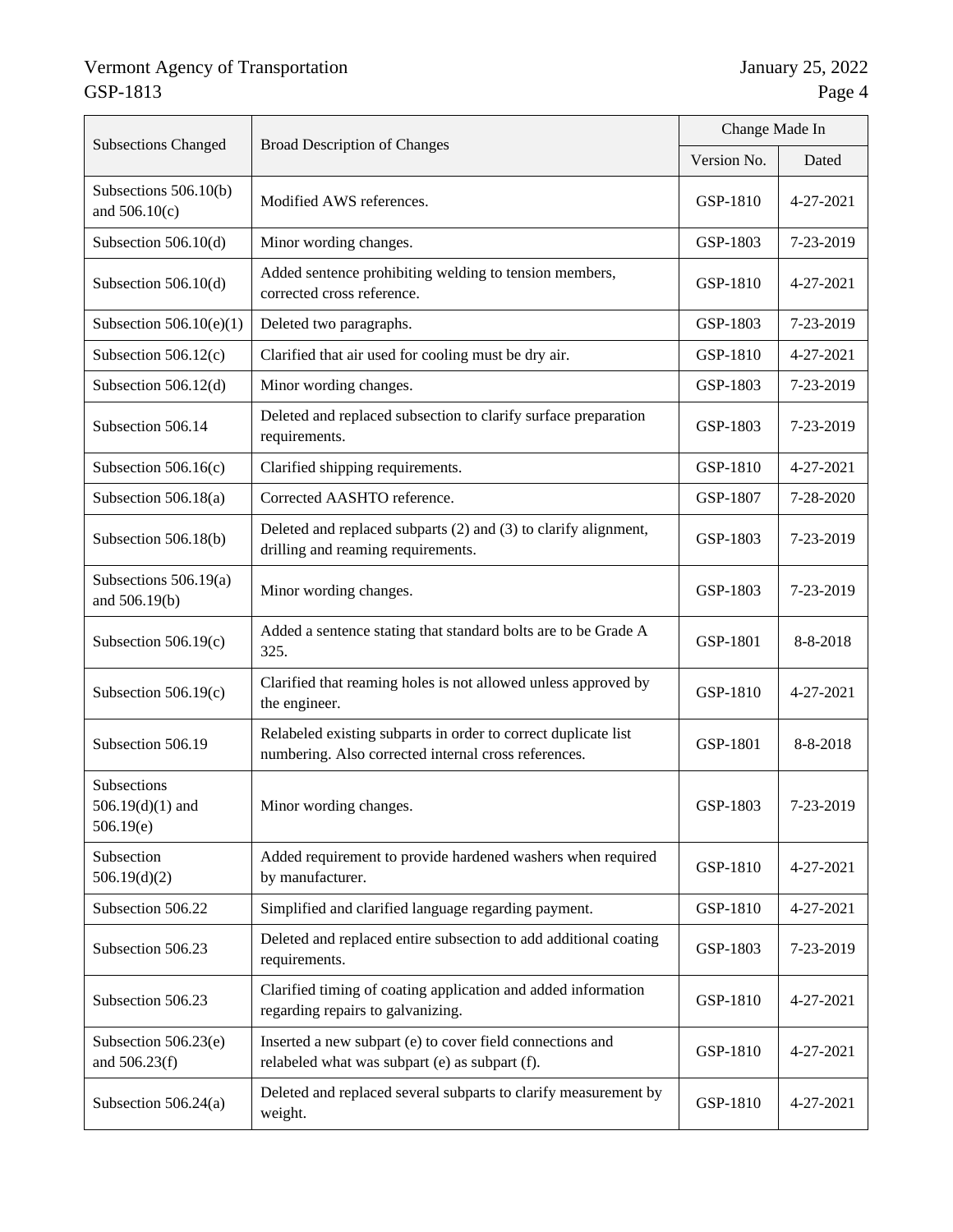| Subsections Changed | Broad Description of Changes | Change Made In | |
|---|---|---|---|
| | | Version No. | Dated |
| Subsections 506.10(b) and 506.10(c) | Modified AWS references. | GSP-1810 | 4-27-2021 |
| Subsection 506.10(d) | Minor wording changes. | GSP-1803 | 7-23-2019 |
| Subsection 506.10(d) | Added sentence prohibiting welding to tension members, corrected cross reference. | GSP-1810 | 4-27-2021 |
| Subsection 506.10(e)(1) | Deleted two paragraphs. | GSP-1803 | 7-23-2019 |
| Subsection 506.12(c) | Clarified that air used for cooling must be dry air. | GSP-1810 | 4-27-2021 |
| Subsection 506.12(d) | Minor wording changes. | GSP-1803 | 7-23-2019 |
| Subsection 506.14 | Deleted and replaced subsection to clarify surface preparation requirements. | GSP-1803 | 7-23-2019 |
| Subsection 506.16(c) | Clarified shipping requirements. | GSP-1810 | 4-27-2021 |
| Subsection 506.18(a) | Corrected AASHTO reference. | GSP-1807 | 7-28-2020 |
| Subsection 506.18(b) | Deleted and replaced subparts (2) and (3) to clarify alignment, drilling and reaming requirements. | GSP-1803 | 7-23-2019 |
| Subsections 506.19(a) and 506.19(b) | Minor wording changes. | GSP-1803 | 7-23-2019 |
| Subsection 506.19(c) | Added a sentence stating that standard bolts are to be Grade A 325. | GSP-1801 | 8-8-2018 |
| Subsection 506.19(c) | Clarified that reaming holes is not allowed unless approved by the engineer. | GSP-1810 | 4-27-2021 |
| Subsection 506.19 | Relabeled existing subparts in order to correct duplicate list numbering. Also corrected internal cross references. | GSP-1801 | 8-8-2018 |
| Subsections 506.19(d)(1) and 506.19(e) | Minor wording changes. | GSP-1803 | 7-23-2019 |
| Subsection 506.19(d)(2) | Added requirement to provide hardened washers when required by manufacturer. | GSP-1810 | 4-27-2021 |
| Subsection 506.22 | Simplified and clarified language regarding payment. | GSP-1810 | 4-27-2021 |
| Subsection 506.23 | Deleted and replaced entire subsection to add additional coating requirements. | GSP-1803 | 7-23-2019 |
| Subsection 506.23 | Clarified timing of coating application and added information regarding repairs to galvanizing. | GSP-1810 | 4-27-2021 |
| Subsection 506.23(e) and 506.23(f) | Inserted a new subpart (e) to cover field connections and relabeled what was subpart (e) as subpart (f). | GSP-1810 | 4-27-2021 |
| Subsection 506.24(a) | Deleted and replaced several subparts to clarify measurement by weight. | GSP-1810 | 4-27-2021 |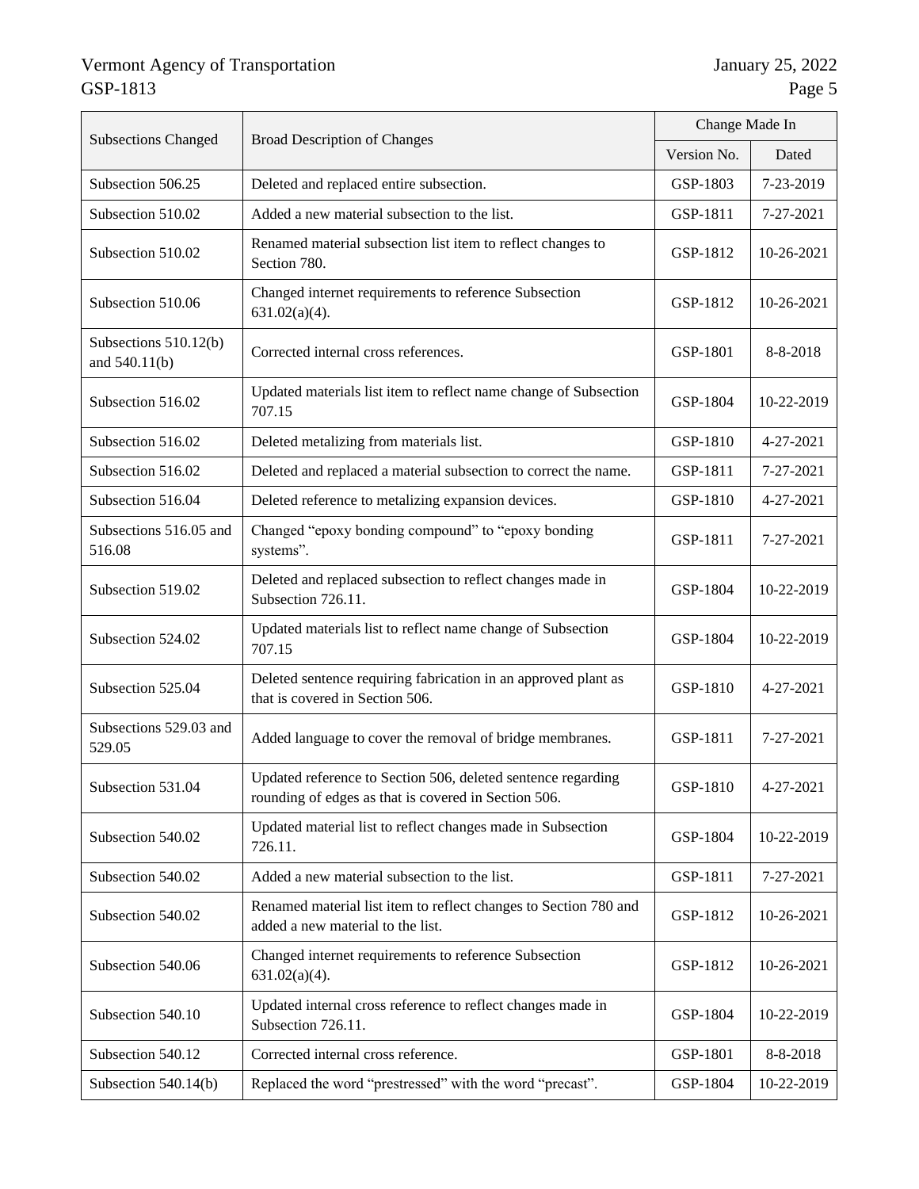| Subsections Changed | Broad Description of Changes | Change Made In | |
|---|---|---|---|
| | | Version No. | Dated |
| Subsection 506.25 | Deleted and replaced entire subsection. | GSP-1803 | 7-23-2019 |
| Subsection 510.02 | Added a new material subsection to the list. | GSP-1811 | 7-27-2021 |
| Subsection 510.02 | Renamed material subsection list item to reflect changes to Section 780. | GSP-1812 | 10-26-2021 |
| Subsection 510.06 | Changed internet requirements to reference Subsection 631.02(a)(4). | GSP-1812 | 10-26-2021 |
| Subsections 510.12(b) and 540.11(b) | Corrected internal cross references. | GSP-1801 | 8-8-2018 |
| Subsection 516.02 | Updated materials list item to reflect name change of Subsection 707.15 | GSP-1804 | 10-22-2019 |
| Subsection 516.02 | Deleted metalizing from materials list. | GSP-1810 | 4-27-2021 |
| Subsection 516.02 | Deleted and replaced a material subsection to correct the name. | GSP-1811 | 7-27-2021 |
| Subsection 516.04 | Deleted reference to metalizing expansion devices. | GSP-1810 | 4-27-2021 |
| Subsections 516.05 and 516.08 | Changed "epoxy bonding compound" to "epoxy bonding systems". | GSP-1811 | 7-27-2021 |
| Subsection 519.02 | Deleted and replaced subsection to reflect changes made in Subsection 726.11. | GSP-1804 | 10-22-2019 |
| Subsection 524.02 | Updated materials list to reflect name change of Subsection 707.15 | GSP-1804 | 10-22-2019 |
| Subsection 525.04 | Deleted sentence requiring fabrication in an approved plant as that is covered in Section 506. | GSP-1810 | 4-27-2021 |
| Subsections 529.03 and 529.05 | Added language to cover the removal of bridge membranes. | GSP-1811 | 7-27-2021 |
| Subsection 531.04 | Updated reference to Section 506, deleted sentence regarding rounding of edges as that is covered in Section 506. | GSP-1810 | 4-27-2021 |
| Subsection 540.02 | Updated material list to reflect changes made in Subsection 726.11. | GSP-1804 | 10-22-2019 |
| Subsection 540.02 | Added a new material subsection to the list. | GSP-1811 | 7-27-2021 |
| Subsection 540.02 | Renamed material list item to reflect changes to Section 780 and added a new material to the list. | GSP-1812 | 10-26-2021 |
| Subsection 540.06 | Changed internet requirements to reference Subsection 631.02(a)(4). | GSP-1812 | 10-26-2021 |
| Subsection 540.10 | Updated internal cross reference to reflect changes made in Subsection 726.11. | GSP-1804 | 10-22-2019 |
| Subsection 540.12 | Corrected internal cross reference. | GSP-1801 | 8-8-2018 |
| Subsection 540.14(b) | Replaced the word "prestressed" with the word "precast". | GSP-1804 | 10-22-2019 |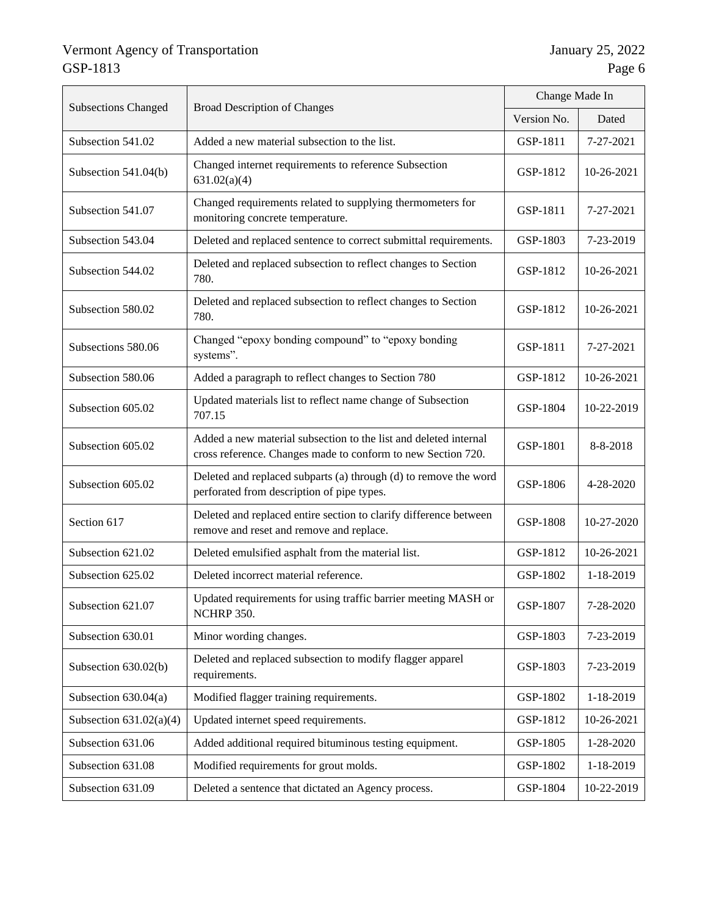| Subsections Changed | Broad Description of Changes | Change Made In | |
|---|---|---|---|
| | | Version No. | Dated |
| Subsection 541.02 | Added a new material subsection to the list. | GSP-1811 | 7-27-2021 |
| Subsection 541.04(b) | Changed internet requirements to reference Subsection 631.02(a)(4) | GSP-1812 | 10-26-2021 |
| Subsection 541.07 | Changed requirements related to supplying thermometers for monitoring concrete temperature. | GSP-1811 | 7-27-2021 |
| Subsection 543.04 | Deleted and replaced sentence to correct submittal requirements. | GSP-1803 | 7-23-2019 |
| Subsection 544.02 | Deleted and replaced subsection to reflect changes to Section 780. | GSP-1812 | 10-26-2021 |
| Subsection 580.02 | Deleted and replaced subsection to reflect changes to Section 780. | GSP-1812 | 10-26-2021 |
| Subsections 580.06 | Changed "epoxy bonding compound" to "epoxy bonding systems". | GSP-1811 | 7-27-2021 |
| Subsection 580.06 | Added a paragraph to reflect changes to Section 780 | GSP-1812 | 10-26-2021 |
| Subsection 605.02 | Updated materials list to reflect name change of Subsection 707.15 | GSP-1804 | 10-22-2019 |
| Subsection 605.02 | Added a new material subsection to the list and deleted internal cross reference. Changes made to conform to new Section 720. | GSP-1801 | 8-8-2018 |
| Subsection 605.02 | Deleted and replaced subparts (a) through (d) to remove the word perforated from description of pipe types. | GSP-1806 | 4-28-2020 |
| Section 617 | Deleted and replaced entire section to clarify difference between remove and reset and remove and replace. | GSP-1808 | 10-27-2020 |
| Subsection 621.02 | Deleted emulsified asphalt from the material list. | GSP-1812 | 10-26-2021 |
| Subsection 625.02 | Deleted incorrect material reference. | GSP-1802 | 1-18-2019 |
| Subsection 621.07 | Updated requirements for using traffic barrier meeting MASH or NCHRP 350. | GSP-1807 | 7-28-2020 |
| Subsection 630.01 | Minor wording changes. | GSP-1803 | 7-23-2019 |
| Subsection 630.02(b) | Deleted and replaced subsection to modify flagger apparel requirements. | GSP-1803 | 7-23-2019 |
| Subsection 630.04(a) | Modified flagger training requirements. | GSP-1802 | 1-18-2019 |
| Subsection 631.02(a)(4) | Updated internet speed requirements. | GSP-1812 | 10-26-2021 |
| Subsection 631.06 | Added additional required bituminous testing equipment. | GSP-1805 | 1-28-2020 |
| Subsection 631.08 | Modified requirements for grout molds. | GSP-1802 | 1-18-2019 |
| Subsection 631.09 | Deleted a sentence that dictated an Agency process. | GSP-1804 | 10-22-2019 |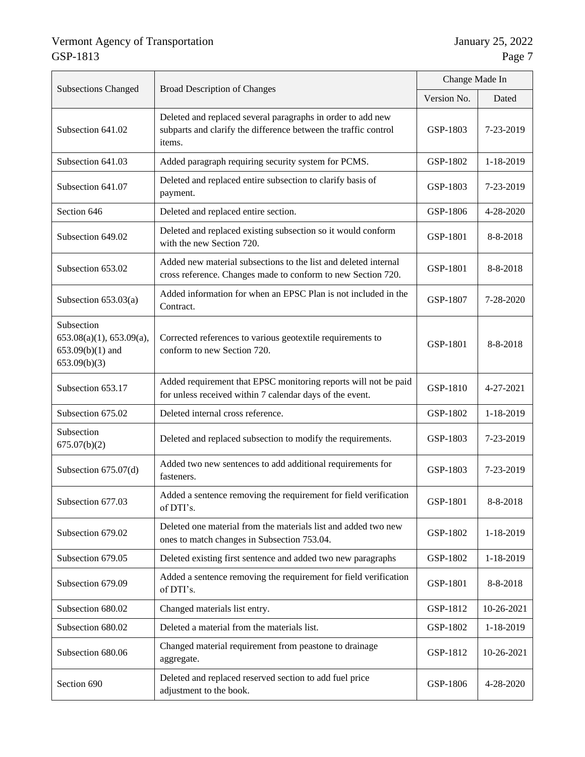| Subsections Changed | Broad Description of Changes | Change Made In | |
|---|---|---|---|
| | | Version No. | Dated |
| Subsection 641.02 | Deleted and replaced several paragraphs in order to add new subparts and clarify the difference between the traffic control items. | GSP-1803 | 7-23-2019 |
| Subsection 641.03 | Added paragraph requiring security system for PCMS. | GSP-1802 | 1-18-2019 |
| Subsection 641.07 | Deleted and replaced entire subsection to clarify basis of payment. | GSP-1803 | 7-23-2019 |
| Section 646 | Deleted and replaced entire section. | GSP-1806 | 4-28-2020 |
| Subsection 649.02 | Deleted and replaced existing subsection so it would conform with the new Section 720. | GSP-1801 | 8-8-2018 |
| Subsection 653.02 | Added new material subsections to the list and deleted internal cross reference. Changes made to conform to new Section 720. | GSP-1801 | 8-8-2018 |
| Subsection 653.03(a) | Added information for when an EPSC Plan is not included in the Contract. | GSP-1807 | 7-28-2020 |
| Subsection 653.08(a)(1), 653.09(a), 653.09(b)(1) and 653.09(b)(3) | Corrected references to various geotextile requirements to conform to new Section 720. | GSP-1801 | 8-8-2018 |
| Subsection 653.17 | Added requirement that EPSC monitoring reports will not be paid for unless received within 7 calendar days of the event. | GSP-1810 | 4-27-2021 |
| Subsection 675.02 | Deleted internal cross reference. | GSP-1802 | 1-18-2019 |
| Subsection 675.07(b)(2) | Deleted and replaced subsection to modify the requirements. | GSP-1803 | 7-23-2019 |
| Subsection 675.07(d) | Added two new sentences to add additional requirements for fasteners. | GSP-1803 | 7-23-2019 |
| Subsection 677.03 | Added a sentence removing the requirement for field verification of DTI's. | GSP-1801 | 8-8-2018 |
| Subsection 679.02 | Deleted one material from the materials list and added two new ones to match changes in Subsection 753.04. | GSP-1802 | 1-18-2019 |
| Subsection 679.05 | Deleted existing first sentence and added two new paragraphs | GSP-1802 | 1-18-2019 |
| Subsection 679.09 | Added a sentence removing the requirement for field verification of DTI's. | GSP-1801 | 8-8-2018 |
| Subsection 680.02 | Changed materials list entry. | GSP-1812 | 10-26-2021 |
| Subsection 680.02 | Deleted a material from the materials list. | GSP-1802 | 1-18-2019 |
| Subsection 680.06 | Changed material requirement from peastone to drainage aggregate. | GSP-1812 | 10-26-2021 |
| Section 690 | Deleted and replaced reserved section to add fuel price adjustment to the book. | GSP-1806 | 4-28-2020 |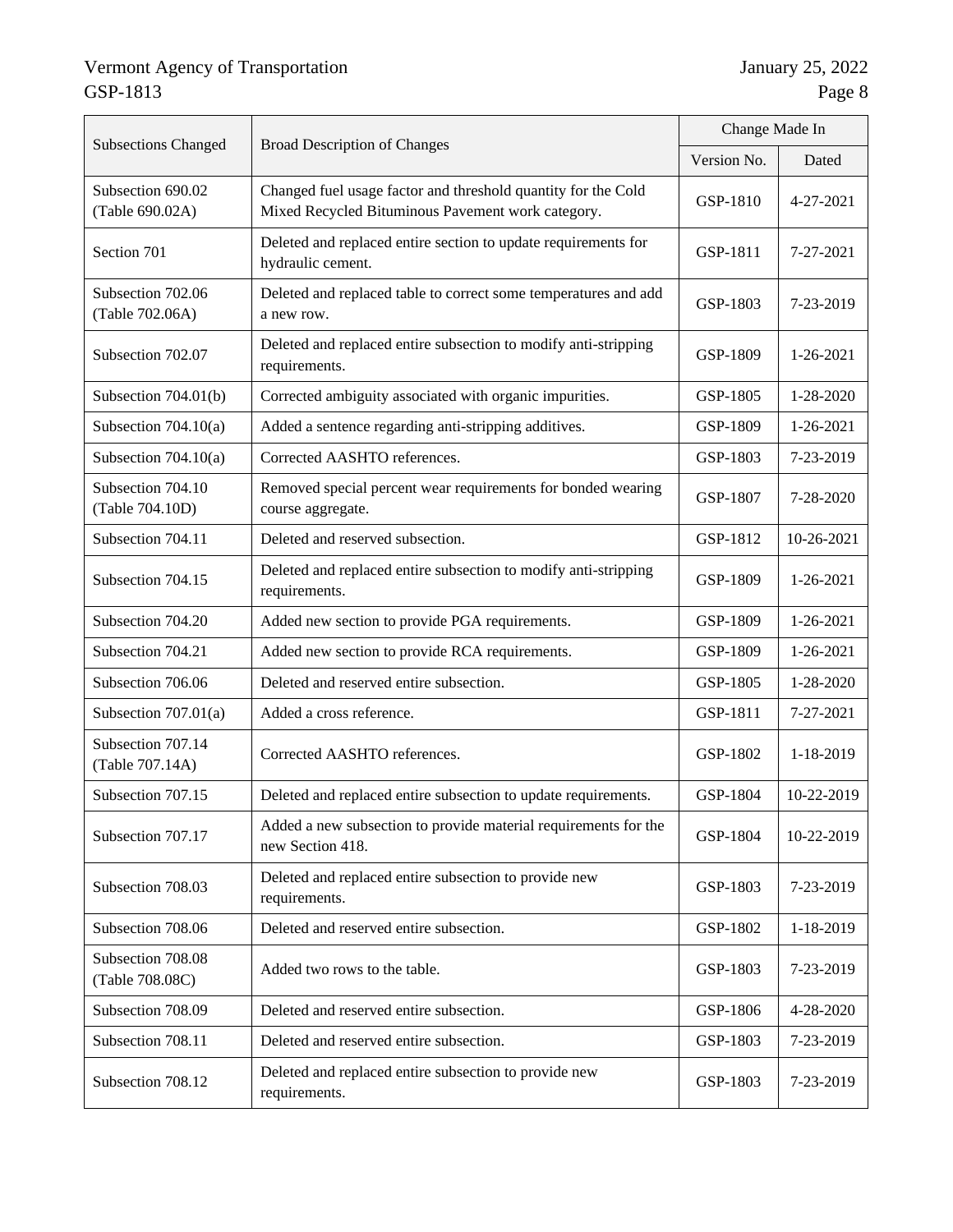| Subsections Changed | Broad Description of Changes | Change Made In | |
|---|---|---|---|
| | | Version No. | Dated |
| Subsection 690.02 (Table 690.02A) | Changed fuel usage factor and threshold quantity for the Cold Mixed Recycled Bituminous Pavement work category. | GSP-1810 | 4-27-2021 |
| Section 701 | Deleted and replaced entire section to update requirements for hydraulic cement. | GSP-1811 | 7-27-2021 |
| Subsection 702.06 (Table 702.06A) | Deleted and replaced table to correct some temperatures and add a new row. | GSP-1803 | 7-23-2019 |
| Subsection 702.07 | Deleted and replaced entire subsection to modify anti-stripping requirements. | GSP-1809 | 1-26-2021 |
| Subsection 704.01(b) | Corrected ambiguity associated with organic impurities. | GSP-1805 | 1-28-2020 |
| Subsection 704.10(a) | Added a sentence regarding anti-stripping additives. | GSP-1809 | 1-26-2021 |
| Subsection 704.10(a) | Corrected AASHTO references. | GSP-1803 | 7-23-2019 |
| Subsection 704.10 (Table 704.10D) | Removed special percent wear requirements for bonded wearing course aggregate. | GSP-1807 | 7-28-2020 |
| Subsection 704.11 | Deleted and reserved subsection. | GSP-1812 | 10-26-2021 |
| Subsection 704.15 | Deleted and replaced entire subsection to modify anti-stripping requirements. | GSP-1809 | 1-26-2021 |
| Subsection 704.20 | Added new section to provide PGA requirements. | GSP-1809 | 1-26-2021 |
| Subsection 704.21 | Added new section to provide RCA requirements. | GSP-1809 | 1-26-2021 |
| Subsection 706.06 | Deleted and reserved entire subsection. | GSP-1805 | 1-28-2020 |
| Subsection 707.01(a) | Added a cross reference. | GSP-1811 | 7-27-2021 |
| Subsection 707.14 (Table 707.14A) | Corrected AASHTO references. | GSP-1802 | 1-18-2019 |
| Subsection 707.15 | Deleted and replaced entire subsection to update requirements. | GSP-1804 | 10-22-2019 |
| Subsection 707.17 | Added a new subsection to provide material requirements for the new Section 418. | GSP-1804 | 10-22-2019 |
| Subsection 708.03 | Deleted and replaced entire subsection to provide new requirements. | GSP-1803 | 7-23-2019 |
| Subsection 708.06 | Deleted and reserved entire subsection. | GSP-1802 | 1-18-2019 |
| Subsection 708.08 (Table 708.08C) | Added two rows to the table. | GSP-1803 | 7-23-2019 |
| Subsection 708.09 | Deleted and reserved entire subsection. | GSP-1806 | 4-28-2020 |
| Subsection 708.11 | Deleted and reserved entire subsection. | GSP-1803 | 7-23-2019 |
| Subsection 708.12 | Deleted and replaced entire subsection to provide new requirements. | GSP-1803 | 7-23-2019 |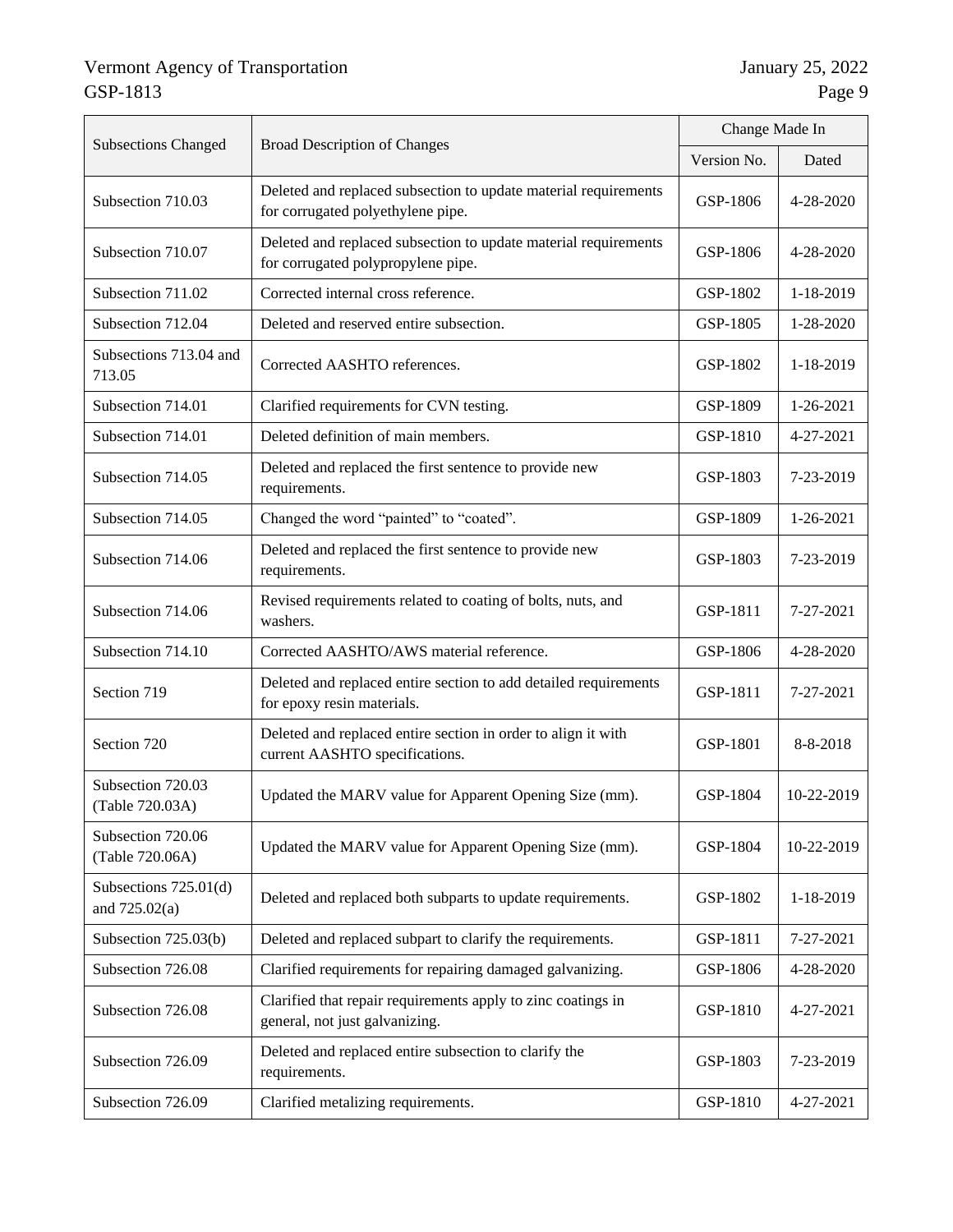| Subsections Changed | Broad Description of Changes | Change Made In | |
|---|---|---|---|
| | | Version No. | Dated |
| Subsection 710.03 | Deleted and replaced subsection to update material requirements for corrugated polyethylene pipe. | GSP-1806 | 4-28-2020 |
| Subsection 710.07 | Deleted and replaced subsection to update material requirements for corrugated polypropylene pipe. | GSP-1806 | 4-28-2020 |
| Subsection 711.02 | Corrected internal cross reference. | GSP-1802 | 1-18-2019 |
| Subsection 712.04 | Deleted and reserved entire subsection. | GSP-1805 | 1-28-2020 |
| Subsections 713.04 and 713.05 | Corrected AASHTO references. | GSP-1802 | 1-18-2019 |
| Subsection 714.01 | Clarified requirements for CVN testing. | GSP-1809 | 1-26-2021 |
| Subsection 714.01 | Deleted definition of main members. | GSP-1810 | 4-27-2021 |
| Subsection 714.05 | Deleted and replaced the first sentence to provide new requirements. | GSP-1803 | 7-23-2019 |
| Subsection 714.05 | Changed the word "painted" to "coated". | GSP-1809 | 1-26-2021 |
| Subsection 714.06 | Deleted and replaced the first sentence to provide new requirements. | GSP-1803 | 7-23-2019 |
| Subsection 714.06 | Revised requirements related to coating of bolts, nuts, and washers. | GSP-1811 | 7-27-2021 |
| Subsection 714.10 | Corrected AASHTO/AWS material reference. | GSP-1806 | 4-28-2020 |
| Section 719 | Deleted and replaced entire section to add detailed requirements for epoxy resin materials. | GSP-1811 | 7-27-2021 |
| Section 720 | Deleted and replaced entire section in order to align it with current AASHTO specifications. | GSP-1801 | 8-8-2018 |
| Subsection 720.03 (Table 720.03A) | Updated the MARV value for Apparent Opening Size (mm). | GSP-1804 | 10-22-2019 |
| Subsection 720.06 (Table 720.06A) | Updated the MARV value for Apparent Opening Size (mm). | GSP-1804 | 10-22-2019 |
| Subsections 725.01(d) and 725.02(a) | Deleted and replaced both subparts to update requirements. | GSP-1802 | 1-18-2019 |
| Subsection 725.03(b) | Deleted and replaced subpart to clarify the requirements. | GSP-1811 | 7-27-2021 |
| Subsection 726.08 | Clarified requirements for repairing damaged galvanizing. | GSP-1806 | 4-28-2020 |
| Subsection 726.08 | Clarified that repair requirements apply to zinc coatings in general, not just galvanizing. | GSP-1810 | 4-27-2021 |
| Subsection 726.09 | Deleted and replaced entire subsection to clarify the requirements. | GSP-1803 | 7-23-2019 |
| Subsection 726.09 | Clarified metalizing requirements. | GSP-1810 | 4-27-2021 |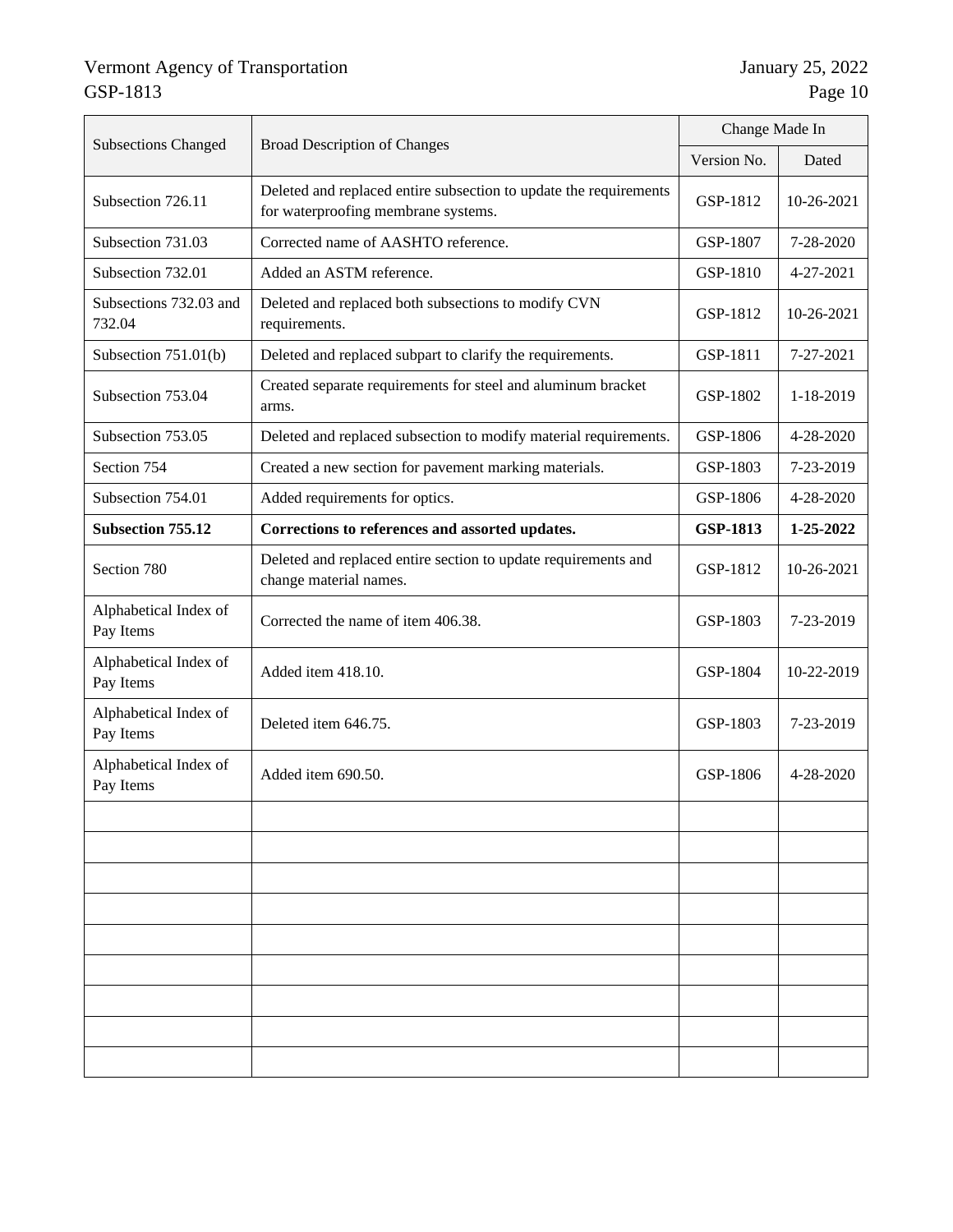| Subsections Changed | Broad Description of Changes | Change Made In | |
|---|---|---|---|
| | | Version No. | Dated |
| Subsection 726.11 | Deleted and replaced entire subsection to update the requirements for waterproofing membrane systems. | GSP-1812 | 10-26-2021 |
| Subsection 731.03 | Corrected name of AASHTO reference. | GSP-1807 | 7-28-2020 |
| Subsection 732.01 | Added an ASTM reference. | GSP-1810 | 4-27-2021 |
| Subsections 732.03 and 732.04 | Deleted and replaced both subsections to modify CVN requirements. | GSP-1812 | 10-26-2021 |
| Subsection 751.01(b) | Deleted and replaced subpart to clarify the requirements. | GSP-1811 | 7-27-2021 |
| Subsection 753.04 | Created separate requirements for steel and aluminum bracket arms. | GSP-1802 | 1-18-2019 |
| Subsection 753.05 | Deleted and replaced subsection to modify material requirements. | GSP-1806 | 4-28-2020 |
| Section 754 | Created a new section for pavement marking materials. | GSP-1803 | 7-23-2019 |
| Subsection 754.01 | Added requirements for optics. | GSP-1806 | 4-28-2020 |
| **Subsection 755.12** | **Corrections to references and assorted updates.** | **GSP-1813** | **1-25-2022** |
| Section 780 | Deleted and replaced entire section to update requirements and change material names. | GSP-1812 | 10-26-2021 |
| Alphabetical Index of Pay Items | Corrected the name of item 406.38. | GSP-1803 | 7-23-2019 |
| Alphabetical Index of Pay Items | Added item 418.10. | GSP-1804 | 10-22-2019 |
| Alphabetical Index of Pay Items | Deleted item 646.75. | GSP-1803 | 7-23-2019 |
| Alphabetical Index of Pay Items | Added item 690.50. | GSP-1806 | 4-28-2020 |
| | | | |
| | | | |
| | | | |
| | | | |
| | | | |
| | | | |
| | | | |
| | | | |
| | | | |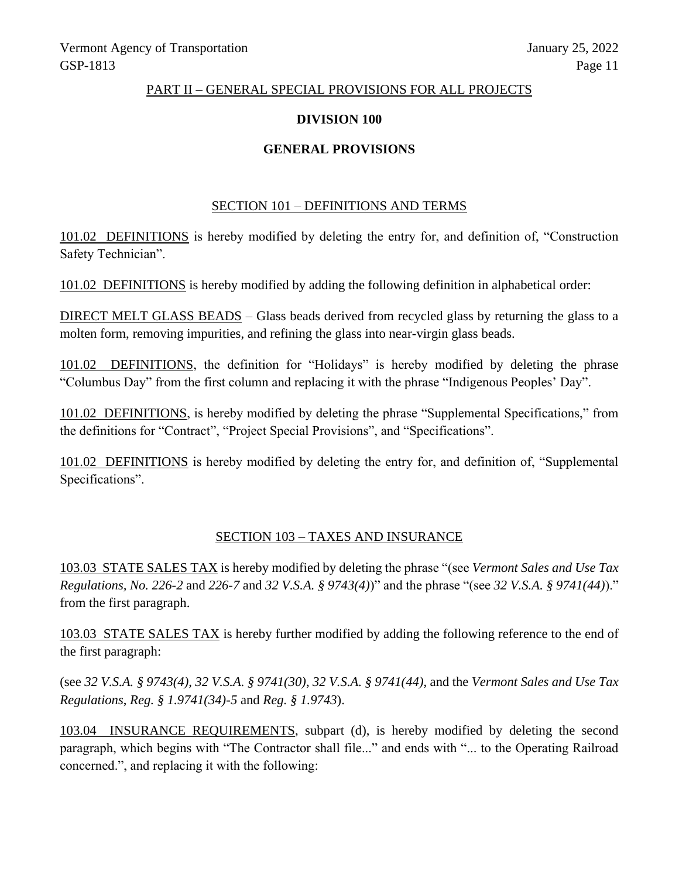PART II – GENERAL SPECIAL PROVISIONS FOR ALL PROJECTS

# DIVISION 100

# GENERAL PROVISIONS

## SECTION 101 – DEFINITIONS AND TERMS

101.02 DEFINITIONS is hereby modified by deleting the entry for, and definition of, "Construction Safety Technician".

101.02 DEFINITIONS is hereby modified by adding the following definition in alphabetical order:

DIRECT MELT GLASS BEADS – Glass beads derived from recycled glass by returning the glass to a molten form, removing impurities, and refining the glass into near-virgin glass beads.

101.02 DEFINITIONS, the definition for "Holidays" is hereby modified by deleting the phrase "Columbus Day" from the first column and replacing it with the phrase "Indigenous Peoples' Day".

101.02 DEFINITIONS, is hereby modified by deleting the phrase "Supplemental Specifications," from the definitions for "Contract", "Project Special Provisions", and "Specifications".

101.02 DEFINITIONS is hereby modified by deleting the entry for, and definition of, "Supplemental Specifications".

## SECTION 103 – TAXES AND INSURANCE

103.03 STATE SALES TAX is hereby modified by deleting the phrase "(see *Vermont Sales and Use Tax Regulations, No. 226-2* and *226-7* and *32 V.S.A. § 9743(4)*)" and the phrase "(see *32 V.S.A. § 9741(44)*)." from the first paragraph.

103.03 STATE SALES TAX is hereby further modified by adding the following reference to the end of the first paragraph:

(see *32 V.S.A. § 9743(4)*, *32 V.S.A. § 9741(30)*, *32 V.S.A. § 9741(44)*, and the *Vermont Sales and Use Tax Regulations*, *Reg. § 1.9741(34)-5* and *Reg. § 1.9743*).

103.04 INSURANCE REQUIREMENTS, subpart (d), is hereby modified by deleting the second paragraph, which begins with "The Contractor shall file..." and ends with "... to the Operating Railroad concerned.", and replacing it with the following: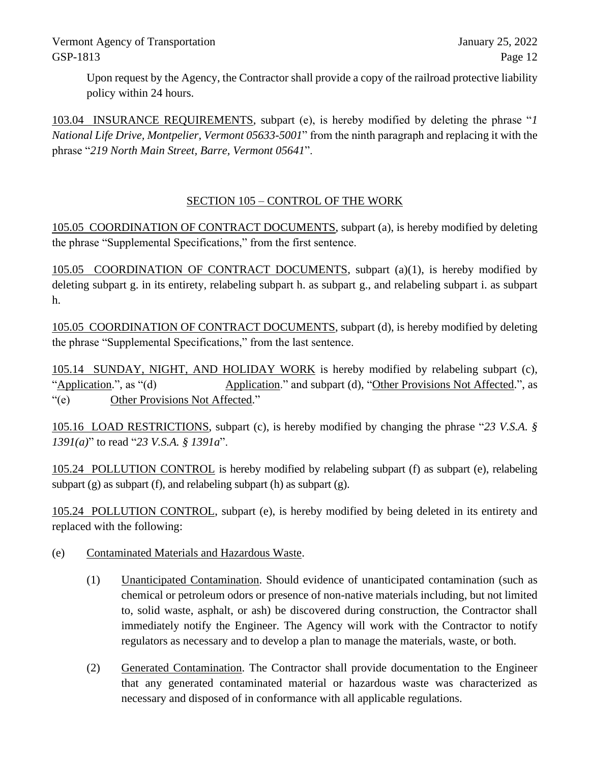Upon request by the Agency, the Contractor shall provide a copy of the railroad protective liability policy within 24 hours.

103.04 INSURANCE REQUIREMENTS, subpart (e), is hereby modified by deleting the phrase "*1 National Life Drive, Montpelier, Vermont 05633-5001*" from the ninth paragraph and replacing it with the phrase "*219 North Main Street, Barre, Vermont 05641*".

## SECTION 105 – CONTROL OF THE WORK

105.05 COORDINATION OF CONTRACT DOCUMENTS, subpart (a), is hereby modified by deleting the phrase "Supplemental Specifications," from the first sentence.

105.05 COORDINATION OF CONTRACT DOCUMENTS, subpart (a)(1), is hereby modified by deleting subpart g. in its entirety, relabeling subpart h. as subpart g., and relabeling subpart i. as subpart h.

105.05 COORDINATION OF CONTRACT DOCUMENTS, subpart (d), is hereby modified by deleting the phrase "Supplemental Specifications," from the last sentence.

105.14 SUNDAY, NIGHT, AND HOLIDAY WORK is hereby modified by relabeling subpart (c), "Application.", as "(d) Application." and subpart (d), "Other Provisions Not Affected.", as "(e) Other Provisions Not Affected."

105.16 LOAD RESTRICTIONS, subpart (c), is hereby modified by changing the phrase "*23 V.S.A. § 1391(a)*" to read "*23 V.S.A. § 1391a*".

105.24 POLLUTION CONTROL is hereby modified by relabeling subpart (f) as subpart (e), relabeling subpart (g) as subpart (f), and relabeling subpart (h) as subpart (g).

105.24 POLLUTION CONTROL, subpart (e), is hereby modified by being deleted in its entirety and replaced with the following:

(e) Contaminated Materials and Hazardous Waste.

(1) Unanticipated Contamination. Should evidence of unanticipated contamination (such as chemical or petroleum odors or presence of non-native materials including, but not limited to, solid waste, asphalt, or ash) be discovered during construction, the Contractor shall immediately notify the Engineer. The Agency will work with the Contractor to notify regulators as necessary and to develop a plan to manage the materials, waste, or both.

(2) Generated Contamination. The Contractor shall provide documentation to the Engineer that any generated contaminated material or hazardous waste was characterized as necessary and disposed of in conformance with all applicable regulations.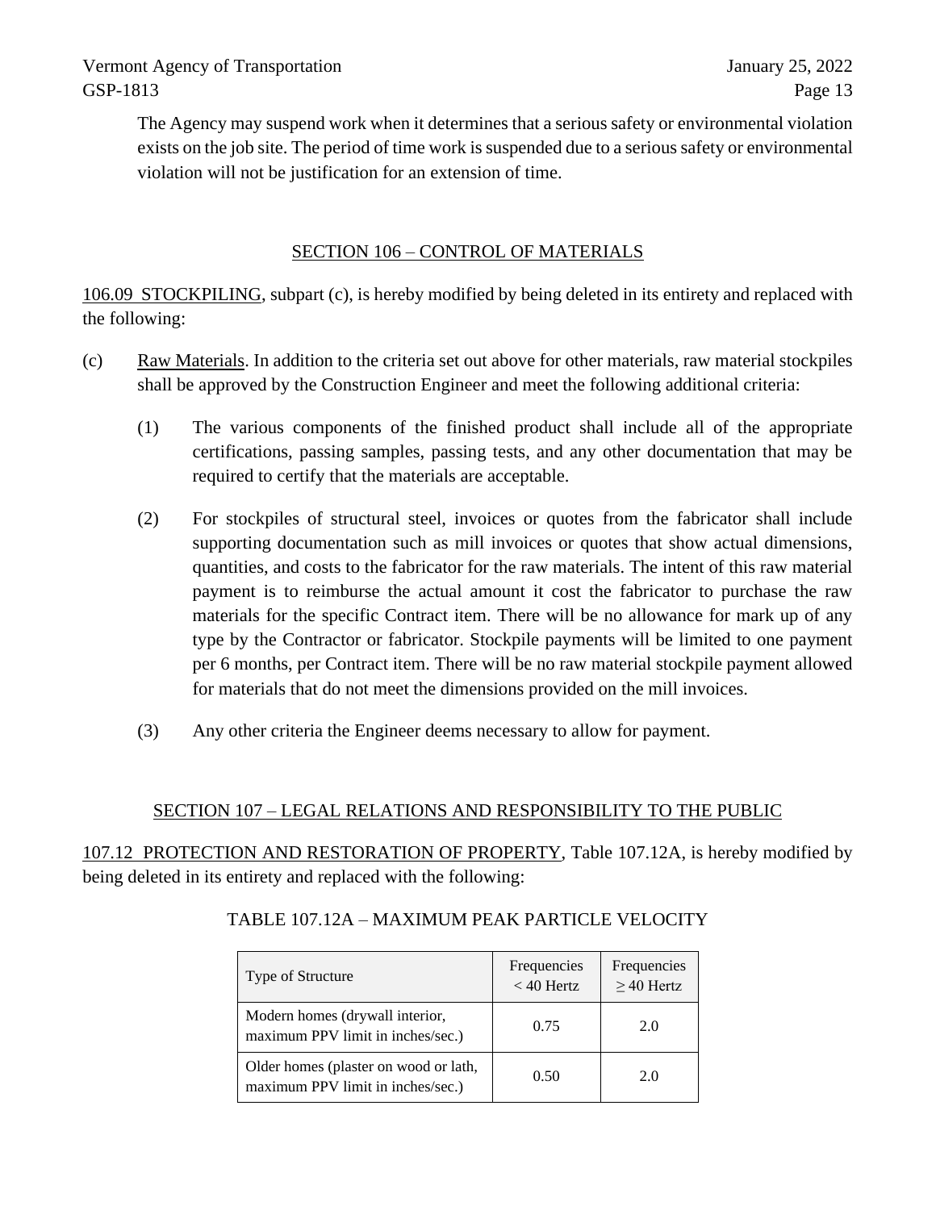The Agency may suspend work when it determines that a serious safety or environmental violation exists on the job site. The period of time work is suspended due to a serious safety or environmental violation will not be justification for an extension of time.

## SECTION 106 – CONTROL OF MATERIALS

106.09 STOCKPILING, subpart (c), is hereby modified by being deleted in its entirety and replaced with the following:

(c) Raw Materials. In addition to the criteria set out above for other materials, raw material stockpiles shall be approved by the Construction Engineer and meet the following additional criteria:

(1) The various components of the finished product shall include all of the appropriate certifications, passing samples, passing tests, and any other documentation that may be required to certify that the materials are acceptable.

(2) For stockpiles of structural steel, invoices or quotes from the fabricator shall include supporting documentation such as mill invoices or quotes that show actual dimensions, quantities, and costs to the fabricator for the raw materials. The intent of this raw material payment is to reimburse the actual amount it cost the fabricator to purchase the raw materials for the specific Contract item. There will be no allowance for mark up of any type by the Contractor or fabricator. Stockpile payments will be limited to one payment per 6 months, per Contract item. There will be no raw material stockpile payment allowed for materials that do not meet the dimensions provided on the mill invoices.

(3) Any other criteria the Engineer deems necessary to allow for payment.

## SECTION 107 – LEGAL RELATIONS AND RESPONSIBILITY TO THE PUBLIC

107.12 PROTECTION AND RESTORATION OF PROPERTY, Table 107.12A, is hereby modified by being deleted in its entirety and replaced with the following:

TABLE 107.12A – MAXIMUM PEAK PARTICLE VELOCITY

| Type of Structure | Frequencies < 40 Hertz | Frequencies ≥ 40 Hertz |
|---|---|---|
| Modern homes (drywall interior, maximum PPV limit in inches/sec.) | 0.75 | 2.0 |
| Older homes (plaster on wood or lath, maximum PPV limit in inches/sec.) | 0.50 | 2.0 |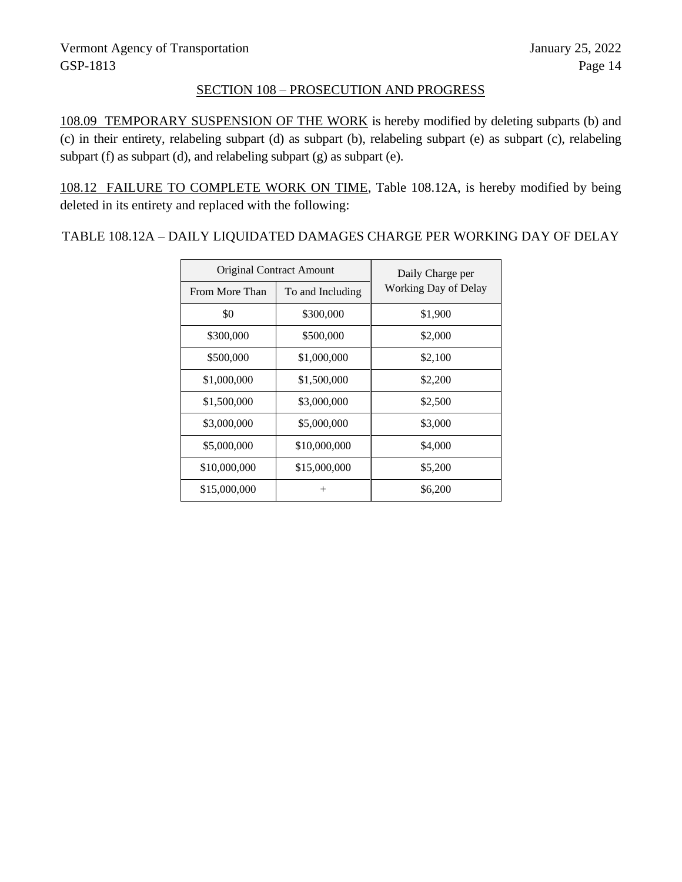## SECTION 108 – PROSECUTION AND PROGRESS

108.09 TEMPORARY SUSPENSION OF THE WORK is hereby modified by deleting subparts (b) and (c) in their entirety, relabeling subpart (d) as subpart (b), relabeling subpart (e) as subpart (c), relabeling subpart (f) as subpart (d), and relabeling subpart (g) as subpart (e).

108.12 FAILURE TO COMPLETE WORK ON TIME, Table 108.12A, is hereby modified by being deleted in its entirety and replaced with the following:

TABLE 108.12A – DAILY LIQUIDATED DAMAGES CHARGE PER WORKING DAY OF DELAY

| Original Contract Amount | | Daily Charge per Working Day of Delay |
|---|---|---|
| From More Than | To and Including | |
| $0 | $300,000 | $1,900 |
| $300,000 | $500,000 | $2,000 |
| $500,000 | $1,000,000 | $2,100 |
| $1,000,000 | $1,500,000 | $2,200 |
| $1,500,000 | $3,000,000 | $2,500 |
| $3,000,000 | $5,000,000 | $3,000 |
| $5,000,000 | $10,000,000 | $4,000 |
| $10,000,000 | $15,000,000 | $5,200 |
| $15,000,000 | + | $6,200 |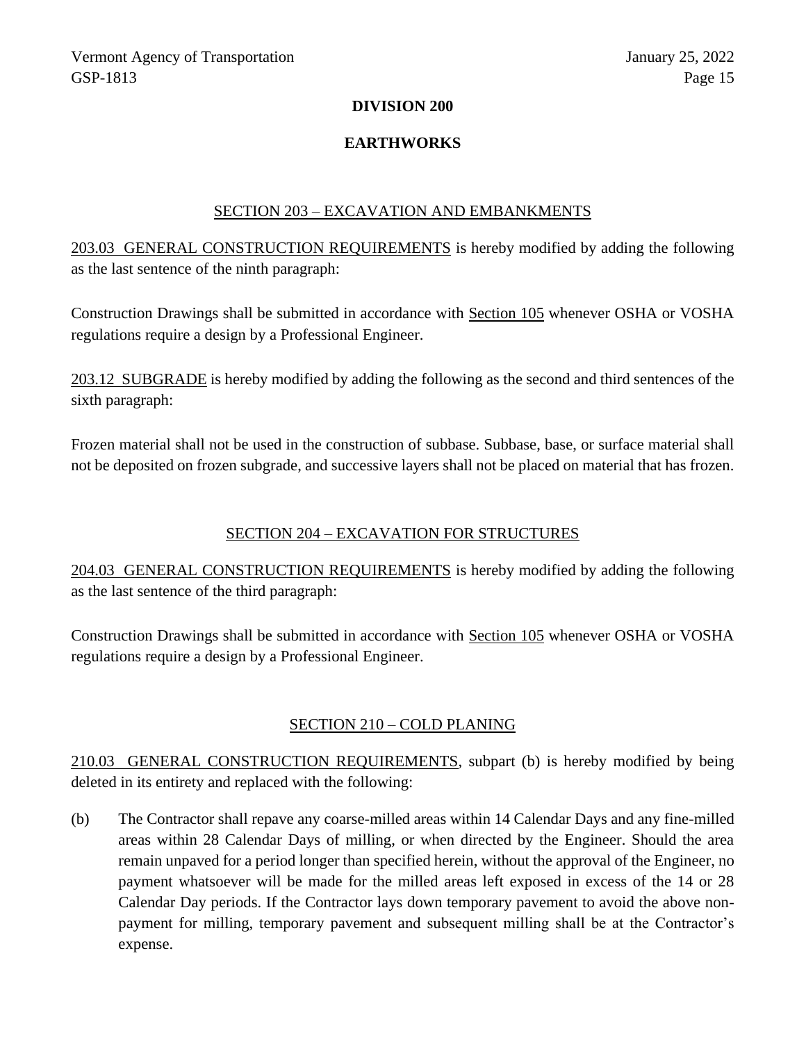# DIVISION 200

# EARTHWORKS

## SECTION 203 – EXCAVATION AND EMBANKMENTS

203.03 GENERAL CONSTRUCTION REQUIREMENTS is hereby modified by adding the following as the last sentence of the ninth paragraph:

Construction Drawings shall be submitted in accordance with Section 105 whenever OSHA or VOSHA regulations require a design by a Professional Engineer.

203.12 SUBGRADE is hereby modified by adding the following as the second and third sentences of the sixth paragraph:

Frozen material shall not be used in the construction of subbase. Subbase, base, or surface material shall not be deposited on frozen subgrade, and successive layers shall not be placed on material that has frozen.

## SECTION 204 – EXCAVATION FOR STRUCTURES

204.03 GENERAL CONSTRUCTION REQUIREMENTS is hereby modified by adding the following as the last sentence of the third paragraph:

Construction Drawings shall be submitted in accordance with Section 105 whenever OSHA or VOSHA regulations require a design by a Professional Engineer.

## SECTION 210 – COLD PLANING

210.03 GENERAL CONSTRUCTION REQUIREMENTS, subpart (b) is hereby modified by being deleted in its entirety and replaced with the following:

(b) The Contractor shall repave any coarse-milled areas within 14 Calendar Days and any fine-milled areas within 28 Calendar Days of milling, or when directed by the Engineer. Should the area remain unpaved for a period longer than specified herein, without the approval of the Engineer, no payment whatsoever will be made for the milled areas left exposed in excess of the 14 or 28 Calendar Day periods. If the Contractor lays down temporary pavement to avoid the above non-payment for milling, temporary pavement and subsequent milling shall be at the Contractor's expense.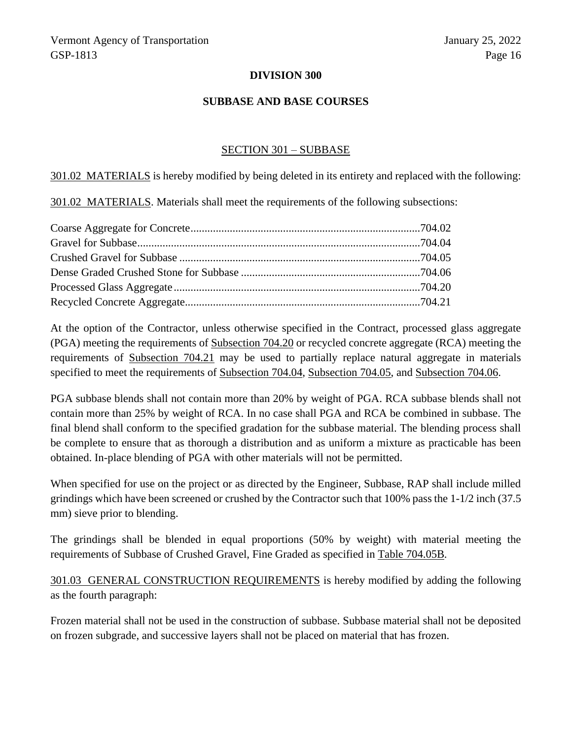## DIVISION 300

## SUBBASE AND BASE COURSES

### SECTION 301 – SUBBASE

301.02 MATERIALS is hereby modified by being deleted in its entirety and replaced with the following:

301.02 MATERIALS. Materials shall meet the requirements of the following subsections:

Coarse Aggregate for Concrete....................................................................................704.02
Gravel for Subbase.......................................................................................................704.04
Crushed Gravel for Subbase .........................................................................................704.05
Dense Graded Crushed Stone for Subbase ...................................................................704.06
Processed Glass Aggregate...........................................................................................704.20
Recycled Concrete Aggregate.......................................................................................704.21

At the option of the Contractor, unless otherwise specified in the Contract, processed glass aggregate (PGA) meeting the requirements of Subsection 704.20 or recycled concrete aggregate (RCA) meeting the requirements of Subsection 704.21 may be used to partially replace natural aggregate in materials specified to meet the requirements of Subsection 704.04, Subsection 704.05, and Subsection 704.06.

PGA subbase blends shall not contain more than 20% by weight of PGA. RCA subbase blends shall not contain more than 25% by weight of RCA. In no case shall PGA and RCA be combined in subbase. The final blend shall conform to the specified gradation for the subbase material. The blending process shall be complete to ensure that as thorough a distribution and as uniform a mixture as practicable has been obtained. In-place blending of PGA with other materials will not be permitted.

When specified for use on the project or as directed by the Engineer, Subbase, RAP shall include milled grindings which have been screened or crushed by the Contractor such that 100% pass the 1-1/2 inch (37.5 mm) sieve prior to blending.

The grindings shall be blended in equal proportions (50% by weight) with material meeting the requirements of Subbase of Crushed Gravel, Fine Graded as specified in Table 704.05B.

301.03 GENERAL CONSTRUCTION REQUIREMENTS is hereby modified by adding the following as the fourth paragraph:

Frozen material shall not be used in the construction of subbase. Subbase material shall not be deposited on frozen subgrade, and successive layers shall not be placed on material that has frozen.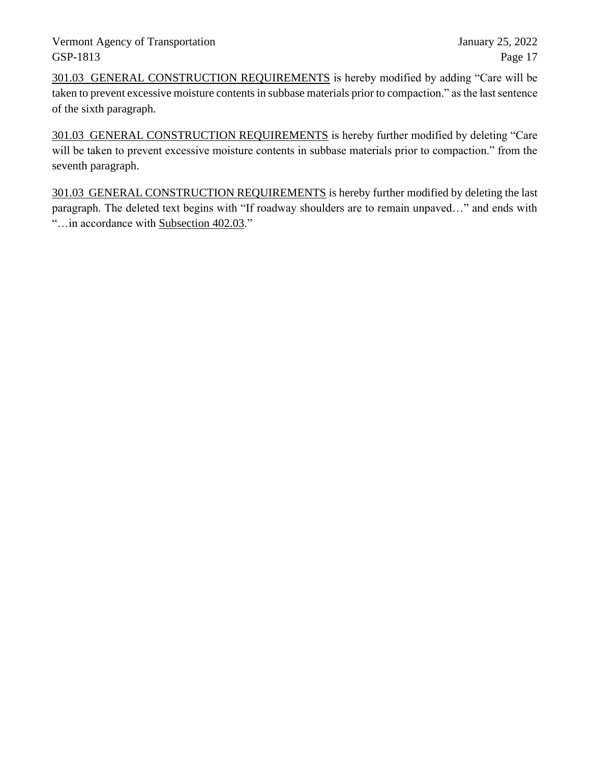301.03  GENERAL CONSTRUCTION REQUIREMENTS is hereby modified by adding "Care will be taken to prevent excessive moisture contents in subbase materials prior to compaction." as the last sentence of the sixth paragraph.

301.03  GENERAL CONSTRUCTION REQUIREMENTS is hereby further modified by deleting "Care will be taken to prevent excessive moisture contents in subbase materials prior to compaction." from the seventh paragraph.

301.03  GENERAL CONSTRUCTION REQUIREMENTS is hereby further modified by deleting the last paragraph. The deleted text begins with "If roadway shoulders are to remain unpaved…" and ends with "…in accordance with Subsection 402.03."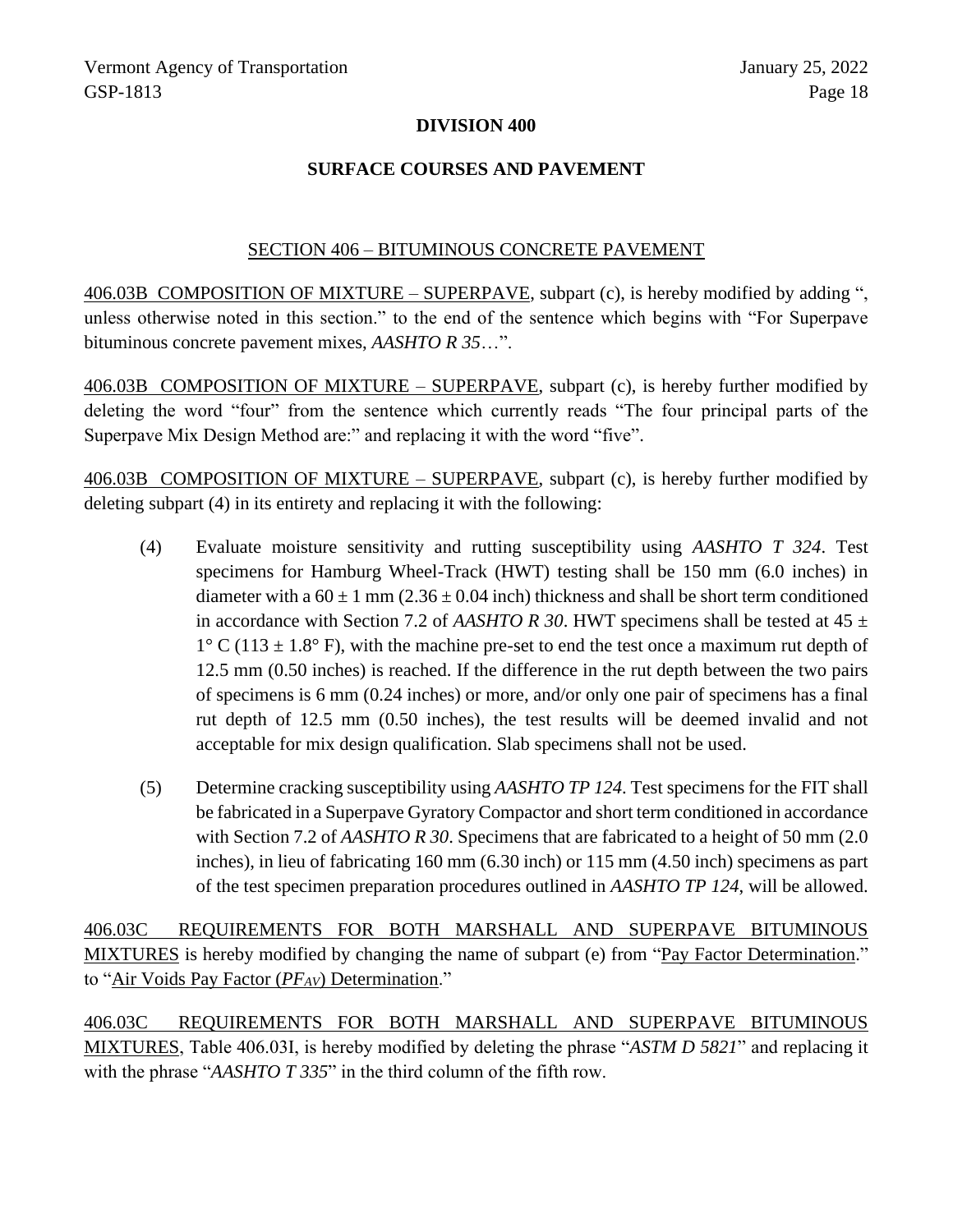## DIVISION 400

## SURFACE COURSES AND PAVEMENT

### SECTION 406 – BITUMINOUS CONCRETE PAVEMENT

406.03B COMPOSITION OF MIXTURE – SUPERPAVE, subpart (c), is hereby modified by adding ", unless otherwise noted in this section." to the end of the sentence which begins with "For Superpave bituminous concrete pavement mixes, *AASHTO R 35*…".

406.03B COMPOSITION OF MIXTURE – SUPERPAVE, subpart (c), is hereby further modified by deleting the word "four" from the sentence which currently reads "The four principal parts of the Superpave Mix Design Method are:" and replacing it with the word "five".

406.03B COMPOSITION OF MIXTURE – SUPERPAVE, subpart (c), is hereby further modified by deleting subpart (4) in its entirety and replacing it with the following:

(4) Evaluate moisture sensitivity and rutting susceptibility using *AASHTO T 324*. Test specimens for Hamburg Wheel-Track (HWT) testing shall be 150 mm (6.0 inches) in diameter with a 60 ± 1 mm (2.36 ± 0.04 inch) thickness and shall be short term conditioned in accordance with Section 7.2 of *AASHTO R 30*. HWT specimens shall be tested at 45 ± 1° C (113 ± 1.8° F), with the machine pre-set to end the test once a maximum rut depth of 12.5 mm (0.50 inches) is reached. If the difference in the rut depth between the two pairs of specimens is 6 mm (0.24 inches) or more, and/or only one pair of specimens has a final rut depth of 12.5 mm (0.50 inches), the test results will be deemed invalid and not acceptable for mix design qualification. Slab specimens shall not be used.

(5) Determine cracking susceptibility using *AASHTO TP 124*. Test specimens for the FIT shall be fabricated in a Superpave Gyratory Compactor and short term conditioned in accordance with Section 7.2 of *AASHTO R 30*. Specimens that are fabricated to a height of 50 mm (2.0 inches), in lieu of fabricating 160 mm (6.30 inch) or 115 mm (4.50 inch) specimens as part of the test specimen preparation procedures outlined in *AASHTO TP 124*, will be allowed.

406.03C REQUIREMENTS FOR BOTH MARSHALL AND SUPERPAVE BITUMINOUS MIXTURES is hereby modified by changing the name of subpart (e) from "Pay Factor Determination." to "Air Voids Pay Factor ($PF_{AV}$) Determination."

406.03C REQUIREMENTS FOR BOTH MARSHALL AND SUPERPAVE BITUMINOUS MIXTURES, Table 406.03I, is hereby modified by deleting the phrase "*ASTM D 5821*" and replacing it with the phrase "*AASHTO T 335*" in the third column of the fifth row.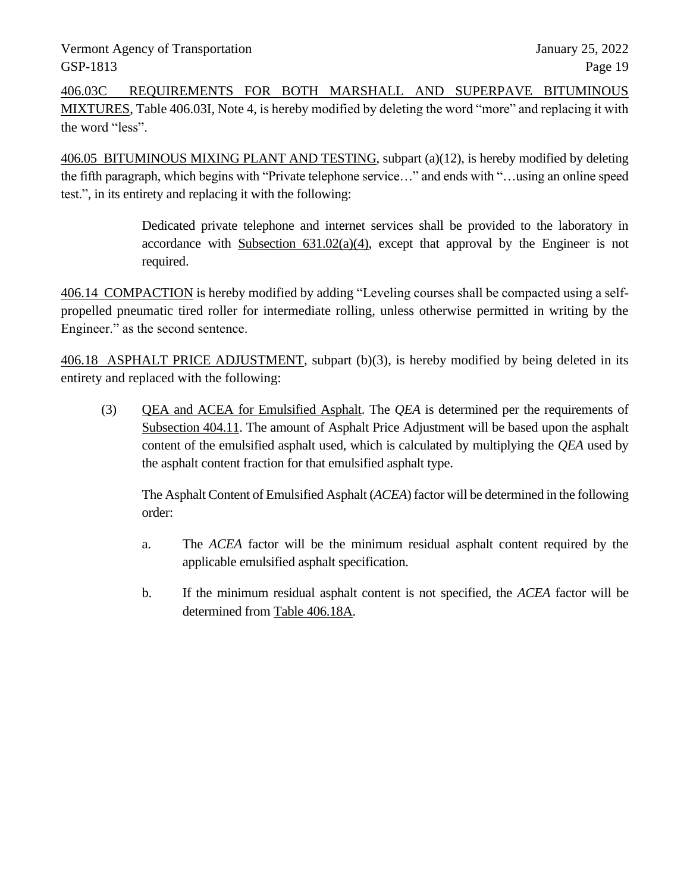406.03C REQUIREMENTS FOR BOTH MARSHALL AND SUPERPAVE BITUMINOUS MIXTURES, Table 406.03I, Note 4, is hereby modified by deleting the word “more” and replacing it with the word “less”.

406.05 BITUMINOUS MIXING PLANT AND TESTING, subpart (a)(12), is hereby modified by deleting the fifth paragraph, which begins with “Private telephone service…” and ends with “…using an online speed test.”, in its entirety and replacing it with the following:

> Dedicated private telephone and internet services shall be provided to the laboratory in accordance with Subsection 631.02(a)(4), except that approval by the Engineer is not required.

406.14 COMPACTION is hereby modified by adding “Leveling courses shall be compacted using a self-propelled pneumatic tired roller for intermediate rolling, unless otherwise permitted in writing by the Engineer.” as the second sentence.

406.18 ASPHALT PRICE ADJUSTMENT, subpart (b)(3), is hereby modified by being deleted in its entirety and replaced with the following:

(3) QEA and ACEA for Emulsified Asphalt. The *QEA* is determined per the requirements of Subsection 404.11. The amount of Asphalt Price Adjustment will be based upon the asphalt content of the emulsified asphalt used, which is calculated by multiplying the *QEA* used by the asphalt content fraction for that emulsified asphalt type.

The Asphalt Content of Emulsified Asphalt (*ACEA*) factor will be determined in the following order:

a. The *ACEA* factor will be the minimum residual asphalt content required by the applicable emulsified asphalt specification.

b. If the minimum residual asphalt content is not specified, the *ACEA* factor will be determined from Table 406.18A.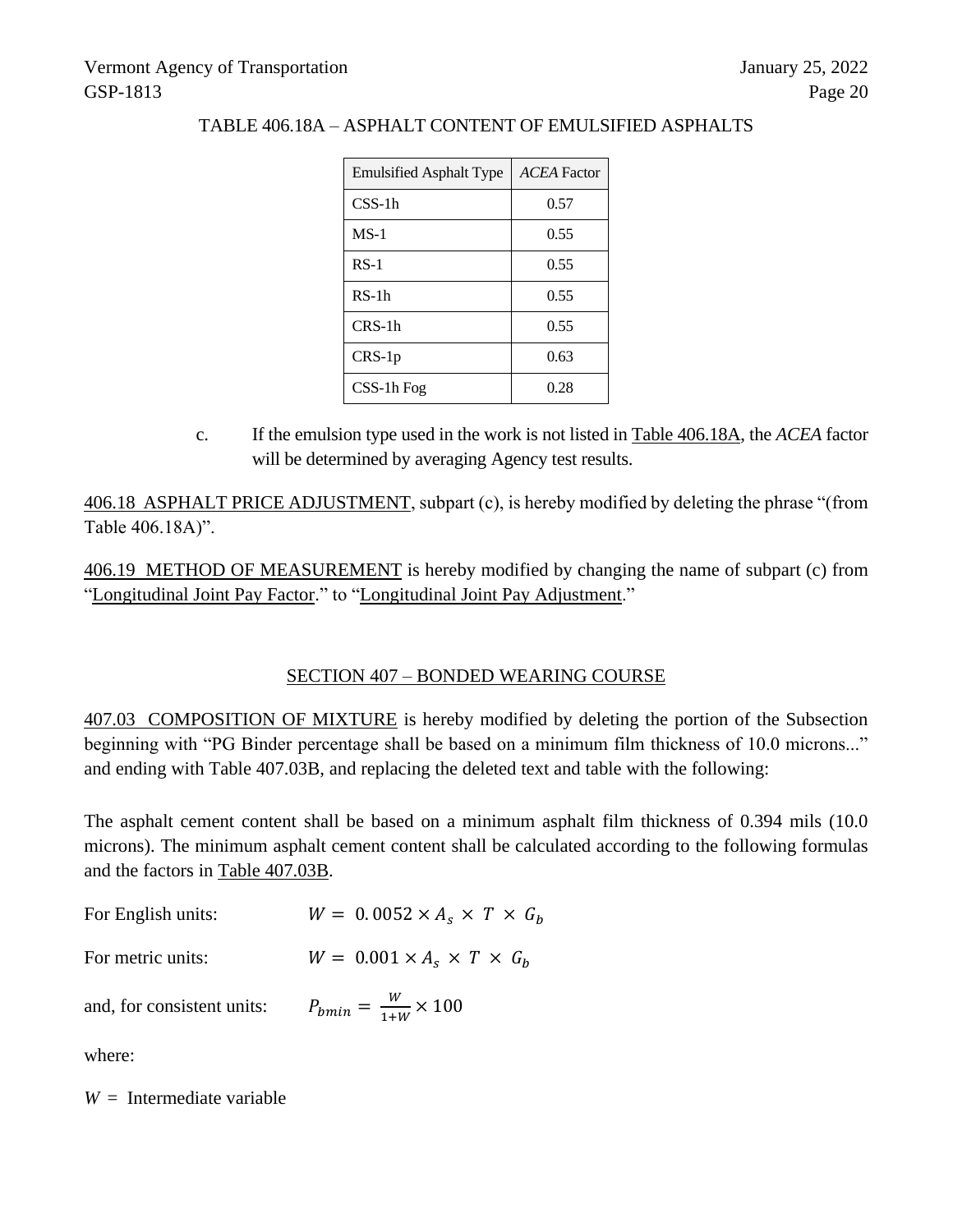TABLE 406.18A – ASPHALT CONTENT OF EMULSIFIED ASPHALTS

| Emulsified Asphalt Type | *ACEA* Factor |
|---|---|
| CSS-1h | 0.57 |
| MS-1 | 0.55 |
| RS-1 | 0.55 |
| RS-1h | 0.55 |
| CRS-1h | 0.55 |
| CRS-1p | 0.63 |
| CSS-1h Fog | 0.28 |

c. If the emulsion type used in the work is not listed in Table 406.18A, the *ACEA* factor will be determined by averaging Agency test results.

406.18 ASPHALT PRICE ADJUSTMENT, subpart (c), is hereby modified by deleting the phrase "(from Table 406.18A)".

406.19 METHOD OF MEASUREMENT is hereby modified by changing the name of subpart (c) from "Longitudinal Joint Pay Factor." to "Longitudinal Joint Pay Adjustment."

## SECTION 407 – BONDED WEARING COURSE

407.03 COMPOSITION OF MIXTURE is hereby modified by deleting the portion of the Subsection beginning with "PG Binder percentage shall be based on a minimum film thickness of 10.0 microns..." and ending with Table 407.03B, and replacing the deleted text and table with the following:

The asphalt cement content shall be based on a minimum asphalt film thickness of 0.394 mils (10.0 microns). The minimum asphalt cement content shall be calculated according to the following formulas and the factors in Table 407.03B.

For English units: $W = 0.0052 \times A_s \times T \times G_b$

For metric units: $W = 0.001 \times A_s \times T \times G_b$

and, for consistent units: $P_{bmin} = \frac{W}{1+W} \times 100$

where:

$W =$ Intermediate variable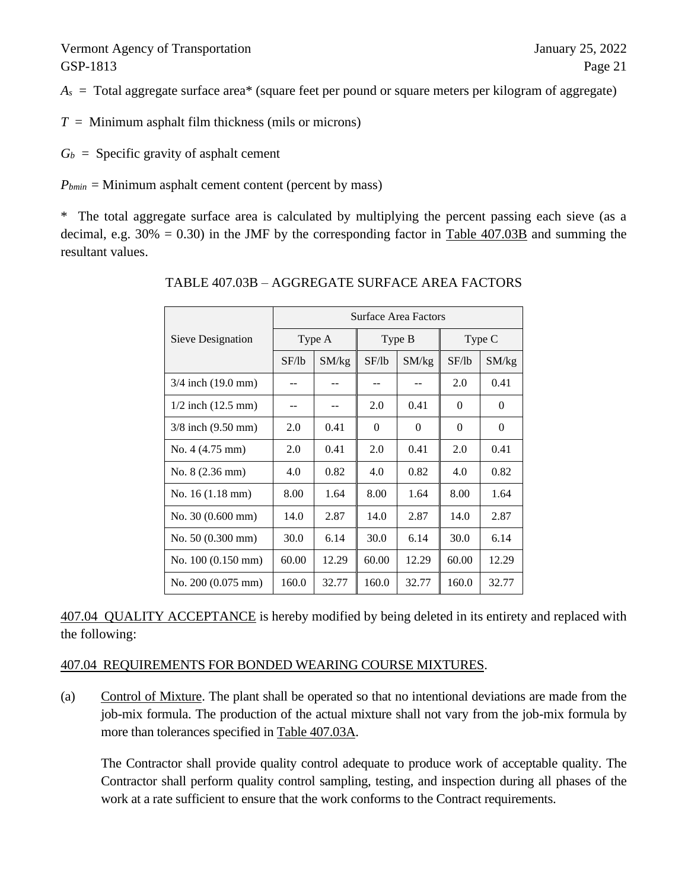$A_s$ = Total aggregate surface area* (square feet per pound or square meters per kilogram of aggregate)

$T$ = Minimum asphalt film thickness (mils or microns)

$G_b$ = Specific gravity of asphalt cement

$P_{bmin}$ = Minimum asphalt cement content (percent by mass)

* The total aggregate surface area is calculated by multiplying the percent passing each sieve (as a decimal, e.g. 30% = 0.30) in the JMF by the corresponding factor in Table 407.03B and summing the resultant values.

TABLE 407.03B – AGGREGATE SURFACE AREA FACTORS

| Sieve Designation | Surface Area Factors | | | | | |
|---|---|---|---|---|---|---|
| | Type A | | Type B | | Type C | |
| | SF/lb | SM/kg | SF/lb | SM/kg | SF/lb | SM/kg |
| 3/4 inch (19.0 mm) | -- | -- | -- | -- | 2.0 | 0.41 |
| 1/2 inch (12.5 mm) | -- | -- | 2.0 | 0.41 | 0 | 0 |
| 3/8 inch (9.50 mm) | 2.0 | 0.41 | 0 | 0 | 0 | 0 |
| No. 4 (4.75 mm) | 2.0 | 0.41 | 2.0 | 0.41 | 2.0 | 0.41 |
| No. 8 (2.36 mm) | 4.0 | 0.82 | 4.0 | 0.82 | 4.0 | 0.82 |
| No. 16 (1.18 mm) | 8.00 | 1.64 | 8.00 | 1.64 | 8.00 | 1.64 |
| No. 30 (0.600 mm) | 14.0 | 2.87 | 14.0 | 2.87 | 14.0 | 2.87 |
| No. 50 (0.300 mm) | 30.0 | 6.14 | 30.0 | 6.14 | 30.0 | 6.14 |
| No. 100 (0.150 mm) | 60.00 | 12.29 | 60.00 | 12.29 | 60.00 | 12.29 |
| No. 200 (0.075 mm) | 160.0 | 32.77 | 160.0 | 32.77 | 160.0 | 32.77 |

407.04 QUALITY ACCEPTANCE is hereby modified by being deleted in its entirety and replaced with the following:

407.04 REQUIREMENTS FOR BONDED WEARING COURSE MIXTURES.

(a) Control of Mixture. The plant shall be operated so that no intentional deviations are made from the job-mix formula. The production of the actual mixture shall not vary from the job-mix formula by more than tolerances specified in Table 407.03A.

The Contractor shall provide quality control adequate to produce work of acceptable quality. The Contractor shall perform quality control sampling, testing, and inspection during all phases of the work at a rate sufficient to ensure that the work conforms to the Contract requirements.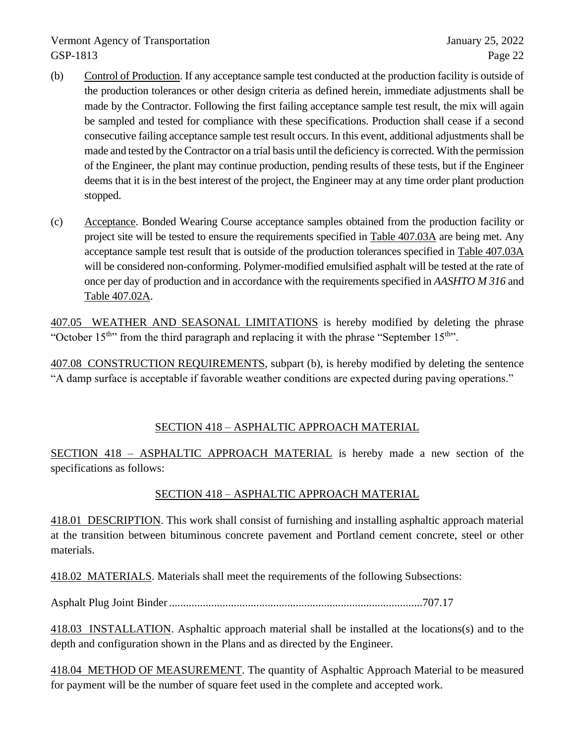(b) Control of Production. If any acceptance sample test conducted at the production facility is outside of the production tolerances or other design criteria as defined herein, immediate adjustments shall be made by the Contractor. Following the first failing acceptance sample test result, the mix will again be sampled and tested for compliance with these specifications. Production shall cease if a second consecutive failing acceptance sample test result occurs. In this event, additional adjustments shall be made and tested by the Contractor on a trial basis until the deficiency is corrected. With the permission of the Engineer, the plant may continue production, pending results of these tests, but if the Engineer deems that it is in the best interest of the project, the Engineer may at any time order plant production stopped.

(c) Acceptance. Bonded Wearing Course acceptance samples obtained from the production facility or project site will be tested to ensure the requirements specified in Table 407.03A are being met. Any acceptance sample test result that is outside of the production tolerances specified in Table 407.03A will be considered non-conforming. Polymer-modified emulsified asphalt will be tested at the rate of once per day of production and in accordance with the requirements specified in *AASHTO M 316* and Table 407.02A.

407.05 WEATHER AND SEASONAL LIMITATIONS is hereby modified by deleting the phrase "October 15th" from the third paragraph and replacing it with the phrase "September 15th".

407.08 CONSTRUCTION REQUIREMENTS, subpart (b), is hereby modified by deleting the sentence "A damp surface is acceptable if favorable weather conditions are expected during paving operations."

## SECTION 418 – ASPHALTIC APPROACH MATERIAL

SECTION 418 – ASPHALTIC APPROACH MATERIAL is hereby made a new section of the specifications as follows:

## SECTION 418 – ASPHALTIC APPROACH MATERIAL

418.01 DESCRIPTION. This work shall consist of furnishing and installing asphaltic approach material at the transition between bituminous concrete pavement and Portland cement concrete, steel or other materials.

418.02 MATERIALS. Materials shall meet the requirements of the following Subsections:

Asphalt Plug Joint Binder ........................................................................................707.17

418.03 INSTALLATION. Asphaltic approach material shall be installed at the locations(s) and to the depth and configuration shown in the Plans and as directed by the Engineer.

418.04 METHOD OF MEASUREMENT. The quantity of Asphaltic Approach Material to be measured for payment will be the number of square feet used in the complete and accepted work.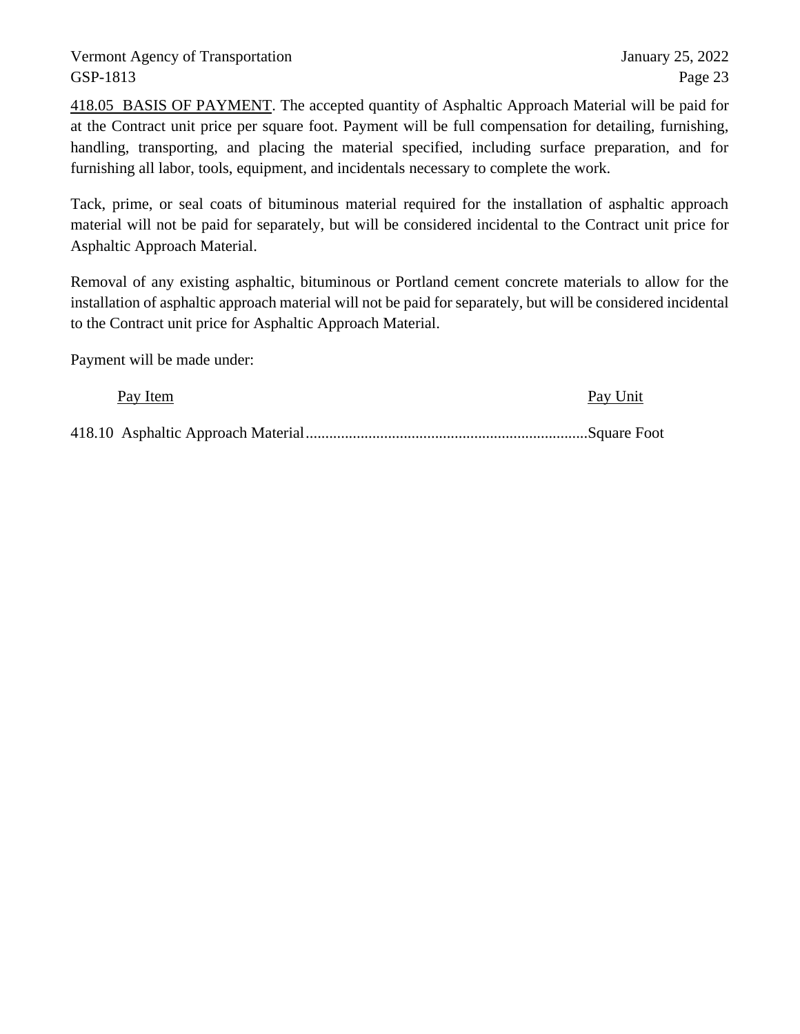418.05 BASIS OF PAYMENT. The accepted quantity of Asphaltic Approach Material will be paid for at the Contract unit price per square foot. Payment will be full compensation for detailing, furnishing, handling, transporting, and placing the material specified, including surface preparation, and for furnishing all labor, tools, equipment, and incidentals necessary to complete the work.

Tack, prime, or seal coats of bituminous material required for the installation of asphaltic approach material will not be paid for separately, but will be considered incidental to the Contract unit price for Asphaltic Approach Material.

Removal of any existing asphaltic, bituminous or Portland cement concrete materials to allow for the installation of asphaltic approach material will not be paid for separately, but will be considered incidental to the Contract unit price for Asphaltic Approach Material.

Payment will be made under:

| Pay Item | Pay Unit |
|---|---|
| 418.10 Asphaltic Approach Material | Square Foot |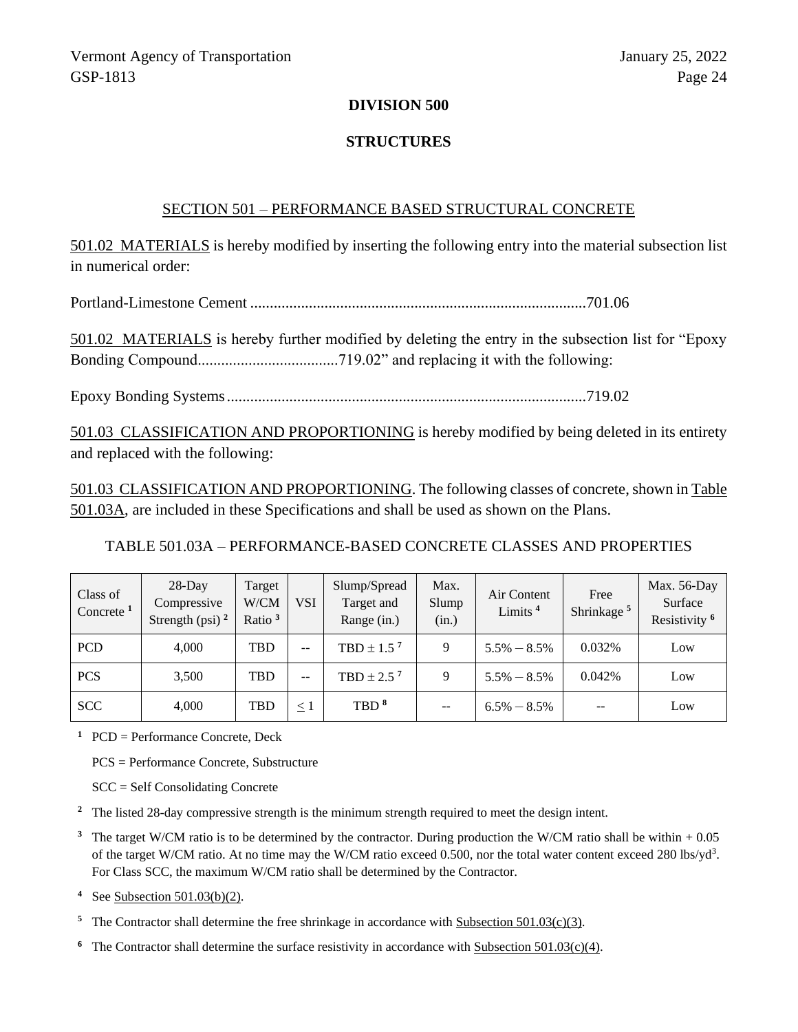# DIVISION 500

# STRUCTURES

## SECTION 501 – PERFORMANCE BASED STRUCTURAL CONCRETE

501.02 MATERIALS is hereby modified by inserting the following entry into the material subsection list in numerical order:

Portland-Limestone Cement ......................................................................................701.06

501.02 MATERIALS is hereby further modified by deleting the entry in the subsection list for "Epoxy Bonding Compound....................................719.02" and replacing it with the following:

Epoxy Bonding Systems ............................................................................................719.02

501.03 CLASSIFICATION AND PROPORTIONING is hereby modified by being deleted in its entirety and replaced with the following:

501.03 CLASSIFICATION AND PROPORTIONING. The following classes of concrete, shown in Table 501.03A, are included in these Specifications and shall be used as shown on the Plans.

TABLE 501.03A – PERFORMANCE-BASED CONCRETE CLASSES AND PROPERTIES

| Class of Concrete [1] | 28-Day Compressive Strength (psi) [2] | Target W/CM Ratio [3] | VSI | Slump/Spread Target and Range (in.) | Max. Slump (in.) | Air Content Limits [4] | Free Shrinkage [5] | Max. 56-Day Surface Resistivity [6] |
|---|---|---|---|---|---|---|---|---|
| PCD | 4,000 | TBD | -- | TBD ± 1.5 [7] | 9 | 5.5% – 8.5% | 0.032% | Low |
| PCS | 3,500 | TBD | -- | TBD ± 2.5 [7] | 9 | 5.5% – 8.5% | 0.042% | Low |
| SCC | 4,000 | TBD | ≤ 1 | TBD [8] | -- | 6.5% – 8.5% | -- | Low |

[1] PCD = Performance Concrete, Deck

PCS = Performance Concrete, Substructure

SCC = Self Consolidating Concrete

[2] The listed 28-day compressive strength is the minimum strength required to meet the design intent.

[3] The target W/CM ratio is to be determined by the contractor. During production the W/CM ratio shall be within + 0.05 of the target W/CM ratio. At no time may the W/CM ratio exceed 0.500, nor the total water content exceed 280 lbs/yd$^3$. For Class SCC, the maximum W/CM ratio shall be determined by the Contractor.

[4] See Subsection 501.03(b)(2).

[5] The Contractor shall determine the free shrinkage in accordance with Subsection 501.03(c)(3).

[6] The Contractor shall determine the surface resistivity in accordance with Subsection 501.03(c)(4).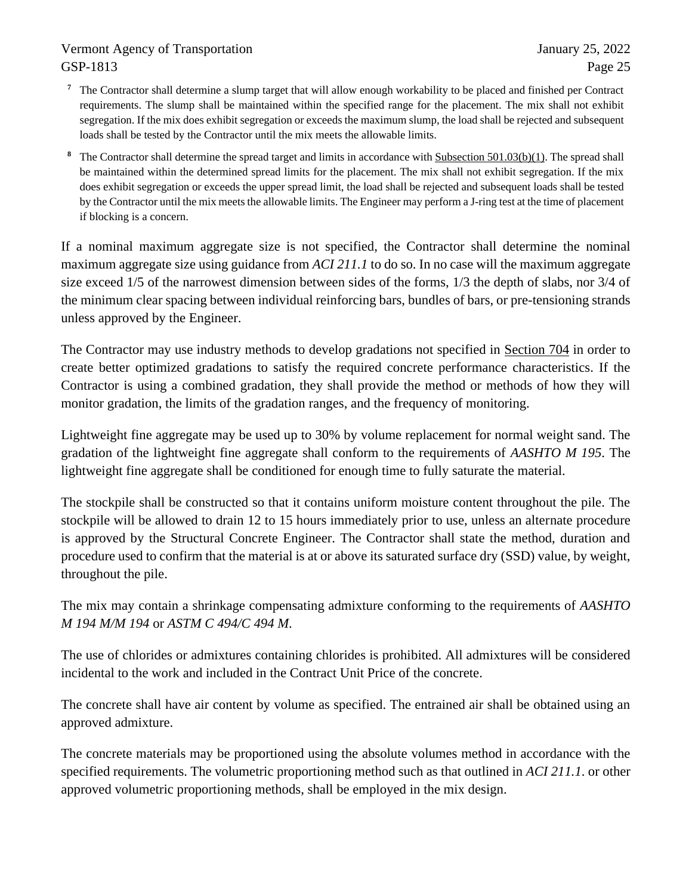[7] The Contractor shall determine a slump target that will allow enough workability to be placed and finished per Contract requirements. The slump shall be maintained within the specified range for the placement. The mix shall not exhibit segregation. If the mix does exhibit segregation or exceeds the maximum slump, the load shall be rejected and subsequent loads shall be tested by the Contractor until the mix meets the allowable limits.

[8] The Contractor shall determine the spread target and limits in accordance with Subsection 501.03(b)(1). The spread shall be maintained within the determined spread limits for the placement. The mix shall not exhibit segregation. If the mix does exhibit segregation or exceeds the upper spread limit, the load shall be rejected and subsequent loads shall be tested by the Contractor until the mix meets the allowable limits. The Engineer may perform a J-ring test at the time of placement if blocking is a concern.

If a nominal maximum aggregate size is not specified, the Contractor shall determine the nominal maximum aggregate size using guidance from *ACI 211.1* to do so. In no case will the maximum aggregate size exceed 1/5 of the narrowest dimension between sides of the forms, 1/3 the depth of slabs, nor 3/4 of the minimum clear spacing between individual reinforcing bars, bundles of bars, or pre-tensioning strands unless approved by the Engineer.

The Contractor may use industry methods to develop gradations not specified in Section 704 in order to create better optimized gradations to satisfy the required concrete performance characteristics. If the Contractor is using a combined gradation, they shall provide the method or methods of how they will monitor gradation, the limits of the gradation ranges, and the frequency of monitoring.

Lightweight fine aggregate may be used up to 30% by volume replacement for normal weight sand. The gradation of the lightweight fine aggregate shall conform to the requirements of *AASHTO M 195*. The lightweight fine aggregate shall be conditioned for enough time to fully saturate the material.

The stockpile shall be constructed so that it contains uniform moisture content throughout the pile. The stockpile will be allowed to drain 12 to 15 hours immediately prior to use, unless an alternate procedure is approved by the Structural Concrete Engineer. The Contractor shall state the method, duration and procedure used to confirm that the material is at or above its saturated surface dry (SSD) value, by weight, throughout the pile.

The mix may contain a shrinkage compensating admixture conforming to the requirements of *AASHTO M 194 M/M 194* or *ASTM C 494/C 494 M*.

The use of chlorides or admixtures containing chlorides is prohibited. All admixtures will be considered incidental to the work and included in the Contract Unit Price of the concrete.

The concrete shall have air content by volume as specified. The entrained air shall be obtained using an approved admixture.

The concrete materials may be proportioned using the absolute volumes method in accordance with the specified requirements. The volumetric proportioning method such as that outlined in *ACI 211.1*. or other approved volumetric proportioning methods, shall be employed in the mix design.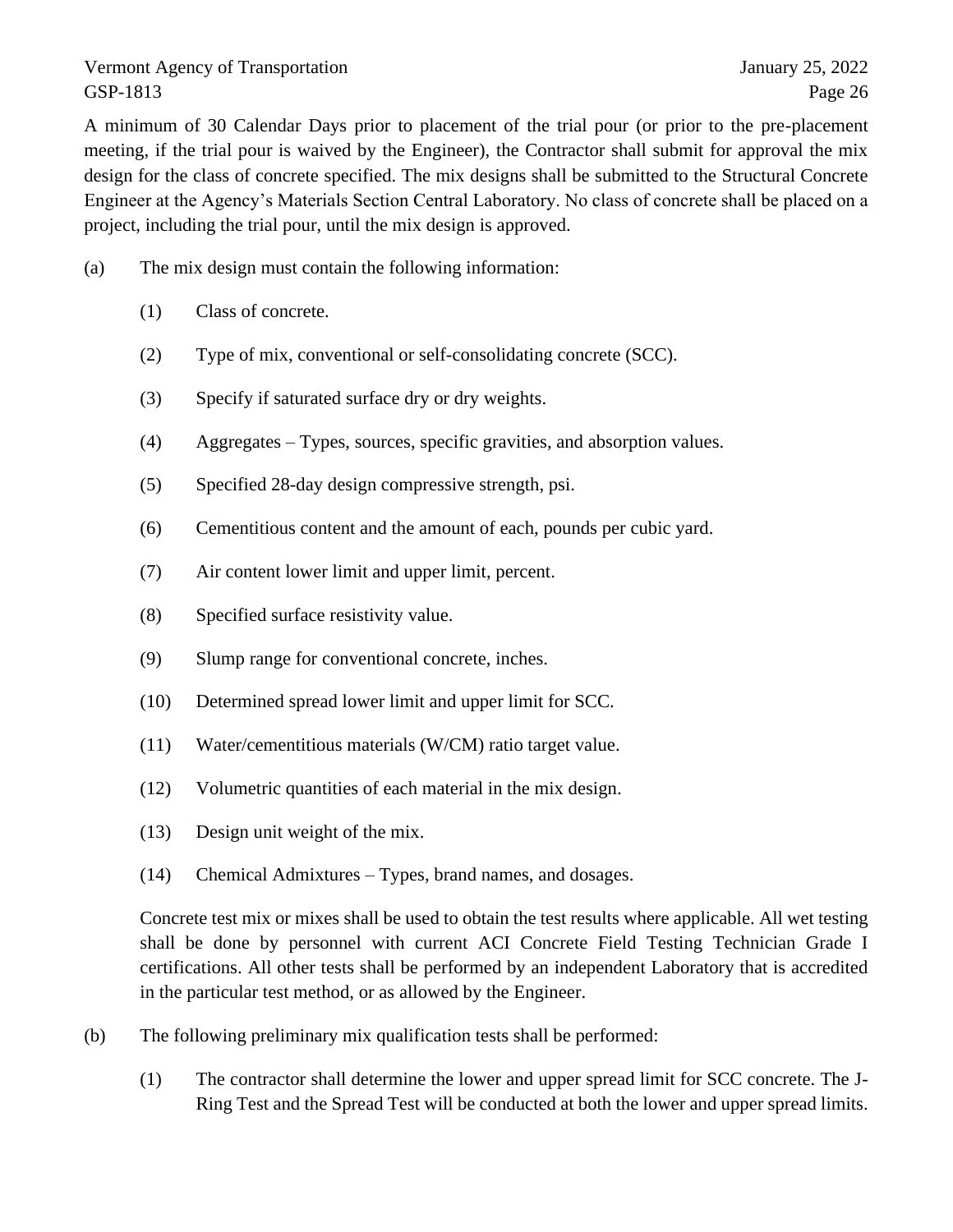A minimum of 30 Calendar Days prior to placement of the trial pour (or prior to the pre-placement meeting, if the trial pour is waived by the Engineer), the Contractor shall submit for approval the mix design for the class of concrete specified. The mix designs shall be submitted to the Structural Concrete Engineer at the Agency's Materials Section Central Laboratory. No class of concrete shall be placed on a project, including the trial pour, until the mix design is approved.

(a) The mix design must contain the following information:

(1) Class of concrete.

(2) Type of mix, conventional or self-consolidating concrete (SCC).

(3) Specify if saturated surface dry or dry weights.

(4) Aggregates – Types, sources, specific gravities, and absorption values.

(5) Specified 28-day design compressive strength, psi.

(6) Cementitious content and the amount of each, pounds per cubic yard.

(7) Air content lower limit and upper limit, percent.

(8) Specified surface resistivity value.

(9) Slump range for conventional concrete, inches.

(10) Determined spread lower limit and upper limit for SCC.

(11) Water/cementitious materials (W/CM) ratio target value.

(12) Volumetric quantities of each material in the mix design.

(13) Design unit weight of the mix.

(14) Chemical Admixtures – Types, brand names, and dosages.

Concrete test mix or mixes shall be used to obtain the test results where applicable. All wet testing shall be done by personnel with current ACI Concrete Field Testing Technician Grade I certifications. All other tests shall be performed by an independent Laboratory that is accredited in the particular test method, or as allowed by the Engineer.

(b) The following preliminary mix qualification tests shall be performed:

(1) The contractor shall determine the lower and upper spread limit for SCC concrete. The J-Ring Test and the Spread Test will be conducted at both the lower and upper spread limits.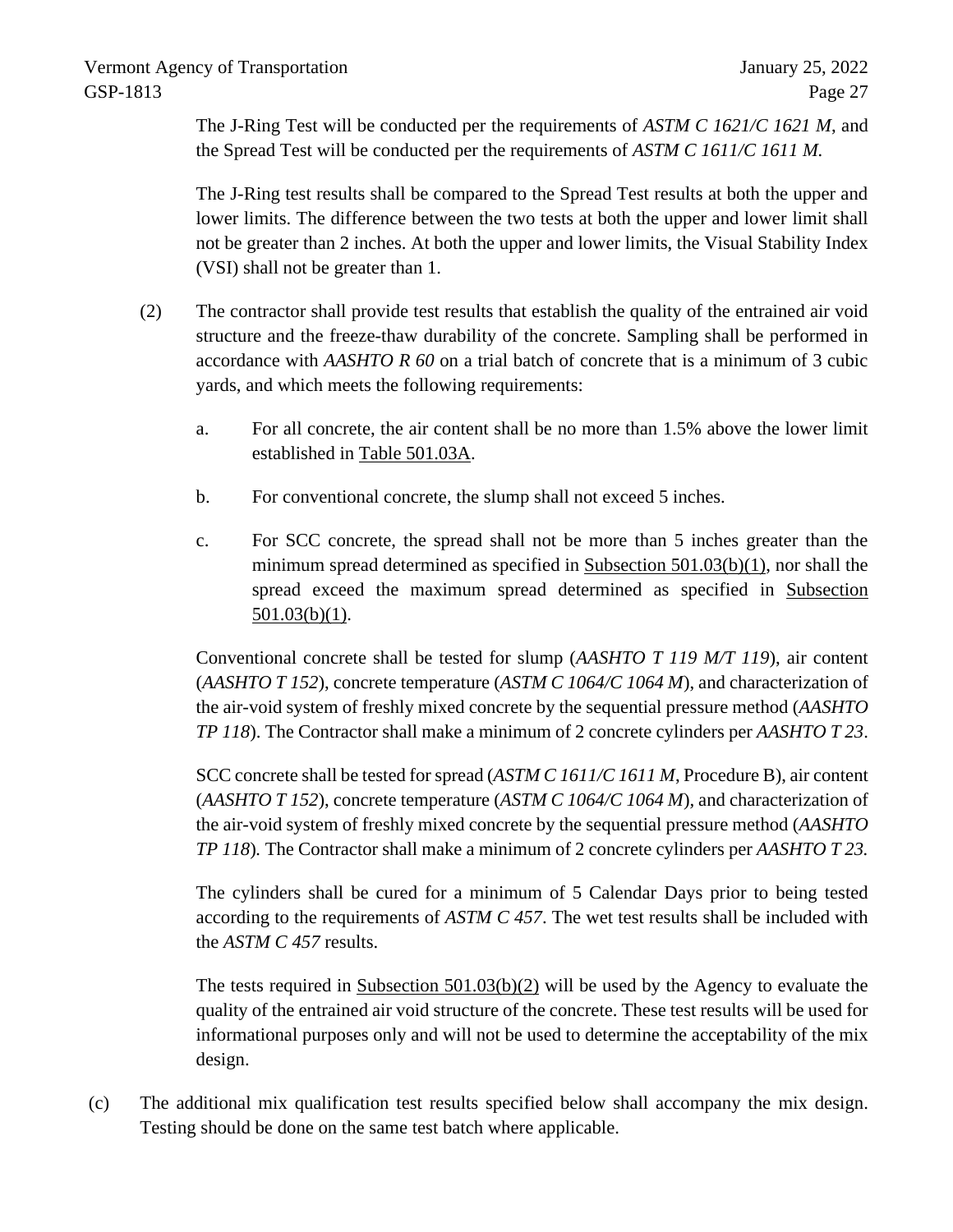The J-Ring Test will be conducted per the requirements of *ASTM C 1621/C 1621 M*, and the Spread Test will be conducted per the requirements of *ASTM C 1611/C 1611 M.*

The J-Ring test results shall be compared to the Spread Test results at both the upper and lower limits. The difference between the two tests at both the upper and lower limit shall not be greater than 2 inches. At both the upper and lower limits, the Visual Stability Index (VSI) shall not be greater than 1.

(2) The contractor shall provide test results that establish the quality of the entrained air void structure and the freeze-thaw durability of the concrete. Sampling shall be performed in accordance with *AASHTO R 60* on a trial batch of concrete that is a minimum of 3 cubic yards, and which meets the following requirements:

a. For all concrete, the air content shall be no more than 1.5% above the lower limit established in Table 501.03A.

b. For conventional concrete, the slump shall not exceed 5 inches.

c. For SCC concrete, the spread shall not be more than 5 inches greater than the minimum spread determined as specified in Subsection 501.03(b)(1), nor shall the spread exceed the maximum spread determined as specified in Subsection 501.03(b)(1).

Conventional concrete shall be tested for slump (*AASHTO T 119 M/T 119*), air content (*AASHTO T 152*), concrete temperature (*ASTM C 1064/C 1064 M*), and characterization of the air-void system of freshly mixed concrete by the sequential pressure method (*AASHTO TP 118*). The Contractor shall make a minimum of 2 concrete cylinders per *AASHTO T 23*.

SCC concrete shall be tested for spread (*ASTM C 1611/C 1611 M*, Procedure B), air content (*AASHTO T 152*), concrete temperature (*ASTM C 1064/C 1064 M*), and characterization of the air-void system of freshly mixed concrete by the sequential pressure method (*AASHTO TP 118*). The Contractor shall make a minimum of 2 concrete cylinders per *AASHTO T 23.*

The cylinders shall be cured for a minimum of 5 Calendar Days prior to being tested according to the requirements of *ASTM C 457*. The wet test results shall be included with the *ASTM C 457* results.

The tests required in Subsection 501.03(b)(2) will be used by the Agency to evaluate the quality of the entrained air void structure of the concrete. These test results will be used for informational purposes only and will not be used to determine the acceptability of the mix design.

(c) The additional mix qualification test results specified below shall accompany the mix design. Testing should be done on the same test batch where applicable.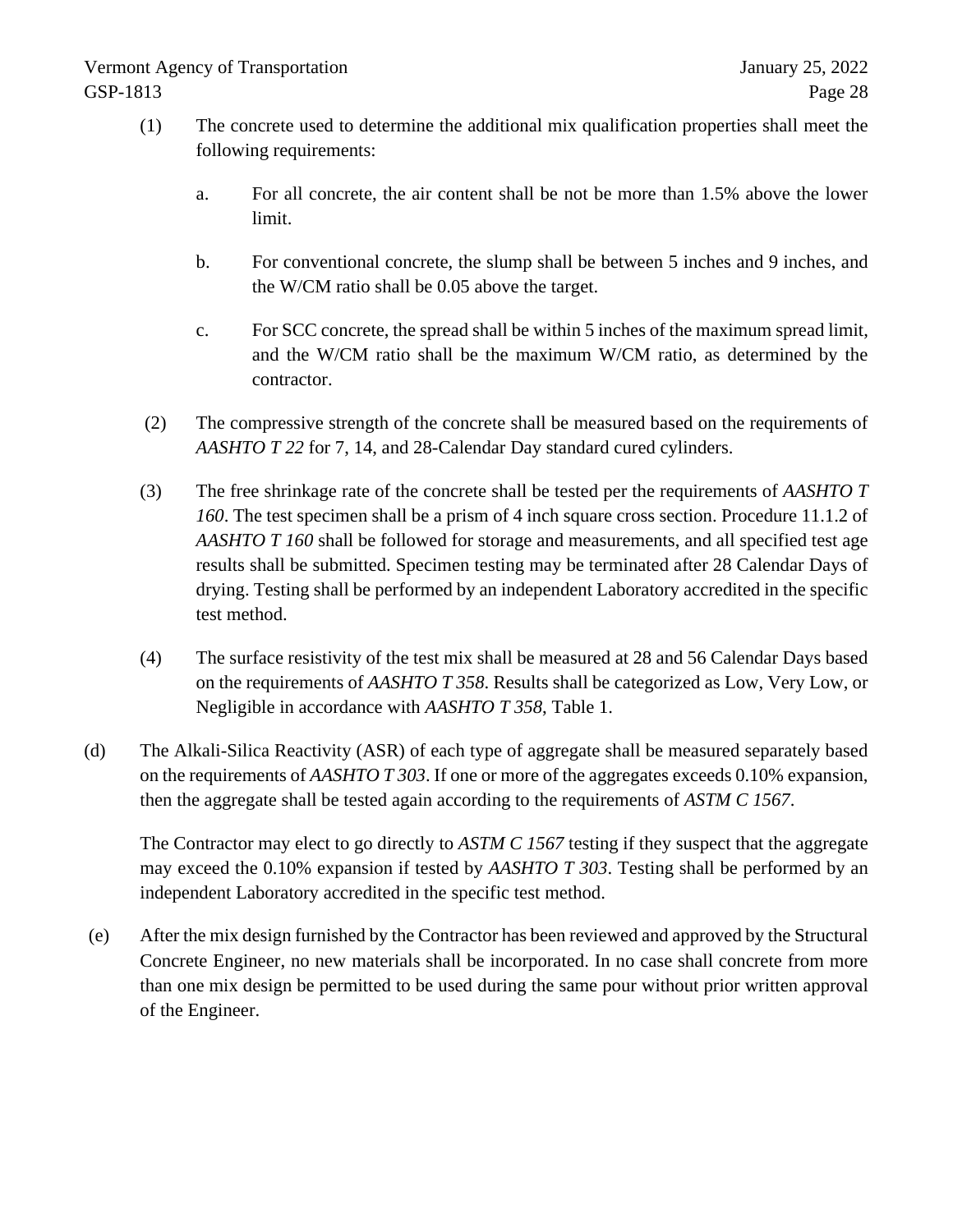(1) The concrete used to determine the additional mix qualification properties shall meet the following requirements:

a. For all concrete, the air content shall be not be more than 1.5% above the lower limit.

b. For conventional concrete, the slump shall be between 5 inches and 9 inches, and the W/CM ratio shall be 0.05 above the target.

c. For SCC concrete, the spread shall be within 5 inches of the maximum spread limit, and the W/CM ratio shall be the maximum W/CM ratio, as determined by the contractor.

(2) The compressive strength of the concrete shall be measured based on the requirements of *AASHTO T 22* for 7, 14, and 28-Calendar Day standard cured cylinders.

(3) The free shrinkage rate of the concrete shall be tested per the requirements of *AASHTO T 160*. The test specimen shall be a prism of 4 inch square cross section. Procedure 11.1.2 of *AASHTO T 160* shall be followed for storage and measurements, and all specified test age results shall be submitted. Specimen testing may be terminated after 28 Calendar Days of drying. Testing shall be performed by an independent Laboratory accredited in the specific test method.

(4) The surface resistivity of the test mix shall be measured at 28 and 56 Calendar Days based on the requirements of *AASHTO T 358*. Results shall be categorized as Low, Very Low, or Negligible in accordance with *AASHTO T 358*, Table 1.

(d) The Alkali-Silica Reactivity (ASR) of each type of aggregate shall be measured separately based on the requirements of *AASHTO T 303*. If one or more of the aggregates exceeds 0.10% expansion, then the aggregate shall be tested again according to the requirements of *ASTM C 1567*.

The Contractor may elect to go directly to *ASTM C 1567* testing if they suspect that the aggregate may exceed the 0.10% expansion if tested by *AASHTO T 303*. Testing shall be performed by an independent Laboratory accredited in the specific test method.

(e) After the mix design furnished by the Contractor has been reviewed and approved by the Structural Concrete Engineer, no new materials shall be incorporated. In no case shall concrete from more than one mix design be permitted to be used during the same pour without prior written approval of the Engineer.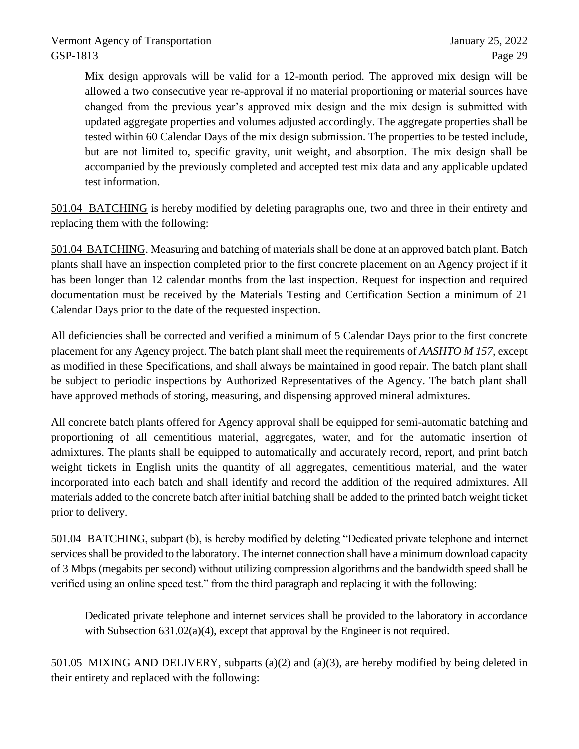Mix design approvals will be valid for a 12-month period. The approved mix design will be allowed a two consecutive year re-approval if no material proportioning or material sources have changed from the previous year's approved mix design and the mix design is submitted with updated aggregate properties and volumes adjusted accordingly. The aggregate properties shall be tested within 60 Calendar Days of the mix design submission. The properties to be tested include, but are not limited to, specific gravity, unit weight, and absorption. The mix design shall be accompanied by the previously completed and accepted test mix data and any applicable updated test information.

501.04 BATCHING is hereby modified by deleting paragraphs one, two and three in their entirety and replacing them with the following:

501.04 BATCHING. Measuring and batching of materials shall be done at an approved batch plant. Batch plants shall have an inspection completed prior to the first concrete placement on an Agency project if it has been longer than 12 calendar months from the last inspection. Request for inspection and required documentation must be received by the Materials Testing and Certification Section a minimum of 21 Calendar Days prior to the date of the requested inspection.

All deficiencies shall be corrected and verified a minimum of 5 Calendar Days prior to the first concrete placement for any Agency project. The batch plant shall meet the requirements of *AASHTO M 157*, except as modified in these Specifications, and shall always be maintained in good repair. The batch plant shall be subject to periodic inspections by Authorized Representatives of the Agency. The batch plant shall have approved methods of storing, measuring, and dispensing approved mineral admixtures.

All concrete batch plants offered for Agency approval shall be equipped for semi-automatic batching and proportioning of all cementitious material, aggregates, water, and for the automatic insertion of admixtures. The plants shall be equipped to automatically and accurately record, report, and print batch weight tickets in English units the quantity of all aggregates, cementitious material, and the water incorporated into each batch and shall identify and record the addition of the required admixtures. All materials added to the concrete batch after initial batching shall be added to the printed batch weight ticket prior to delivery.

501.04 BATCHING, subpart (b), is hereby modified by deleting "Dedicated private telephone and internet services shall be provided to the laboratory. The internet connection shall have a minimum download capacity of 3 Mbps (megabits per second) without utilizing compression algorithms and the bandwidth speed shall be verified using an online speed test." from the third paragraph and replacing it with the following:

Dedicated private telephone and internet services shall be provided to the laboratory in accordance with Subsection 631.02(a)(4), except that approval by the Engineer is not required.

501.05 MIXING AND DELIVERY, subparts (a)(2) and (a)(3), are hereby modified by being deleted in their entirety and replaced with the following: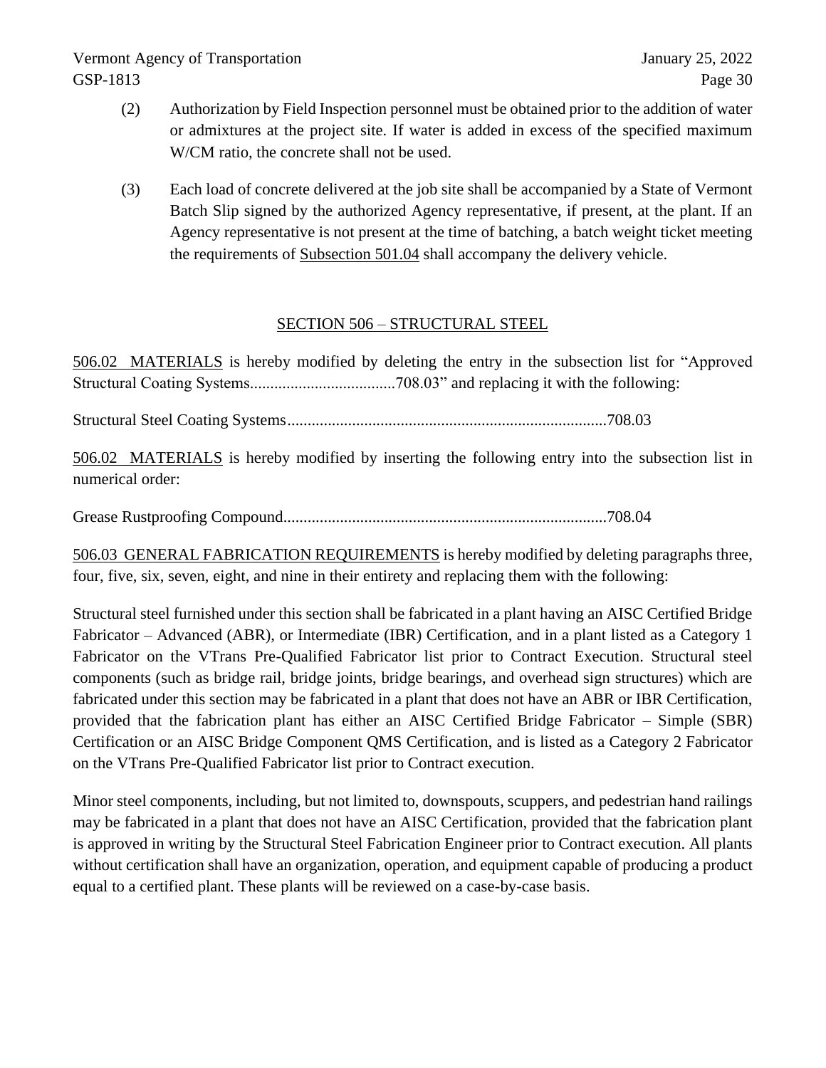(2) Authorization by Field Inspection personnel must be obtained prior to the addition of water or admixtures at the project site. If water is added in excess of the specified maximum W/CM ratio, the concrete shall not be used.

(3) Each load of concrete delivered at the job site shall be accompanied by a State of Vermont Batch Slip signed by the authorized Agency representative, if present, at the plant. If an Agency representative is not present at the time of batching, a batch weight ticket meeting the requirements of Subsection 501.04 shall accompany the delivery vehicle.

## SECTION 506 – STRUCTURAL STEEL

506.02 MATERIALS is hereby modified by deleting the entry in the subsection list for "Approved Structural Coating Systems....................................708.03" and replacing it with the following:

Structural Steel Coating Systems...............................................................................708.03

506.02 MATERIALS is hereby modified by inserting the following entry into the subsection list in numerical order:

Grease Rustproofing Compound................................................................................708.04

506.03 GENERAL FABRICATION REQUIREMENTS is hereby modified by deleting paragraphs three, four, five, six, seven, eight, and nine in their entirety and replacing them with the following:

Structural steel furnished under this section shall be fabricated in a plant having an AISC Certified Bridge Fabricator – Advanced (ABR), or Intermediate (IBR) Certification, and in a plant listed as a Category 1 Fabricator on the VTrans Pre-Qualified Fabricator list prior to Contract Execution. Structural steel components (such as bridge rail, bridge joints, bridge bearings, and overhead sign structures) which are fabricated under this section may be fabricated in a plant that does not have an ABR or IBR Certification, provided that the fabrication plant has either an AISC Certified Bridge Fabricator – Simple (SBR) Certification or an AISC Bridge Component QMS Certification, and is listed as a Category 2 Fabricator on the VTrans Pre-Qualified Fabricator list prior to Contract execution.

Minor steel components, including, but not limited to, downspouts, scuppers, and pedestrian hand railings may be fabricated in a plant that does not have an AISC Certification, provided that the fabrication plant is approved in writing by the Structural Steel Fabrication Engineer prior to Contract execution. All plants without certification shall have an organization, operation, and equipment capable of producing a product equal to a certified plant. These plants will be reviewed on a case-by-case basis.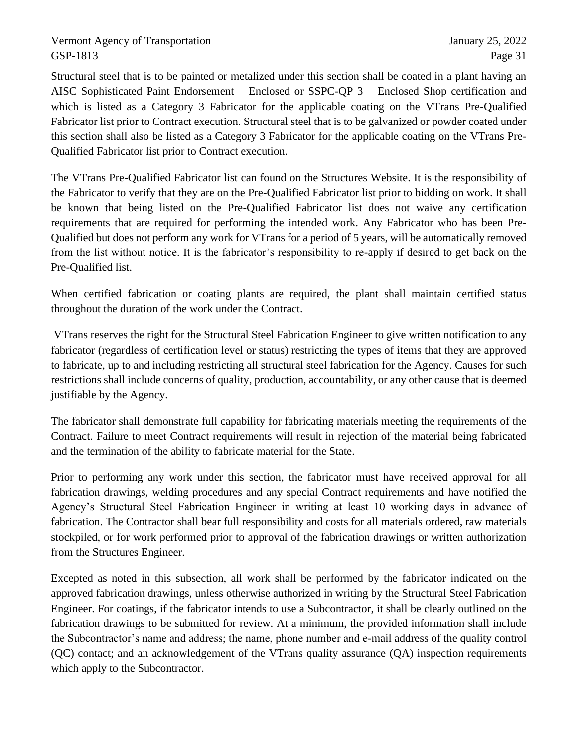Structural steel that is to be painted or metalized under this section shall be coated in a plant having an AISC Sophisticated Paint Endorsement – Enclosed or SSPC-QP 3 – Enclosed Shop certification and which is listed as a Category 3 Fabricator for the applicable coating on the VTrans Pre-Qualified Fabricator list prior to Contract execution. Structural steel that is to be galvanized or powder coated under this section shall also be listed as a Category 3 Fabricator for the applicable coating on the VTrans Pre-Qualified Fabricator list prior to Contract execution.

The VTrans Pre-Qualified Fabricator list can found on the Structures Website. It is the responsibility of the Fabricator to verify that they are on the Pre-Qualified Fabricator list prior to bidding on work. It shall be known that being listed on the Pre-Qualified Fabricator list does not waive any certification requirements that are required for performing the intended work. Any Fabricator who has been Pre-Qualified but does not perform any work for VTrans for a period of 5 years, will be automatically removed from the list without notice. It is the fabricator's responsibility to re-apply if desired to get back on the Pre-Qualified list.

When certified fabrication or coating plants are required, the plant shall maintain certified status throughout the duration of the work under the Contract.

VTrans reserves the right for the Structural Steel Fabrication Engineer to give written notification to any fabricator (regardless of certification level or status) restricting the types of items that they are approved to fabricate, up to and including restricting all structural steel fabrication for the Agency. Causes for such restrictions shall include concerns of quality, production, accountability, or any other cause that is deemed justifiable by the Agency.

The fabricator shall demonstrate full capability for fabricating materials meeting the requirements of the Contract. Failure to meet Contract requirements will result in rejection of the material being fabricated and the termination of the ability to fabricate material for the State.

Prior to performing any work under this section, the fabricator must have received approval for all fabrication drawings, welding procedures and any special Contract requirements and have notified the Agency's Structural Steel Fabrication Engineer in writing at least 10 working days in advance of fabrication. The Contractor shall bear full responsibility and costs for all materials ordered, raw materials stockpiled, or for work performed prior to approval of the fabrication drawings or written authorization from the Structures Engineer.

Excepted as noted in this subsection, all work shall be performed by the fabricator indicated on the approved fabrication drawings, unless otherwise authorized in writing by the Structural Steel Fabrication Engineer. For coatings, if the fabricator intends to use a Subcontractor, it shall be clearly outlined on the fabrication drawings to be submitted for review. At a minimum, the provided information shall include the Subcontractor's name and address; the name, phone number and e-mail address of the quality control (QC) contact; and an acknowledgement of the VTrans quality assurance (QA) inspection requirements which apply to the Subcontractor.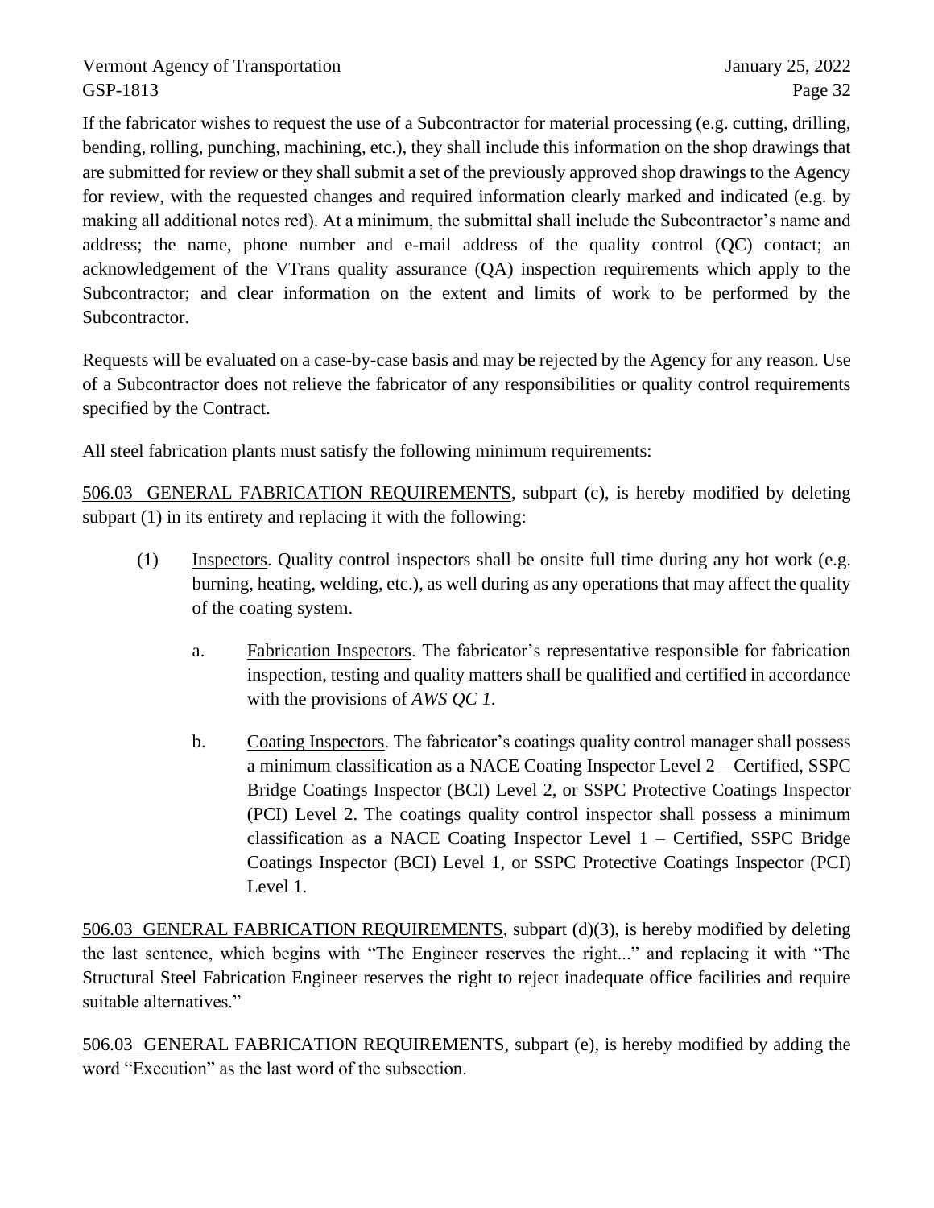If the fabricator wishes to request the use of a Subcontractor for material processing (e.g. cutting, drilling, bending, rolling, punching, machining, etc.), they shall include this information on the shop drawings that are submitted for review or they shall submit a set of the previously approved shop drawings to the Agency for review, with the requested changes and required information clearly marked and indicated (e.g. by making all additional notes red). At a minimum, the submittal shall include the Subcontractor's name and address; the name, phone number and e-mail address of the quality control (QC) contact; an acknowledgement of the VTrans quality assurance (QA) inspection requirements which apply to the Subcontractor; and clear information on the extent and limits of work to be performed by the Subcontractor.

Requests will be evaluated on a case-by-case basis and may be rejected by the Agency for any reason. Use of a Subcontractor does not relieve the fabricator of any responsibilities or quality control requirements specified by the Contract.

All steel fabrication plants must satisfy the following minimum requirements:

506.03 GENERAL FABRICATION REQUIREMENTS, subpart (c), is hereby modified by deleting subpart (1) in its entirety and replacing it with the following:

(1) Inspectors. Quality control inspectors shall be onsite full time during any hot work (e.g. burning, heating, welding, etc.), as well during as any operations that may affect the quality of the coating system.

a. Fabrication Inspectors. The fabricator's representative responsible for fabrication inspection, testing and quality matters shall be qualified and certified in accordance with the provisions of *AWS QC 1*.

b. Coating Inspectors. The fabricator's coatings quality control manager shall possess a minimum classification as a NACE Coating Inspector Level 2 – Certified, SSPC Bridge Coatings Inspector (BCI) Level 2, or SSPC Protective Coatings Inspector (PCI) Level 2. The coatings quality control inspector shall possess a minimum classification as a NACE Coating Inspector Level 1 – Certified, SSPC Bridge Coatings Inspector (BCI) Level 1, or SSPC Protective Coatings Inspector (PCI) Level 1.

506.03 GENERAL FABRICATION REQUIREMENTS, subpart (d)(3), is hereby modified by deleting the last sentence, which begins with "The Engineer reserves the right..." and replacing it with "The Structural Steel Fabrication Engineer reserves the right to reject inadequate office facilities and require suitable alternatives."

506.03 GENERAL FABRICATION REQUIREMENTS, subpart (e), is hereby modified by adding the word "Execution" as the last word of the subsection.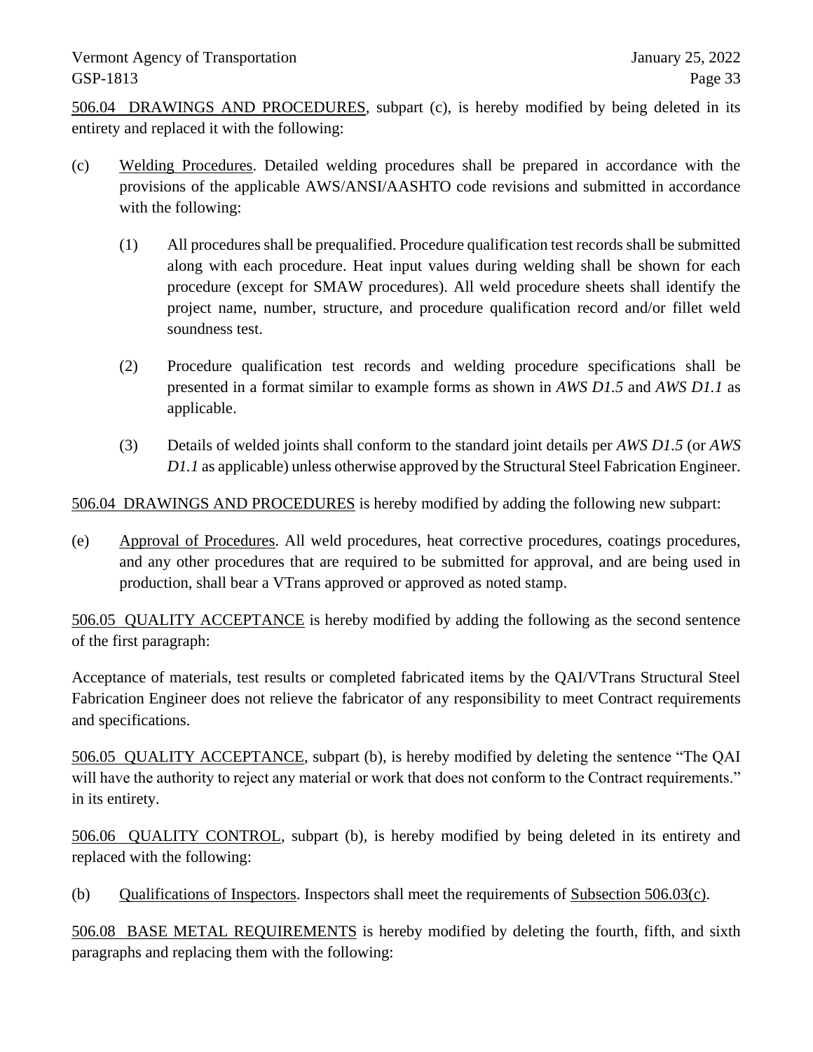506.04 DRAWINGS AND PROCEDURES, subpart (c), is hereby modified by being deleted in its entirety and replaced it with the following:

(c) Welding Procedures. Detailed welding procedures shall be prepared in accordance with the provisions of the applicable AWS/ANSI/AASHTO code revisions and submitted in accordance with the following:

  (1) All procedures shall be prequalified. Procedure qualification test records shall be submitted along with each procedure. Heat input values during welding shall be shown for each procedure (except for SMAW procedures). All weld procedure sheets shall identify the project name, number, structure, and procedure qualification record and/or fillet weld soundness test.

  (2) Procedure qualification test records and welding procedure specifications shall be presented in a format similar to example forms as shown in *AWS D1.5* and *AWS D1.1* as applicable.

  (3) Details of welded joints shall conform to the standard joint details per *AWS D1.5* (or *AWS D1.1* as applicable) unless otherwise approved by the Structural Steel Fabrication Engineer.

506.04 DRAWINGS AND PROCEDURES is hereby modified by adding the following new subpart:

(e) Approval of Procedures. All weld procedures, heat corrective procedures, coatings procedures, and any other procedures that are required to be submitted for approval, and are being used in production, shall bear a VTrans approved or approved as noted stamp.

506.05 QUALITY ACCEPTANCE is hereby modified by adding the following as the second sentence of the first paragraph:

Acceptance of materials, test results or completed fabricated items by the QAI/VTrans Structural Steel Fabrication Engineer does not relieve the fabricator of any responsibility to meet Contract requirements and specifications.

506.05 QUALITY ACCEPTANCE, subpart (b), is hereby modified by deleting the sentence "The QAI will have the authority to reject any material or work that does not conform to the Contract requirements." in its entirety.

506.06 QUALITY CONTROL, subpart (b), is hereby modified by being deleted in its entirety and replaced with the following:

(b) Qualifications of Inspectors. Inspectors shall meet the requirements of Subsection 506.03(c).

506.08 BASE METAL REQUIREMENTS is hereby modified by deleting the fourth, fifth, and sixth paragraphs and replacing them with the following: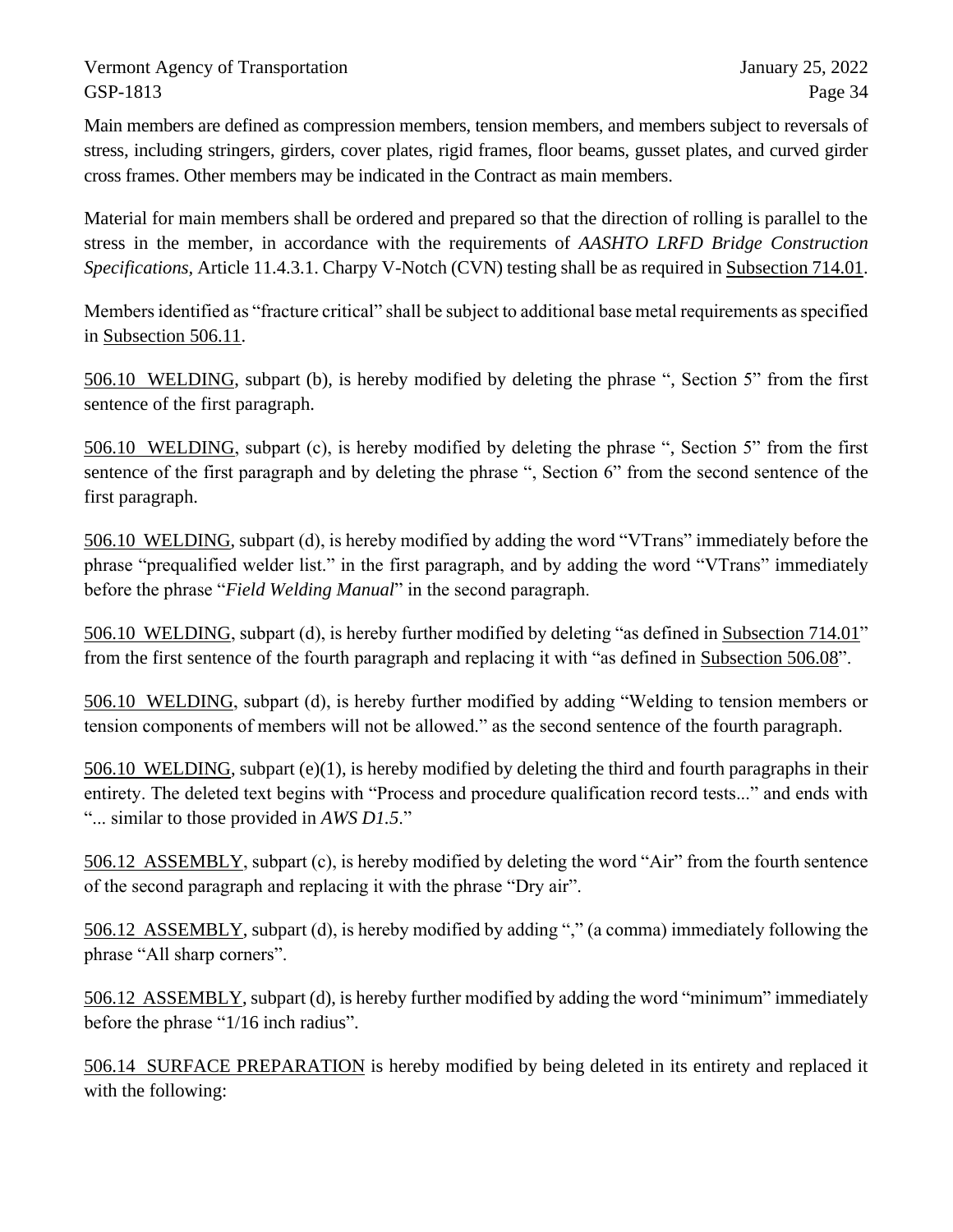Main members are defined as compression members, tension members, and members subject to reversals of stress, including stringers, girders, cover plates, rigid frames, floor beams, gusset plates, and curved girder cross frames. Other members may be indicated in the Contract as main members.

Material for main members shall be ordered and prepared so that the direction of rolling is parallel to the stress in the member, in accordance with the requirements of *AASHTO LRFD Bridge Construction Specifications*, Article 11.4.3.1. Charpy V-Notch (CVN) testing shall be as required in Subsection 714.01.

Members identified as "fracture critical" shall be subject to additional base metal requirements as specified in Subsection 506.11.

506.10 WELDING, subpart (b), is hereby modified by deleting the phrase ", Section 5" from the first sentence of the first paragraph.

506.10 WELDING, subpart (c), is hereby modified by deleting the phrase ", Section 5" from the first sentence of the first paragraph and by deleting the phrase ", Section 6" from the second sentence of the first paragraph.

506.10 WELDING, subpart (d), is hereby modified by adding the word "VTrans" immediately before the phrase "prequalified welder list." in the first paragraph, and by adding the word "VTrans" immediately before the phrase "*Field Welding Manual*" in the second paragraph.

506.10 WELDING, subpart (d), is hereby further modified by deleting "as defined in Subsection 714.01" from the first sentence of the fourth paragraph and replacing it with "as defined in Subsection 506.08".

506.10 WELDING, subpart (d), is hereby further modified by adding "Welding to tension members or tension components of members will not be allowed." as the second sentence of the fourth paragraph.

506.10 WELDING, subpart (e)(1), is hereby modified by deleting the third and fourth paragraphs in their entirety. The deleted text begins with "Process and procedure qualification record tests..." and ends with "... similar to those provided in *AWS D1.5*."

506.12 ASSEMBLY, subpart (c), is hereby modified by deleting the word "Air" from the fourth sentence of the second paragraph and replacing it with the phrase "Dry air".

506.12 ASSEMBLY, subpart (d), is hereby modified by adding "," (a comma) immediately following the phrase "All sharp corners".

506.12 ASSEMBLY, subpart (d), is hereby further modified by adding the word "minimum" immediately before the phrase "1/16 inch radius".

506.14 SURFACE PREPARATION is hereby modified by being deleted in its entirety and replaced it with the following: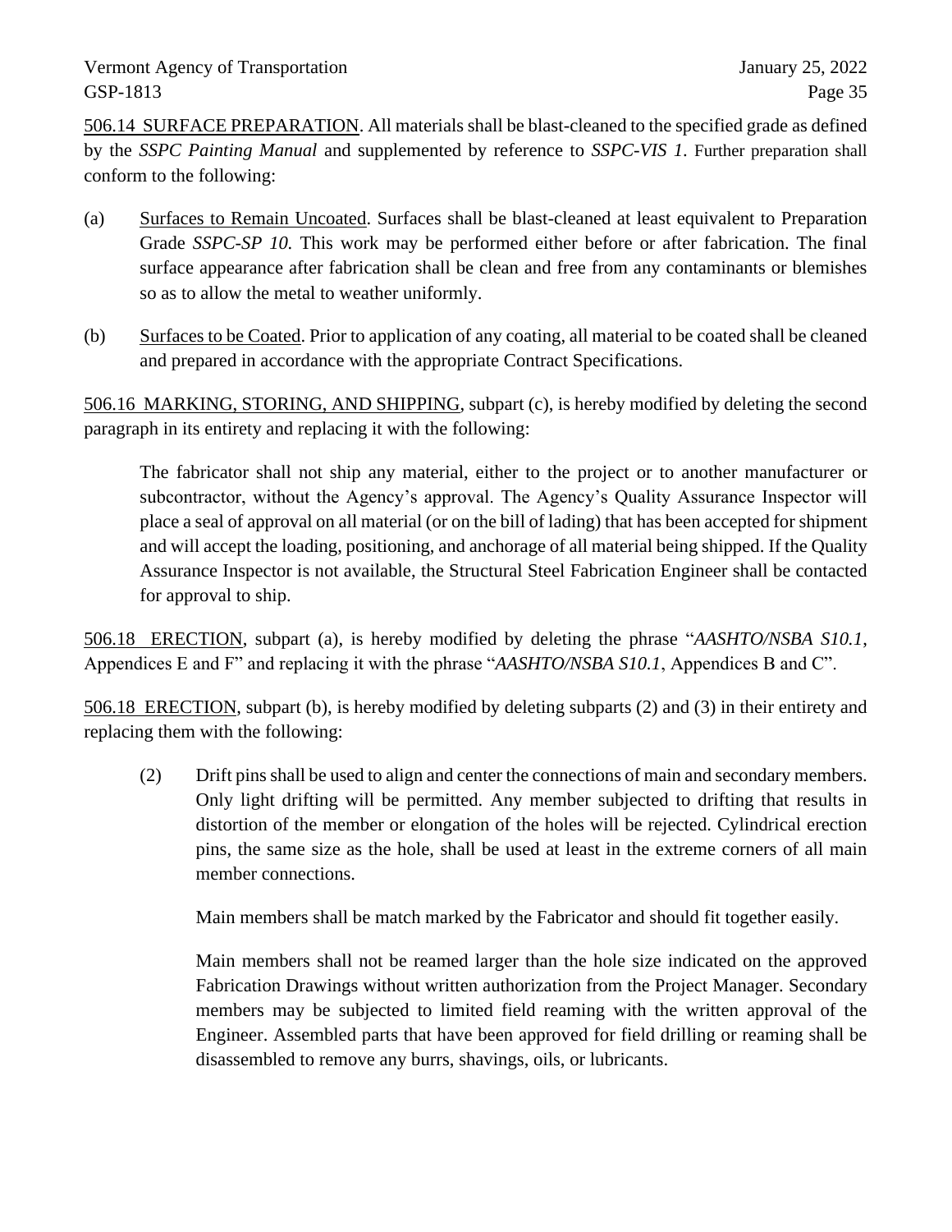<u>506.14 SURFACE PREPARATION</u>. All materials shall be blast-cleaned to the specified grade as defined by the *SSPC Painting Manual* and supplemented by reference to *SSPC-VIS 1*. Further preparation shall conform to the following:

(a) <u>Surfaces to Remain Uncoated</u>. Surfaces shall be blast-cleaned at least equivalent to Preparation Grade *SSPC-SP 10.* This work may be performed either before or after fabrication. The final surface appearance after fabrication shall be clean and free from any contaminants or blemishes so as to allow the metal to weather uniformly.

(b) <u>Surfaces to be Coated</u>. Prior to application of any coating, all material to be coated shall be cleaned and prepared in accordance with the appropriate Contract Specifications.

<u>506.16 MARKING, STORING, AND SHIPPING</u>, subpart (c), is hereby modified by deleting the second paragraph in its entirety and replacing it with the following:

> The fabricator shall not ship any material, either to the project or to another manufacturer or subcontractor, without the Agency's approval. The Agency's Quality Assurance Inspector will place a seal of approval on all material (or on the bill of lading) that has been accepted for shipment and will accept the loading, positioning, and anchorage of all material being shipped. If the Quality Assurance Inspector is not available, the Structural Steel Fabrication Engineer shall be contacted for approval to ship.

<u>506.18 ERECTION</u>, subpart (a), is hereby modified by deleting the phrase "*AASHTO/NSBA S10.1*, Appendices E and F" and replacing it with the phrase "*AASHTO/NSBA S10.1*, Appendices B and C".

<u>506.18 ERECTION</u>, subpart (b), is hereby modified by deleting subparts (2) and (3) in their entirety and replacing them with the following:

> (2) Drift pins shall be used to align and center the connections of main and secondary members. Only light drifting will be permitted. Any member subjected to drifting that results in distortion of the member or elongation of the holes will be rejected. Cylindrical erection pins, the same size as the hole, shall be used at least in the extreme corners of all main member connections.
>
> Main members shall be match marked by the Fabricator and should fit together easily.
>
> Main members shall not be reamed larger than the hole size indicated on the approved Fabrication Drawings without written authorization from the Project Manager. Secondary members may be subjected to limited field reaming with the written approval of the Engineer. Assembled parts that have been approved for field drilling or reaming shall be disassembled to remove any burrs, shavings, oils, or lubricants.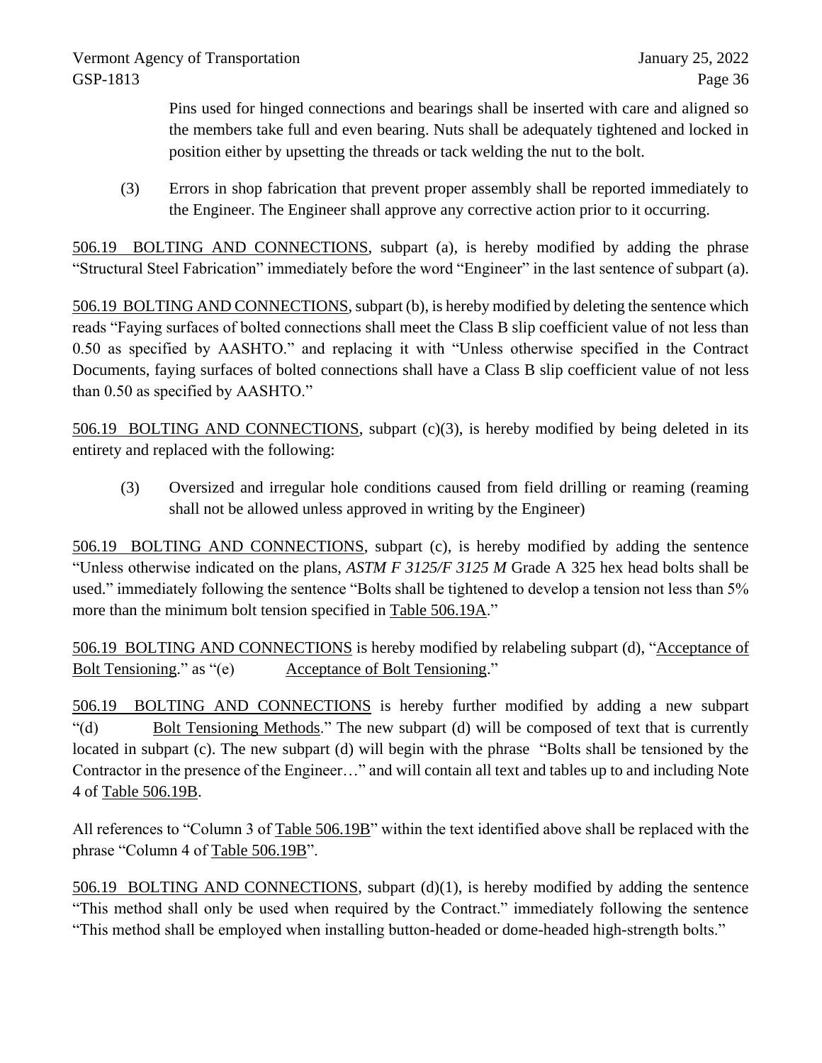Pins used for hinged connections and bearings shall be inserted with care and aligned so the members take full and even bearing. Nuts shall be adequately tightened and locked in position either by upsetting the threads or tack welding the nut to the bolt.

(3) Errors in shop fabrication that prevent proper assembly shall be reported immediately to the Engineer. The Engineer shall approve any corrective action prior to it occurring.

506.19 BOLTING AND CONNECTIONS, subpart (a), is hereby modified by adding the phrase "Structural Steel Fabrication" immediately before the word "Engineer" in the last sentence of subpart (a).

506.19 BOLTING AND CONNECTIONS, subpart (b), is hereby modified by deleting the sentence which reads "Faying surfaces of bolted connections shall meet the Class B slip coefficient value of not less than 0.50 as specified by AASHTO." and replacing it with "Unless otherwise specified in the Contract Documents, faying surfaces of bolted connections shall have a Class B slip coefficient value of not less than 0.50 as specified by AASHTO."

506.19 BOLTING AND CONNECTIONS, subpart (c)(3), is hereby modified by being deleted in its entirety and replaced with the following:

(3) Oversized and irregular hole conditions caused from field drilling or reaming (reaming shall not be allowed unless approved in writing by the Engineer)

506.19 BOLTING AND CONNECTIONS, subpart (c), is hereby modified by adding the sentence "Unless otherwise indicated on the plans, *ASTM F 3125/F 3125 M* Grade A 325 hex head bolts shall be used." immediately following the sentence "Bolts shall be tightened to develop a tension not less than 5% more than the minimum bolt tension specified in Table 506.19A."

506.19 BOLTING AND CONNECTIONS is hereby modified by relabeling subpart (d), "Acceptance of Bolt Tensioning." as "(e) Acceptance of Bolt Tensioning."

506.19 BOLTING AND CONNECTIONS is hereby further modified by adding a new subpart "(d) Bolt Tensioning Methods." The new subpart (d) will be composed of text that is currently located in subpart (c). The new subpart (d) will begin with the phrase "Bolts shall be tensioned by the Contractor in the presence of the Engineer…" and will contain all text and tables up to and including Note 4 of Table 506.19B.

All references to "Column 3 of Table 506.19B" within the text identified above shall be replaced with the phrase "Column 4 of Table 506.19B".

506.19 BOLTING AND CONNECTIONS, subpart (d)(1), is hereby modified by adding the sentence "This method shall only be used when required by the Contract." immediately following the sentence "This method shall be employed when installing button-headed or dome-headed high-strength bolts."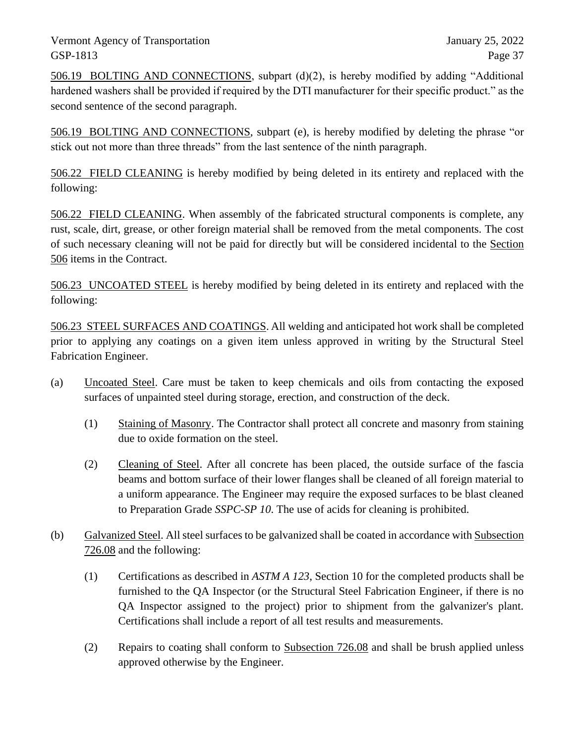506.19 BOLTING AND CONNECTIONS, subpart (d)(2), is hereby modified by adding "Additional hardened washers shall be provided if required by the DTI manufacturer for their specific product." as the second sentence of the second paragraph.

506.19 BOLTING AND CONNECTIONS, subpart (e), is hereby modified by deleting the phrase "or stick out not more than three threads" from the last sentence of the ninth paragraph.

506.22 FIELD CLEANING is hereby modified by being deleted in its entirety and replaced with the following:

506.22 FIELD CLEANING. When assembly of the fabricated structural components is complete, any rust, scale, dirt, grease, or other foreign material shall be removed from the metal components. The cost of such necessary cleaning will not be paid for directly but will be considered incidental to the Section 506 items in the Contract.

506.23 UNCOATED STEEL is hereby modified by being deleted in its entirety and replaced with the following:

506.23 STEEL SURFACES AND COATINGS. All welding and anticipated hot work shall be completed prior to applying any coatings on a given item unless approved in writing by the Structural Steel Fabrication Engineer.

(a) Uncoated Steel. Care must be taken to keep chemicals and oils from contacting the exposed surfaces of unpainted steel during storage, erection, and construction of the deck.

   (1) Staining of Masonry. The Contractor shall protect all concrete and masonry from staining due to oxide formation on the steel.

   (2) Cleaning of Steel. After all concrete has been placed, the outside surface of the fascia beams and bottom surface of their lower flanges shall be cleaned of all foreign material to a uniform appearance. The Engineer may require the exposed surfaces to be blast cleaned to Preparation Grade *SSPC-SP 10*. The use of acids for cleaning is prohibited.

(b) Galvanized Steel. All steel surfaces to be galvanized shall be coated in accordance with Subsection 726.08 and the following:

   (1) Certifications as described in *ASTM A 123*, Section 10 for the completed products shall be furnished to the QA Inspector (or the Structural Steel Fabrication Engineer, if there is no QA Inspector assigned to the project) prior to shipment from the galvanizer's plant. Certifications shall include a report of all test results and measurements.

   (2) Repairs to coating shall conform to Subsection 726.08 and shall be brush applied unless approved otherwise by the Engineer.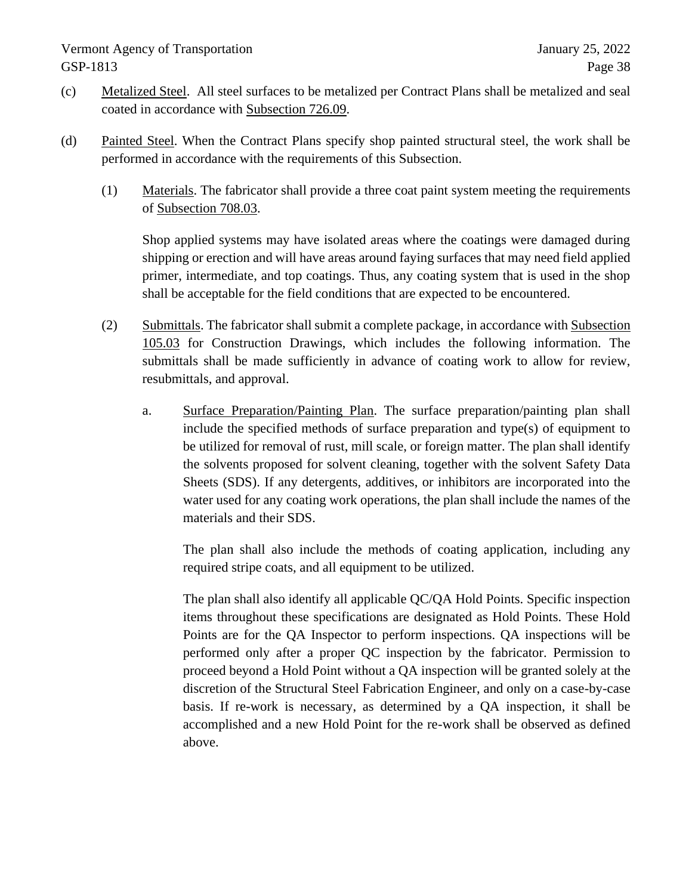(c) Metalized Steel. All steel surfaces to be metalized per Contract Plans shall be metalized and seal coated in accordance with Subsection 726.09.

(d) Painted Steel. When the Contract Plans specify shop painted structural steel, the work shall be performed in accordance with the requirements of this Subsection.

(1) Materials. The fabricator shall provide a three coat paint system meeting the requirements of Subsection 708.03.

Shop applied systems may have isolated areas where the coatings were damaged during shipping or erection and will have areas around faying surfaces that may need field applied primer, intermediate, and top coatings. Thus, any coating system that is used in the shop shall be acceptable for the field conditions that are expected to be encountered.

(2) Submittals. The fabricator shall submit a complete package, in accordance with Subsection 105.03 for Construction Drawings, which includes the following information. The submittals shall be made sufficiently in advance of coating work to allow for review, resubmittals, and approval.

a. Surface Preparation/Painting Plan. The surface preparation/painting plan shall include the specified methods of surface preparation and type(s) of equipment to be utilized for removal of rust, mill scale, or foreign matter. The plan shall identify the solvents proposed for solvent cleaning, together with the solvent Safety Data Sheets (SDS). If any detergents, additives, or inhibitors are incorporated into the water used for any coating work operations, the plan shall include the names of the materials and their SDS.

The plan shall also include the methods of coating application, including any required stripe coats, and all equipment to be utilized.

The plan shall also identify all applicable QC/QA Hold Points. Specific inspection items throughout these specifications are designated as Hold Points. These Hold Points are for the QA Inspector to perform inspections. QA inspections will be performed only after a proper QC inspection by the fabricator. Permission to proceed beyond a Hold Point without a QA inspection will be granted solely at the discretion of the Structural Steel Fabrication Engineer, and only on a case-by-case basis. If re-work is necessary, as determined by a QA inspection, it shall be accomplished and a new Hold Point for the re-work shall be observed as defined above.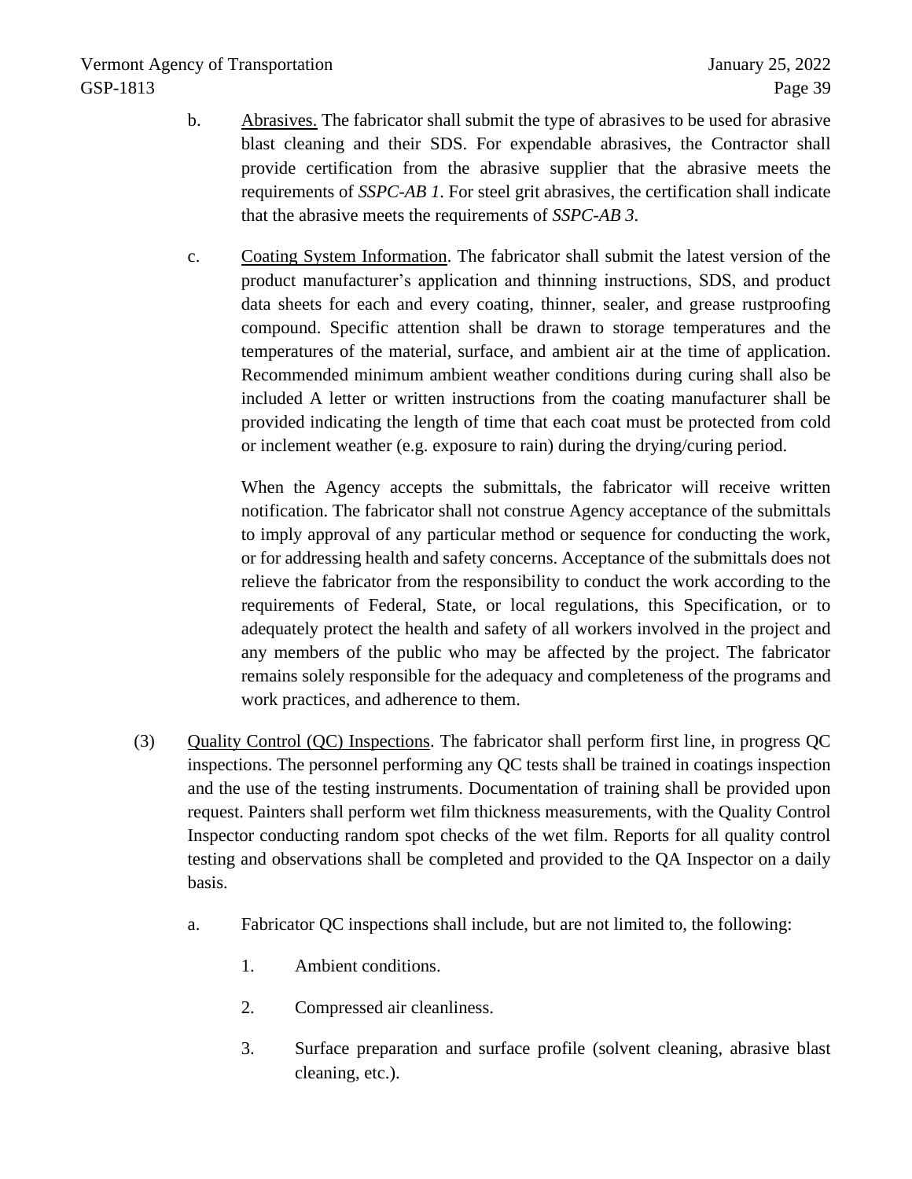b. <u>Abrasives.</u> The fabricator shall submit the type of abrasives to be used for abrasive blast cleaning and their SDS. For expendable abrasives, the Contractor shall provide certification from the abrasive supplier that the abrasive meets the requirements of *SSPC-AB 1*. For steel grit abrasives, the certification shall indicate that the abrasive meets the requirements of *SSPC-AB 3*.

c. <u>Coating System Information</u>. The fabricator shall submit the latest version of the product manufacturer's application and thinning instructions, SDS, and product data sheets for each and every coating, thinner, sealer, and grease rustproofing compound. Specific attention shall be drawn to storage temperatures and the temperatures of the material, surface, and ambient air at the time of application. Recommended minimum ambient weather conditions during curing shall also be included A letter or written instructions from the coating manufacturer shall be provided indicating the length of time that each coat must be protected from cold or inclement weather (e.g. exposure to rain) during the drying/curing period.

When the Agency accepts the submittals, the fabricator will receive written notification. The fabricator shall not construe Agency acceptance of the submittals to imply approval of any particular method or sequence for conducting the work, or for addressing health and safety concerns. Acceptance of the submittals does not relieve the fabricator from the responsibility to conduct the work according to the requirements of Federal, State, or local regulations, this Specification, or to adequately protect the health and safety of all workers involved in the project and any members of the public who may be affected by the project. The fabricator remains solely responsible for the adequacy and completeness of the programs and work practices, and adherence to them.

(3) <u>Quality Control (QC) Inspections</u>. The fabricator shall perform first line, in progress QC inspections. The personnel performing any QC tests shall be trained in coatings inspection and the use of the testing instruments. Documentation of training shall be provided upon request. Painters shall perform wet film thickness measurements, with the Quality Control Inspector conducting random spot checks of the wet film. Reports for all quality control testing and observations shall be completed and provided to the QA Inspector on a daily basis.

a. Fabricator QC inspections shall include, but are not limited to, the following:

1. Ambient conditions.

2. Compressed air cleanliness.

3. Surface preparation and surface profile (solvent cleaning, abrasive blast cleaning, etc.).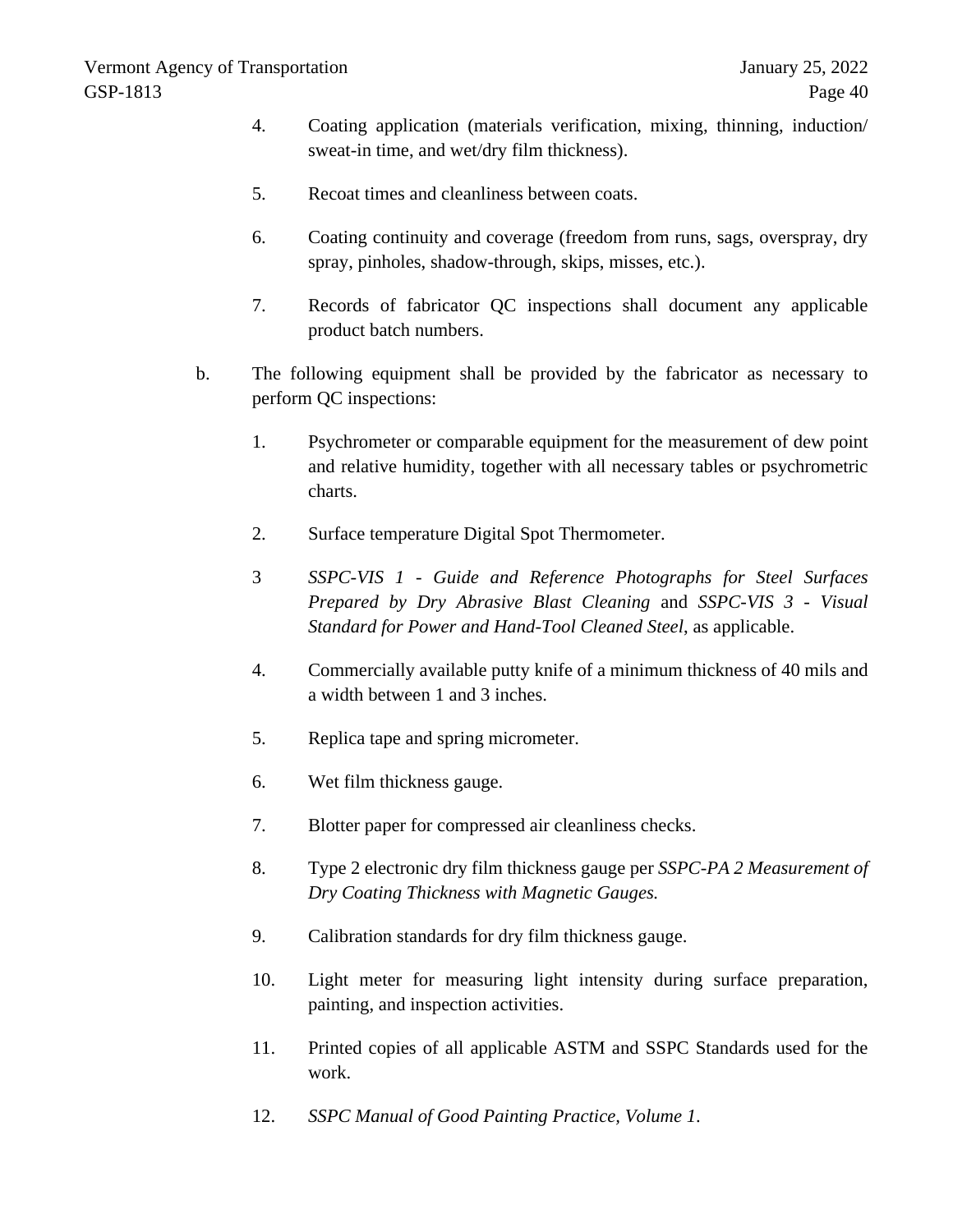4. Coating application (materials verification, mixing, thinning, induction/ sweat-in time, and wet/dry film thickness).

5. Recoat times and cleanliness between coats.

6. Coating continuity and coverage (freedom from runs, sags, overspray, dry spray, pinholes, shadow-through, skips, misses, etc.).

7. Records of fabricator QC inspections shall document any applicable product batch numbers.

b. The following equipment shall be provided by the fabricator as necessary to perform QC inspections:

1. Psychrometer or comparable equipment for the measurement of dew point and relative humidity, together with all necessary tables or psychrometric charts.

2. Surface temperature Digital Spot Thermometer.

3 *SSPC-VIS 1 - Guide and Reference Photographs for Steel Surfaces Prepared by Dry Abrasive Blast Cleaning* and *SSPC-VIS 3 - Visual Standard for Power and Hand-Tool Cleaned Steel*, as applicable.

4. Commercially available putty knife of a minimum thickness of 40 mils and a width between 1 and 3 inches.

5. Replica tape and spring micrometer.

6. Wet film thickness gauge.

7. Blotter paper for compressed air cleanliness checks.

8. Type 2 electronic dry film thickness gauge per *SSPC-PA 2 Measurement of Dry Coating Thickness with Magnetic Gauges.*

9. Calibration standards for dry film thickness gauge.

10. Light meter for measuring light intensity during surface preparation, painting, and inspection activities.

11. Printed copies of all applicable ASTM and SSPC Standards used for the work.

12. *SSPC Manual of Good Painting Practice, Volume 1*.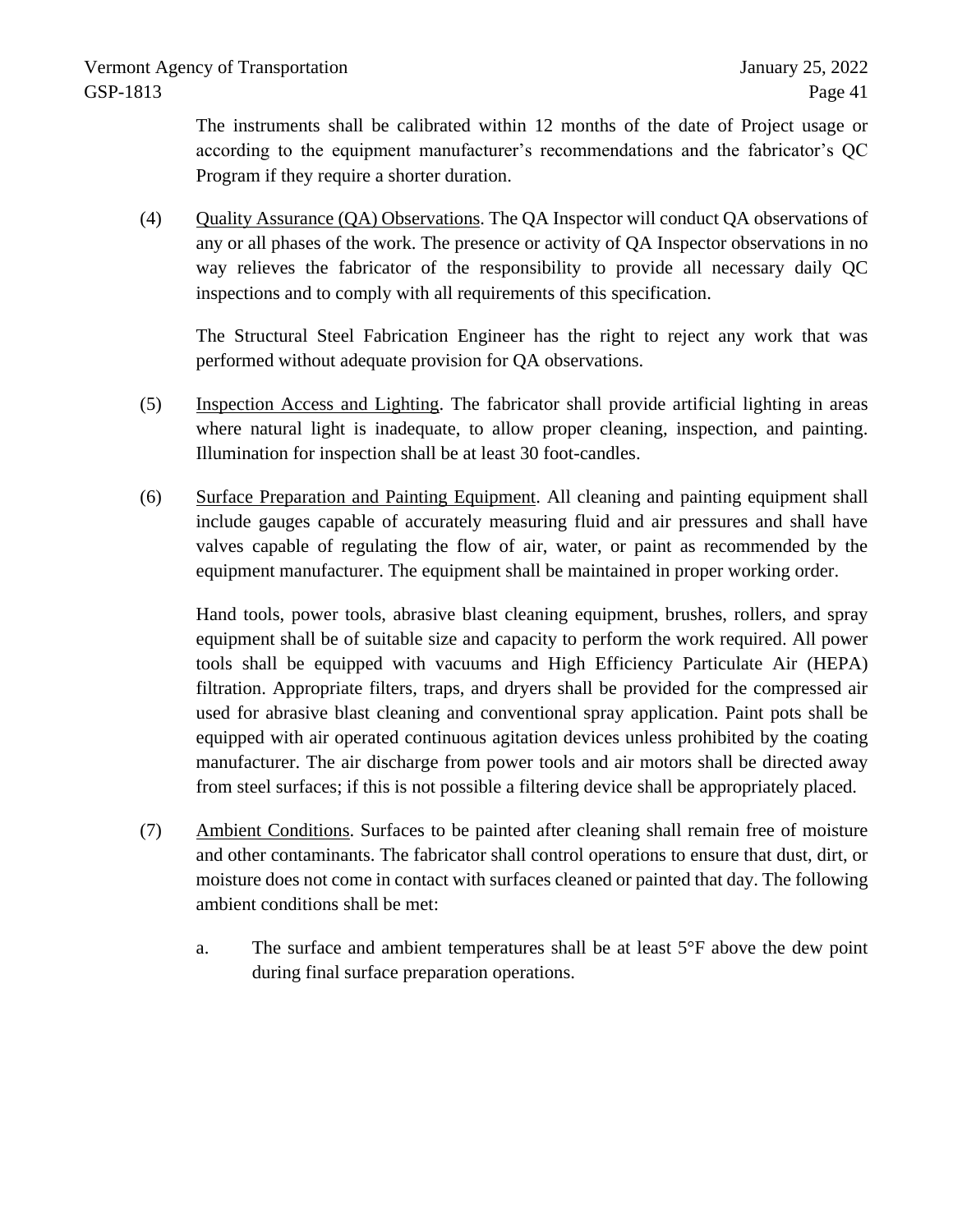The instruments shall be calibrated within 12 months of the date of Project usage or according to the equipment manufacturer's recommendations and the fabricator's QC Program if they require a shorter duration.

(4) Quality Assurance (QA) Observations. The QA Inspector will conduct QA observations of any or all phases of the work. The presence or activity of QA Inspector observations in no way relieves the fabricator of the responsibility to provide all necessary daily QC inspections and to comply with all requirements of this specification.

The Structural Steel Fabrication Engineer has the right to reject any work that was performed without adequate provision for QA observations.

(5) Inspection Access and Lighting. The fabricator shall provide artificial lighting in areas where natural light is inadequate, to allow proper cleaning, inspection, and painting. Illumination for inspection shall be at least 30 foot-candles.

(6) Surface Preparation and Painting Equipment. All cleaning and painting equipment shall include gauges capable of accurately measuring fluid and air pressures and shall have valves capable of regulating the flow of air, water, or paint as recommended by the equipment manufacturer. The equipment shall be maintained in proper working order.

Hand tools, power tools, abrasive blast cleaning equipment, brushes, rollers, and spray equipment shall be of suitable size and capacity to perform the work required. All power tools shall be equipped with vacuums and High Efficiency Particulate Air (HEPA) filtration. Appropriate filters, traps, and dryers shall be provided for the compressed air used for abrasive blast cleaning and conventional spray application. Paint pots shall be equipped with air operated continuous agitation devices unless prohibited by the coating manufacturer. The air discharge from power tools and air motors shall be directed away from steel surfaces; if this is not possible a filtering device shall be appropriately placed.

(7) Ambient Conditions. Surfaces to be painted after cleaning shall remain free of moisture and other contaminants. The fabricator shall control operations to ensure that dust, dirt, or moisture does not come in contact with surfaces cleaned or painted that day. The following ambient conditions shall be met:

a. The surface and ambient temperatures shall be at least 5°F above the dew point during final surface preparation operations.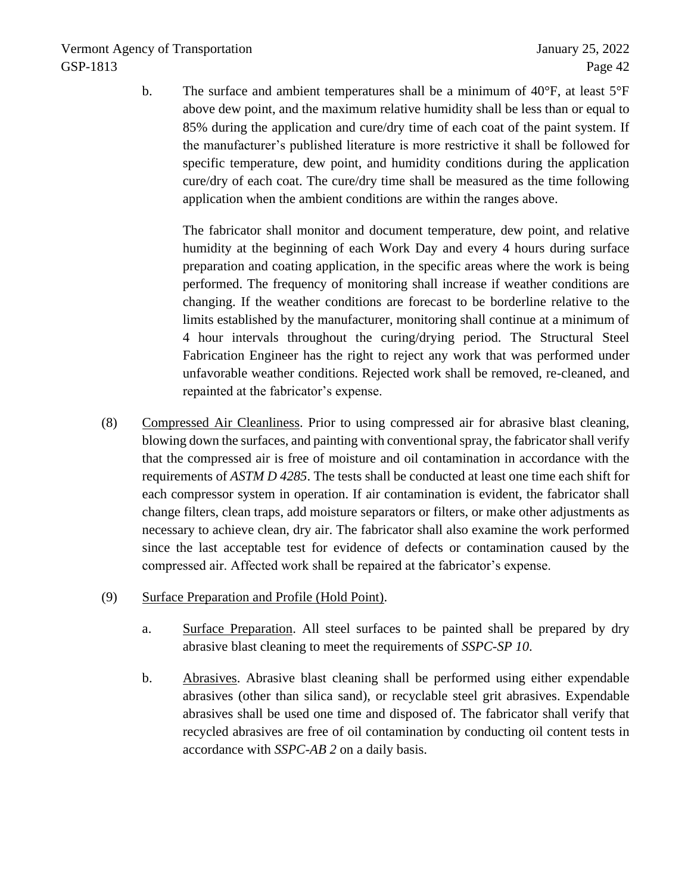b. The surface and ambient temperatures shall be a minimum of 40°F, at least 5°F above dew point, and the maximum relative humidity shall be less than or equal to 85% during the application and cure/dry time of each coat of the paint system. If the manufacturer's published literature is more restrictive it shall be followed for specific temperature, dew point, and humidity conditions during the application cure/dry of each coat. The cure/dry time shall be measured as the time following application when the ambient conditions are within the ranges above.

The fabricator shall monitor and document temperature, dew point, and relative humidity at the beginning of each Work Day and every 4 hours during surface preparation and coating application, in the specific areas where the work is being performed. The frequency of monitoring shall increase if weather conditions are changing. If the weather conditions are forecast to be borderline relative to the limits established by the manufacturer, monitoring shall continue at a minimum of 4 hour intervals throughout the curing/drying period. The Structural Steel Fabrication Engineer has the right to reject any work that was performed under unfavorable weather conditions. Rejected work shall be removed, re-cleaned, and repainted at the fabricator's expense.

(8) Compressed Air Cleanliness. Prior to using compressed air for abrasive blast cleaning, blowing down the surfaces, and painting with conventional spray, the fabricator shall verify that the compressed air is free of moisture and oil contamination in accordance with the requirements of *ASTM D 4285*. The tests shall be conducted at least one time each shift for each compressor system in operation. If air contamination is evident, the fabricator shall change filters, clean traps, add moisture separators or filters, or make other adjustments as necessary to achieve clean, dry air. The fabricator shall also examine the work performed since the last acceptable test for evidence of defects or contamination caused by the compressed air. Affected work shall be repaired at the fabricator's expense.

(9) Surface Preparation and Profile (Hold Point).

a. Surface Preparation. All steel surfaces to be painted shall be prepared by dry abrasive blast cleaning to meet the requirements of *SSPC-SP 10*.

b. Abrasives. Abrasive blast cleaning shall be performed using either expendable abrasives (other than silica sand), or recyclable steel grit abrasives. Expendable abrasives shall be used one time and disposed of. The fabricator shall verify that recycled abrasives are free of oil contamination by conducting oil content tests in accordance with *SSPC-AB 2* on a daily basis.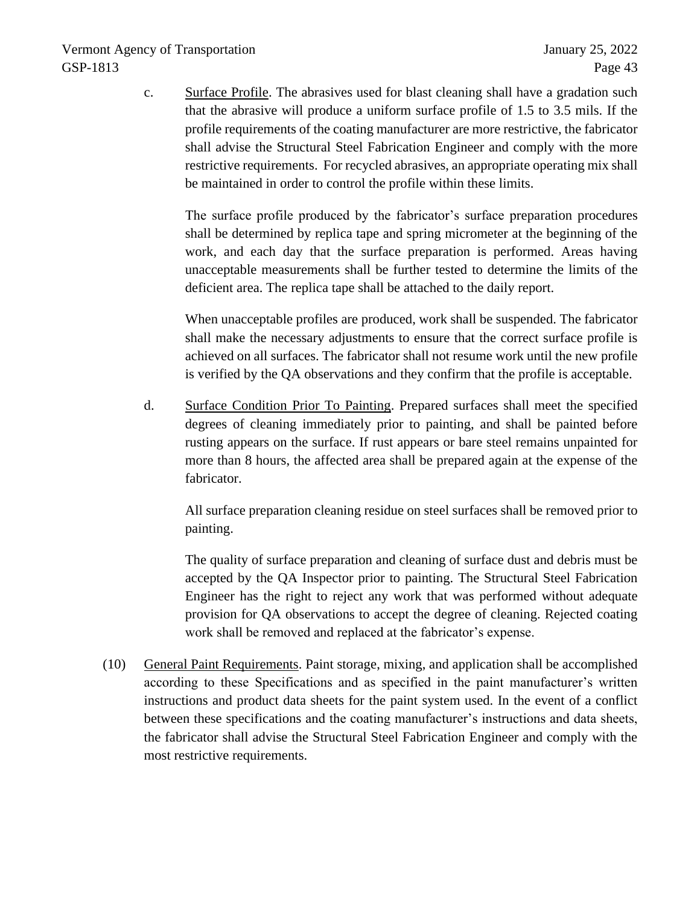c. <u>Surface Profile</u>. The abrasives used for blast cleaning shall have a gradation such that the abrasive will produce a uniform surface profile of 1.5 to 3.5 mils. If the profile requirements of the coating manufacturer are more restrictive, the fabricator shall advise the Structural Steel Fabrication Engineer and comply with the more restrictive requirements. For recycled abrasives, an appropriate operating mix shall be maintained in order to control the profile within these limits.

The surface profile produced by the fabricator's surface preparation procedures shall be determined by replica tape and spring micrometer at the beginning of the work, and each day that the surface preparation is performed. Areas having unacceptable measurements shall be further tested to determine the limits of the deficient area. The replica tape shall be attached to the daily report.

When unacceptable profiles are produced, work shall be suspended. The fabricator shall make the necessary adjustments to ensure that the correct surface profile is achieved on all surfaces. The fabricator shall not resume work until the new profile is verified by the QA observations and they confirm that the profile is acceptable.

d. <u>Surface Condition Prior To Painting</u>. Prepared surfaces shall meet the specified degrees of cleaning immediately prior to painting, and shall be painted before rusting appears on the surface. If rust appears or bare steel remains unpainted for more than 8 hours, the affected area shall be prepared again at the expense of the fabricator.

All surface preparation cleaning residue on steel surfaces shall be removed prior to painting.

The quality of surface preparation and cleaning of surface dust and debris must be accepted by the QA Inspector prior to painting. The Structural Steel Fabrication Engineer has the right to reject any work that was performed without adequate provision for QA observations to accept the degree of cleaning. Rejected coating work shall be removed and replaced at the fabricator's expense.

(10) <u>General Paint Requirements</u>. Paint storage, mixing, and application shall be accomplished according to these Specifications and as specified in the paint manufacturer's written instructions and product data sheets for the paint system used. In the event of a conflict between these specifications and the coating manufacturer's instructions and data sheets, the fabricator shall advise the Structural Steel Fabrication Engineer and comply with the most restrictive requirements.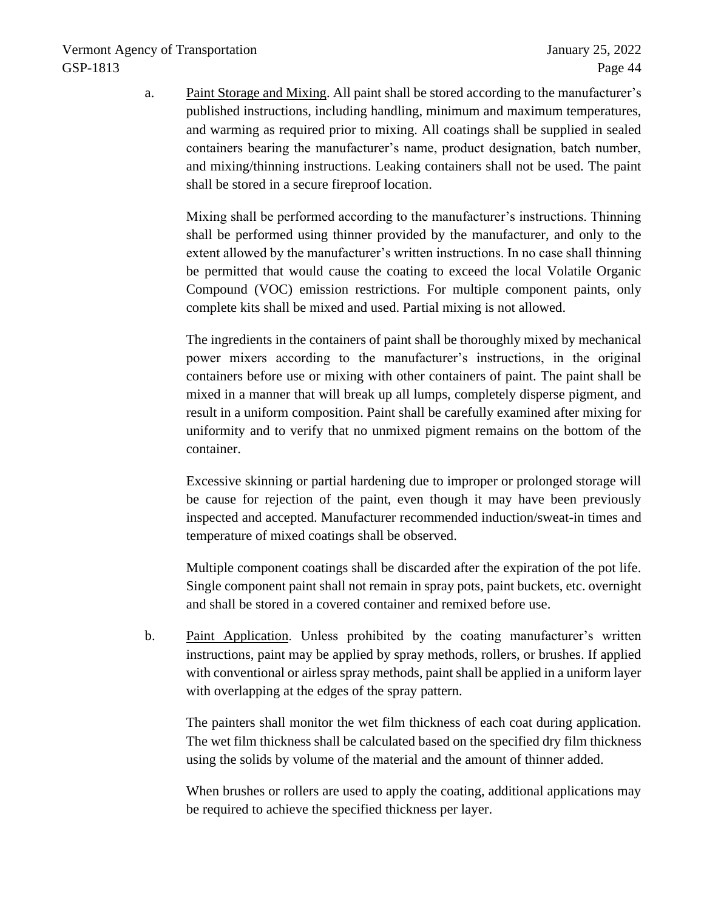a. <u>Paint Storage and Mixing</u>. All paint shall be stored according to the manufacturer's published instructions, including handling, minimum and maximum temperatures, and warming as required prior to mixing. All coatings shall be supplied in sealed containers bearing the manufacturer's name, product designation, batch number, and mixing/thinning instructions. Leaking containers shall not be used. The paint shall be stored in a secure fireproof location.

   Mixing shall be performed according to the manufacturer's instructions. Thinning shall be performed using thinner provided by the manufacturer, and only to the extent allowed by the manufacturer's written instructions. In no case shall thinning be permitted that would cause the coating to exceed the local Volatile Organic Compound (VOC) emission restrictions. For multiple component paints, only complete kits shall be mixed and used. Partial mixing is not allowed.

   The ingredients in the containers of paint shall be thoroughly mixed by mechanical power mixers according to the manufacturer's instructions, in the original containers before use or mixing with other containers of paint. The paint shall be mixed in a manner that will break up all lumps, completely disperse pigment, and result in a uniform composition. Paint shall be carefully examined after mixing for uniformity and to verify that no unmixed pigment remains on the bottom of the container.

   Excessive skinning or partial hardening due to improper or prolonged storage will be cause for rejection of the paint, even though it may have been previously inspected and accepted. Manufacturer recommended induction/sweat-in times and temperature of mixed coatings shall be observed.

   Multiple component coatings shall be discarded after the expiration of the pot life. Single component paint shall not remain in spray pots, paint buckets, etc. overnight and shall be stored in a covered container and remixed before use.

b. <u>Paint Application</u>. Unless prohibited by the coating manufacturer's written instructions, paint may be applied by spray methods, rollers, or brushes. If applied with conventional or airless spray methods, paint shall be applied in a uniform layer with overlapping at the edges of the spray pattern.

   The painters shall monitor the wet film thickness of each coat during application. The wet film thickness shall be calculated based on the specified dry film thickness using the solids by volume of the material and the amount of thinner added.

   When brushes or rollers are used to apply the coating, additional applications may be required to achieve the specified thickness per layer.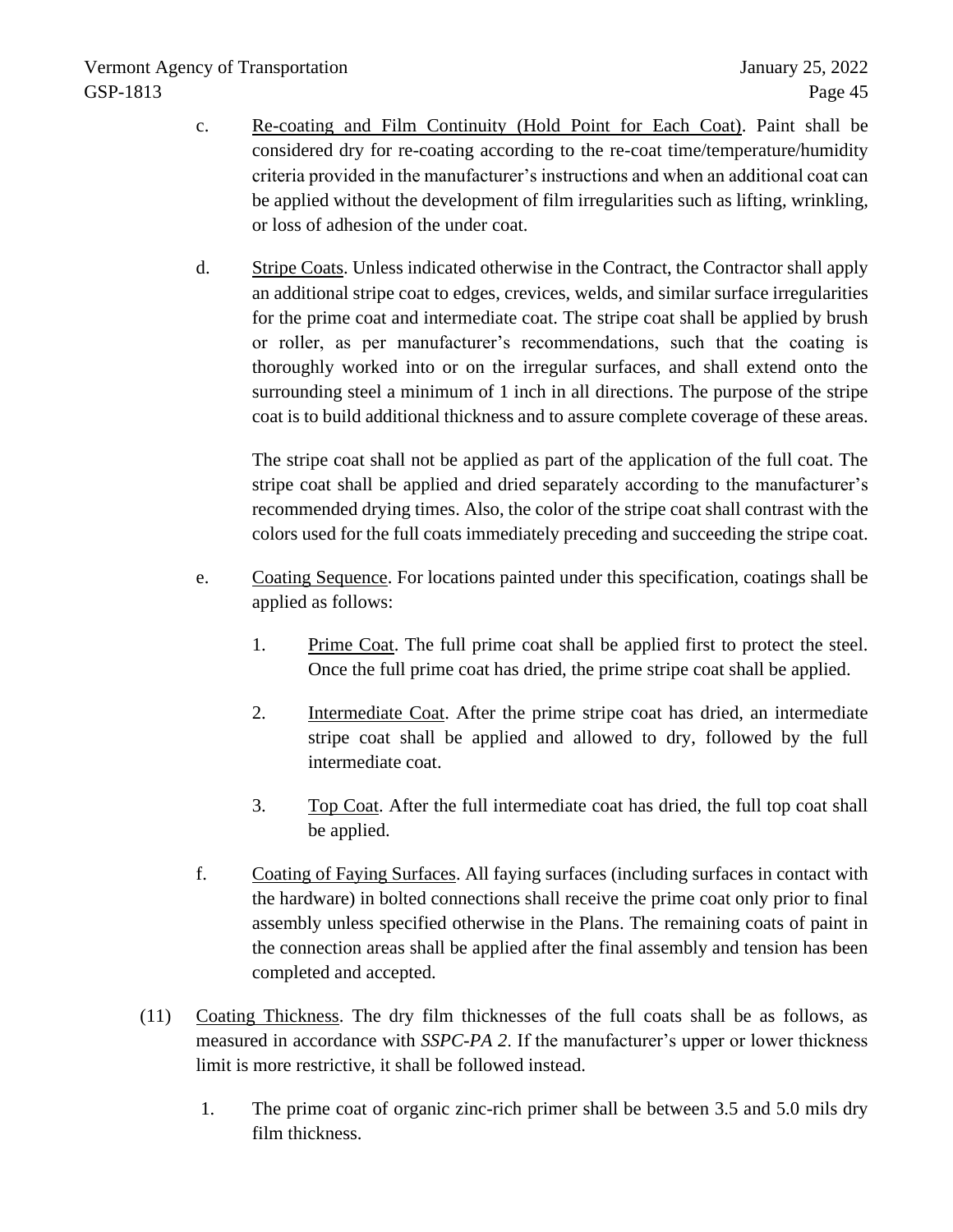c. Re-coating and Film Continuity (Hold Point for Each Coat). Paint shall be considered dry for re-coating according to the re-coat time/temperature/humidity criteria provided in the manufacturer's instructions and when an additional coat can be applied without the development of film irregularities such as lifting, wrinkling, or loss of adhesion of the under coat.

d. Stripe Coats. Unless indicated otherwise in the Contract, the Contractor shall apply an additional stripe coat to edges, crevices, welds, and similar surface irregularities for the prime coat and intermediate coat. The stripe coat shall be applied by brush or roller, as per manufacturer's recommendations, such that the coating is thoroughly worked into or on the irregular surfaces, and shall extend onto the surrounding steel a minimum of 1 inch in all directions. The purpose of the stripe coat is to build additional thickness and to assure complete coverage of these areas.

   The stripe coat shall not be applied as part of the application of the full coat. The stripe coat shall be applied and dried separately according to the manufacturer's recommended drying times. Also, the color of the stripe coat shall contrast with the colors used for the full coats immediately preceding and succeeding the stripe coat.

e. Coating Sequence. For locations painted under this specification, coatings shall be applied as follows:

   1. Prime Coat. The full prime coat shall be applied first to protect the steel. Once the full prime coat has dried, the prime stripe coat shall be applied.

   2. Intermediate Coat. After the prime stripe coat has dried, an intermediate stripe coat shall be applied and allowed to dry, followed by the full intermediate coat.

   3. Top Coat. After the full intermediate coat has dried, the full top coat shall be applied.

f. Coating of Faying Surfaces. All faying surfaces (including surfaces in contact with the hardware) in bolted connections shall receive the prime coat only prior to final assembly unless specified otherwise in the Plans. The remaining coats of paint in the connection areas shall be applied after the final assembly and tension has been completed and accepted.

(11) Coating Thickness. The dry film thicknesses of the full coats shall be as follows, as measured in accordance with *SSPC-PA 2*. If the manufacturer's upper or lower thickness limit is more restrictive, it shall be followed instead.

   1. The prime coat of organic zinc-rich primer shall be between 3.5 and 5.0 mils dry film thickness.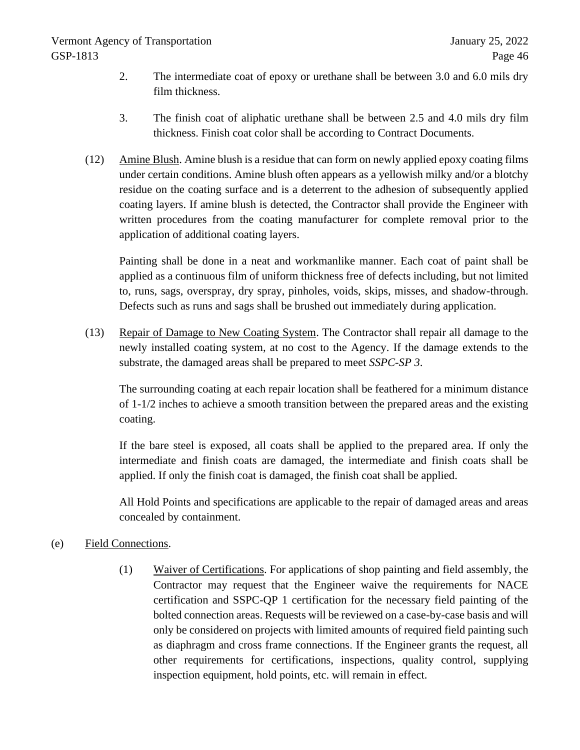2. The intermediate coat of epoxy or urethane shall be between 3.0 and 6.0 mils dry film thickness.

3. The finish coat of aliphatic urethane shall be between 2.5 and 4.0 mils dry film thickness. Finish coat color shall be according to Contract Documents.

(12) Amine Blush. Amine blush is a residue that can form on newly applied epoxy coating films under certain conditions. Amine blush often appears as a yellowish milky and/or a blotchy residue on the coating surface and is a deterrent to the adhesion of subsequently applied coating layers. If amine blush is detected, the Contractor shall provide the Engineer with written procedures from the coating manufacturer for complete removal prior to the application of additional coating layers.

Painting shall be done in a neat and workmanlike manner. Each coat of paint shall be applied as a continuous film of uniform thickness free of defects including, but not limited to, runs, sags, overspray, dry spray, pinholes, voids, skips, misses, and shadow-through. Defects such as runs and sags shall be brushed out immediately during application.

(13) Repair of Damage to New Coating System. The Contractor shall repair all damage to the newly installed coating system, at no cost to the Agency. If the damage extends to the substrate, the damaged areas shall be prepared to meet *SSPC-SP 3*.

The surrounding coating at each repair location shall be feathered for a minimum distance of 1-1/2 inches to achieve a smooth transition between the prepared areas and the existing coating.

If the bare steel is exposed, all coats shall be applied to the prepared area. If only the intermediate and finish coats are damaged, the intermediate and finish coats shall be applied. If only the finish coat is damaged, the finish coat shall be applied.

All Hold Points and specifications are applicable to the repair of damaged areas and areas concealed by containment.

(e) Field Connections.

(1) Waiver of Certifications. For applications of shop painting and field assembly, the Contractor may request that the Engineer waive the requirements for NACE certification and SSPC-QP 1 certification for the necessary field painting of the bolted connection areas. Requests will be reviewed on a case-by-case basis and will only be considered on projects with limited amounts of required field painting such as diaphragm and cross frame connections. If the Engineer grants the request, all other requirements for certifications, inspections, quality control, supplying inspection equipment, hold points, etc. will remain in effect.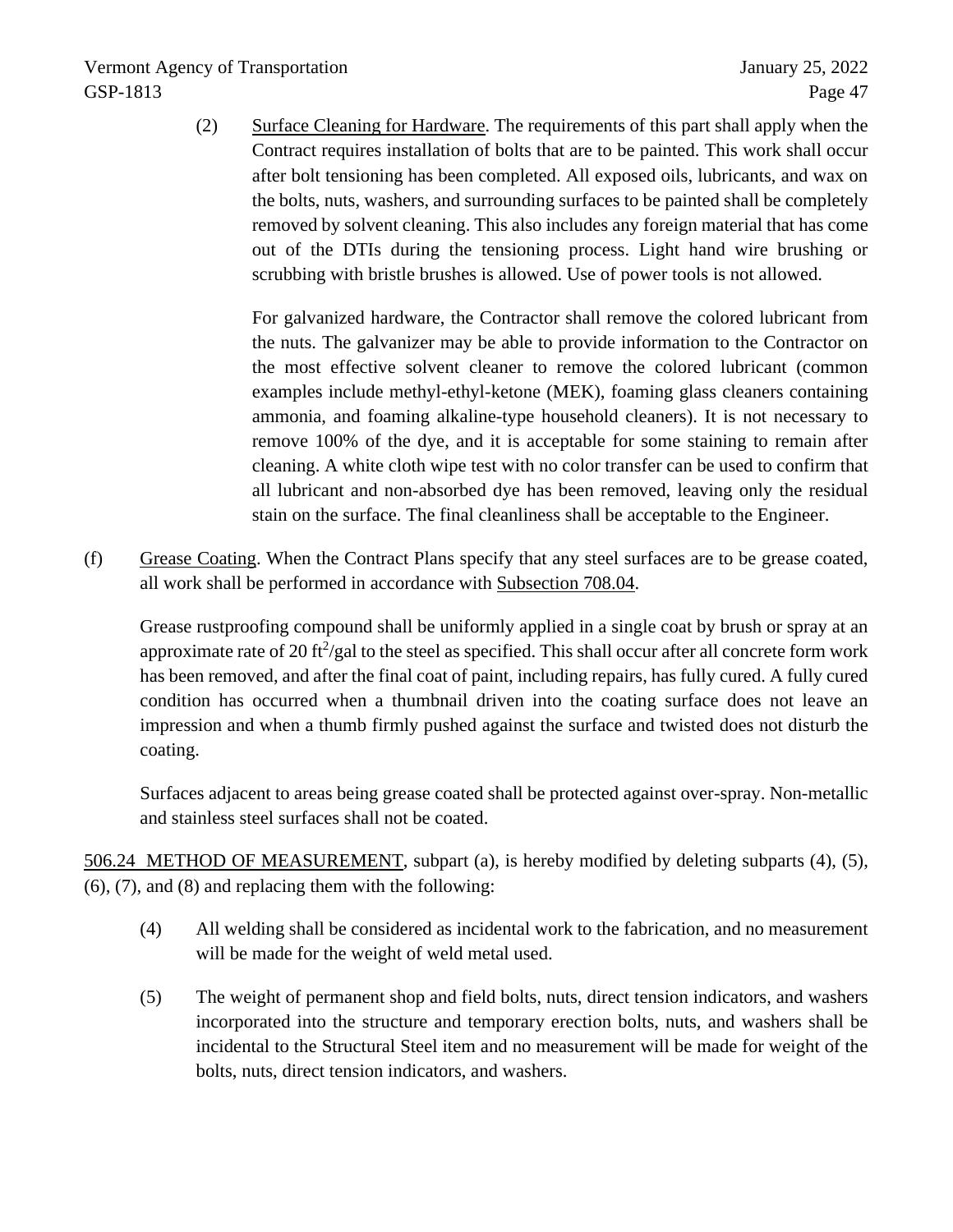(2) Surface Cleaning for Hardware. The requirements of this part shall apply when the Contract requires installation of bolts that are to be painted. This work shall occur after bolt tensioning has been completed. All exposed oils, lubricants, and wax on the bolts, nuts, washers, and surrounding surfaces to be painted shall be completely removed by solvent cleaning. This also includes any foreign material that has come out of the DTIs during the tensioning process. Light hand wire brushing or scrubbing with bristle brushes is allowed. Use of power tools is not allowed.

For galvanized hardware, the Contractor shall remove the colored lubricant from the nuts. The galvanizer may be able to provide information to the Contractor on the most effective solvent cleaner to remove the colored lubricant (common examples include methyl-ethyl-ketone (MEK), foaming glass cleaners containing ammonia, and foaming alkaline-type household cleaners). It is not necessary to remove 100% of the dye, and it is acceptable for some staining to remain after cleaning. A white cloth wipe test with no color transfer can be used to confirm that all lubricant and non-absorbed dye has been removed, leaving only the residual stain on the surface. The final cleanliness shall be acceptable to the Engineer.

(f) Grease Coating. When the Contract Plans specify that any steel surfaces are to be grease coated, all work shall be performed in accordance with Subsection 708.04.

Grease rustproofing compound shall be uniformly applied in a single coat by brush or spray at an approximate rate of 20 $ft^2$/gal to the steel as specified. This shall occur after all concrete form work has been removed, and after the final coat of paint, including repairs, has fully cured. A fully cured condition has occurred when a thumbnail driven into the coating surface does not leave an impression and when a thumb firmly pushed against the surface and twisted does not disturb the coating.

Surfaces adjacent to areas being grease coated shall be protected against over-spray. Non-metallic and stainless steel surfaces shall not be coated.

506.24 METHOD OF MEASUREMENT, subpart (a), is hereby modified by deleting subparts (4), (5), (6), (7), and (8) and replacing them with the following:

(4) All welding shall be considered as incidental work to the fabrication, and no measurement will be made for the weight of weld metal used.

(5) The weight of permanent shop and field bolts, nuts, direct tension indicators, and washers incorporated into the structure and temporary erection bolts, nuts, and washers shall be incidental to the Structural Steel item and no measurement will be made for weight of the bolts, nuts, direct tension indicators, and washers.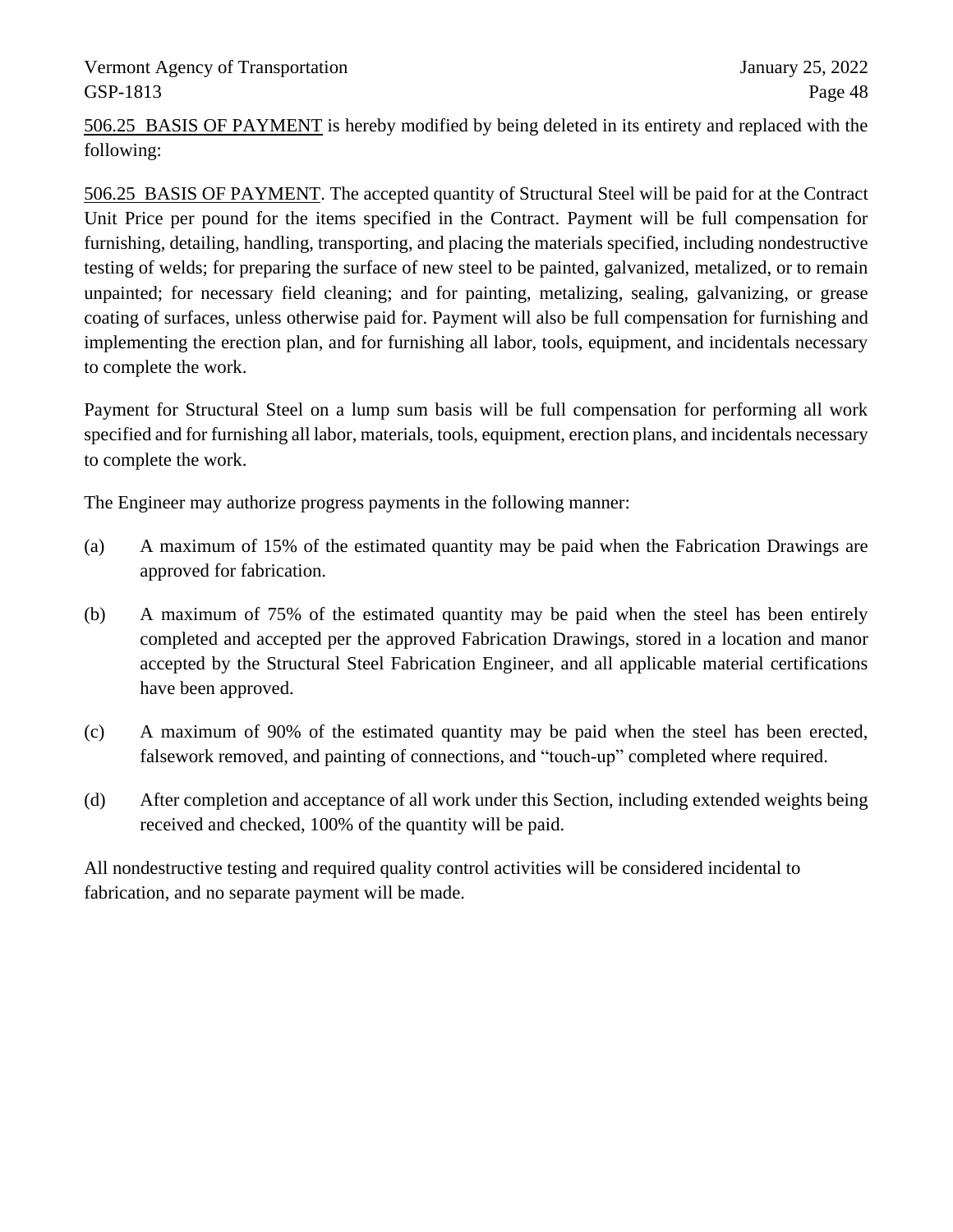506.25 BASIS OF PAYMENT is hereby modified by being deleted in its entirety and replaced with the following:

506.25 BASIS OF PAYMENT. The accepted quantity of Structural Steel will be paid for at the Contract Unit Price per pound for the items specified in the Contract. Payment will be full compensation for furnishing, detailing, handling, transporting, and placing the materials specified, including nondestructive testing of welds; for preparing the surface of new steel to be painted, galvanized, metalized, or to remain unpainted; for necessary field cleaning; and for painting, metalizing, sealing, galvanizing, or grease coating of surfaces, unless otherwise paid for. Payment will also be full compensation for furnishing and implementing the erection plan, and for furnishing all labor, tools, equipment, and incidentals necessary to complete the work.

Payment for Structural Steel on a lump sum basis will be full compensation for performing all work specified and for furnishing all labor, materials, tools, equipment, erection plans, and incidentals necessary to complete the work.

The Engineer may authorize progress payments in the following manner:

(a) A maximum of 15% of the estimated quantity may be paid when the Fabrication Drawings are approved for fabrication.

(b) A maximum of 75% of the estimated quantity may be paid when the steel has been entirely completed and accepted per the approved Fabrication Drawings, stored in a location and manor accepted by the Structural Steel Fabrication Engineer, and all applicable material certifications have been approved.

(c) A maximum of 90% of the estimated quantity may be paid when the steel has been erected, falsework removed, and painting of connections, and "touch-up" completed where required.

(d) After completion and acceptance of all work under this Section, including extended weights being received and checked, 100% of the quantity will be paid.

All nondestructive testing and required quality control activities will be considered incidental to fabrication, and no separate payment will be made.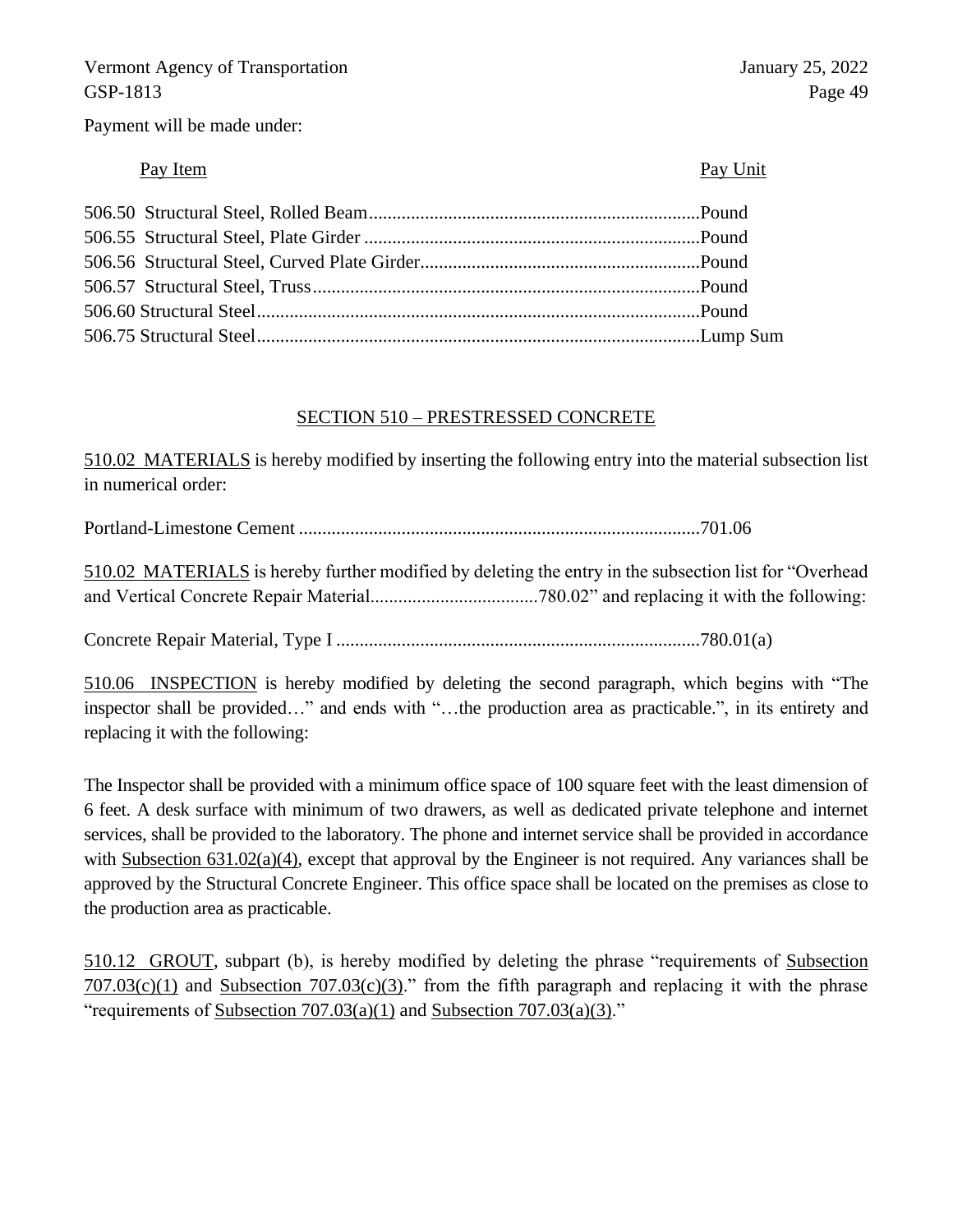Payment will be made under:

| Pay Item | Pay Unit |
|---|---|
| 506.50 Structural Steel, Rolled Beam | Pound |
| 506.55 Structural Steel, Plate Girder | Pound |
| 506.56 Structural Steel, Curved Plate Girder | Pound |
| 506.57 Structural Steel, Truss | Pound |
| 506.60 Structural Steel | Pound |
| 506.75 Structural Steel | Lump Sum |

## SECTION 510 – PRESTRESSED CONCRETE

510.02 MATERIALS is hereby modified by inserting the following entry into the material subsection list in numerical order:

Portland-Limestone Cement ........................................................................................701.06

510.02 MATERIALS is hereby further modified by deleting the entry in the subsection list for "Overhead and Vertical Concrete Repair Material....................................780.02" and replacing it with the following:

Concrete Repair Material, Type I ..............................................................................780.01(a)

510.06 INSPECTION is hereby modified by deleting the second paragraph, which begins with "The inspector shall be provided…" and ends with "…the production area as practicable.", in its entirety and replacing it with the following:

The Inspector shall be provided with a minimum office space of 100 square feet with the least dimension of 6 feet. A desk surface with minimum of two drawers, as well as dedicated private telephone and internet services, shall be provided to the laboratory. The phone and internet service shall be provided in accordance with Subsection 631.02(a)(4), except that approval by the Engineer is not required. Any variances shall be approved by the Structural Concrete Engineer. This office space shall be located on the premises as close to the production area as practicable.

510.12 GROUT, subpart (b), is hereby modified by deleting the phrase "requirements of Subsection 707.03(c)(1) and Subsection 707.03(c)(3)." from the fifth paragraph and replacing it with the phrase "requirements of Subsection 707.03(a)(1) and Subsection 707.03(a)(3)."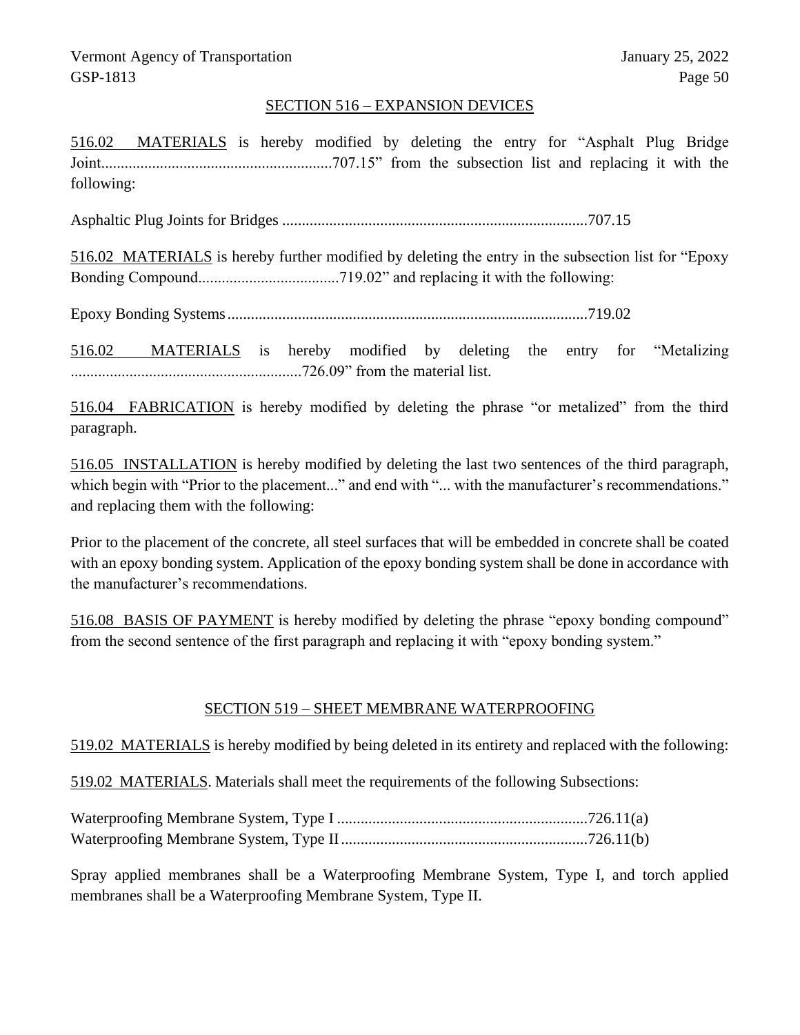## SECTION 516 – EXPANSION DEVICES

516.02 MATERIALS is hereby modified by deleting the entry for "Asphalt Plug Bridge Joint..........................................................707.15" from the subsection list and replacing it with the following:

Asphaltic Plug Joints for Bridges ............................................................................707.15

516.02 MATERIALS is hereby further modified by deleting the entry in the subsection list for "Epoxy Bonding Compound...................................719.02" and replacing it with the following:

Epoxy Bonding Systems..........................................................................................719.02

516.02 MATERIALS is hereby modified by deleting the entry for "Metalizing ..........................................................726.09" from the material list.

516.04 FABRICATION is hereby modified by deleting the phrase "or metalized" from the third paragraph.

516.05 INSTALLATION is hereby modified by deleting the last two sentences of the third paragraph, which begin with "Prior to the placement..." and end with "... with the manufacturer's recommendations." and replacing them with the following:

Prior to the placement of the concrete, all steel surfaces that will be embedded in concrete shall be coated with an epoxy bonding system. Application of the epoxy bonding system shall be done in accordance with the manufacturer's recommendations.

516.08 BASIS OF PAYMENT is hereby modified by deleting the phrase "epoxy bonding compound" from the second sentence of the first paragraph and replacing it with "epoxy bonding system."

## SECTION 519 – SHEET MEMBRANE WATERPROOFING

519.02 MATERIALS is hereby modified by being deleted in its entirety and replaced with the following:

519.02 MATERIALS. Materials shall meet the requirements of the following Subsections:

Waterproofing Membrane System, Type I ...............................................................726.11(a)
Waterproofing Membrane System, Type II..............................................................726.11(b)

Spray applied membranes shall be a Waterproofing Membrane System, Type I, and torch applied membranes shall be a Waterproofing Membrane System, Type II.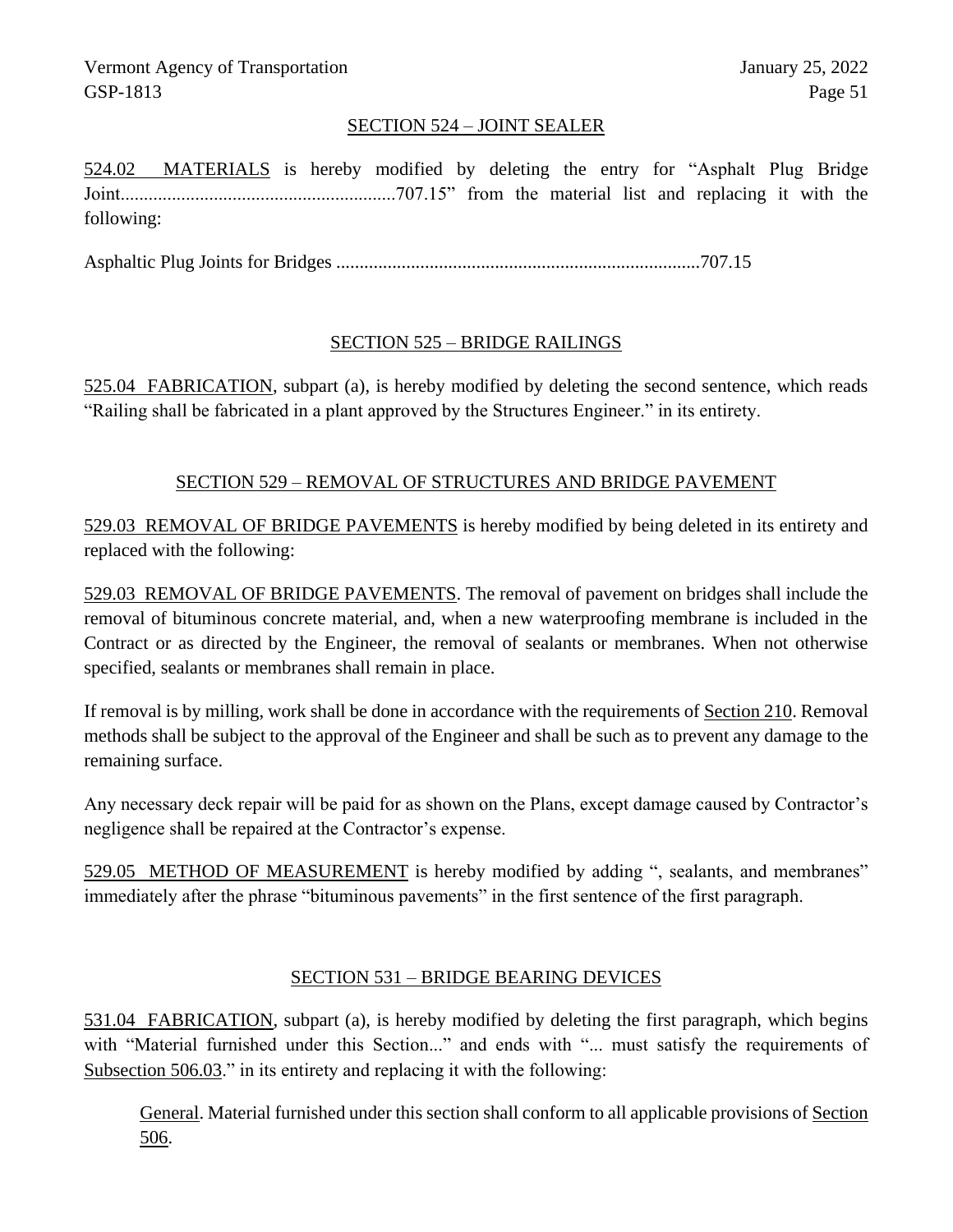## SECTION 524 – JOINT SEALER

524.02 MATERIALS is hereby modified by deleting the entry for "Asphalt Plug Bridge Joint..........................................................707.15" from the material list and replacing it with the following:

Asphaltic Plug Joints for Bridges ............................................................................707.15

## SECTION 525 – BRIDGE RAILINGS

525.04 FABRICATION, subpart (a), is hereby modified by deleting the second sentence, which reads "Railing shall be fabricated in a plant approved by the Structures Engineer." in its entirety.

## SECTION 529 – REMOVAL OF STRUCTURES AND BRIDGE PAVEMENT

529.03 REMOVAL OF BRIDGE PAVEMENTS is hereby modified by being deleted in its entirety and replaced with the following:

529.03 REMOVAL OF BRIDGE PAVEMENTS. The removal of pavement on bridges shall include the removal of bituminous concrete material, and, when a new waterproofing membrane is included in the Contract or as directed by the Engineer, the removal of sealants or membranes. When not otherwise specified, sealants or membranes shall remain in place.

If removal is by milling, work shall be done in accordance with the requirements of Section 210. Removal methods shall be subject to the approval of the Engineer and shall be such as to prevent any damage to the remaining surface.

Any necessary deck repair will be paid for as shown on the Plans, except damage caused by Contractor's negligence shall be repaired at the Contractor's expense.

529.05 METHOD OF MEASUREMENT is hereby modified by adding ", sealants, and membranes" immediately after the phrase "bituminous pavements" in the first sentence of the first paragraph.

## SECTION 531 – BRIDGE BEARING DEVICES

531.04 FABRICATION, subpart (a), is hereby modified by deleting the first paragraph, which begins with "Material furnished under this Section..." and ends with "... must satisfy the requirements of Subsection 506.03." in its entirety and replacing it with the following:

> General. Material furnished under this section shall conform to all applicable provisions of Section 506.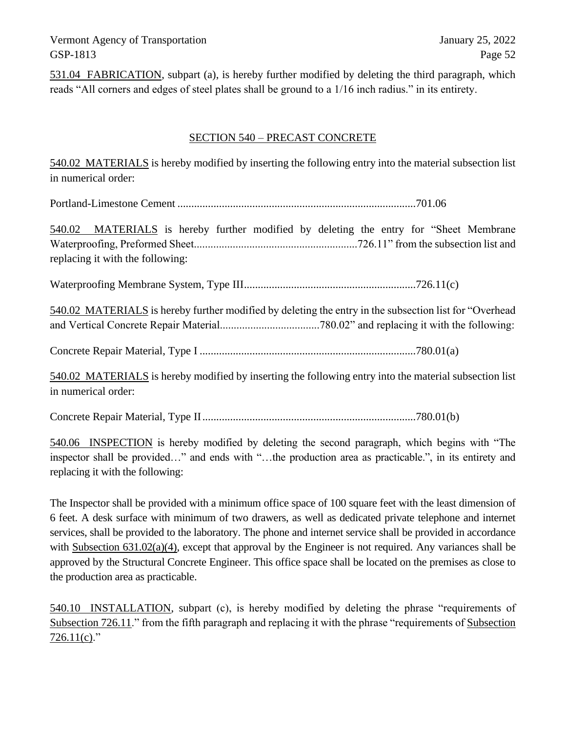<u>531.04 FABRICATION</u>, subpart (a), is hereby further modified by deleting the third paragraph, which reads "All corners and edges of steel plates shall be ground to a 1/16 inch radius." in its entirety.

## <u>SECTION 540 – PRECAST CONCRETE</u>

<u>540.02 MATERIALS</u> is hereby modified by inserting the following entry into the material subsection list in numerical order:

Portland-Limestone Cement ......................................................................................701.06

<u>540.02 MATERIALS</u> is hereby further modified by deleting the entry for "Sheet Membrane Waterproofing, Preformed Sheet...........................................................726.11" from the subsection list and replacing it with the following:

Waterproofing Membrane System, Type III..............................................................726.11(c)

<u>540.02 MATERIALS</u> is hereby further modified by deleting the entry in the subsection list for "Overhead and Vertical Concrete Repair Material....................................780.02" and replacing it with the following:

Concrete Repair Material, Type I ..............................................................................780.01(a)

<u>540.02 MATERIALS</u> is hereby modified by inserting the following entry into the material subsection list in numerical order:

Concrete Repair Material, Type II .............................................................................780.01(b)

<u>540.06 INSPECTION</u> is hereby modified by deleting the second paragraph, which begins with "The inspector shall be provided…" and ends with "…the production area as practicable.", in its entirety and replacing it with the following:

The Inspector shall be provided with a minimum office space of 100 square feet with the least dimension of 6 feet. A desk surface with minimum of two drawers, as well as dedicated private telephone and internet services, shall be provided to the laboratory. The phone and internet service shall be provided in accordance with <u>Subsection 631.02(a)(4)</u>, except that approval by the Engineer is not required. Any variances shall be approved by the Structural Concrete Engineer. This office space shall be located on the premises as close to the production area as practicable.

<u>540.10 INSTALLATION</u>, subpart (c), is hereby modified by deleting the phrase "requirements of <u>Subsection 726.11</u>." from the fifth paragraph and replacing it with the phrase "requirements of <u>Subsection 726.11(c)</u>."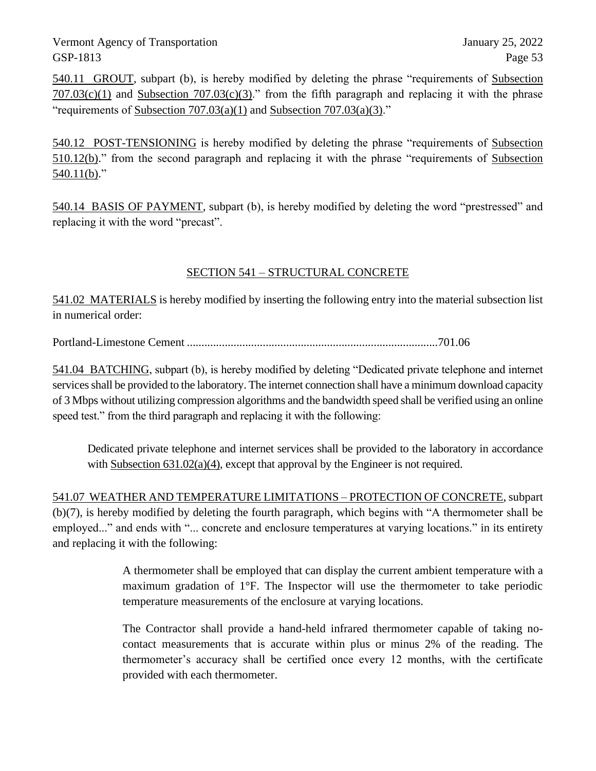540.11 GROUT, subpart (b), is hereby modified by deleting the phrase "requirements of Subsection 707.03(c)(1) and Subsection 707.03(c)(3)." from the fifth paragraph and replacing it with the phrase "requirements of Subsection 707.03(a)(1) and Subsection 707.03(a)(3)."

540.12 POST-TENSIONING is hereby modified by deleting the phrase "requirements of Subsection 510.12(b)." from the second paragraph and replacing it with the phrase "requirements of Subsection 540.11(b)."

540.14 BASIS OF PAYMENT, subpart (b), is hereby modified by deleting the word "prestressed" and replacing it with the word "precast".

## SECTION 541 – STRUCTURAL CONCRETE

541.02 MATERIALS is hereby modified by inserting the following entry into the material subsection list in numerical order:

Portland-Limestone Cement ......................................................................................701.06

541.04 BATCHING, subpart (b), is hereby modified by deleting "Dedicated private telephone and internet services shall be provided to the laboratory. The internet connection shall have a minimum download capacity of 3 Mbps without utilizing compression algorithms and the bandwidth speed shall be verified using an online speed test." from the third paragraph and replacing it with the following:

> Dedicated private telephone and internet services shall be provided to the laboratory in accordance with Subsection 631.02(a)(4), except that approval by the Engineer is not required.

541.07 WEATHER AND TEMPERATURE LIMITATIONS – PROTECTION OF CONCRETE, subpart (b)(7), is hereby modified by deleting the fourth paragraph, which begins with "A thermometer shall be employed..." and ends with "... concrete and enclosure temperatures at varying locations." in its entirety and replacing it with the following:

> A thermometer shall be employed that can display the current ambient temperature with a maximum gradation of 1°F. The Inspector will use the thermometer to take periodic temperature measurements of the enclosure at varying locations.
>
> The Contractor shall provide a hand-held infrared thermometer capable of taking no-contact measurements that is accurate within plus or minus 2% of the reading. The thermometer's accuracy shall be certified once every 12 months, with the certificate provided with each thermometer.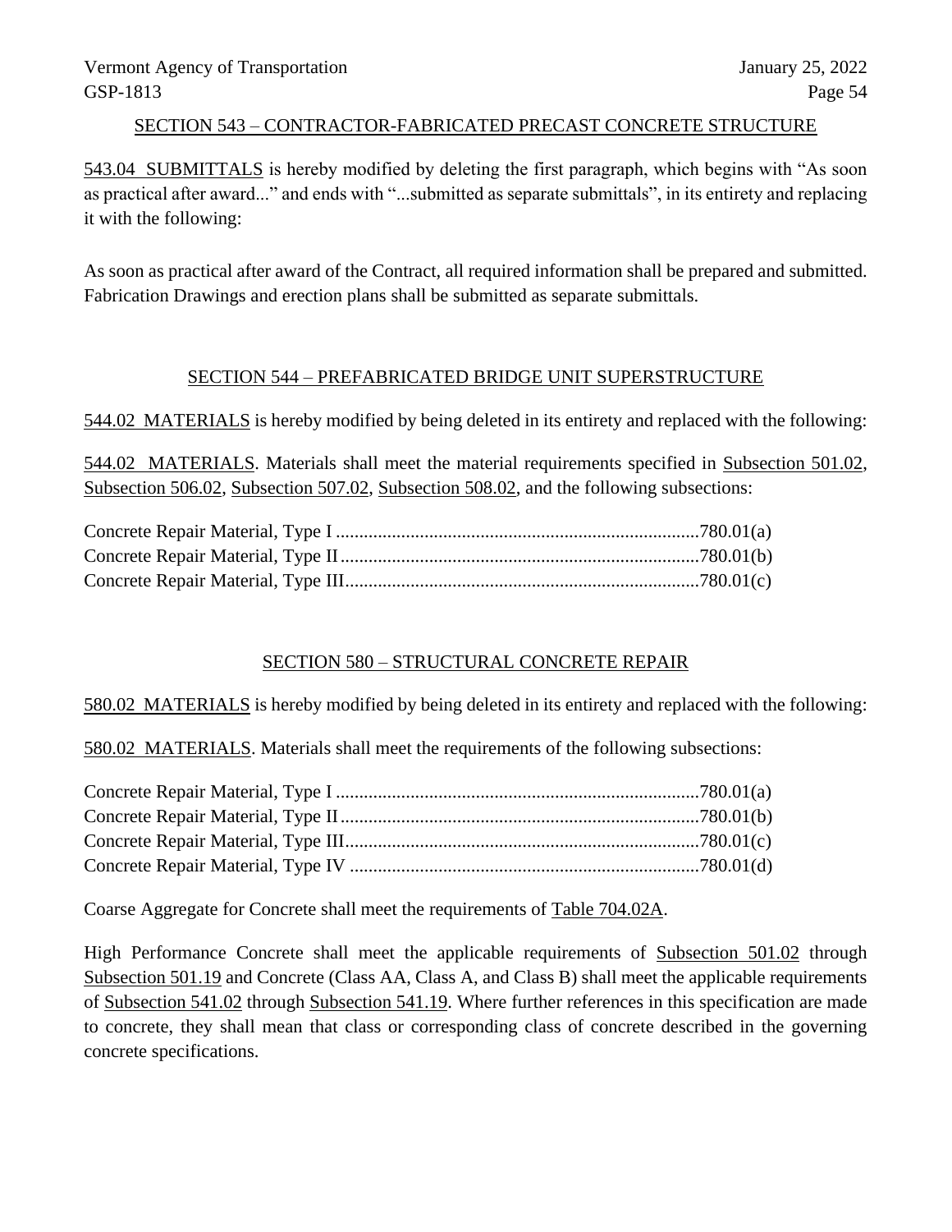## SECTION 543 – CONTRACTOR-FABRICATED PRECAST CONCRETE STRUCTURE

543.04 SUBMITTALS is hereby modified by deleting the first paragraph, which begins with "As soon as practical after award..." and ends with "...submitted as separate submittals", in its entirety and replacing it with the following:

As soon as practical after award of the Contract, all required information shall be prepared and submitted. Fabrication Drawings and erection plans shall be submitted as separate submittals.

## SECTION 544 – PREFABRICATED BRIDGE UNIT SUPERSTRUCTURE

544.02 MATERIALS is hereby modified by being deleted in its entirety and replaced with the following:

544.02 MATERIALS. Materials shall meet the material requirements specified in Subsection 501.02, Subsection 506.02, Subsection 507.02, Subsection 508.02, and the following subsections:

Concrete Repair Material, Type I ..............................................................................780.01(a)
Concrete Repair Material, Type II .............................................................................780.01(b)
Concrete Repair Material, Type III............................................................................780.01(c)

## SECTION 580 – STRUCTURAL CONCRETE REPAIR

580.02 MATERIALS is hereby modified by being deleted in its entirety and replaced with the following:

580.02 MATERIALS. Materials shall meet the requirements of the following subsections:

Concrete Repair Material, Type I ..............................................................................780.01(a)
Concrete Repair Material, Type II .............................................................................780.01(b)
Concrete Repair Material, Type III............................................................................780.01(c)
Concrete Repair Material, Type IV ...........................................................................780.01(d)

Coarse Aggregate for Concrete shall meet the requirements of Table 704.02A.

High Performance Concrete shall meet the applicable requirements of Subsection 501.02 through Subsection 501.19 and Concrete (Class AA, Class A, and Class B) shall meet the applicable requirements of Subsection 541.02 through Subsection 541.19. Where further references in this specification are made to concrete, they shall mean that class or corresponding class of concrete described in the governing concrete specifications.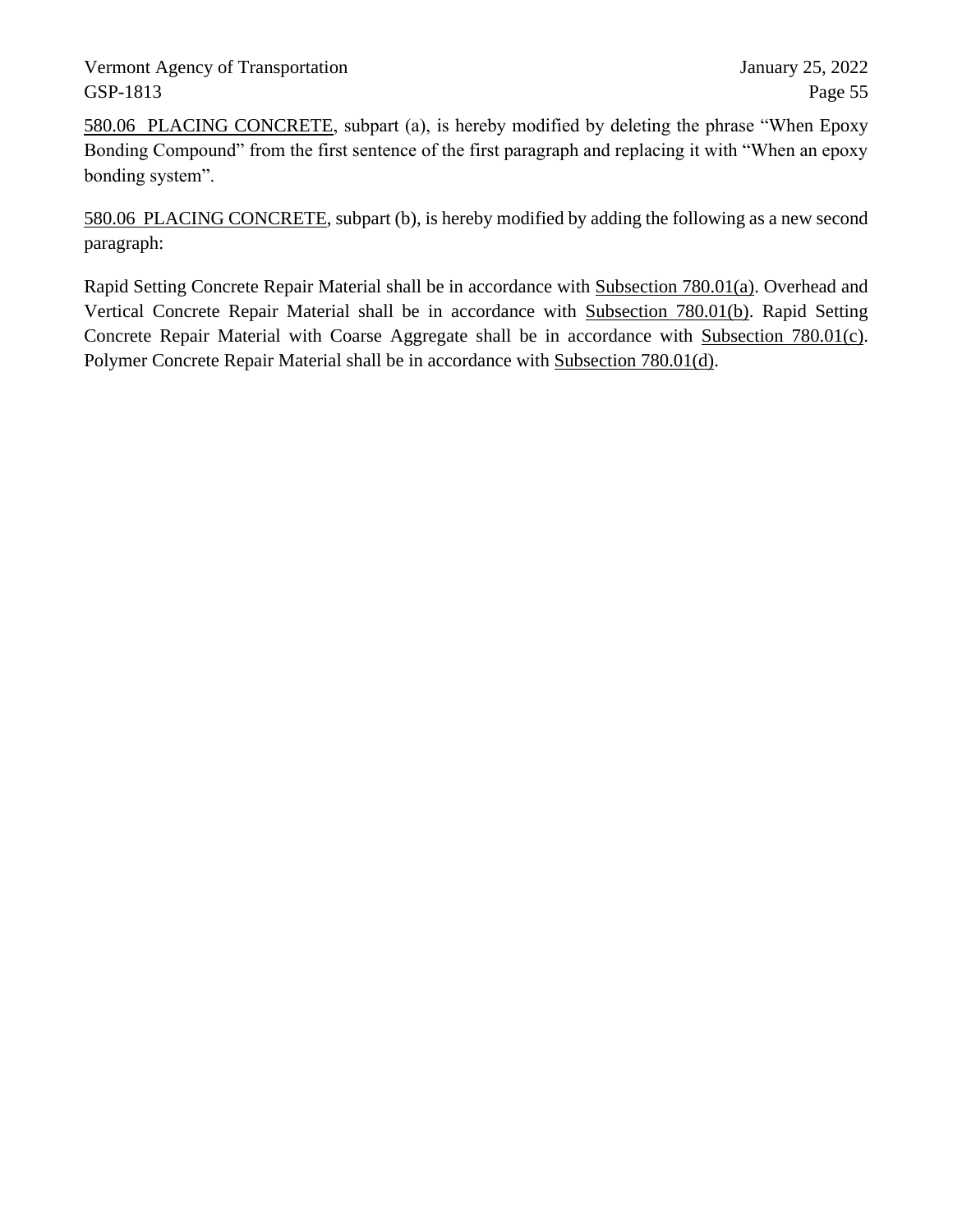580.06 PLACING CONCRETE, subpart (a), is hereby modified by deleting the phrase "When Epoxy Bonding Compound" from the first sentence of the first paragraph and replacing it with "When an epoxy bonding system".

580.06 PLACING CONCRETE, subpart (b), is hereby modified by adding the following as a new second paragraph:

Rapid Setting Concrete Repair Material shall be in accordance with Subsection 780.01(a). Overhead and Vertical Concrete Repair Material shall be in accordance with Subsection 780.01(b). Rapid Setting Concrete Repair Material with Coarse Aggregate shall be in accordance with Subsection 780.01(c). Polymer Concrete Repair Material shall be in accordance with Subsection 780.01(d).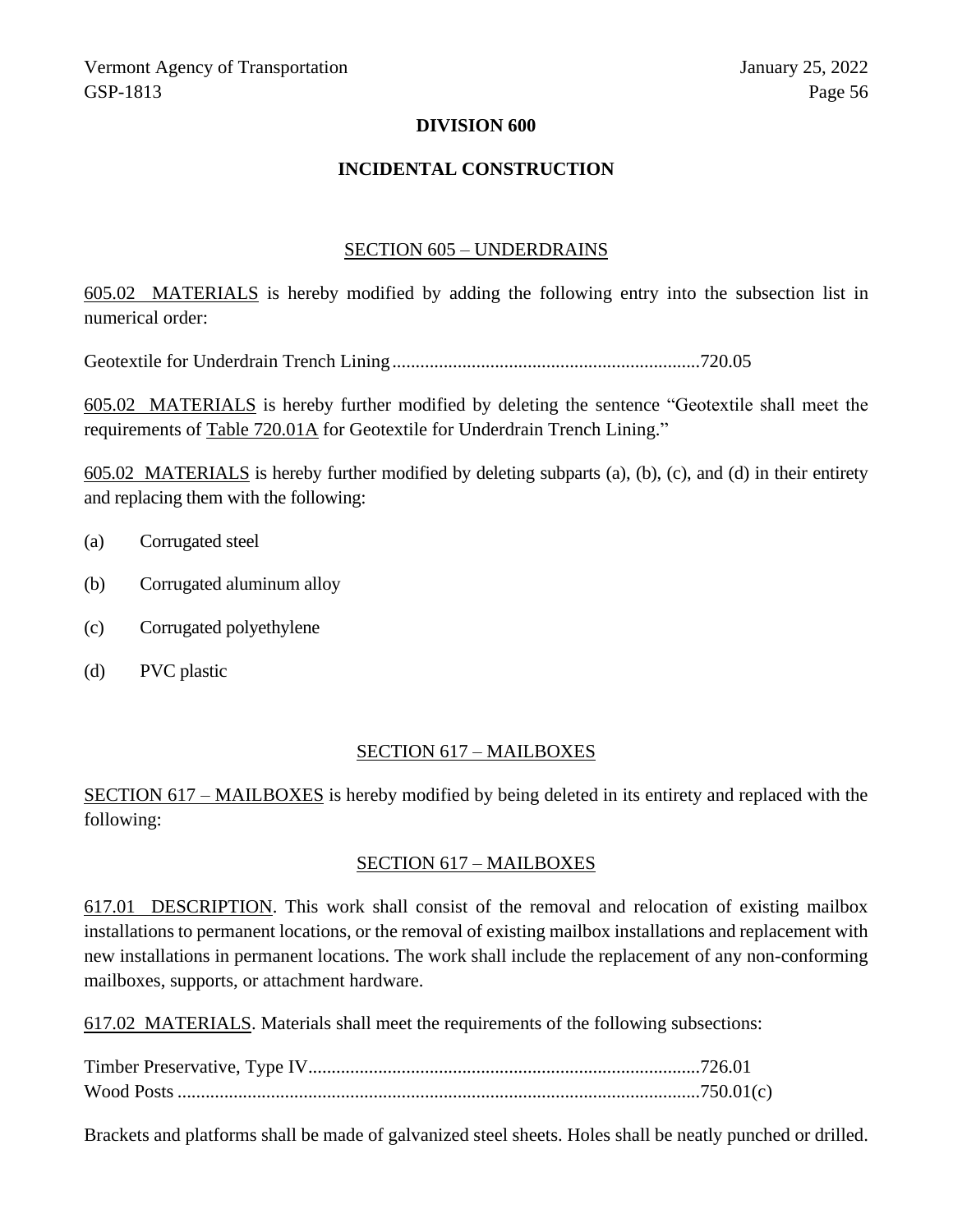# DIVISION 600

## INCIDENTAL CONSTRUCTION

### SECTION 605 – UNDERDRAINS

605.02 MATERIALS is hereby modified by adding the following entry into the subsection list in numerical order:

Geotextile for Underdrain Trench Lining..................................................................720.05

605.02 MATERIALS is hereby further modified by deleting the sentence "Geotextile shall meet the requirements of Table 720.01A for Geotextile for Underdrain Trench Lining."

605.02 MATERIALS is hereby further modified by deleting subparts (a), (b), (c), and (d) in their entirety and replacing them with the following:

(a) Corrugated steel

(b) Corrugated aluminum alloy

(c) Corrugated polyethylene

(d) PVC plastic

### SECTION 617 – MAILBOXES

SECTION 617 – MAILBOXES is hereby modified by being deleted in its entirety and replaced with the following:

### SECTION 617 – MAILBOXES

617.01 DESCRIPTION. This work shall consist of the removal and relocation of existing mailbox installations to permanent locations, or the removal of existing mailbox installations and replacement with new installations in permanent locations. The work shall include the replacement of any non-conforming mailboxes, supports, or attachment hardware.

617.02 MATERIALS. Materials shall meet the requirements of the following subsections:

Timber Preservative, Type IV...................................................................................726.01
Wood Posts ...............................................................................................................750.01(c)

Brackets and platforms shall be made of galvanized steel sheets. Holes shall be neatly punched or drilled.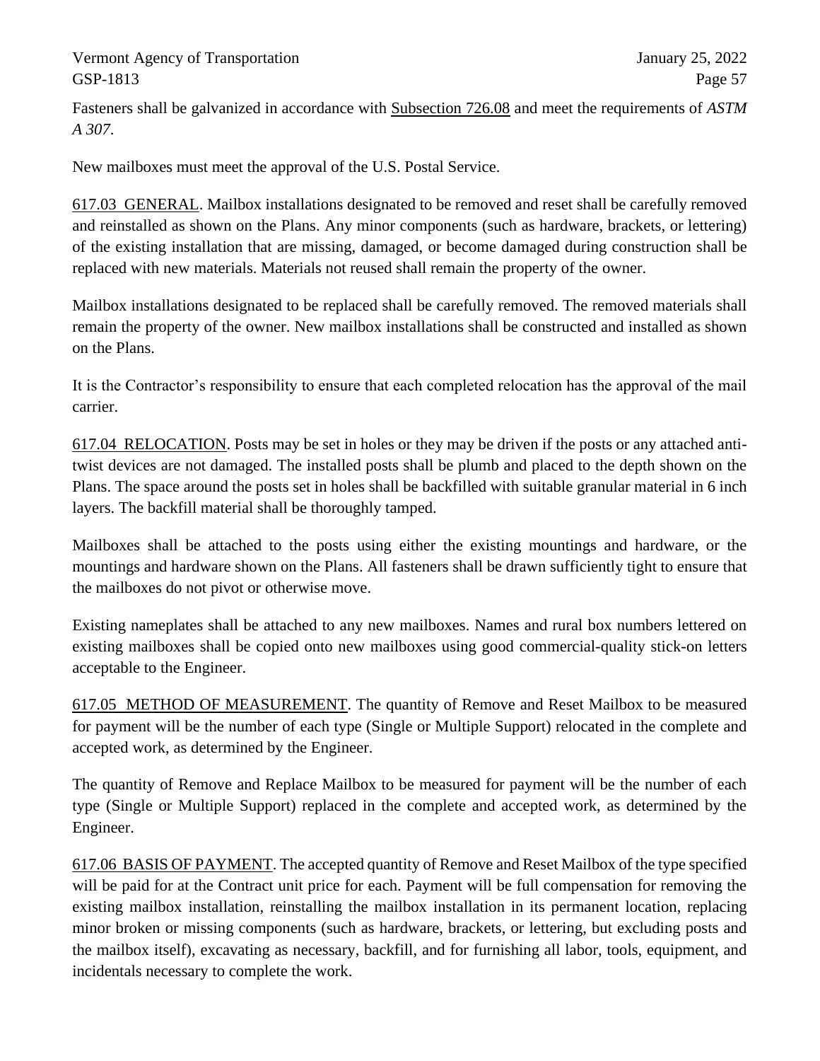Fasteners shall be galvanized in accordance with Subsection 726.08 and meet the requirements of *ASTM A 307*.

New mailboxes must meet the approval of the U.S. Postal Service.

617.03 GENERAL. Mailbox installations designated to be removed and reset shall be carefully removed and reinstalled as shown on the Plans. Any minor components (such as hardware, brackets, or lettering) of the existing installation that are missing, damaged, or become damaged during construction shall be replaced with new materials. Materials not reused shall remain the property of the owner.

Mailbox installations designated to be replaced shall be carefully removed. The removed materials shall remain the property of the owner. New mailbox installations shall be constructed and installed as shown on the Plans.

It is the Contractor's responsibility to ensure that each completed relocation has the approval of the mail carrier.

617.04 RELOCATION. Posts may be set in holes or they may be driven if the posts or any attached anti-twist devices are not damaged. The installed posts shall be plumb and placed to the depth shown on the Plans. The space around the posts set in holes shall be backfilled with suitable granular material in 6 inch layers. The backfill material shall be thoroughly tamped.

Mailboxes shall be attached to the posts using either the existing mountings and hardware, or the mountings and hardware shown on the Plans. All fasteners shall be drawn sufficiently tight to ensure that the mailboxes do not pivot or otherwise move.

Existing nameplates shall be attached to any new mailboxes. Names and rural box numbers lettered on existing mailboxes shall be copied onto new mailboxes using good commercial-quality stick-on letters acceptable to the Engineer.

617.05 METHOD OF MEASUREMENT. The quantity of Remove and Reset Mailbox to be measured for payment will be the number of each type (Single or Multiple Support) relocated in the complete and accepted work, as determined by the Engineer.

The quantity of Remove and Replace Mailbox to be measured for payment will be the number of each type (Single or Multiple Support) replaced in the complete and accepted work, as determined by the Engineer.

617.06 BASIS OF PAYMENT. The accepted quantity of Remove and Reset Mailbox of the type specified will be paid for at the Contract unit price for each. Payment will be full compensation for removing the existing mailbox installation, reinstalling the mailbox installation in its permanent location, replacing minor broken or missing components (such as hardware, brackets, or lettering, but excluding posts and the mailbox itself), excavating as necessary, backfill, and for furnishing all labor, tools, equipment, and incidentals necessary to complete the work.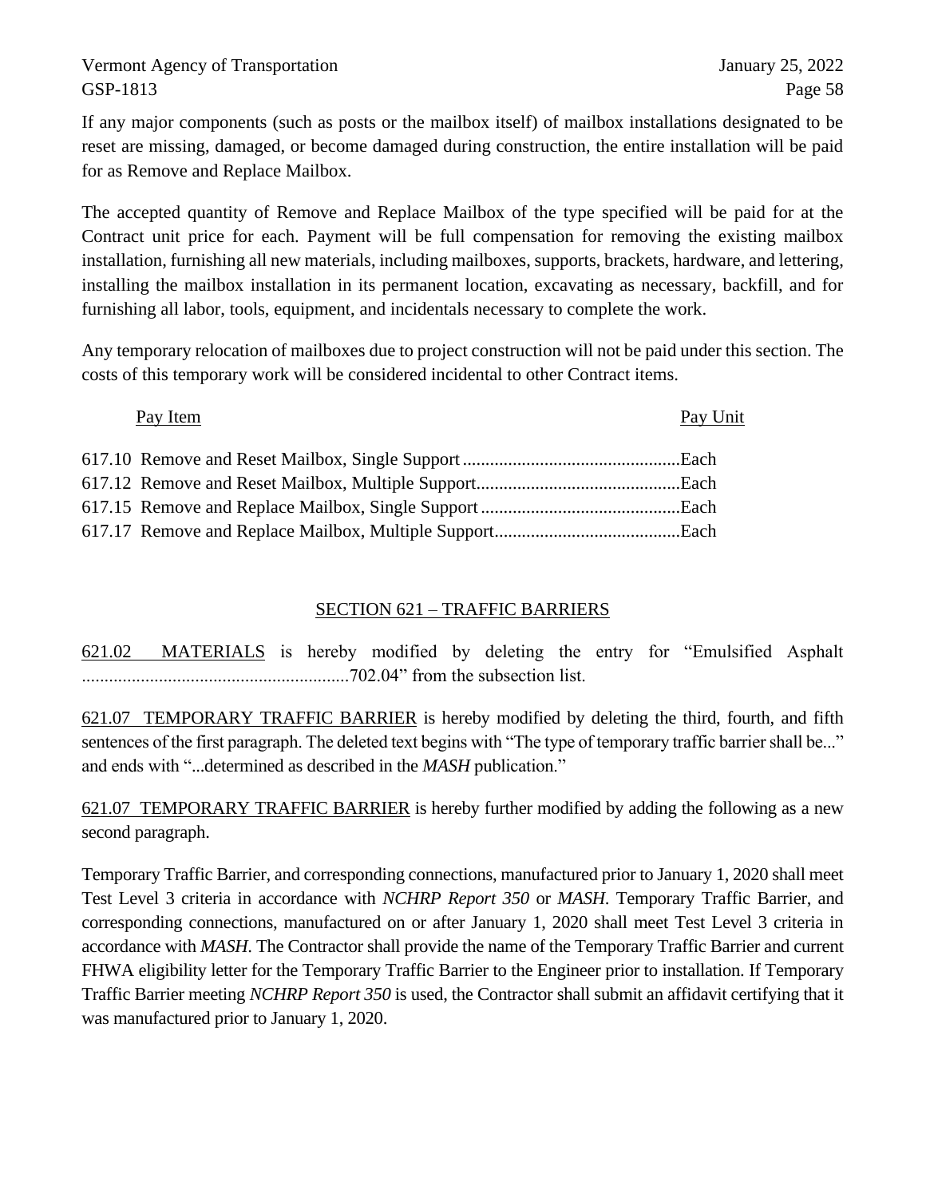If any major components (such as posts or the mailbox itself) of mailbox installations designated to be reset are missing, damaged, or become damaged during construction, the entire installation will be paid for as Remove and Replace Mailbox.

The accepted quantity of Remove and Replace Mailbox of the type specified will be paid for at the Contract unit price for each. Payment will be full compensation for removing the existing mailbox installation, furnishing all new materials, including mailboxes, supports, brackets, hardware, and lettering, installing the mailbox installation in its permanent location, excavating as necessary, backfill, and for furnishing all labor, tools, equipment, and incidentals necessary to complete the work.

Any temporary relocation of mailboxes due to project construction will not be paid under this section. The costs of this temporary work will be considered incidental to other Contract items.

| Pay Item | Pay Unit |
|---|---|
| 617.10 Remove and Reset Mailbox, Single Support | Each |
| 617.12 Remove and Reset Mailbox, Multiple Support | Each |
| 617.15 Remove and Replace Mailbox, Single Support | Each |
| 617.17 Remove and Replace Mailbox, Multiple Support | Each |

## SECTION 621 – TRAFFIC BARRIERS

621.02 MATERIALS is hereby modified by deleting the entry for "Emulsified Asphalt ..........................................................702.04" from the subsection list.

621.07 TEMPORARY TRAFFIC BARRIER is hereby modified by deleting the third, fourth, and fifth sentences of the first paragraph. The deleted text begins with "The type of temporary traffic barrier shall be..." and ends with "...determined as described in the *MASH* publication."

621.07 TEMPORARY TRAFFIC BARRIER is hereby further modified by adding the following as a new second paragraph.

Temporary Traffic Barrier, and corresponding connections, manufactured prior to January 1, 2020 shall meet Test Level 3 criteria in accordance with *NCHRP Report 350* or *MASH*. Temporary Traffic Barrier, and corresponding connections, manufactured on or after January 1, 2020 shall meet Test Level 3 criteria in accordance with *MASH*. The Contractor shall provide the name of the Temporary Traffic Barrier and current FHWA eligibility letter for the Temporary Traffic Barrier to the Engineer prior to installation. If Temporary Traffic Barrier meeting *NCHRP Report 350* is used, the Contractor shall submit an affidavit certifying that it was manufactured prior to January 1, 2020.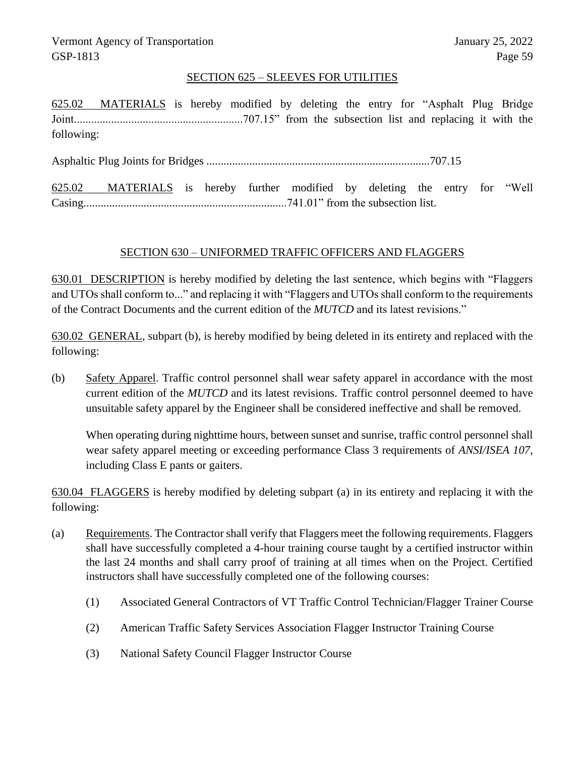## SECTION 625 – SLEEVES FOR UTILITIES

625.02 MATERIALS is hereby modified by deleting the entry for "Asphalt Plug Bridge Joint..........................................................707.15" from the subsection list and replacing it with the following:

Asphaltic Plug Joints for Bridges .............................................................................707.15

625.02 MATERIALS is hereby further modified by deleting the entry for "Well Casing.......................................................................741.01" from the subsection list.

## SECTION 630 – UNIFORMED TRAFFIC OFFICERS AND FLAGGERS

630.01 DESCRIPTION is hereby modified by deleting the last sentence, which begins with "Flaggers and UTOs shall conform to..." and replacing it with "Flaggers and UTOs shall conform to the requirements of the Contract Documents and the current edition of the *MUTCD* and its latest revisions."

630.02 GENERAL, subpart (b), is hereby modified by being deleted in its entirety and replaced with the following:

(b) Safety Apparel. Traffic control personnel shall wear safety apparel in accordance with the most current edition of the *MUTCD* and its latest revisions. Traffic control personnel deemed to have unsuitable safety apparel by the Engineer shall be considered ineffective and shall be removed.

When operating during nighttime hours, between sunset and sunrise, traffic control personnel shall wear safety apparel meeting or exceeding performance Class 3 requirements of *ANSI/ISEA 107*, including Class E pants or gaiters.

630.04 FLAGGERS is hereby modified by deleting subpart (a) in its entirety and replacing it with the following:

(a) Requirements. The Contractor shall verify that Flaggers meet the following requirements. Flaggers shall have successfully completed a 4-hour training course taught by a certified instructor within the last 24 months and shall carry proof of training at all times when on the Project. Certified instructors shall have successfully completed one of the following courses:

(1) Associated General Contractors of VT Traffic Control Technician/Flagger Trainer Course

(2) American Traffic Safety Services Association Flagger Instructor Training Course

(3) National Safety Council Flagger Instructor Course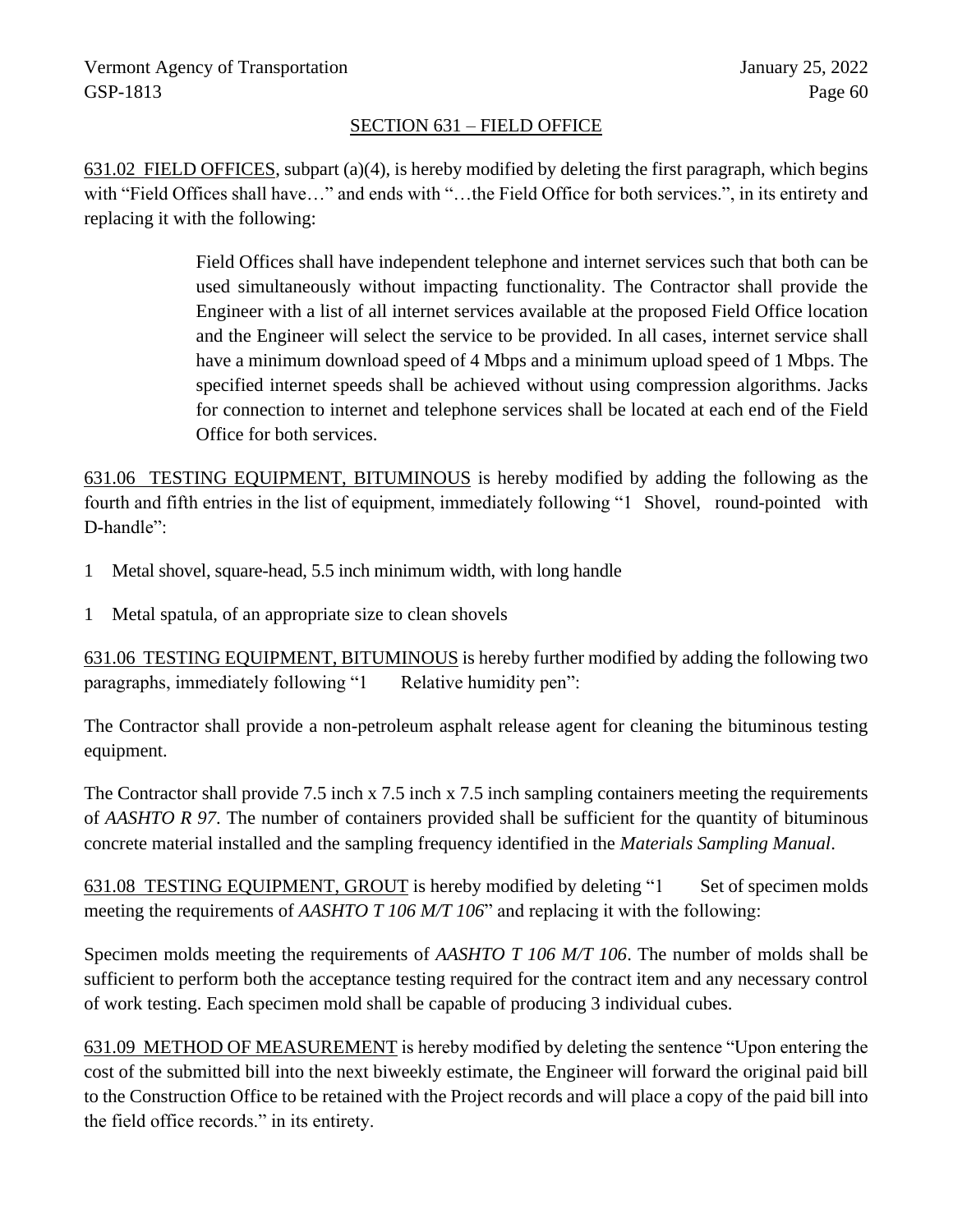## SECTION 631 – FIELD OFFICE

631.02 FIELD OFFICES, subpart (a)(4), is hereby modified by deleting the first paragraph, which begins with "Field Offices shall have…" and ends with "…the Field Office for both services.", in its entirety and replacing it with the following:

> Field Offices shall have independent telephone and internet services such that both can be used simultaneously without impacting functionality. The Contractor shall provide the Engineer with a list of all internet services available at the proposed Field Office location and the Engineer will select the service to be provided. In all cases, internet service shall have a minimum download speed of 4 Mbps and a minimum upload speed of 1 Mbps. The specified internet speeds shall be achieved without using compression algorithms. Jacks for connection to internet and telephone services shall be located at each end of the Field Office for both services.

631.06 TESTING EQUIPMENT, BITUMINOUS is hereby modified by adding the following as the fourth and fifth entries in the list of equipment, immediately following "1 Shovel, round-pointed with D-handle":

1 Metal shovel, square-head, 5.5 inch minimum width, with long handle

1 Metal spatula, of an appropriate size to clean shovels

631.06 TESTING EQUIPMENT, BITUMINOUS is hereby further modified by adding the following two paragraphs, immediately following "1 Relative humidity pen":

The Contractor shall provide a non-petroleum asphalt release agent for cleaning the bituminous testing equipment.

The Contractor shall provide 7.5 inch x 7.5 inch x 7.5 inch sampling containers meeting the requirements of *AASHTO R 97*. The number of containers provided shall be sufficient for the quantity of bituminous concrete material installed and the sampling frequency identified in the *Materials Sampling Manual*.

631.08 TESTING EQUIPMENT, GROUT is hereby modified by deleting "1 Set of specimen molds meeting the requirements of *AASHTO T 106 M/T 106*" and replacing it with the following:

Specimen molds meeting the requirements of *AASHTO T 106 M/T 106*. The number of molds shall be sufficient to perform both the acceptance testing required for the contract item and any necessary control of work testing. Each specimen mold shall be capable of producing 3 individual cubes.

631.09 METHOD OF MEASUREMENT is hereby modified by deleting the sentence "Upon entering the cost of the submitted bill into the next biweekly estimate, the Engineer will forward the original paid bill to the Construction Office to be retained with the Project records and will place a copy of the paid bill into the field office records." in its entirety.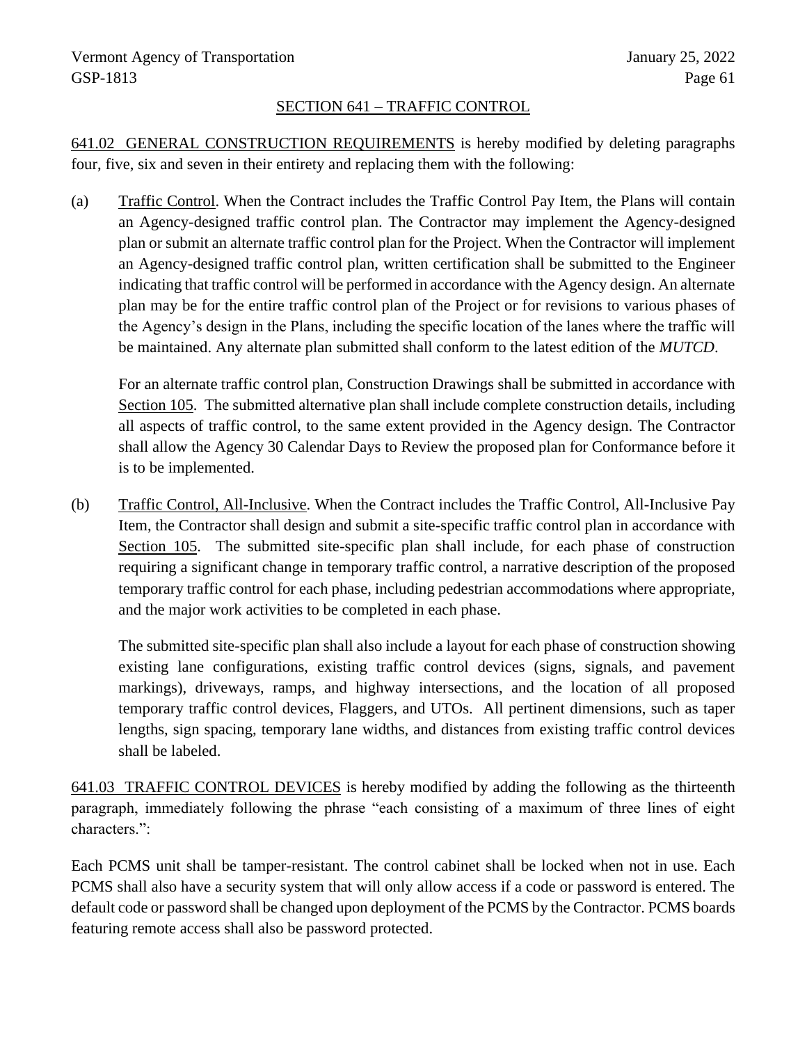## SECTION 641 – TRAFFIC CONTROL

641.02 GENERAL CONSTRUCTION REQUIREMENTS is hereby modified by deleting paragraphs four, five, six and seven in their entirety and replacing them with the following:

(a) Traffic Control. When the Contract includes the Traffic Control Pay Item, the Plans will contain an Agency-designed traffic control plan. The Contractor may implement the Agency-designed plan or submit an alternate traffic control plan for the Project. When the Contractor will implement an Agency-designed traffic control plan, written certification shall be submitted to the Engineer indicating that traffic control will be performed in accordance with the Agency design. An alternate plan may be for the entire traffic control plan of the Project or for revisions to various phases of the Agency's design in the Plans, including the specific location of the lanes where the traffic will be maintained. Any alternate plan submitted shall conform to the latest edition of the *MUTCD*.

For an alternate traffic control plan, Construction Drawings shall be submitted in accordance with Section 105. The submitted alternative plan shall include complete construction details, including all aspects of traffic control, to the same extent provided in the Agency design. The Contractor shall allow the Agency 30 Calendar Days to Review the proposed plan for Conformance before it is to be implemented.

(b) Traffic Control, All-Inclusive. When the Contract includes the Traffic Control, All-Inclusive Pay Item, the Contractor shall design and submit a site-specific traffic control plan in accordance with Section 105. The submitted site-specific plan shall include, for each phase of construction requiring a significant change in temporary traffic control, a narrative description of the proposed temporary traffic control for each phase, including pedestrian accommodations where appropriate, and the major work activities to be completed in each phase.

The submitted site-specific plan shall also include a layout for each phase of construction showing existing lane configurations, existing traffic control devices (signs, signals, and pavement markings), driveways, ramps, and highway intersections, and the location of all proposed temporary traffic control devices, Flaggers, and UTOs. All pertinent dimensions, such as taper lengths, sign spacing, temporary lane widths, and distances from existing traffic control devices shall be labeled.

641.03 TRAFFIC CONTROL DEVICES is hereby modified by adding the following as the thirteenth paragraph, immediately following the phrase "each consisting of a maximum of three lines of eight characters.":

Each PCMS unit shall be tamper-resistant. The control cabinet shall be locked when not in use. Each PCMS shall also have a security system that will only allow access if a code or password is entered. The default code or password shall be changed upon deployment of the PCMS by the Contractor. PCMS boards featuring remote access shall also be password protected.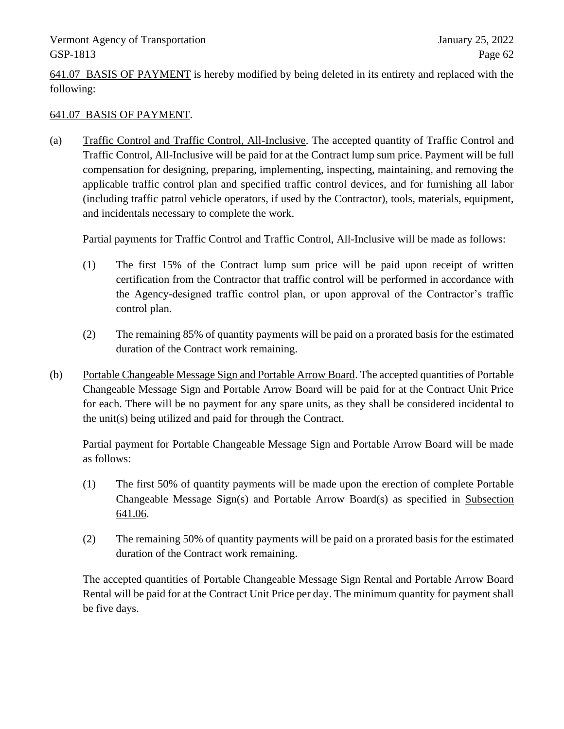641.07 BASIS OF PAYMENT is hereby modified by being deleted in its entirety and replaced with the following:

641.07 BASIS OF PAYMENT.

(a) Traffic Control and Traffic Control, All-Inclusive. The accepted quantity of Traffic Control and Traffic Control, All-Inclusive will be paid for at the Contract lump sum price. Payment will be full compensation for designing, preparing, implementing, inspecting, maintaining, and removing the applicable traffic control plan and specified traffic control devices, and for furnishing all labor (including traffic patrol vehicle operators, if used by the Contractor), tools, materials, equipment, and incidentals necessary to complete the work.

Partial payments for Traffic Control and Traffic Control, All-Inclusive will be made as follows:

(1) The first 15% of the Contract lump sum price will be paid upon receipt of written certification from the Contractor that traffic control will be performed in accordance with the Agency-designed traffic control plan, or upon approval of the Contractor's traffic control plan.

(2) The remaining 85% of quantity payments will be paid on a prorated basis for the estimated duration of the Contract work remaining.

(b) Portable Changeable Message Sign and Portable Arrow Board. The accepted quantities of Portable Changeable Message Sign and Portable Arrow Board will be paid for at the Contract Unit Price for each. There will be no payment for any spare units, as they shall be considered incidental to the unit(s) being utilized and paid for through the Contract.

Partial payment for Portable Changeable Message Sign and Portable Arrow Board will be made as follows:

(1) The first 50% of quantity payments will be made upon the erection of complete Portable Changeable Message Sign(s) and Portable Arrow Board(s) as specified in Subsection 641.06.

(2) The remaining 50% of quantity payments will be paid on a prorated basis for the estimated duration of the Contract work remaining.

The accepted quantities of Portable Changeable Message Sign Rental and Portable Arrow Board Rental will be paid for at the Contract Unit Price per day. The minimum quantity for payment shall be five days.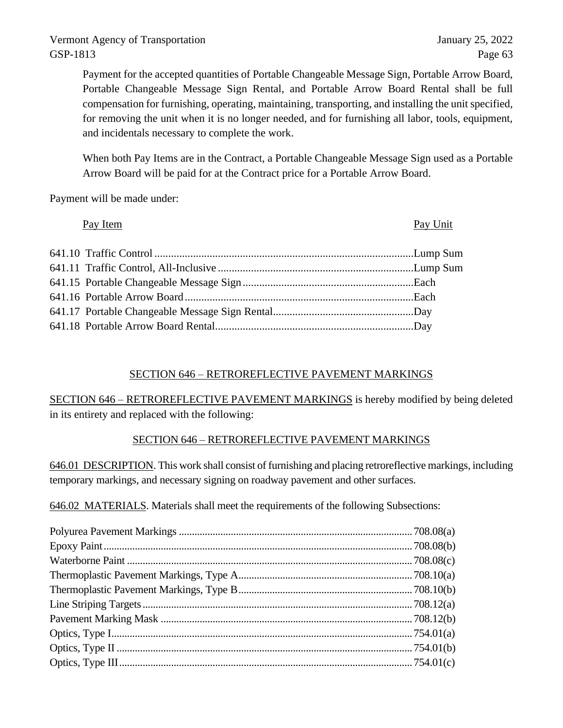Payment for the accepted quantities of Portable Changeable Message Sign, Portable Arrow Board, Portable Changeable Message Sign Rental, and Portable Arrow Board Rental shall be full compensation for furnishing, operating, maintaining, transporting, and installing the unit specified, for removing the unit when it is no longer needed, and for furnishing all labor, tools, equipment, and incidentals necessary to complete the work.

When both Pay Items are in the Contract, a Portable Changeable Message Sign used as a Portable Arrow Board will be paid for at the Contract price for a Portable Arrow Board.

Payment will be made under:

| Pay Item | Pay Unit |
|---|---|
| 641.10 Traffic Control | Lump Sum |
| 641.11 Traffic Control, All-Inclusive | Lump Sum |
| 641.15 Portable Changeable Message Sign | Each |
| 641.16 Portable Arrow Board | Each |
| 641.17 Portable Changeable Message Sign Rental | Day |
| 641.18 Portable Arrow Board Rental | Day |

## SECTION 646 – RETROREFLECTIVE PAVEMENT MARKINGS

SECTION 646 – RETROREFLECTIVE PAVEMENT MARKINGS is hereby modified by being deleted in its entirety and replaced with the following:

## SECTION 646 – RETROREFLECTIVE PAVEMENT MARKINGS

646.01 DESCRIPTION. This work shall consist of furnishing and placing retroreflective markings, including temporary markings, and necessary signing on roadway pavement and other surfaces.

646.02 MATERIALS. Materials shall meet the requirements of the following Subsections:

| Material | Subsection |
|---|---|
| Polyurea Pavement Markings | 708.08(a) |
| Epoxy Paint | 708.08(b) |
| Waterborne Paint | 708.08(c) |
| Thermoplastic Pavement Markings, Type A | 708.10(a) |
| Thermoplastic Pavement Markings, Type B | 708.10(b) |
| Line Striping Targets | 708.12(a) |
| Pavement Marking Mask | 708.12(b) |
| Optics, Type I | 754.01(a) |
| Optics, Type II | 754.01(b) |
| Optics, Type III | 754.01(c) |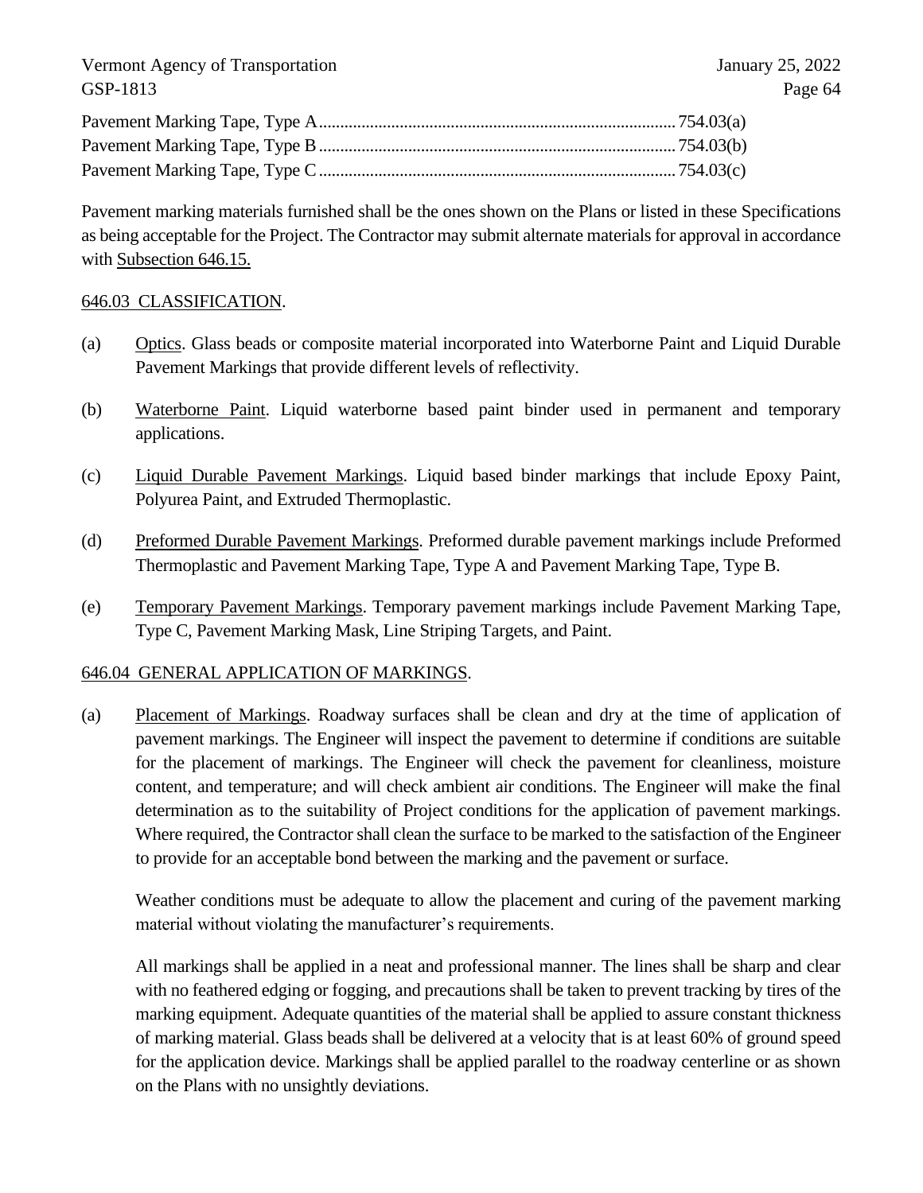Pavement Marking Tape, Type A .................................................................................... 754.03(a)
Pavement Marking Tape, Type B .................................................................................... 754.03(b)
Pavement Marking Tape, Type C .................................................................................... 754.03(c)

Pavement marking materials furnished shall be the ones shown on the Plans or listed in these Specifications as being acceptable for the Project. The Contractor may submit alternate materials for approval in accordance with Subsection 646.15.

## 646.03 CLASSIFICATION.

(a) Optics. Glass beads or composite material incorporated into Waterborne Paint and Liquid Durable Pavement Markings that provide different levels of reflectivity.

(b) Waterborne Paint. Liquid waterborne based paint binder used in permanent and temporary applications.

(c) Liquid Durable Pavement Markings. Liquid based binder markings that include Epoxy Paint, Polyurea Paint, and Extruded Thermoplastic.

(d) Preformed Durable Pavement Markings. Preformed durable pavement markings include Preformed Thermoplastic and Pavement Marking Tape, Type A and Pavement Marking Tape, Type B.

(e) Temporary Pavement Markings. Temporary pavement markings include Pavement Marking Tape, Type C, Pavement Marking Mask, Line Striping Targets, and Paint.

## 646.04 GENERAL APPLICATION OF MARKINGS.

(a) Placement of Markings. Roadway surfaces shall be clean and dry at the time of application of pavement markings. The Engineer will inspect the pavement to determine if conditions are suitable for the placement of markings. The Engineer will check the pavement for cleanliness, moisture content, and temperature; and will check ambient air conditions. The Engineer will make the final determination as to the suitability of Project conditions for the application of pavement markings. Where required, the Contractor shall clean the surface to be marked to the satisfaction of the Engineer to provide for an acceptable bond between the marking and the pavement or surface.

Weather conditions must be adequate to allow the placement and curing of the pavement marking material without violating the manufacturer's requirements.

All markings shall be applied in a neat and professional manner. The lines shall be sharp and clear with no feathered edging or fogging, and precautions shall be taken to prevent tracking by tires of the marking equipment. Adequate quantities of the material shall be applied to assure constant thickness of marking material. Glass beads shall be delivered at a velocity that is at least 60% of ground speed for the application device. Markings shall be applied parallel to the roadway centerline or as shown on the Plans with no unsightly deviations.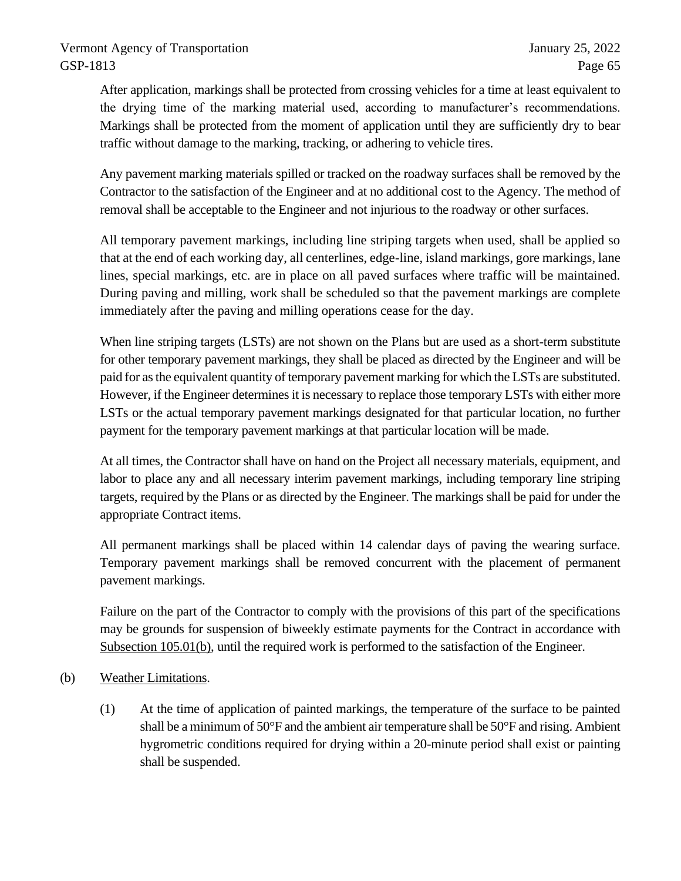After application, markings shall be protected from crossing vehicles for a time at least equivalent to the drying time of the marking material used, according to manufacturer's recommendations. Markings shall be protected from the moment of application until they are sufficiently dry to bear traffic without damage to the marking, tracking, or adhering to vehicle tires.

Any pavement marking materials spilled or tracked on the roadway surfaces shall be removed by the Contractor to the satisfaction of the Engineer and at no additional cost to the Agency. The method of removal shall be acceptable to the Engineer and not injurious to the roadway or other surfaces.

All temporary pavement markings, including line striping targets when used, shall be applied so that at the end of each working day, all centerlines, edge-line, island markings, gore markings, lane lines, special markings, etc. are in place on all paved surfaces where traffic will be maintained. During paving and milling, work shall be scheduled so that the pavement markings are complete immediately after the paving and milling operations cease for the day.

When line striping targets (LSTs) are not shown on the Plans but are used as a short-term substitute for other temporary pavement markings, they shall be placed as directed by the Engineer and will be paid for as the equivalent quantity of temporary pavement marking for which the LSTs are substituted. However, if the Engineer determines it is necessary to replace those temporary LSTs with either more LSTs or the actual temporary pavement markings designated for that particular location, no further payment for the temporary pavement markings at that particular location will be made.

At all times, the Contractor shall have on hand on the Project all necessary materials, equipment, and labor to place any and all necessary interim pavement markings, including temporary line striping targets, required by the Plans or as directed by the Engineer. The markings shall be paid for under the appropriate Contract items.

All permanent markings shall be placed within 14 calendar days of paving the wearing surface. Temporary pavement markings shall be removed concurrent with the placement of permanent pavement markings.

Failure on the part of the Contractor to comply with the provisions of this part of the specifications may be grounds for suspension of biweekly estimate payments for the Contract in accordance with Subsection 105.01(b), until the required work is performed to the satisfaction of the Engineer.

(b) Weather Limitations.

(1) At the time of application of painted markings, the temperature of the surface to be painted shall be a minimum of 50°F and the ambient air temperature shall be 50°F and rising. Ambient hygrometric conditions required for drying within a 20-minute period shall exist or painting shall be suspended.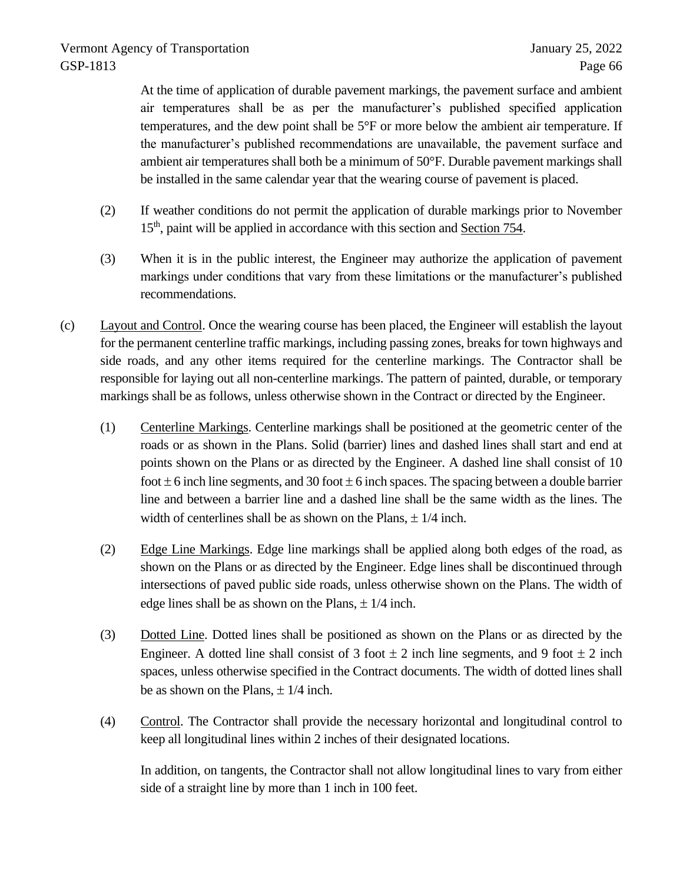At the time of application of durable pavement markings, the pavement surface and ambient air temperatures shall be as per the manufacturer's published specified application temperatures, and the dew point shall be 5°F or more below the ambient air temperature. If the manufacturer's published recommendations are unavailable, the pavement surface and ambient air temperatures shall both be a minimum of 50°F. Durable pavement markings shall be installed in the same calendar year that the wearing course of pavement is placed.

(2) If weather conditions do not permit the application of durable markings prior to November 15th, paint will be applied in accordance with this section and Section 754.

(3) When it is in the public interest, the Engineer may authorize the application of pavement markings under conditions that vary from these limitations or the manufacturer's published recommendations.

(c) Layout and Control. Once the wearing course has been placed, the Engineer will establish the layout for the permanent centerline traffic markings, including passing zones, breaks for town highways and side roads, and any other items required for the centerline markings. The Contractor shall be responsible for laying out all non-centerline markings. The pattern of painted, durable, or temporary markings shall be as follows, unless otherwise shown in the Contract or directed by the Engineer.

(1) Centerline Markings. Centerline markings shall be positioned at the geometric center of the roads or as shown in the Plans. Solid (barrier) lines and dashed lines shall start and end at points shown on the Plans or as directed by the Engineer. A dashed line shall consist of 10 foot ± 6 inch line segments, and 30 foot ± 6 inch spaces. The spacing between a double barrier line and between a barrier line and a dashed line shall be the same width as the lines. The width of centerlines shall be as shown on the Plans, ± 1/4 inch.

(2) Edge Line Markings. Edge line markings shall be applied along both edges of the road, as shown on the Plans or as directed by the Engineer. Edge lines shall be discontinued through intersections of paved public side roads, unless otherwise shown on the Plans. The width of edge lines shall be as shown on the Plans, ± 1/4 inch.

(3) Dotted Line. Dotted lines shall be positioned as shown on the Plans or as directed by the Engineer. A dotted line shall consist of 3 foot ± 2 inch line segments, and 9 foot ± 2 inch spaces, unless otherwise specified in the Contract documents. The width of dotted lines shall be as shown on the Plans, ± 1/4 inch.

(4) Control. The Contractor shall provide the necessary horizontal and longitudinal control to keep all longitudinal lines within 2 inches of their designated locations.

In addition, on tangents, the Contractor shall not allow longitudinal lines to vary from either side of a straight line by more than 1 inch in 100 feet.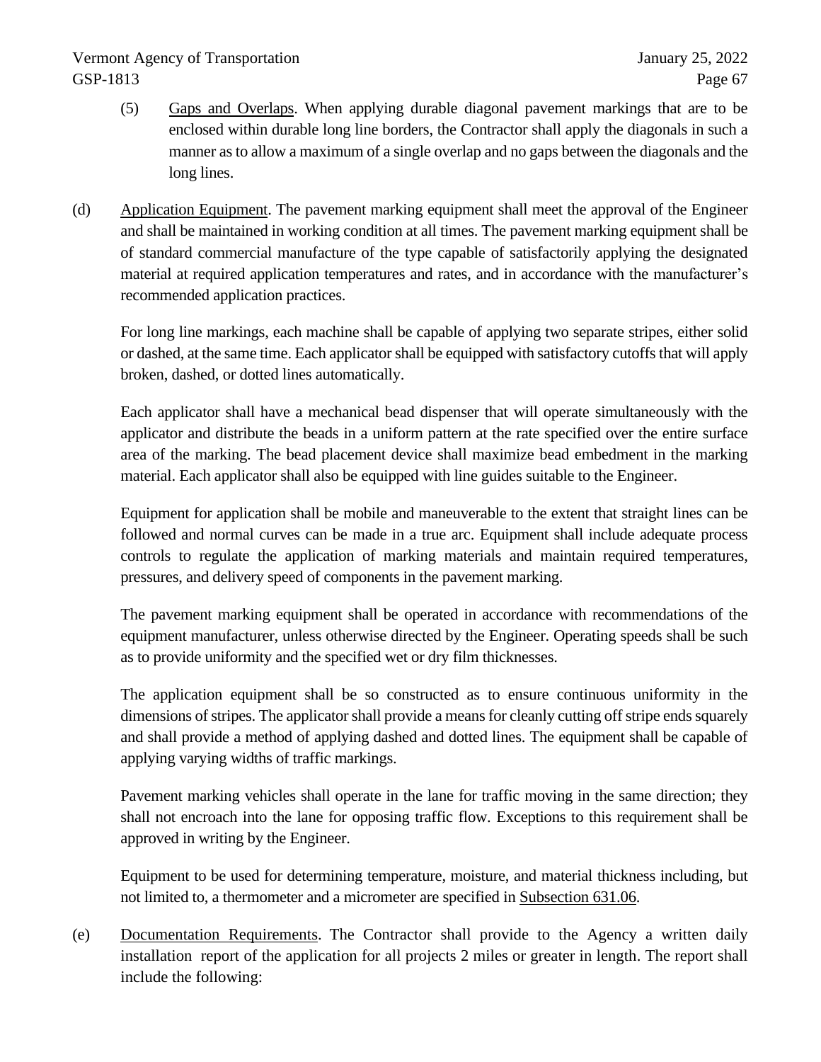(5) <u>Gaps and Overlaps</u>. When applying durable diagonal pavement markings that are to be enclosed within durable long line borders, the Contractor shall apply the diagonals in such a manner as to allow a maximum of a single overlap and no gaps between the diagonals and the long lines.

(d) <u>Application Equipment</u>. The pavement marking equipment shall meet the approval of the Engineer and shall be maintained in working condition at all times. The pavement marking equipment shall be of standard commercial manufacture of the type capable of satisfactorily applying the designated material at required application temperatures and rates, and in accordance with the manufacturer's recommended application practices.

For long line markings, each machine shall be capable of applying two separate stripes, either solid or dashed, at the same time. Each applicator shall be equipped with satisfactory cutoffs that will apply broken, dashed, or dotted lines automatically.

Each applicator shall have a mechanical bead dispenser that will operate simultaneously with the applicator and distribute the beads in a uniform pattern at the rate specified over the entire surface area of the marking. The bead placement device shall maximize bead embedment in the marking material. Each applicator shall also be equipped with line guides suitable to the Engineer.

Equipment for application shall be mobile and maneuverable to the extent that straight lines can be followed and normal curves can be made in a true arc. Equipment shall include adequate process controls to regulate the application of marking materials and maintain required temperatures, pressures, and delivery speed of components in the pavement marking.

The pavement marking equipment shall be operated in accordance with recommendations of the equipment manufacturer, unless otherwise directed by the Engineer. Operating speeds shall be such as to provide uniformity and the specified wet or dry film thicknesses.

The application equipment shall be so constructed as to ensure continuous uniformity in the dimensions of stripes. The applicator shall provide a means for cleanly cutting off stripe ends squarely and shall provide a method of applying dashed and dotted lines. The equipment shall be capable of applying varying widths of traffic markings.

Pavement marking vehicles shall operate in the lane for traffic moving in the same direction; they shall not encroach into the lane for opposing traffic flow. Exceptions to this requirement shall be approved in writing by the Engineer.

Equipment to be used for determining temperature, moisture, and material thickness including, but not limited to, a thermometer and a micrometer are specified in <u>Subsection 631.06</u>.

(e) <u>Documentation Requirements</u>. The Contractor shall provide to the Agency a written daily installation report of the application for all projects 2 miles or greater in length. The report shall include the following: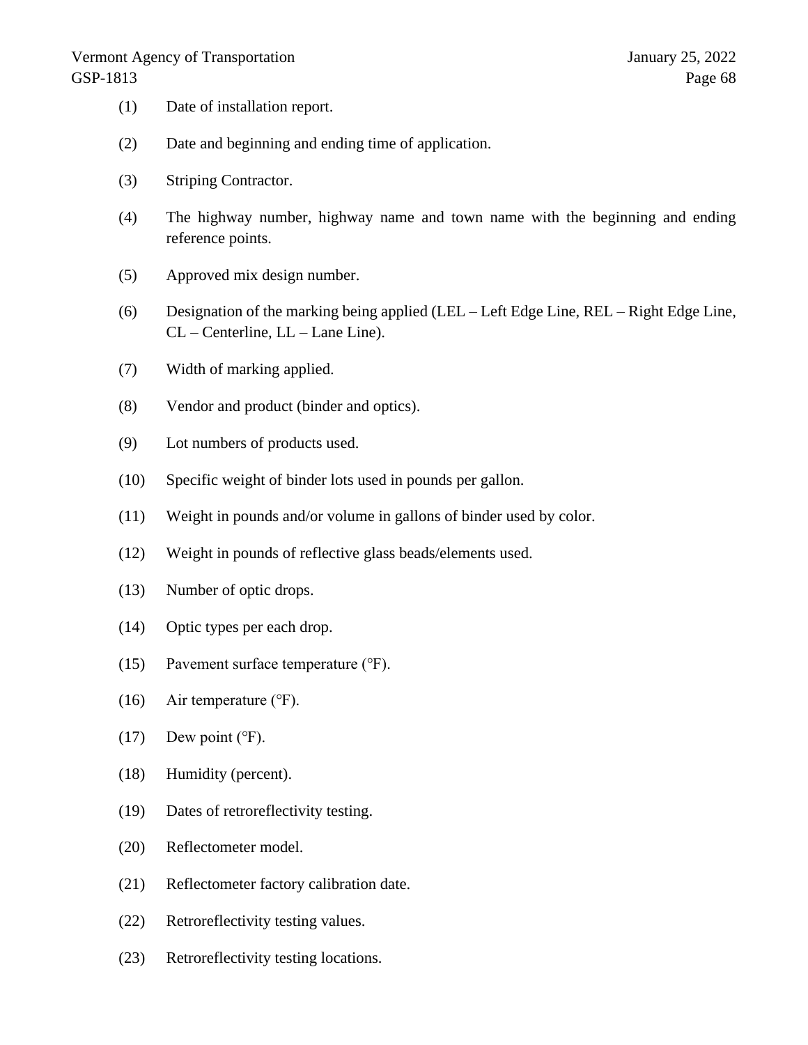(1) Date of installation report.

(2) Date and beginning and ending time of application.

(3) Striping Contractor.

(4) The highway number, highway name and town name with the beginning and ending reference points.

(5) Approved mix design number.

(6) Designation of the marking being applied (LEL – Left Edge Line, REL – Right Edge Line, CL – Centerline, LL – Lane Line).

(7) Width of marking applied.

(8) Vendor and product (binder and optics).

(9) Lot numbers of products used.

(10) Specific weight of binder lots used in pounds per gallon.

(11) Weight in pounds and/or volume in gallons of binder used by color.

(12) Weight in pounds of reflective glass beads/elements used.

(13) Number of optic drops.

(14) Optic types per each drop.

(15) Pavement surface temperature (°F).

(16) Air temperature (°F).

(17) Dew point (°F).

(18) Humidity (percent).

(19) Dates of retroreflectivity testing.

(20) Reflectometer model.

(21) Reflectometer factory calibration date.

(22) Retroreflectivity testing values.

(23) Retroreflectivity testing locations.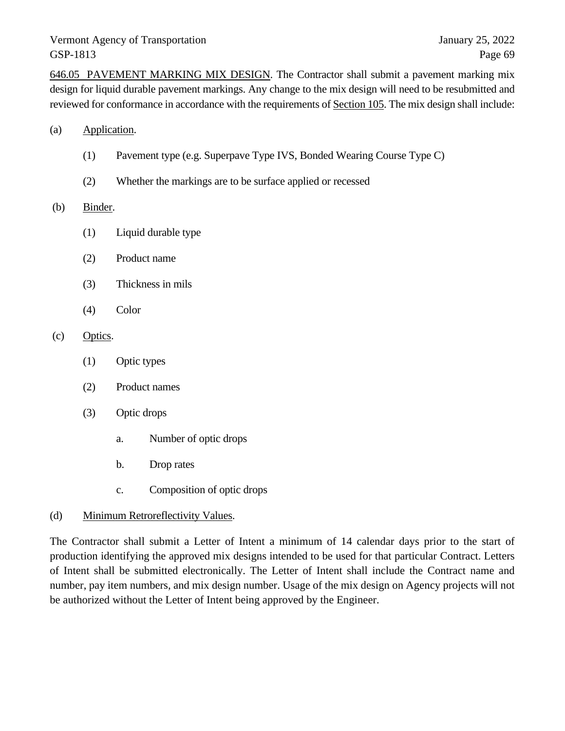<u>646.05 PAVEMENT MARKING MIX DESIGN</u>. The Contractor shall submit a pavement marking mix design for liquid durable pavement markings. Any change to the mix design will need to be resubmitted and reviewed for conformance in accordance with the requirements of <u>Section 105</u>. The mix design shall include:

(a) <u>Application</u>.

 (1) Pavement type (e.g. Superpave Type IVS, Bonded Wearing Course Type C)

 (2) Whether the markings are to be surface applied or recessed

(b) <u>Binder</u>.

 (1) Liquid durable type

 (2) Product name

 (3) Thickness in mils

 (4) Color

(c) <u>Optics</u>.

 (1) Optic types

 (2) Product names

 (3) Optic drops

  a. Number of optic drops

  b. Drop rates

  c. Composition of optic drops

(d) <u>Minimum Retroreflectivity Values</u>.

The Contractor shall submit a Letter of Intent a minimum of 14 calendar days prior to the start of production identifying the approved mix designs intended to be used for that particular Contract. Letters of Intent shall be submitted electronically. The Letter of Intent shall include the Contract name and number, pay item numbers, and mix design number. Usage of the mix design on Agency projects will not be authorized without the Letter of Intent being approved by the Engineer.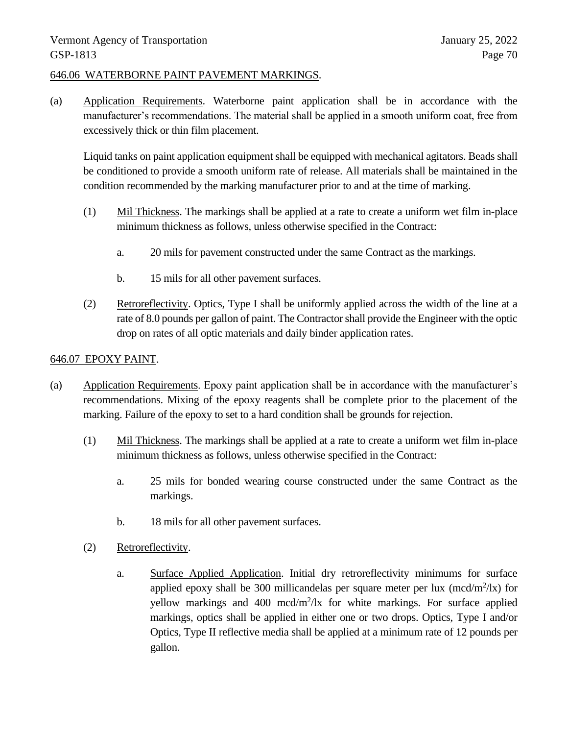## 646.06 WATERBORNE PAINT PAVEMENT MARKINGS.

(a) Application Requirements. Waterborne paint application shall be in accordance with the manufacturer's recommendations. The material shall be applied in a smooth uniform coat, free from excessively thick or thin film placement.

Liquid tanks on paint application equipment shall be equipped with mechanical agitators. Beads shall be conditioned to provide a smooth uniform rate of release. All materials shall be maintained in the condition recommended by the marking manufacturer prior to and at the time of marking.

(1) Mil Thickness. The markings shall be applied at a rate to create a uniform wet film in-place minimum thickness as follows, unless otherwise specified in the Contract:

a. 20 mils for pavement constructed under the same Contract as the markings.

b. 15 mils for all other pavement surfaces.

(2) Retroreflectivity. Optics, Type I shall be uniformly applied across the width of the line at a rate of 8.0 pounds per gallon of paint. The Contractor shall provide the Engineer with the optic drop on rates of all optic materials and daily binder application rates.

## 646.07 EPOXY PAINT.

(a) Application Requirements. Epoxy paint application shall be in accordance with the manufacturer's recommendations. Mixing of the epoxy reagents shall be complete prior to the placement of the marking. Failure of the epoxy to set to a hard condition shall be grounds for rejection.

(1) Mil Thickness. The markings shall be applied at a rate to create a uniform wet film in-place minimum thickness as follows, unless otherwise specified in the Contract:

a. 25 mils for bonded wearing course constructed under the same Contract as the markings.

b. 18 mils for all other pavement surfaces.

(2) Retroreflectivity.

a. Surface Applied Application. Initial dry retroreflectivity minimums for surface applied epoxy shall be 300 millicandelas per square meter per lux (mcd/$m^2$/lx) for yellow markings and 400 mcd/$m^2$/lx for white markings. For surface applied markings, optics shall be applied in either one or two drops. Optics, Type I and/or Optics, Type II reflective media shall be applied at a minimum rate of 12 pounds per gallon.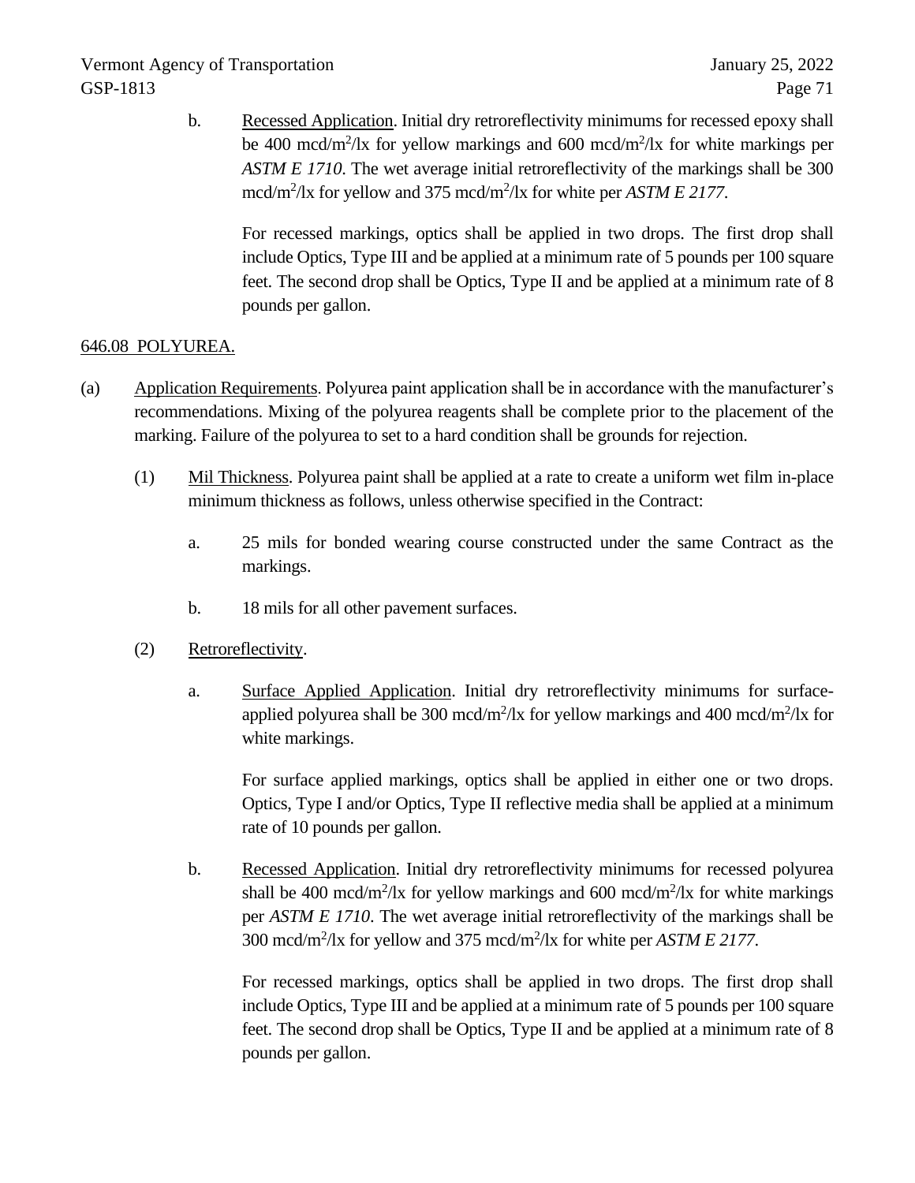b. Recessed Application. Initial dry retroreflectivity minimums for recessed epoxy shall be 400 mcd/m$^2$/lx for yellow markings and 600 mcd/m$^2$/lx for white markings per *ASTM E 1710*. The wet average initial retroreflectivity of the markings shall be 300 mcd/m$^2$/lx for yellow and 375 mcd/m$^2$/lx for white per *ASTM E 2177*.

For recessed markings, optics shall be applied in two drops. The first drop shall include Optics, Type III and be applied at a minimum rate of 5 pounds per 100 square feet. The second drop shall be Optics, Type II and be applied at a minimum rate of 8 pounds per gallon.

## 646.08 POLYUREA.

(a) Application Requirements. Polyurea paint application shall be in accordance with the manufacturer's recommendations. Mixing of the polyurea reagents shall be complete prior to the placement of the marking. Failure of the polyurea to set to a hard condition shall be grounds for rejection.

(1) Mil Thickness. Polyurea paint shall be applied at a rate to create a uniform wet film in-place minimum thickness as follows, unless otherwise specified in the Contract:

a. 25 mils for bonded wearing course constructed under the same Contract as the markings.

b. 18 mils for all other pavement surfaces.

(2) Retroreflectivity.

a. Surface Applied Application. Initial dry retroreflectivity minimums for surface-applied polyurea shall be 300 mcd/m$^2$/lx for yellow markings and 400 mcd/m$^2$/lx for white markings.

For surface applied markings, optics shall be applied in either one or two drops. Optics, Type I and/or Optics, Type II reflective media shall be applied at a minimum rate of 10 pounds per gallon.

b. Recessed Application. Initial dry retroreflectivity minimums for recessed polyurea shall be 400 mcd/m$^2$/lx for yellow markings and 600 mcd/m$^2$/lx for white markings per *ASTM E 1710*. The wet average initial retroreflectivity of the markings shall be 300 mcd/m$^2$/lx for yellow and 375 mcd/m$^2$/lx for white per *ASTM E 2177*.

For recessed markings, optics shall be applied in two drops. The first drop shall include Optics, Type III and be applied at a minimum rate of 5 pounds per 100 square feet. The second drop shall be Optics, Type II and be applied at a minimum rate of 8 pounds per gallon.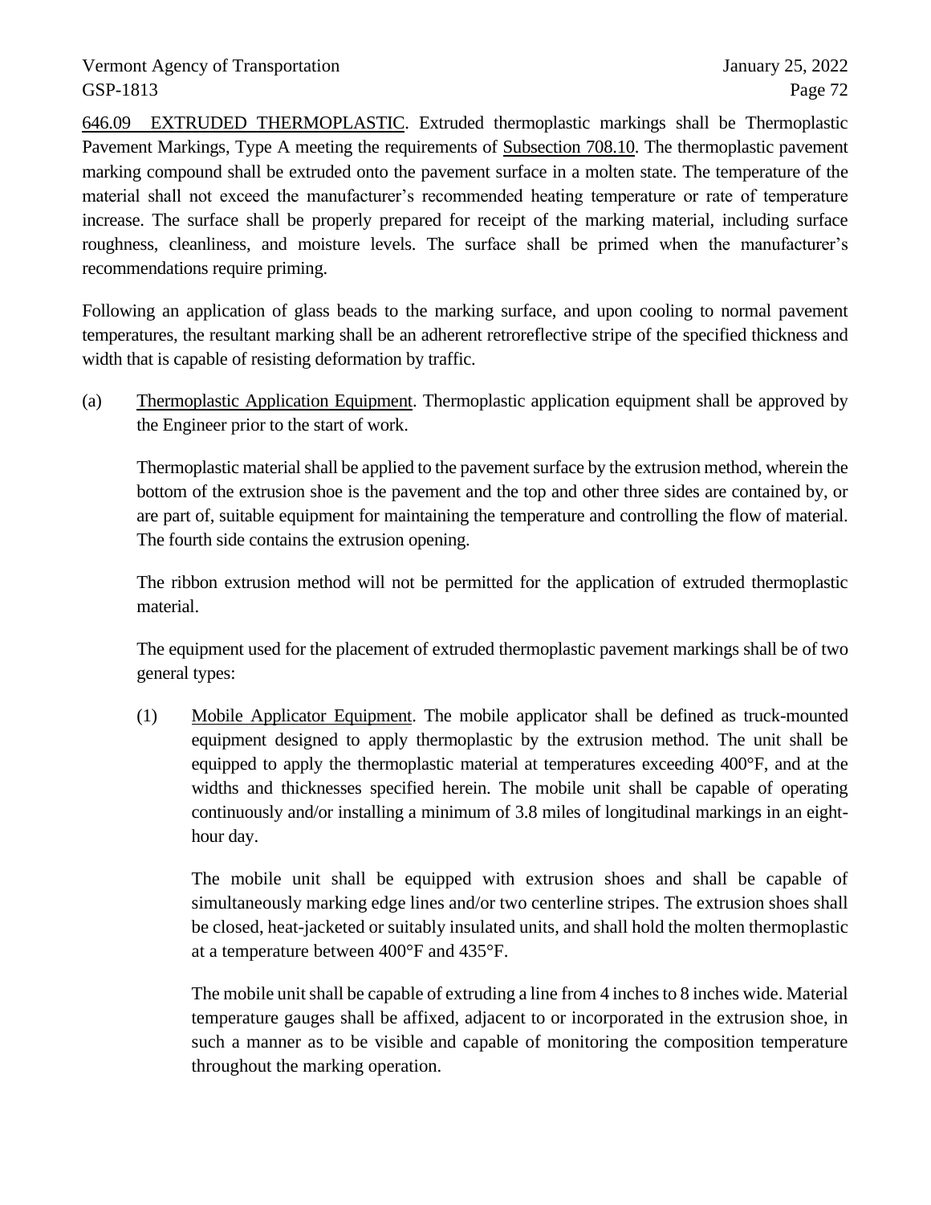646.09 EXTRUDED THERMOPLASTIC. Extruded thermoplastic markings shall be Thermoplastic Pavement Markings, Type A meeting the requirements of Subsection 708.10. The thermoplastic pavement marking compound shall be extruded onto the pavement surface in a molten state. The temperature of the material shall not exceed the manufacturer's recommended heating temperature or rate of temperature increase. The surface shall be properly prepared for receipt of the marking material, including surface roughness, cleanliness, and moisture levels. The surface shall be primed when the manufacturer's recommendations require priming.

Following an application of glass beads to the marking surface, and upon cooling to normal pavement temperatures, the resultant marking shall be an adherent retroreflective stripe of the specified thickness and width that is capable of resisting deformation by traffic.

(a) Thermoplastic Application Equipment. Thermoplastic application equipment shall be approved by the Engineer prior to the start of work.

Thermoplastic material shall be applied to the pavement surface by the extrusion method, wherein the bottom of the extrusion shoe is the pavement and the top and other three sides are contained by, or are part of, suitable equipment for maintaining the temperature and controlling the flow of material. The fourth side contains the extrusion opening.

The ribbon extrusion method will not be permitted for the application of extruded thermoplastic material.

The equipment used for the placement of extruded thermoplastic pavement markings shall be of two general types:

(1) Mobile Applicator Equipment. The mobile applicator shall be defined as truck-mounted equipment designed to apply thermoplastic by the extrusion method. The unit shall be equipped to apply the thermoplastic material at temperatures exceeding 400°F, and at the widths and thicknesses specified herein. The mobile unit shall be capable of operating continuously and/or installing a minimum of 3.8 miles of longitudinal markings in an eight-hour day.

The mobile unit shall be equipped with extrusion shoes and shall be capable of simultaneously marking edge lines and/or two centerline stripes. The extrusion shoes shall be closed, heat-jacketed or suitably insulated units, and shall hold the molten thermoplastic at a temperature between 400°F and 435°F.

The mobile unit shall be capable of extruding a line from 4 inches to 8 inches wide. Material temperature gauges shall be affixed, adjacent to or incorporated in the extrusion shoe, in such a manner as to be visible and capable of monitoring the composition temperature throughout the marking operation.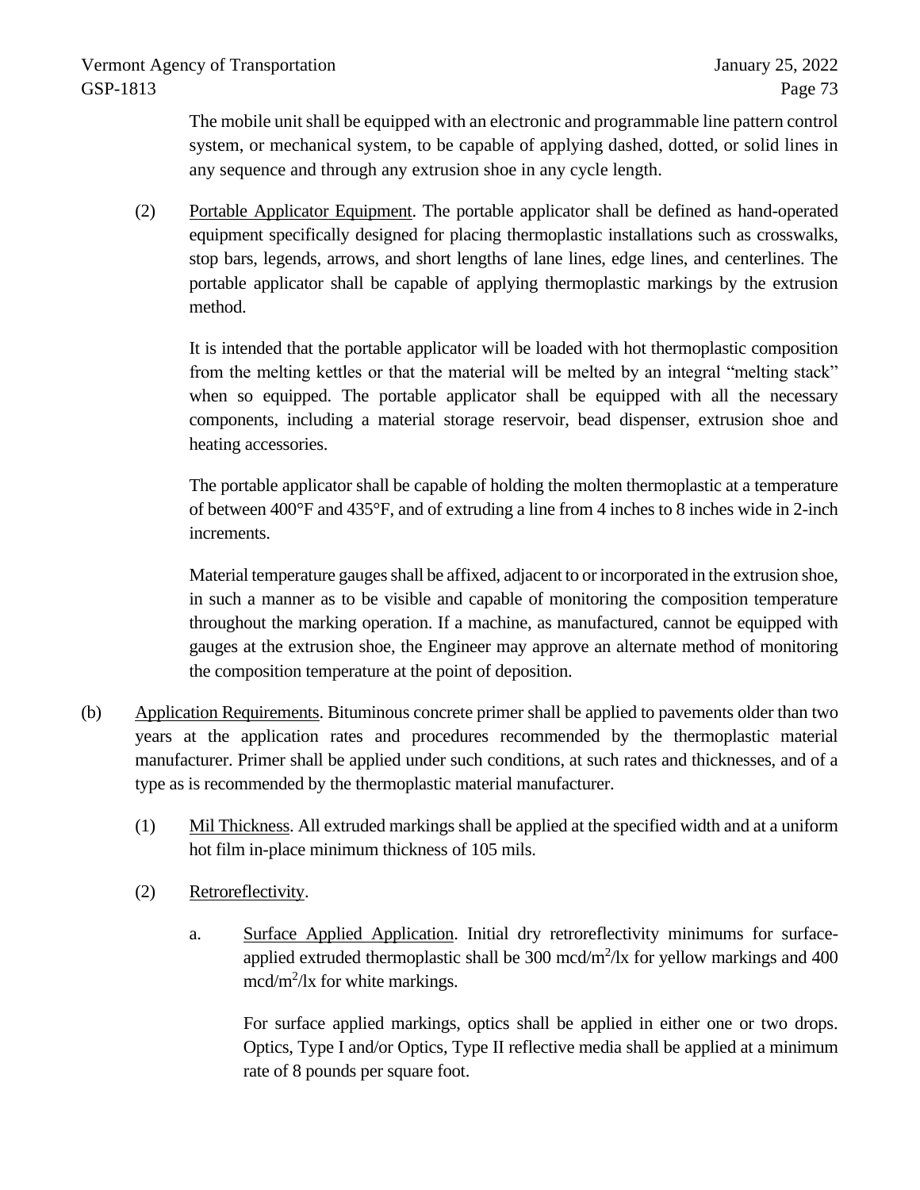The mobile unit shall be equipped with an electronic and programmable line pattern control system, or mechanical system, to be capable of applying dashed, dotted, or solid lines in any sequence and through any extrusion shoe in any cycle length.

(2) Portable Applicator Equipment. The portable applicator shall be defined as hand-operated equipment specifically designed for placing thermoplastic installations such as crosswalks, stop bars, legends, arrows, and short lengths of lane lines, edge lines, and centerlines. The portable applicator shall be capable of applying thermoplastic markings by the extrusion method.

It is intended that the portable applicator will be loaded with hot thermoplastic composition from the melting kettles or that the material will be melted by an integral "melting stack" when so equipped. The portable applicator shall be equipped with all the necessary components, including a material storage reservoir, bead dispenser, extrusion shoe and heating accessories.

The portable applicator shall be capable of holding the molten thermoplastic at a temperature of between 400°F and 435°F, and of extruding a line from 4 inches to 8 inches wide in 2-inch increments.

Material temperature gauges shall be affixed, adjacent to or incorporated in the extrusion shoe, in such a manner as to be visible and capable of monitoring the composition temperature throughout the marking operation. If a machine, as manufactured, cannot be equipped with gauges at the extrusion shoe, the Engineer may approve an alternate method of monitoring the composition temperature at the point of deposition.

(b) Application Requirements. Bituminous concrete primer shall be applied to pavements older than two years at the application rates and procedures recommended by the thermoplastic material manufacturer. Primer shall be applied under such conditions, at such rates and thicknesses, and of a type as is recommended by the thermoplastic material manufacturer.

(1) Mil Thickness. All extruded markings shall be applied at the specified width and at a uniform hot film in-place minimum thickness of 105 mils.

(2) Retroreflectivity.

a. Surface Applied Application. Initial dry retroreflectivity minimums for surface-applied extruded thermoplastic shall be 300 mcd/m$^2$/lx for yellow markings and 400 mcd/m$^2$/lx for white markings.

For surface applied markings, optics shall be applied in either one or two drops. Optics, Type I and/or Optics, Type II reflective media shall be applied at a minimum rate of 8 pounds per square foot.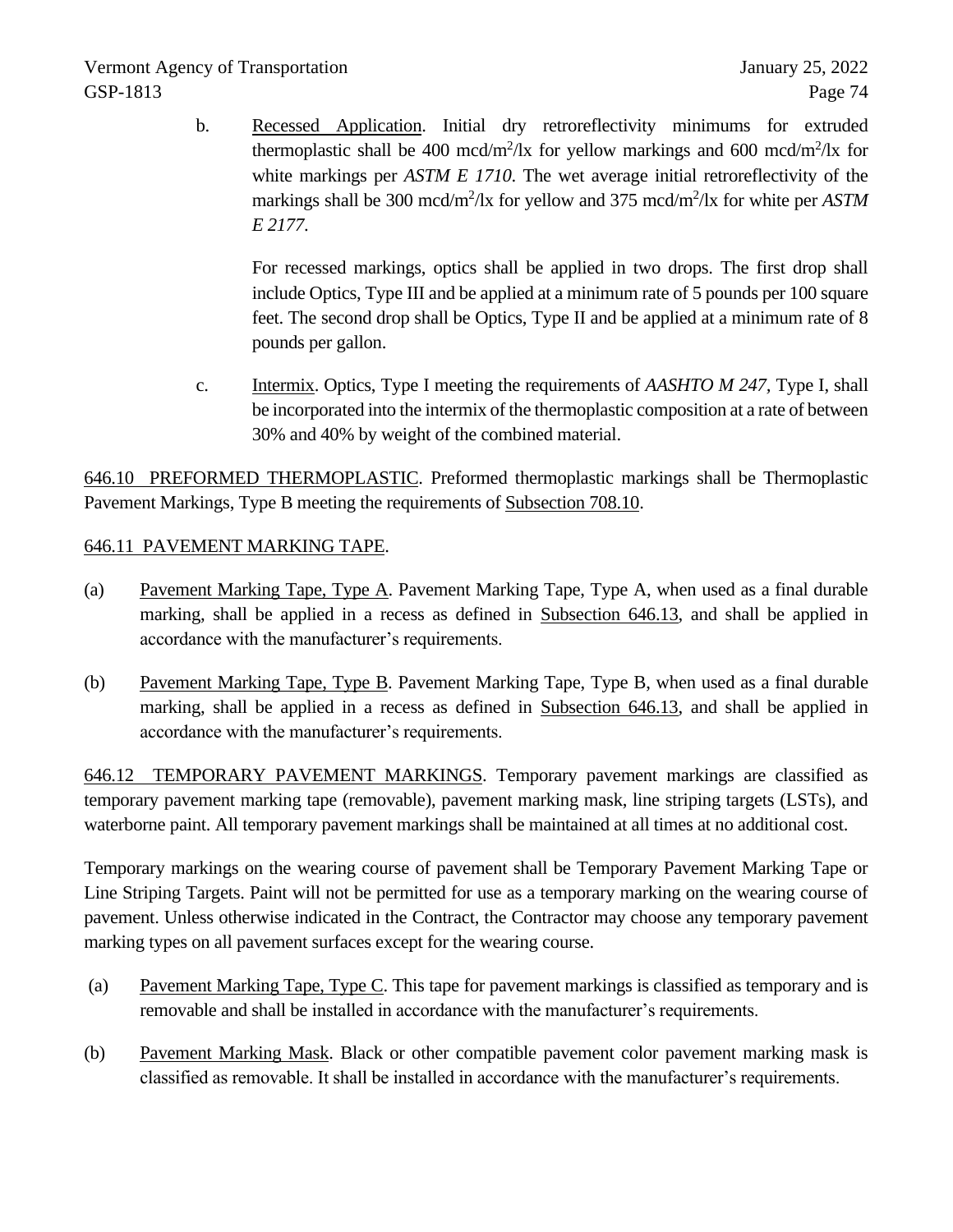b. Recessed Application. Initial dry retroreflectivity minimums for extruded thermoplastic shall be 400 mcd/m$^2$/lx for yellow markings and 600 mcd/m$^2$/lx for white markings per *ASTM E 1710*. The wet average initial retroreflectivity of the markings shall be 300 mcd/m$^2$/lx for yellow and 375 mcd/m$^2$/lx for white per *ASTM E 2177*.

   For recessed markings, optics shall be applied in two drops. The first drop shall include Optics, Type III and be applied at a minimum rate of 5 pounds per 100 square feet. The second drop shall be Optics, Type II and be applied at a minimum rate of 8 pounds per gallon.

c. Intermix. Optics, Type I meeting the requirements of *AASHTO M 247*, Type I, shall be incorporated into the intermix of the thermoplastic composition at a rate of between 30% and 40% by weight of the combined material.

646.10 PREFORMED THERMOPLASTIC. Preformed thermoplastic markings shall be Thermoplastic Pavement Markings, Type B meeting the requirements of Subsection 708.10.

646.11 PAVEMENT MARKING TAPE.

(a) Pavement Marking Tape, Type A. Pavement Marking Tape, Type A, when used as a final durable marking, shall be applied in a recess as defined in Subsection 646.13, and shall be applied in accordance with the manufacturer's requirements.

(b) Pavement Marking Tape, Type B. Pavement Marking Tape, Type B, when used as a final durable marking, shall be applied in a recess as defined in Subsection 646.13, and shall be applied in accordance with the manufacturer's requirements.

646.12 TEMPORARY PAVEMENT MARKINGS. Temporary pavement markings are classified as temporary pavement marking tape (removable), pavement marking mask, line striping targets (LSTs), and waterborne paint. All temporary pavement markings shall be maintained at all times at no additional cost.

Temporary markings on the wearing course of pavement shall be Temporary Pavement Marking Tape or Line Striping Targets. Paint will not be permitted for use as a temporary marking on the wearing course of pavement. Unless otherwise indicated in the Contract, the Contractor may choose any temporary pavement marking types on all pavement surfaces except for the wearing course.

(a) Pavement Marking Tape, Type C. This tape for pavement markings is classified as temporary and is removable and shall be installed in accordance with the manufacturer's requirements.

(b) Pavement Marking Mask. Black or other compatible pavement color pavement marking mask is classified as removable. It shall be installed in accordance with the manufacturer's requirements.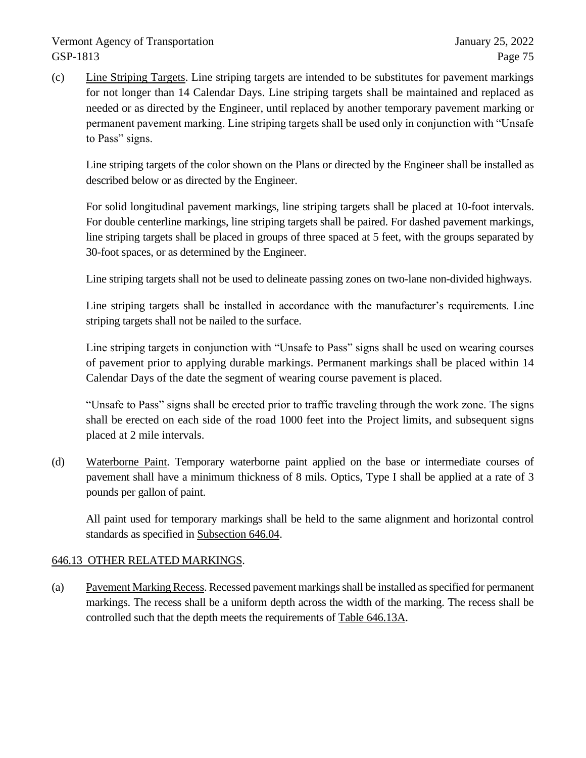(c) Line Striping Targets. Line striping targets are intended to be substitutes for pavement markings for not longer than 14 Calendar Days. Line striping targets shall be maintained and replaced as needed or as directed by the Engineer, until replaced by another temporary pavement marking or permanent pavement marking. Line striping targets shall be used only in conjunction with "Unsafe to Pass" signs.

Line striping targets of the color shown on the Plans or directed by the Engineer shall be installed as described below or as directed by the Engineer.

For solid longitudinal pavement markings, line striping targets shall be placed at 10-foot intervals. For double centerline markings, line striping targets shall be paired. For dashed pavement markings, line striping targets shall be placed in groups of three spaced at 5 feet, with the groups separated by 30-foot spaces, or as determined by the Engineer.

Line striping targets shall not be used to delineate passing zones on two-lane non-divided highways.

Line striping targets shall be installed in accordance with the manufacturer's requirements. Line striping targets shall not be nailed to the surface.

Line striping targets in conjunction with "Unsafe to Pass" signs shall be used on wearing courses of pavement prior to applying durable markings. Permanent markings shall be placed within 14 Calendar Days of the date the segment of wearing course pavement is placed.

"Unsafe to Pass" signs shall be erected prior to traffic traveling through the work zone. The signs shall be erected on each side of the road 1000 feet into the Project limits, and subsequent signs placed at 2 mile intervals.

(d) Waterborne Paint. Temporary waterborne paint applied on the base or intermediate courses of pavement shall have a minimum thickness of 8 mils. Optics, Type I shall be applied at a rate of 3 pounds per gallon of paint.

All paint used for temporary markings shall be held to the same alignment and horizontal control standards as specified in Subsection 646.04.

## 646.13 OTHER RELATED MARKINGS.

(a) Pavement Marking Recess. Recessed pavement markings shall be installed as specified for permanent markings. The recess shall be a uniform depth across the width of the marking. The recess shall be controlled such that the depth meets the requirements of Table 646.13A.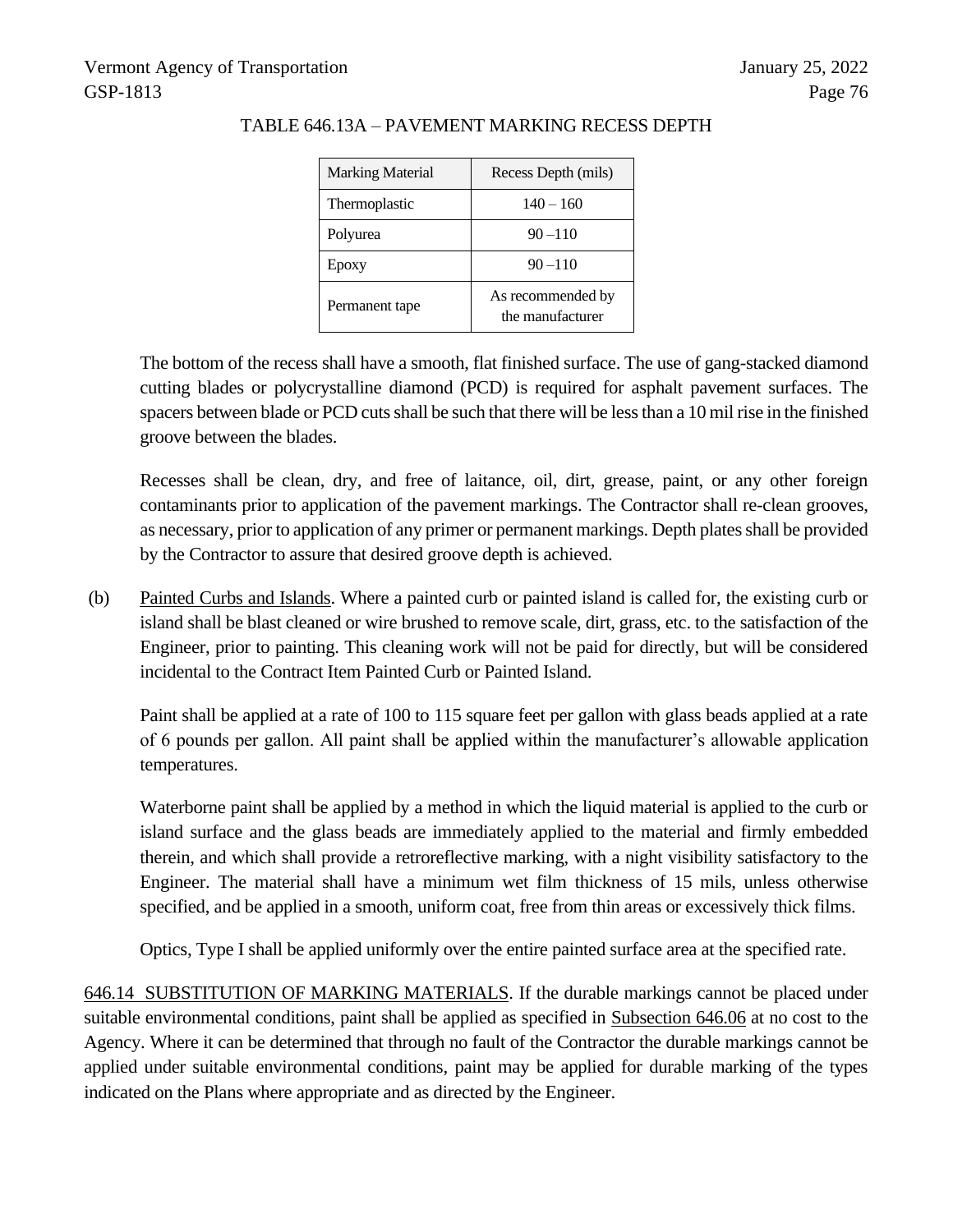TABLE 646.13A – PAVEMENT MARKING RECESS DEPTH

| Marking Material | Recess Depth (mils) |
|---|---|
| Thermoplastic | 140 – 160 |
| Polyurea | 90 –110 |
| Epoxy | 90 –110 |
| Permanent tape | As recommended by the manufacturer |

The bottom of the recess shall have a smooth, flat finished surface. The use of gang-stacked diamond cutting blades or polycrystalline diamond (PCD) is required for asphalt pavement surfaces. The spacers between blade or PCD cuts shall be such that there will be less than a 10 mil rise in the finished groove between the blades.

Recesses shall be clean, dry, and free of laitance, oil, dirt, grease, paint, or any other foreign contaminants prior to application of the pavement markings. The Contractor shall re-clean grooves, as necessary, prior to application of any primer or permanent markings. Depth plates shall be provided by the Contractor to assure that desired groove depth is achieved.

(b) Painted Curbs and Islands. Where a painted curb or painted island is called for, the existing curb or island shall be blast cleaned or wire brushed to remove scale, dirt, grass, etc. to the satisfaction of the Engineer, prior to painting. This cleaning work will not be paid for directly, but will be considered incidental to the Contract Item Painted Curb or Painted Island.

Paint shall be applied at a rate of 100 to 115 square feet per gallon with glass beads applied at a rate of 6 pounds per gallon. All paint shall be applied within the manufacturer's allowable application temperatures.

Waterborne paint shall be applied by a method in which the liquid material is applied to the curb or island surface and the glass beads are immediately applied to the material and firmly embedded therein, and which shall provide a retroreflective marking, with a night visibility satisfactory to the Engineer. The material shall have a minimum wet film thickness of 15 mils, unless otherwise specified, and be applied in a smooth, uniform coat, free from thin areas or excessively thick films.

Optics, Type I shall be applied uniformly over the entire painted surface area at the specified rate.

646.14 SUBSTITUTION OF MARKING MATERIALS. If the durable markings cannot be placed under suitable environmental conditions, paint shall be applied as specified in Subsection 646.06 at no cost to the Agency. Where it can be determined that through no fault of the Contractor the durable markings cannot be applied under suitable environmental conditions, paint may be applied for durable marking of the types indicated on the Plans where appropriate and as directed by the Engineer.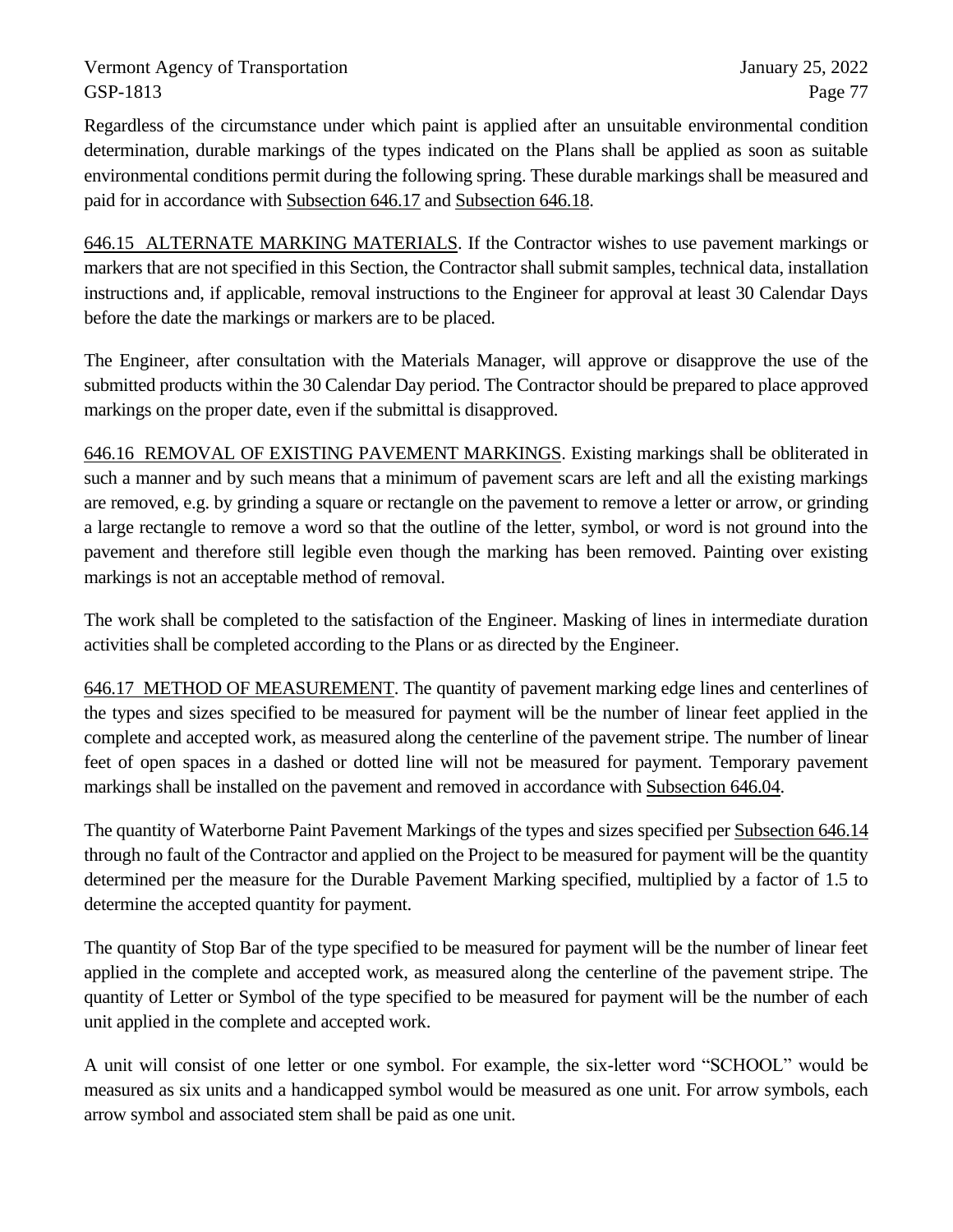Regardless of the circumstance under which paint is applied after an unsuitable environmental condition determination, durable markings of the types indicated on the Plans shall be applied as soon as suitable environmental conditions permit during the following spring. These durable markings shall be measured and paid for in accordance with Subsection 646.17 and Subsection 646.18.

646.15 ALTERNATE MARKING MATERIALS. If the Contractor wishes to use pavement markings or markers that are not specified in this Section, the Contractor shall submit samples, technical data, installation instructions and, if applicable, removal instructions to the Engineer for approval at least 30 Calendar Days before the date the markings or markers are to be placed.

The Engineer, after consultation with the Materials Manager, will approve or disapprove the use of the submitted products within the 30 Calendar Day period. The Contractor should be prepared to place approved markings on the proper date, even if the submittal is disapproved.

646.16 REMOVAL OF EXISTING PAVEMENT MARKINGS. Existing markings shall be obliterated in such a manner and by such means that a minimum of pavement scars are left and all the existing markings are removed, e.g. by grinding a square or rectangle on the pavement to remove a letter or arrow, or grinding a large rectangle to remove a word so that the outline of the letter, symbol, or word is not ground into the pavement and therefore still legible even though the marking has been removed. Painting over existing markings is not an acceptable method of removal.

The work shall be completed to the satisfaction of the Engineer. Masking of lines in intermediate duration activities shall be completed according to the Plans or as directed by the Engineer.

646.17 METHOD OF MEASUREMENT. The quantity of pavement marking edge lines and centerlines of the types and sizes specified to be measured for payment will be the number of linear feet applied in the complete and accepted work, as measured along the centerline of the pavement stripe. The number of linear feet of open spaces in a dashed or dotted line will not be measured for payment. Temporary pavement markings shall be installed on the pavement and removed in accordance with Subsection 646.04.

The quantity of Waterborne Paint Pavement Markings of the types and sizes specified per Subsection 646.14 through no fault of the Contractor and applied on the Project to be measured for payment will be the quantity determined per the measure for the Durable Pavement Marking specified, multiplied by a factor of 1.5 to determine the accepted quantity for payment.

The quantity of Stop Bar of the type specified to be measured for payment will be the number of linear feet applied in the complete and accepted work, as measured along the centerline of the pavement stripe. The quantity of Letter or Symbol of the type specified to be measured for payment will be the number of each unit applied in the complete and accepted work.

A unit will consist of one letter or one symbol. For example, the six-letter word "SCHOOL" would be measured as six units and a handicapped symbol would be measured as one unit. For arrow symbols, each arrow symbol and associated stem shall be paid as one unit.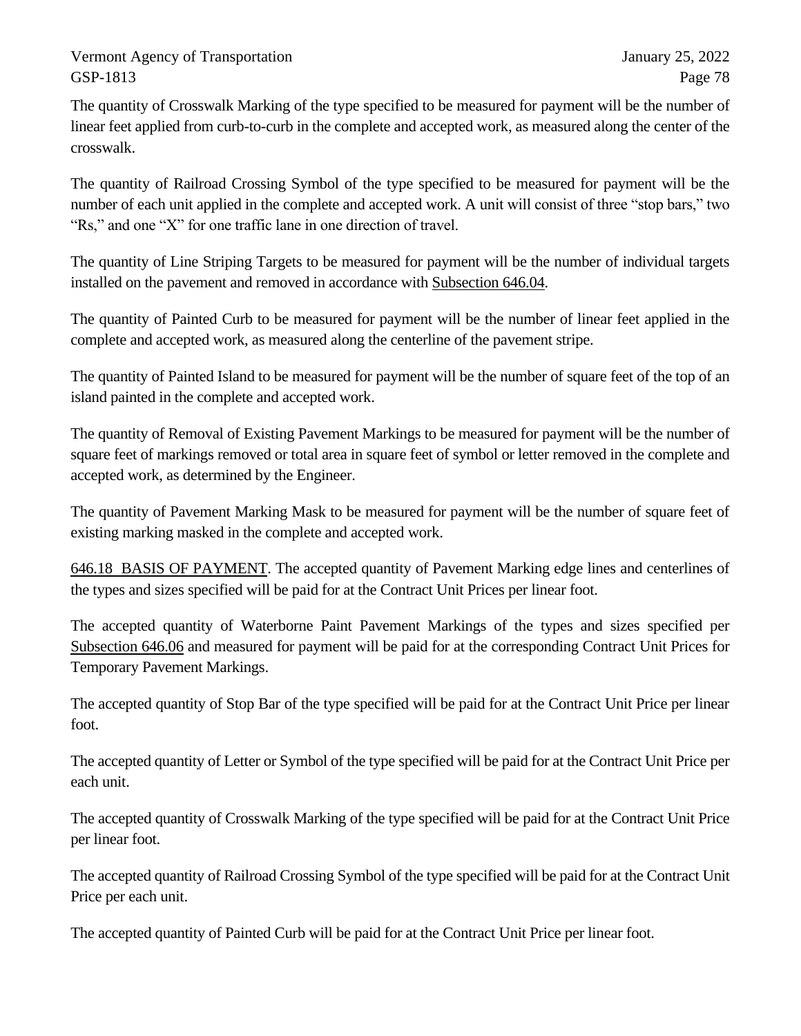The quantity of Crosswalk Marking of the type specified to be measured for payment will be the number of linear feet applied from curb-to-curb in the complete and accepted work, as measured along the center of the crosswalk.

The quantity of Railroad Crossing Symbol of the type specified to be measured for payment will be the number of each unit applied in the complete and accepted work. A unit will consist of three "stop bars," two "Rs," and one "X" for one traffic lane in one direction of travel.

The quantity of Line Striping Targets to be measured for payment will be the number of individual targets installed on the pavement and removed in accordance with Subsection 646.04.

The quantity of Painted Curb to be measured for payment will be the number of linear feet applied in the complete and accepted work, as measured along the centerline of the pavement stripe.

The quantity of Painted Island to be measured for payment will be the number of square feet of the top of an island painted in the complete and accepted work.

The quantity of Removal of Existing Pavement Markings to be measured for payment will be the number of square feet of markings removed or total area in square feet of symbol or letter removed in the complete and accepted work, as determined by the Engineer.

The quantity of Pavement Marking Mask to be measured for payment will be the number of square feet of existing marking masked in the complete and accepted work.

646.18 BASIS OF PAYMENT. The accepted quantity of Pavement Marking edge lines and centerlines of the types and sizes specified will be paid for at the Contract Unit Prices per linear foot.

The accepted quantity of Waterborne Paint Pavement Markings of the types and sizes specified per Subsection 646.06 and measured for payment will be paid for at the corresponding Contract Unit Prices for Temporary Pavement Markings.

The accepted quantity of Stop Bar of the type specified will be paid for at the Contract Unit Price per linear foot.

The accepted quantity of Letter or Symbol of the type specified will be paid for at the Contract Unit Price per each unit.

The accepted quantity of Crosswalk Marking of the type specified will be paid for at the Contract Unit Price per linear foot.

The accepted quantity of Railroad Crossing Symbol of the type specified will be paid for at the Contract Unit Price per each unit.

The accepted quantity of Painted Curb will be paid for at the Contract Unit Price per linear foot.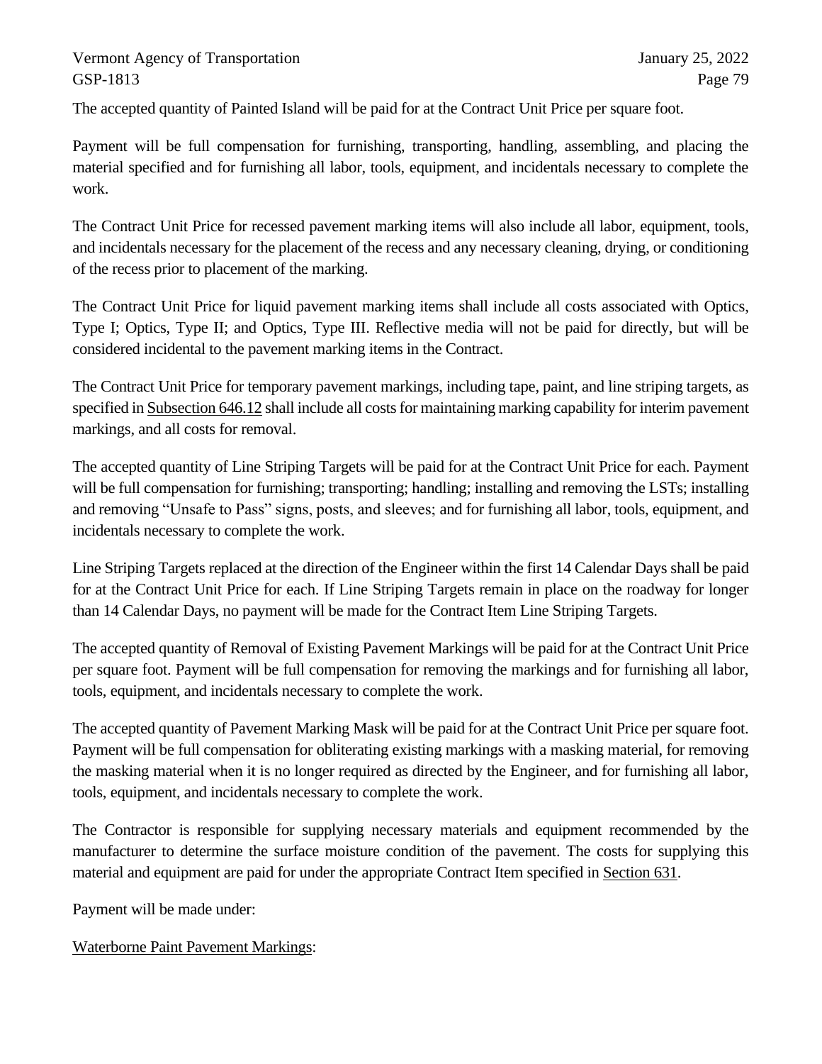The accepted quantity of Painted Island will be paid for at the Contract Unit Price per square foot.

Payment will be full compensation for furnishing, transporting, handling, assembling, and placing the material specified and for furnishing all labor, tools, equipment, and incidentals necessary to complete the work.

The Contract Unit Price for recessed pavement marking items will also include all labor, equipment, tools, and incidentals necessary for the placement of the recess and any necessary cleaning, drying, or conditioning of the recess prior to placement of the marking.

The Contract Unit Price for liquid pavement marking items shall include all costs associated with Optics, Type I; Optics, Type II; and Optics, Type III. Reflective media will not be paid for directly, but will be considered incidental to the pavement marking items in the Contract.

The Contract Unit Price for temporary pavement markings, including tape, paint, and line striping targets, as specified in Subsection 646.12 shall include all costs for maintaining marking capability for interim pavement markings, and all costs for removal.

The accepted quantity of Line Striping Targets will be paid for at the Contract Unit Price for each. Payment will be full compensation for furnishing; transporting; handling; installing and removing the LSTs; installing and removing "Unsafe to Pass" signs, posts, and sleeves; and for furnishing all labor, tools, equipment, and incidentals necessary to complete the work.

Line Striping Targets replaced at the direction of the Engineer within the first 14 Calendar Days shall be paid for at the Contract Unit Price for each. If Line Striping Targets remain in place on the roadway for longer than 14 Calendar Days, no payment will be made for the Contract Item Line Striping Targets.

The accepted quantity of Removal of Existing Pavement Markings will be paid for at the Contract Unit Price per square foot. Payment will be full compensation for removing the markings and for furnishing all labor, tools, equipment, and incidentals necessary to complete the work.

The accepted quantity of Pavement Marking Mask will be paid for at the Contract Unit Price per square foot. Payment will be full compensation for obliterating existing markings with a masking material, for removing the masking material when it is no longer required as directed by the Engineer, and for furnishing all labor, tools, equipment, and incidentals necessary to complete the work.

The Contractor is responsible for supplying necessary materials and equipment recommended by the manufacturer to determine the surface moisture condition of the pavement. The costs for supplying this material and equipment are paid for under the appropriate Contract Item specified in Section 631.

Payment will be made under:

Waterborne Paint Pavement Markings: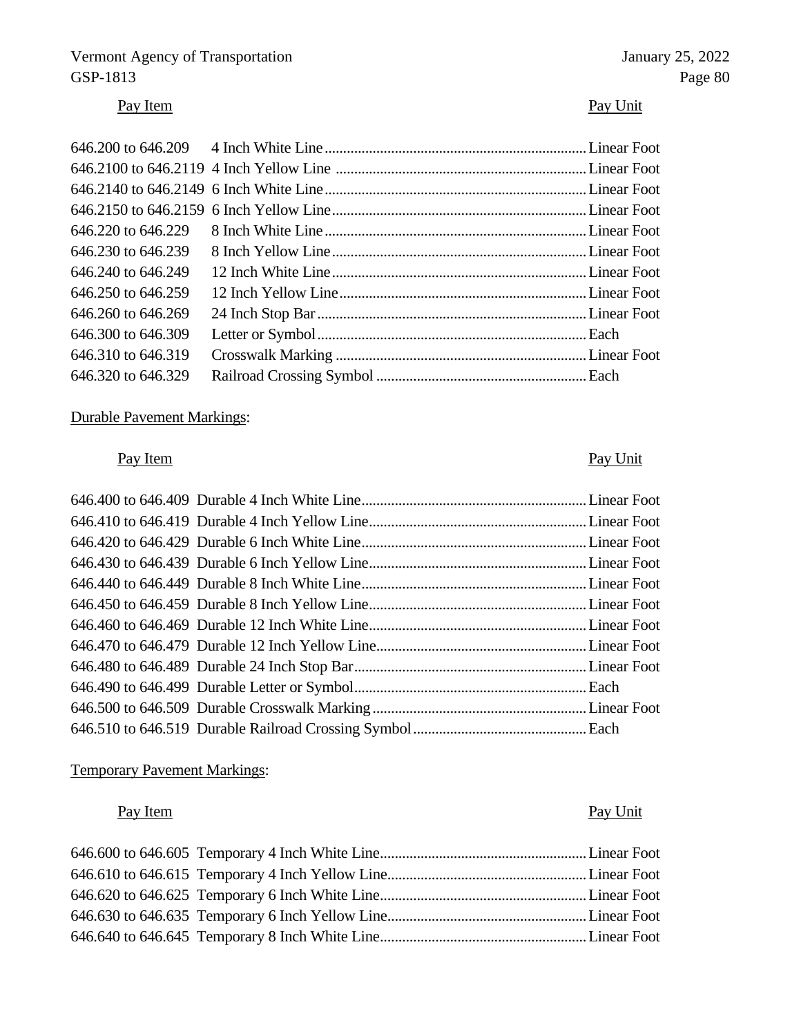| Pay Item | | Pay Unit |
|---|---|---|
| 646.200 to 646.209 | 4 Inch White Line | Linear Foot |
| 646.2100 to 646.2119 | 4 Inch Yellow Line | Linear Foot |
| 646.2140 to 646.2149 | 6 Inch White Line | Linear Foot |
| 646.2150 to 646.2159 | 6 Inch Yellow Line | Linear Foot |
| 646.220 to 646.229 | 8 Inch White Line | Linear Foot |
| 646.230 to 646.239 | 8 Inch Yellow Line | Linear Foot |
| 646.240 to 646.249 | 12 Inch White Line | Linear Foot |
| 646.250 to 646.259 | 12 Inch Yellow Line | Linear Foot |
| 646.260 to 646.269 | 24 Inch Stop Bar | Linear Foot |
| 646.300 to 646.309 | Letter or Symbol | Each |
| 646.310 to 646.319 | Crosswalk Marking | Linear Foot |
| 646.320 to 646.329 | Railroad Crossing Symbol | Each |

Durable Pavement Markings:

| Pay Item | | Pay Unit |
|---|---|---|
| 646.400 to 646.409 | Durable 4 Inch White Line | Linear Foot |
| 646.410 to 646.419 | Durable 4 Inch Yellow Line | Linear Foot |
| 646.420 to 646.429 | Durable 6 Inch White Line | Linear Foot |
| 646.430 to 646.439 | Durable 6 Inch Yellow Line | Linear Foot |
| 646.440 to 646.449 | Durable 8 Inch White Line | Linear Foot |
| 646.450 to 646.459 | Durable 8 Inch Yellow Line | Linear Foot |
| 646.460 to 646.469 | Durable 12 Inch White Line | Linear Foot |
| 646.470 to 646.479 | Durable 12 Inch Yellow Line | Linear Foot |
| 646.480 to 646.489 | Durable 24 Inch Stop Bar | Linear Foot |
| 646.490 to 646.499 | Durable Letter or Symbol | Each |
| 646.500 to 646.509 | Durable Crosswalk Marking | Linear Foot |
| 646.510 to 646.519 | Durable Railroad Crossing Symbol | Each |

Temporary Pavement Markings:

| Pay Item | | Pay Unit |
|---|---|---|
| 646.600 to 646.605 | Temporary 4 Inch White Line | Linear Foot |
| 646.610 to 646.615 | Temporary 4 Inch Yellow Line | Linear Foot |
| 646.620 to 646.625 | Temporary 6 Inch White Line | Linear Foot |
| 646.630 to 646.635 | Temporary 6 Inch Yellow Line | Linear Foot |
| 646.640 to 646.645 | Temporary 8 Inch White Line | Linear Foot |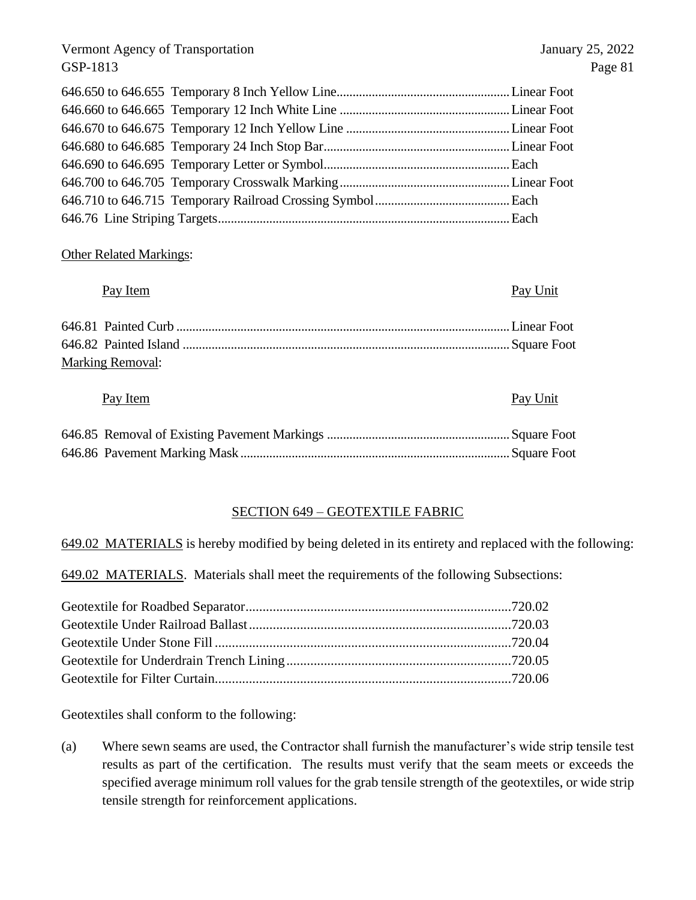| | |
|---|---|
| 646.650 to 646.655 Temporary 8 Inch Yellow Line | Linear Foot |
| 646.660 to 646.665 Temporary 12 Inch White Line | Linear Foot |
| 646.670 to 646.675 Temporary 12 Inch Yellow Line | Linear Foot |
| 646.680 to 646.685 Temporary 24 Inch Stop Bar | Linear Foot |
| 646.690 to 646.695 Temporary Letter or Symbol | Each |
| 646.700 to 646.705 Temporary Crosswalk Marking | Linear Foot |
| 646.710 to 646.715 Temporary Railroad Crossing Symbol | Each |
| 646.76 Line Striping Targets | Each |

Other Related Markings:

| Pay Item | Pay Unit |
|---|---|
| 646.81 Painted Curb | Linear Foot |
| 646.82 Painted Island | Square Foot |

Marking Removal:

| Pay Item | Pay Unit |
|---|---|
| 646.85 Removal of Existing Pavement Markings | Square Foot |
| 646.86 Pavement Marking Mask | Square Foot |

## SECTION 649 – GEOTEXTILE FABRIC

649.02 MATERIALS is hereby modified by being deleted in its entirety and replaced with the following:

649.02 MATERIALS. Materials shall meet the requirements of the following Subsections:

| | |
|---|---|
| Geotextile for Roadbed Separator | 720.02 |
| Geotextile Under Railroad Ballast | 720.03 |
| Geotextile Under Stone Fill | 720.04 |
| Geotextile for Underdrain Trench Lining | 720.05 |
| Geotextile for Filter Curtain | 720.06 |

Geotextiles shall conform to the following:

(a) Where sewn seams are used, the Contractor shall furnish the manufacturer's wide strip tensile test results as part of the certification. The results must verify that the seam meets or exceeds the specified average minimum roll values for the grab tensile strength of the geotextiles, or wide strip tensile strength for reinforcement applications.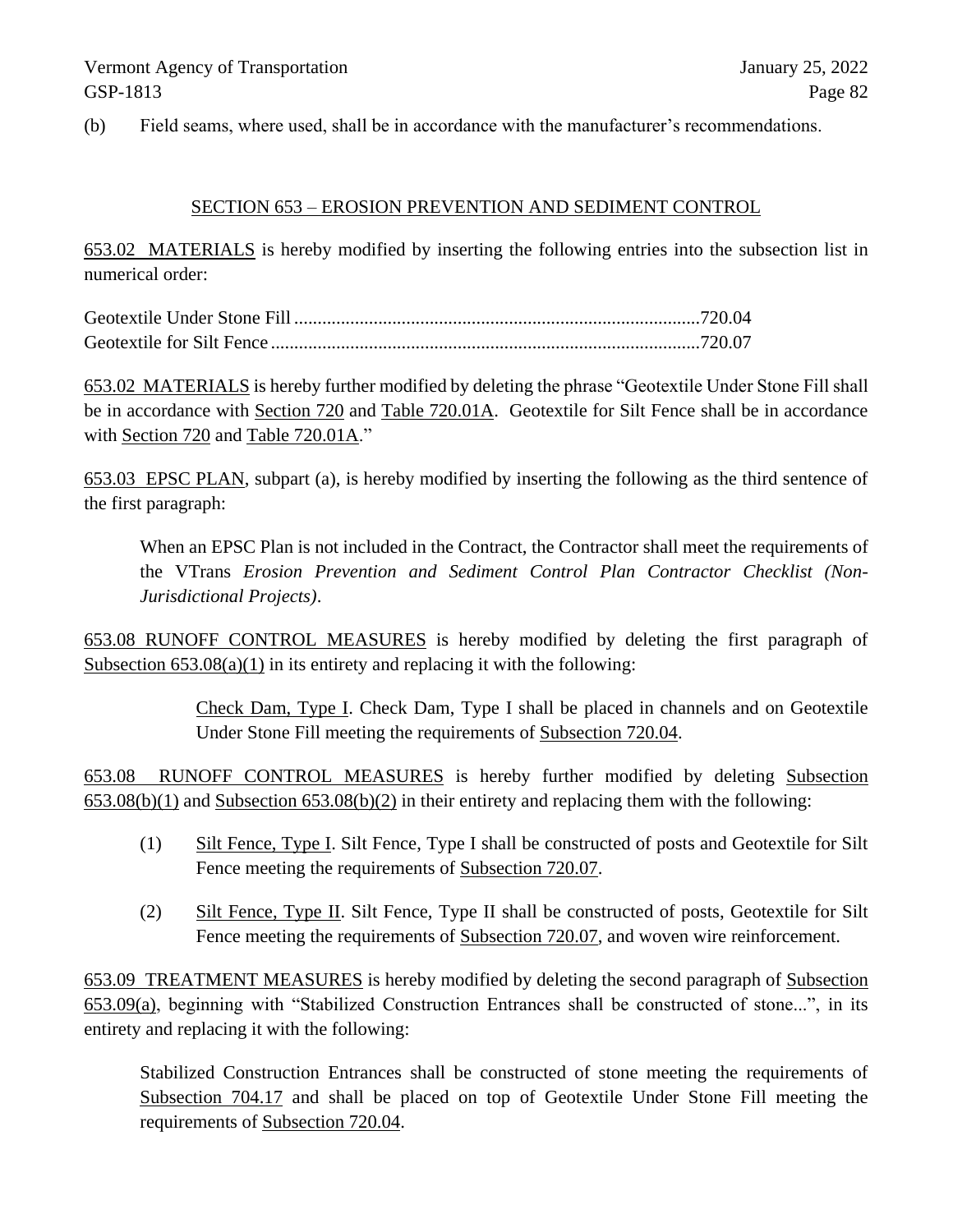(b) Field seams, where used, shall be in accordance with the manufacturer's recommendations.

## SECTION 653 – EROSION PREVENTION AND SEDIMENT CONTROL

653.02 MATERIALS is hereby modified by inserting the following entries into the subsection list in numerical order:

Geotextile Under Stone Fill ....................................................................................720.04
Geotextile for Silt Fence .........................................................................................720.07

653.02 MATERIALS is hereby further modified by deleting the phrase "Geotextile Under Stone Fill shall be in accordance with Section 720 and Table 720.01A. Geotextile for Silt Fence shall be in accordance with Section 720 and Table 720.01A."

653.03 EPSC PLAN, subpart (a), is hereby modified by inserting the following as the third sentence of the first paragraph:

> When an EPSC Plan is not included in the Contract, the Contractor shall meet the requirements of the VTrans *Erosion Prevention and Sediment Control Plan Contractor Checklist (Non-Jurisdictional Projects)*.

653.08 RUNOFF CONTROL MEASURES is hereby modified by deleting the first paragraph of Subsection 653.08(a)(1) in its entirety and replacing it with the following:

> Check Dam, Type I. Check Dam, Type I shall be placed in channels and on Geotextile Under Stone Fill meeting the requirements of Subsection 720.04.

653.08 RUNOFF CONTROL MEASURES is hereby further modified by deleting Subsection 653.08(b)(1) and Subsection 653.08(b)(2) in their entirety and replacing them with the following:

(1) Silt Fence, Type I. Silt Fence, Type I shall be constructed of posts and Geotextile for Silt Fence meeting the requirements of Subsection 720.07.

(2) Silt Fence, Type II. Silt Fence, Type II shall be constructed of posts, Geotextile for Silt Fence meeting the requirements of Subsection 720.07, and woven wire reinforcement.

653.09 TREATMENT MEASURES is hereby modified by deleting the second paragraph of Subsection 653.09(a), beginning with "Stabilized Construction Entrances shall be constructed of stone...", in its entirety and replacing it with the following:

> Stabilized Construction Entrances shall be constructed of stone meeting the requirements of Subsection 704.17 and shall be placed on top of Geotextile Under Stone Fill meeting the requirements of Subsection 720.04.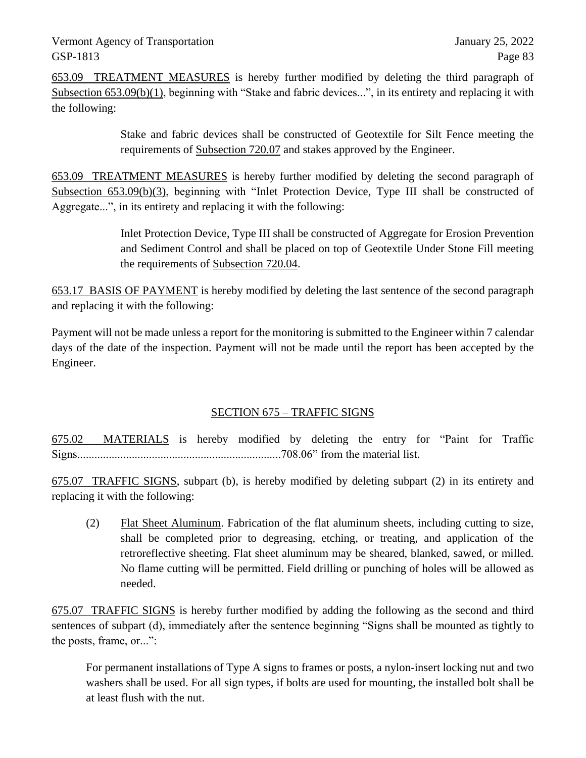653.09 TREATMENT MEASURES is hereby further modified by deleting the third paragraph of Subsection 653.09(b)(1), beginning with "Stake and fabric devices...", in its entirety and replacing it with the following:

> Stake and fabric devices shall be constructed of Geotextile for Silt Fence meeting the requirements of Subsection 720.07 and stakes approved by the Engineer.

653.09 TREATMENT MEASURES is hereby further modified by deleting the second paragraph of Subsection 653.09(b)(3), beginning with "Inlet Protection Device, Type III shall be constructed of Aggregate...", in its entirety and replacing it with the following:

> Inlet Protection Device, Type III shall be constructed of Aggregate for Erosion Prevention and Sediment Control and shall be placed on top of Geotextile Under Stone Fill meeting the requirements of Subsection 720.04.

653.17 BASIS OF PAYMENT is hereby modified by deleting the last sentence of the second paragraph and replacing it with the following:

Payment will not be made unless a report for the monitoring is submitted to the Engineer within 7 calendar days of the date of the inspection. Payment will not be made until the report has been accepted by the Engineer.

## SECTION 675 – TRAFFIC SIGNS

675.02 MATERIALS is hereby modified by deleting the entry for "Paint for Traffic Signs.......................................................................708.06" from the material list.

675.07 TRAFFIC SIGNS, subpart (b), is hereby modified by deleting subpart (2) in its entirety and replacing it with the following:

> (2) Flat Sheet Aluminum. Fabrication of the flat aluminum sheets, including cutting to size, shall be completed prior to degreasing, etching, or treating, and application of the retroreflective sheeting. Flat sheet aluminum may be sheared, blanked, sawed, or milled. No flame cutting will be permitted. Field drilling or punching of holes will be allowed as needed.

675.07 TRAFFIC SIGNS is hereby further modified by adding the following as the second and third sentences of subpart (d), immediately after the sentence beginning "Signs shall be mounted as tightly to the posts, frame, or...":

> For permanent installations of Type A signs to frames or posts, a nylon-insert locking nut and two washers shall be used. For all sign types, if bolts are used for mounting, the installed bolt shall be at least flush with the nut.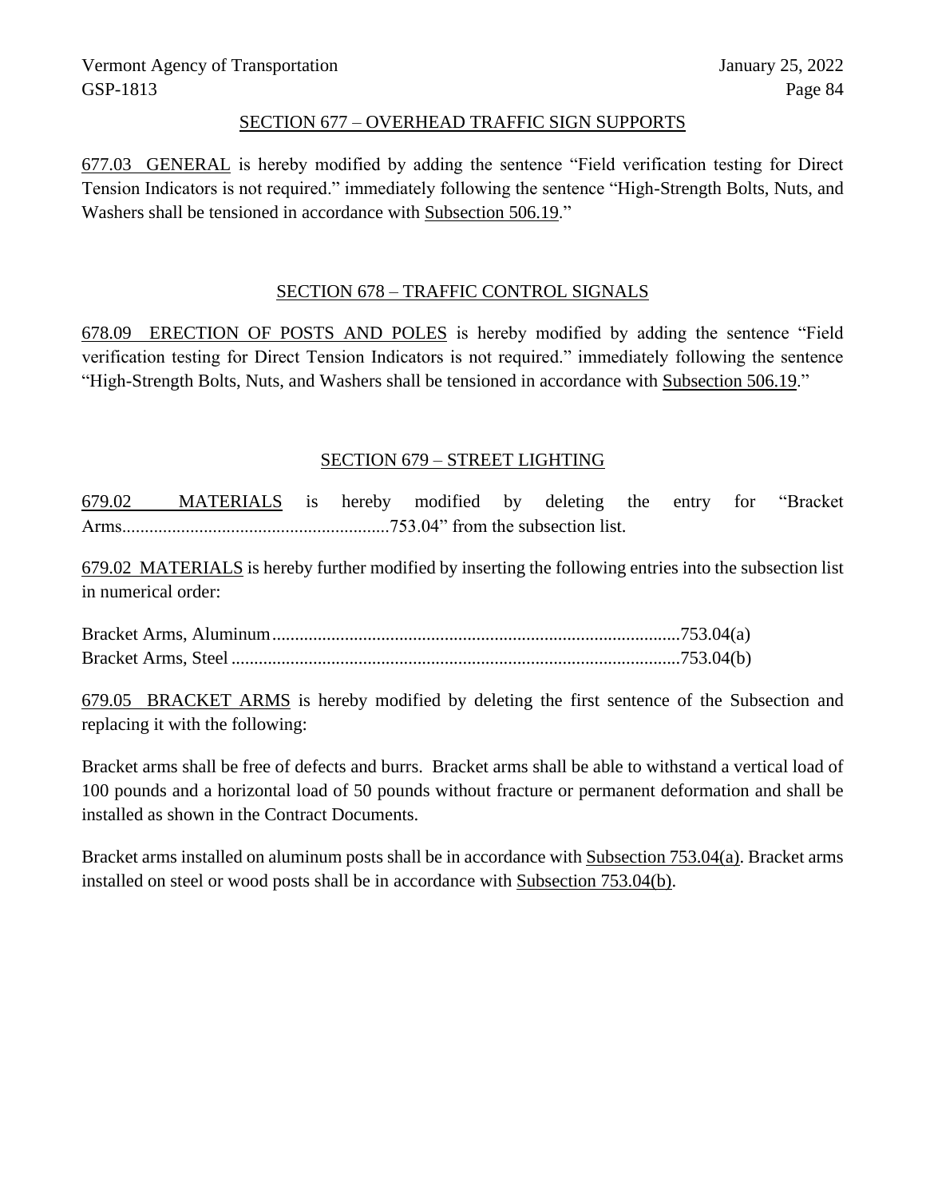## SECTION 677 – OVERHEAD TRAFFIC SIGN SUPPORTS

677.03 GENERAL is hereby modified by adding the sentence "Field verification testing for Direct Tension Indicators is not required." immediately following the sentence "High-Strength Bolts, Nuts, and Washers shall be tensioned in accordance with Subsection 506.19."

## SECTION 678 – TRAFFIC CONTROL SIGNALS

678.09 ERECTION OF POSTS AND POLES is hereby modified by adding the sentence "Field verification testing for Direct Tension Indicators is not required." immediately following the sentence "High-Strength Bolts, Nuts, and Washers shall be tensioned in accordance with Subsection 506.19."

## SECTION 679 – STREET LIGHTING

679.02 MATERIALS is hereby modified by deleting the entry for "Bracket Arms............................................................753.04" from the subsection list.

679.02 MATERIALS is hereby further modified by inserting the following entries into the subsection list in numerical order:

Bracket Arms, Aluminum.........................................................................................753.04(a)
Bracket Arms, Steel ..................................................................................................753.04(b)

679.05 BRACKET ARMS is hereby modified by deleting the first sentence of the Subsection and replacing it with the following:

Bracket arms shall be free of defects and burrs. Bracket arms shall be able to withstand a vertical load of 100 pounds and a horizontal load of 50 pounds without fracture or permanent deformation and shall be installed as shown in the Contract Documents.

Bracket arms installed on aluminum posts shall be in accordance with Subsection 753.04(a). Bracket arms installed on steel or wood posts shall be in accordance with Subsection 753.04(b).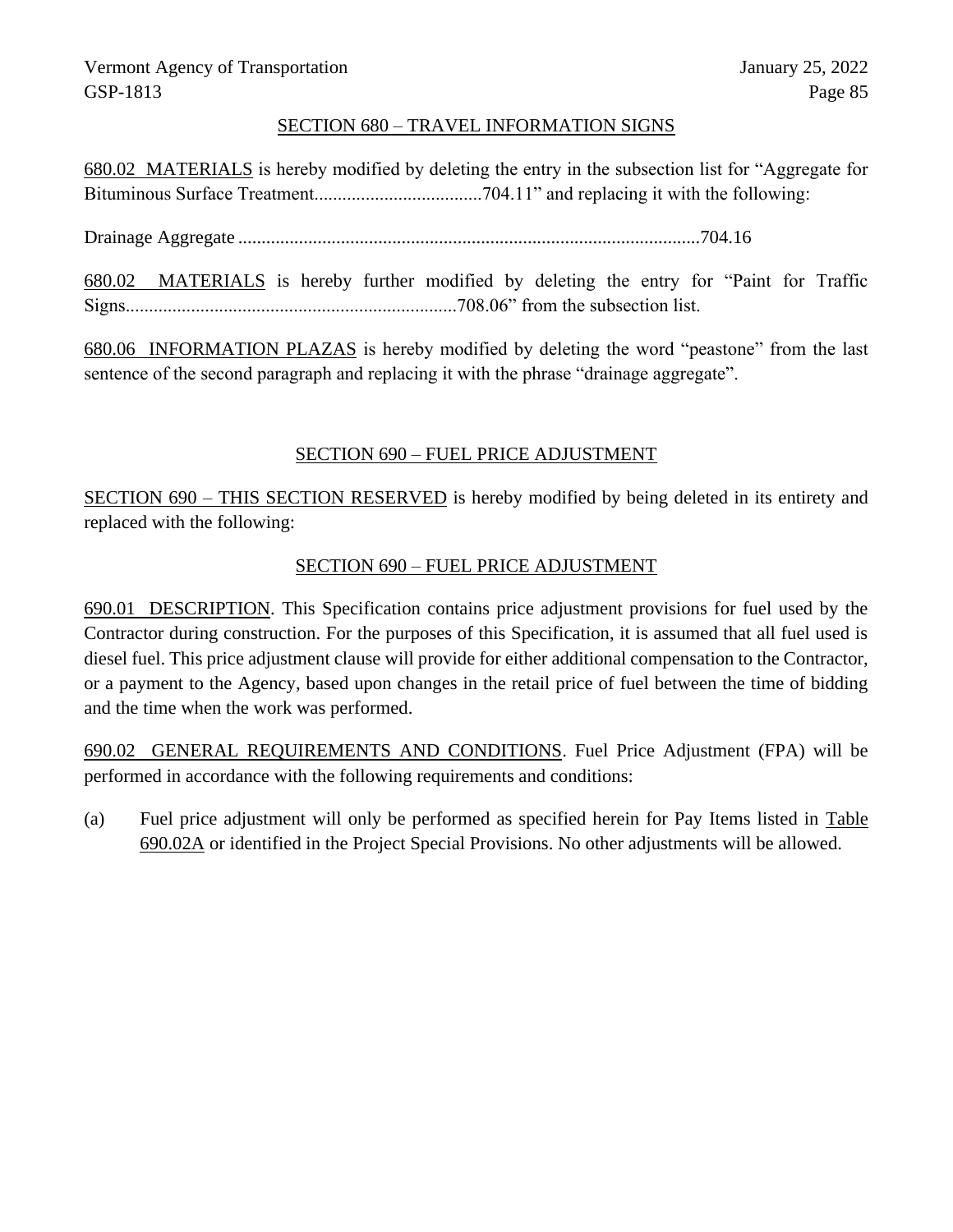## SECTION 680 – TRAVEL INFORMATION SIGNS

680.02 MATERIALS is hereby modified by deleting the entry in the subsection list for "Aggregate for Bituminous Surface Treatment....................................704.11" and replacing it with the following:

Drainage Aggregate ..................................................................................................704.16

680.02 MATERIALS is hereby further modified by deleting the entry for "Paint for Traffic Signs.......................................................................708.06" from the subsection list.

680.06 INFORMATION PLAZAS is hereby modified by deleting the word "peastone" from the last sentence of the second paragraph and replacing it with the phrase "drainage aggregate".

## SECTION 690 – FUEL PRICE ADJUSTMENT

SECTION 690 – THIS SECTION RESERVED is hereby modified by being deleted in its entirety and replaced with the following:

## SECTION 690 – FUEL PRICE ADJUSTMENT

690.01 DESCRIPTION. This Specification contains price adjustment provisions for fuel used by the Contractor during construction. For the purposes of this Specification, it is assumed that all fuel used is diesel fuel. This price adjustment clause will provide for either additional compensation to the Contractor, or a payment to the Agency, based upon changes in the retail price of fuel between the time of bidding and the time when the work was performed.

690.02 GENERAL REQUIREMENTS AND CONDITIONS. Fuel Price Adjustment (FPA) will be performed in accordance with the following requirements and conditions:

(a) Fuel price adjustment will only be performed as specified herein for Pay Items listed in Table 690.02A or identified in the Project Special Provisions. No other adjustments will be allowed.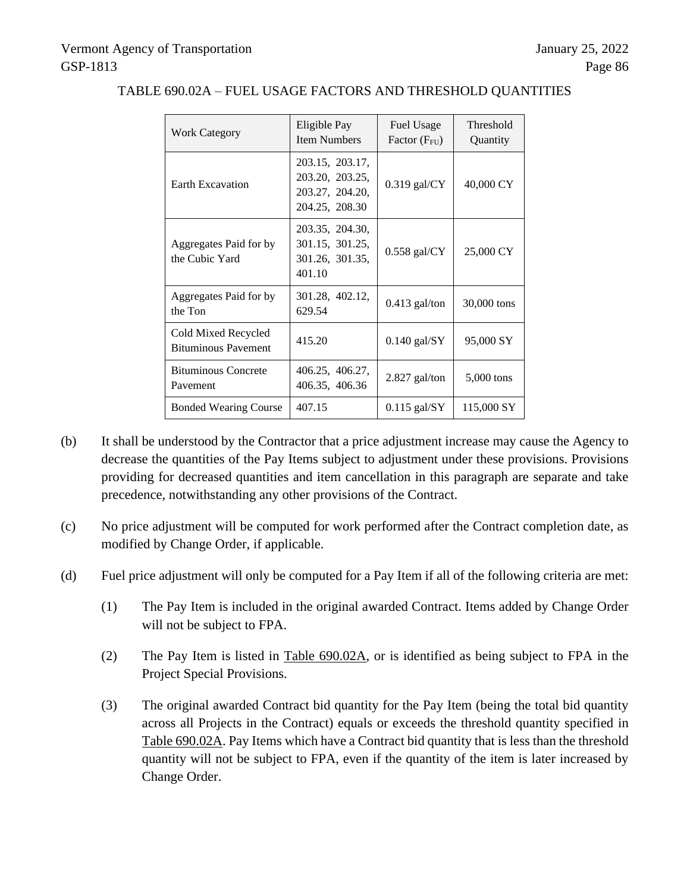TABLE 690.02A – FUEL USAGE FACTORS AND THRESHOLD QUANTITIES

| Work Category | Eligible Pay Item Numbers | Fuel Usage Factor ($F_{FU}$) | Threshold Quantity |
|---|---|---|---|
| Earth Excavation | 203.15, 203.17, 203.20, 203.25, 203.27, 204.20, 204.25, 208.30 | 0.319 gal/CY | 40,000 CY |
| Aggregates Paid for by the Cubic Yard | 203.35, 204.30, 301.15, 301.25, 301.26, 301.35, 401.10 | 0.558 gal/CY | 25,000 CY |
| Aggregates Paid for by the Ton | 301.28, 402.12, 629.54 | 0.413 gal/ton | 30,000 tons |
| Cold Mixed Recycled Bituminous Pavement | 415.20 | 0.140 gal/SY | 95,000 SY |
| Bituminous Concrete Pavement | 406.25, 406.27, 406.35, 406.36 | 2.827 gal/ton | 5,000 tons |
| Bonded Wearing Course | 407.15 | 0.115 gal/SY | 115,000 SY |

(b) It shall be understood by the Contractor that a price adjustment increase may cause the Agency to decrease the quantities of the Pay Items subject to adjustment under these provisions. Provisions providing for decreased quantities and item cancellation in this paragraph are separate and take precedence, notwithstanding any other provisions of the Contract.

(c) No price adjustment will be computed for work performed after the Contract completion date, as modified by Change Order, if applicable.

(d) Fuel price adjustment will only be computed for a Pay Item if all of the following criteria are met:

(1) The Pay Item is included in the original awarded Contract. Items added by Change Order will not be subject to FPA.

(2) The Pay Item is listed in Table 690.02A, or is identified as being subject to FPA in the Project Special Provisions.

(3) The original awarded Contract bid quantity for the Pay Item (being the total bid quantity across all Projects in the Contract) equals or exceeds the threshold quantity specified in Table 690.02A. Pay Items which have a Contract bid quantity that is less than the threshold quantity will not be subject to FPA, even if the quantity of the item is later increased by Change Order.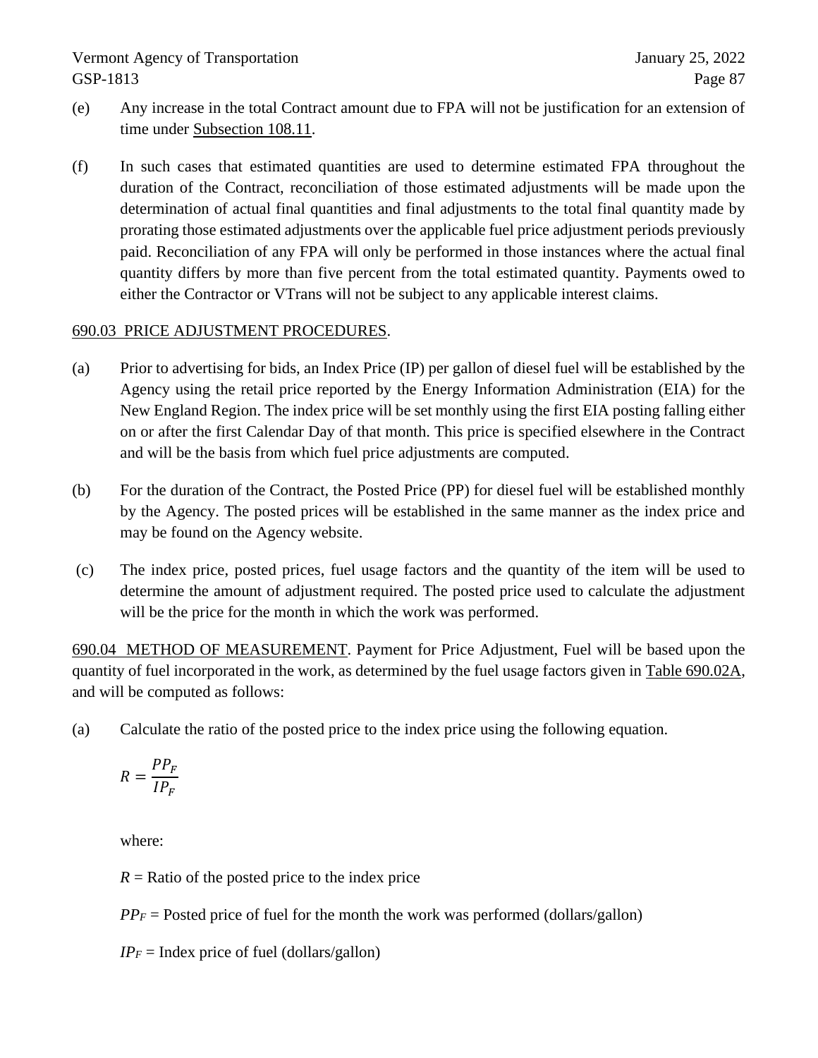(e) Any increase in the total Contract amount due to FPA will not be justification for an extension of time under Subsection 108.11.

(f) In such cases that estimated quantities are used to determine estimated FPA throughout the duration of the Contract, reconciliation of those estimated adjustments will be made upon the determination of actual final quantities and final adjustments to the total final quantity made by prorating those estimated adjustments over the applicable fuel price adjustment periods previously paid. Reconciliation of any FPA will only be performed in those instances where the actual final quantity differs by more than five percent from the total estimated quantity. Payments owed to either the Contractor or VTrans will not be subject to any applicable interest claims.

690.03 PRICE ADJUSTMENT PROCEDURES.

(a) Prior to advertising for bids, an Index Price (IP) per gallon of diesel fuel will be established by the Agency using the retail price reported by the Energy Information Administration (EIA) for the New England Region. The index price will be set monthly using the first EIA posting falling either on or after the first Calendar Day of that month. This price is specified elsewhere in the Contract and will be the basis from which fuel price adjustments are computed.

(b) For the duration of the Contract, the Posted Price (PP) for diesel fuel will be established monthly by the Agency. The posted prices will be established in the same manner as the index price and may be found on the Agency website.

(c) The index price, posted prices, fuel usage factors and the quantity of the item will be used to determine the amount of adjustment required. The posted price used to calculate the adjustment will be the price for the month in which the work was performed.

690.04 METHOD OF MEASUREMENT. Payment for Price Adjustment, Fuel will be based upon the quantity of fuel incorporated in the work, as determined by the fuel usage factors given in Table 690.02A, and will be computed as follows:

(a) Calculate the ratio of the posted price to the index price using the following equation.

$$R = \frac{PP_F}{IP_F}$$

where:

$R$ = Ratio of the posted price to the index price

$PP_F$ = Posted price of fuel for the month the work was performed (dollars/gallon)

$IP_F$ = Index price of fuel (dollars/gallon)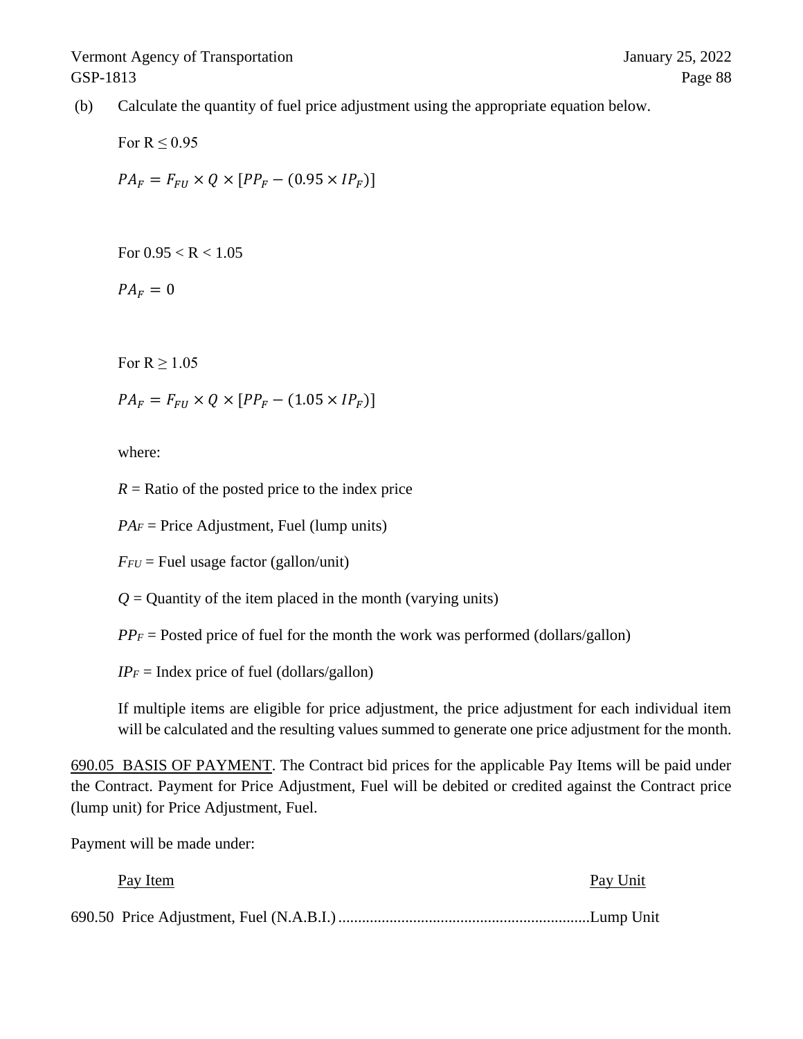(b) Calculate the quantity of fuel price adjustment using the appropriate equation below.

For $R \leq 0.95$

$$PA_F = F_{FU} \times Q \times [PP_F - (0.95 \times IP_F)]$$

For $0.95 < R < 1.05$

$$PA_F = 0$$

For $R \geq 1.05$

$$PA_F = F_{FU} \times Q \times [PP_F - (1.05 \times IP_F)]$$

where:

$R$ = Ratio of the posted price to the index price

$PA_F$ = Price Adjustment, Fuel (lump units)

$F_{FU}$ = Fuel usage factor (gallon/unit)

$Q$ = Quantity of the item placed in the month (varying units)

$PP_F$ = Posted price of fuel for the month the work was performed (dollars/gallon)

$IP_F$ = Index price of fuel (dollars/gallon)

If multiple items are eligible for price adjustment, the price adjustment for each individual item will be calculated and the resulting values summed to generate one price adjustment for the month.

690.05 BASIS OF PAYMENT. The Contract bid prices for the applicable Pay Items will be paid under the Contract. Payment for Price Adjustment, Fuel will be debited or credited against the Contract price (lump unit) for Price Adjustment, Fuel.

Payment will be made under:

| Pay Item | Pay Unit |
|---|---|
| 690.50 Price Adjustment, Fuel (N.A.B.I.) | Lump Unit |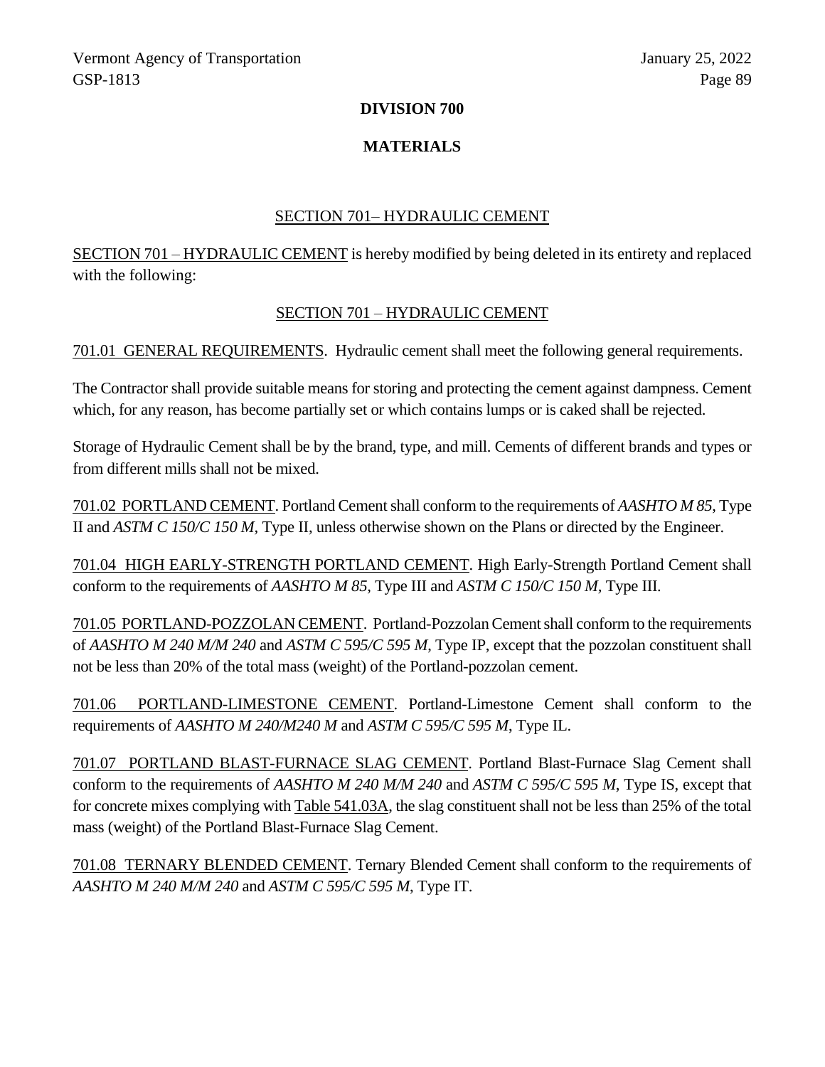# DIVISION 700

# MATERIALS

## SECTION 701– HYDRAULIC CEMENT

SECTION 701 – HYDRAULIC CEMENT is hereby modified by being deleted in its entirety and replaced with the following:

## SECTION 701 – HYDRAULIC CEMENT

701.01 GENERAL REQUIREMENTS. Hydraulic cement shall meet the following general requirements.

The Contractor shall provide suitable means for storing and protecting the cement against dampness. Cement which, for any reason, has become partially set or which contains lumps or is caked shall be rejected.

Storage of Hydraulic Cement shall be by the brand, type, and mill. Cements of different brands and types or from different mills shall not be mixed.

701.02 PORTLAND CEMENT. Portland Cement shall conform to the requirements of *AASHTO M 85*, Type II and *ASTM C 150/C 150 M*, Type II, unless otherwise shown on the Plans or directed by the Engineer.

701.04 HIGH EARLY-STRENGTH PORTLAND CEMENT. High Early-Strength Portland Cement shall conform to the requirements of *AASHTO M 85,* Type III and *ASTM C 150/C 150 M,* Type III.

701.05 PORTLAND-POZZOLAN CEMENT. Portland-Pozzolan Cement shall conform to the requirements of *AASHTO M 240 M/M 240* and *ASTM C 595/C 595 M,* Type IP, except that the pozzolan constituent shall not be less than 20% of the total mass (weight) of the Portland-pozzolan cement.

701.06 PORTLAND-LIMESTONE CEMENT. Portland-Limestone Cement shall conform to the requirements of *AASHTO M 240/M240 M* and *ASTM C 595/C 595 M*, Type IL.

701.07 PORTLAND BLAST-FURNACE SLAG CEMENT. Portland Blast-Furnace Slag Cement shall conform to the requirements of *AASHTO M 240 M/M 240* and *ASTM C 595/C 595 M,* Type IS, except that for concrete mixes complying with Table 541.03A, the slag constituent shall not be less than 25% of the total mass (weight) of the Portland Blast-Furnace Slag Cement.

701.08 TERNARY BLENDED CEMENT. Ternary Blended Cement shall conform to the requirements of *AASHTO M 240 M/M 240* and *ASTM C 595/C 595 M*, Type IT.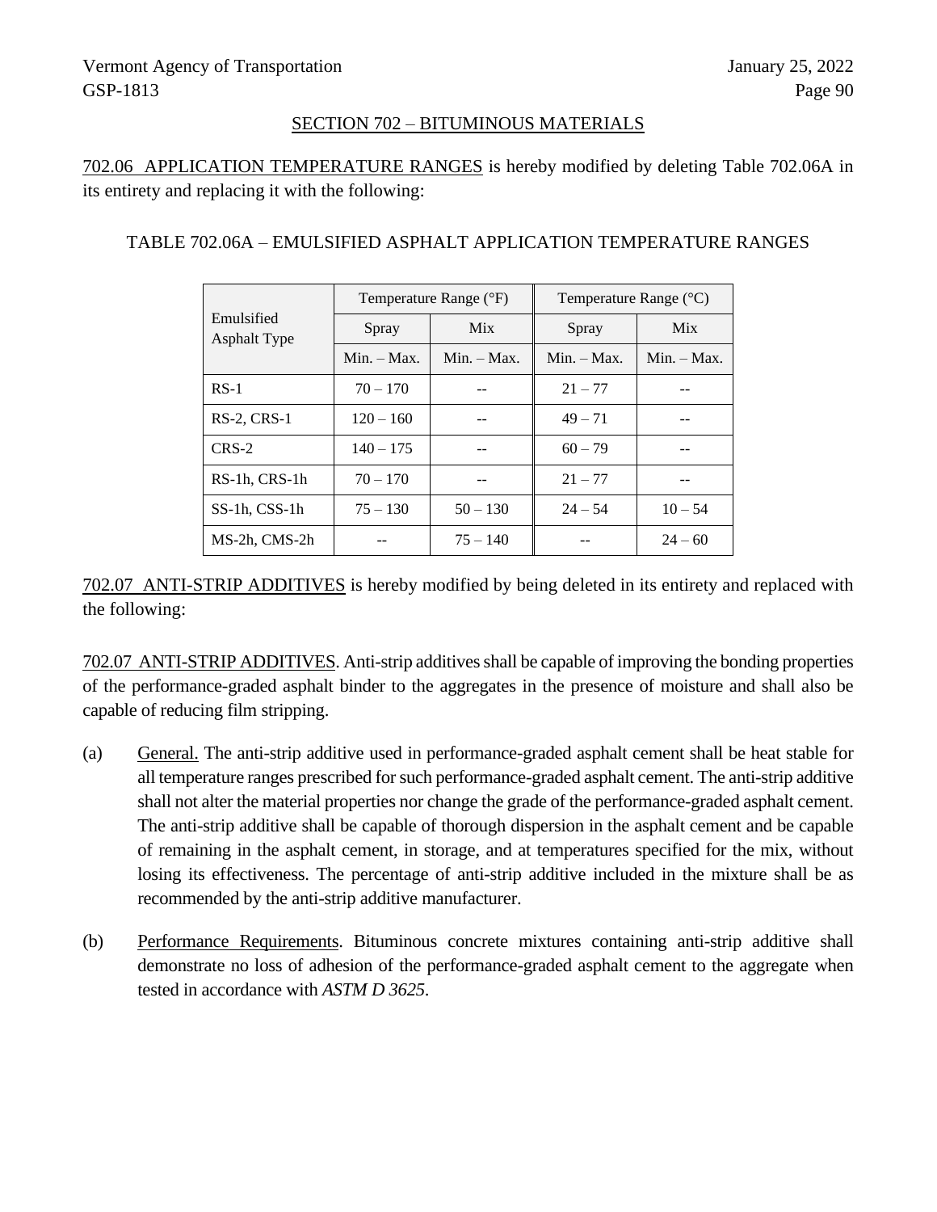## SECTION 702 – BITUMINOUS MATERIALS

702.06 APPLICATION TEMPERATURE RANGES is hereby modified by deleting Table 702.06A in its entirety and replacing it with the following:

TABLE 702.06A – EMULSIFIED ASPHALT APPLICATION TEMPERATURE RANGES

| Emulsified Asphalt Type | Temperature Range (°F) | | Temperature Range (°C) | |
|---|---|---|---|---|
| | Spray | Mix | Spray | Mix |
| | Min. – Max. | Min. – Max. | Min. – Max. | Min. – Max. |
| RS-1 | 70 – 170 | -- | 21 – 77 | -- |
| RS-2, CRS-1 | 120 – 160 | -- | 49 – 71 | -- |
| CRS-2 | 140 – 175 | -- | 60 – 79 | -- |
| RS-1h, CRS-1h | 70 – 170 | -- | 21 – 77 | -- |
| SS-1h, CSS-1h | 75 – 130 | 50 – 130 | 24 – 54 | 10 – 54 |
| MS-2h, CMS-2h | -- | 75 – 140 | -- | 24 – 60 |

702.07 ANTI-STRIP ADDITIVES is hereby modified by being deleted in its entirety and replaced with the following:

702.07 ANTI-STRIP ADDITIVES. Anti-strip additives shall be capable of improving the bonding properties of the performance-graded asphalt binder to the aggregates in the presence of moisture and shall also be capable of reducing film stripping.

(a) General. The anti-strip additive used in performance-graded asphalt cement shall be heat stable for all temperature ranges prescribed for such performance-graded asphalt cement. The anti-strip additive shall not alter the material properties nor change the grade of the performance-graded asphalt cement. The anti-strip additive shall be capable of thorough dispersion in the asphalt cement and be capable of remaining in the asphalt cement, in storage, and at temperatures specified for the mix, without losing its effectiveness. The percentage of anti-strip additive included in the mixture shall be as recommended by the anti-strip additive manufacturer.

(b) Performance Requirements. Bituminous concrete mixtures containing anti-strip additive shall demonstrate no loss of adhesion of the performance-graded asphalt cement to the aggregate when tested in accordance with *ASTM D 3625*.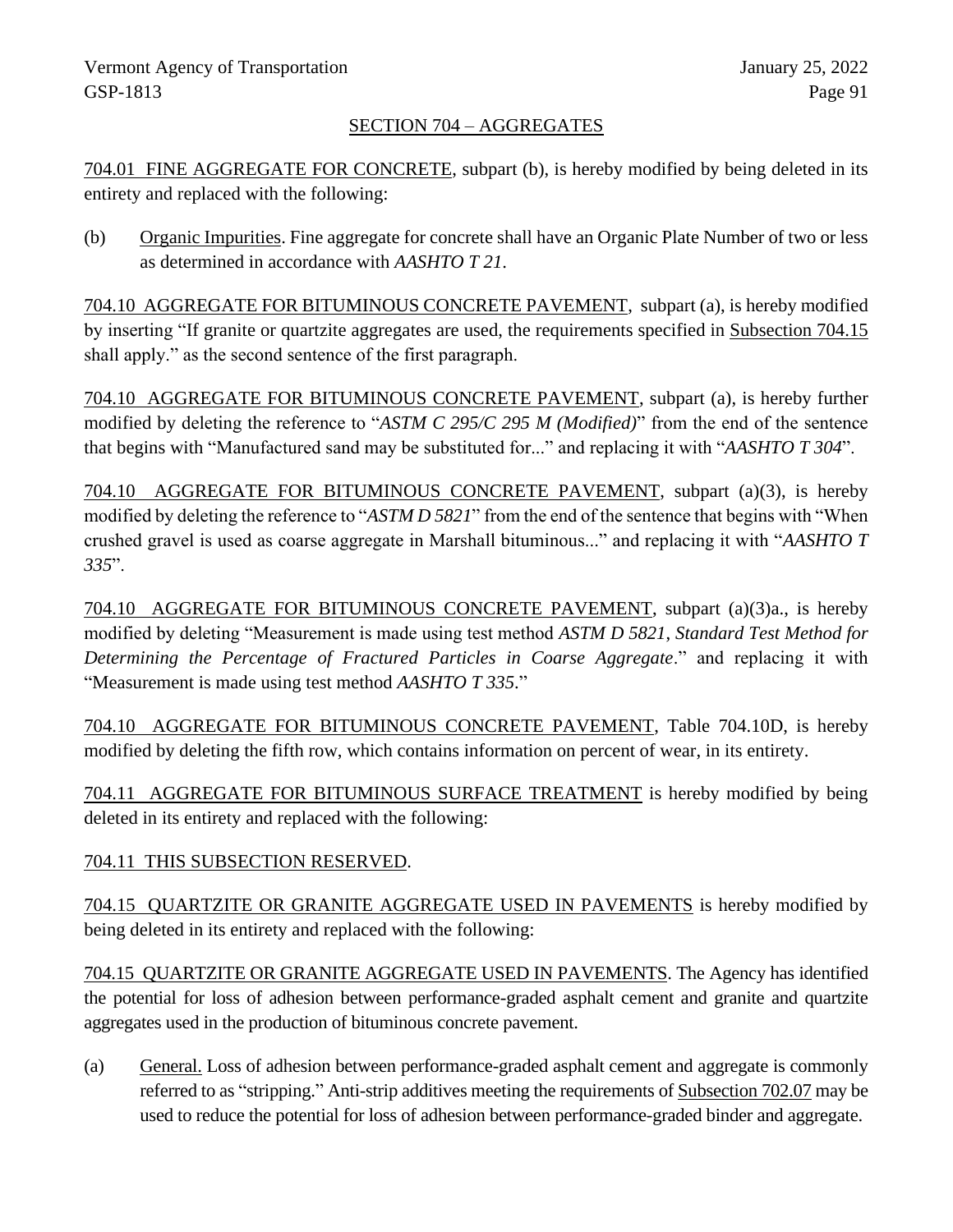## SECTION 704 – AGGREGATES

704.01 FINE AGGREGATE FOR CONCRETE, subpart (b), is hereby modified by being deleted in its entirety and replaced with the following:

(b) Organic Impurities. Fine aggregate for concrete shall have an Organic Plate Number of two or less as determined in accordance with *AASHTO T 21*.

704.10 AGGREGATE FOR BITUMINOUS CONCRETE PAVEMENT, subpart (a), is hereby modified by inserting "If granite or quartzite aggregates are used, the requirements specified in Subsection 704.15 shall apply." as the second sentence of the first paragraph.

704.10 AGGREGATE FOR BITUMINOUS CONCRETE PAVEMENT, subpart (a), is hereby further modified by deleting the reference to "*ASTM C 295/C 295 M (Modified)*" from the end of the sentence that begins with "Manufactured sand may be substituted for..." and replacing it with "*AASHTO T 304*".

704.10 AGGREGATE FOR BITUMINOUS CONCRETE PAVEMENT, subpart (a)(3), is hereby modified by deleting the reference to "*ASTM D 5821*" from the end of the sentence that begins with "When crushed gravel is used as coarse aggregate in Marshall bituminous..." and replacing it with "*AASHTO T 335*".

704.10 AGGREGATE FOR BITUMINOUS CONCRETE PAVEMENT, subpart (a)(3)a., is hereby modified by deleting "Measurement is made using test method *ASTM D 5821*, *Standard Test Method for Determining the Percentage of Fractured Particles in Coarse Aggregate*." and replacing it with "Measurement is made using test method *AASHTO T 335*."

704.10 AGGREGATE FOR BITUMINOUS CONCRETE PAVEMENT, Table 704.10D, is hereby modified by deleting the fifth row, which contains information on percent of wear, in its entirety.

704.11 AGGREGATE FOR BITUMINOUS SURFACE TREATMENT is hereby modified by being deleted in its entirety and replaced with the following:

704.11 THIS SUBSECTION RESERVED.

704.15 QUARTZITE OR GRANITE AGGREGATE USED IN PAVEMENTS is hereby modified by being deleted in its entirety and replaced with the following:

704.15 QUARTZITE OR GRANITE AGGREGATE USED IN PAVEMENTS. The Agency has identified the potential for loss of adhesion between performance-graded asphalt cement and granite and quartzite aggregates used in the production of bituminous concrete pavement.

(a) General. Loss of adhesion between performance-graded asphalt cement and aggregate is commonly referred to as "stripping." Anti-strip additives meeting the requirements of Subsection 702.07 may be used to reduce the potential for loss of adhesion between performance-graded binder and aggregate.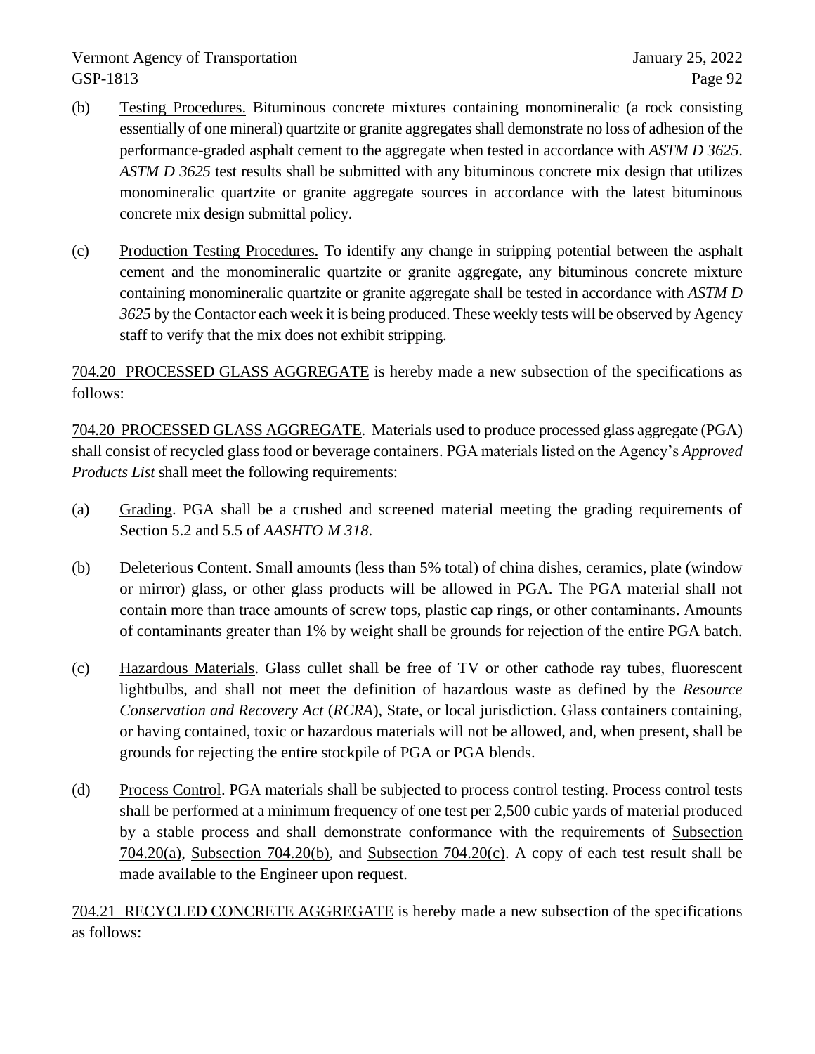(b) Testing Procedures. Bituminous concrete mixtures containing monomineralic (a rock consisting essentially of one mineral) quartzite or granite aggregates shall demonstrate no loss of adhesion of the performance-graded asphalt cement to the aggregate when tested in accordance with *ASTM D 3625*. *ASTM D 3625* test results shall be submitted with any bituminous concrete mix design that utilizes monomineralic quartzite or granite aggregate sources in accordance with the latest bituminous concrete mix design submittal policy.

(c) Production Testing Procedures. To identify any change in stripping potential between the asphalt cement and the monomineralic quartzite or granite aggregate, any bituminous concrete mixture containing monomineralic quartzite or granite aggregate shall be tested in accordance with *ASTM D 3625* by the Contactor each week it is being produced. These weekly tests will be observed by Agency staff to verify that the mix does not exhibit stripping.

704.20 PROCESSED GLASS AGGREGATE is hereby made a new subsection of the specifications as follows:

704.20 PROCESSED GLASS AGGREGATE. Materials used to produce processed glass aggregate (PGA) shall consist of recycled glass food or beverage containers. PGA materials listed on the Agency's *Approved Products List* shall meet the following requirements:

(a) Grading. PGA shall be a crushed and screened material meeting the grading requirements of Section 5.2 and 5.5 of *AASHTO M 318*.

(b) Deleterious Content. Small amounts (less than 5% total) of china dishes, ceramics, plate (window or mirror) glass, or other glass products will be allowed in PGA. The PGA material shall not contain more than trace amounts of screw tops, plastic cap rings, or other contaminants. Amounts of contaminants greater than 1% by weight shall be grounds for rejection of the entire PGA batch.

(c) Hazardous Materials. Glass cullet shall be free of TV or other cathode ray tubes, fluorescent lightbulbs, and shall not meet the definition of hazardous waste as defined by the *Resource Conservation and Recovery Act* (*RCRA*), State, or local jurisdiction. Glass containers containing, or having contained, toxic or hazardous materials will not be allowed, and, when present, shall be grounds for rejecting the entire stockpile of PGA or PGA blends.

(d) Process Control. PGA materials shall be subjected to process control testing. Process control tests shall be performed at a minimum frequency of one test per 2,500 cubic yards of material produced by a stable process and shall demonstrate conformance with the requirements of Subsection 704.20(a), Subsection 704.20(b), and Subsection 704.20(c). A copy of each test result shall be made available to the Engineer upon request.

704.21 RECYCLED CONCRETE AGGREGATE is hereby made a new subsection of the specifications as follows: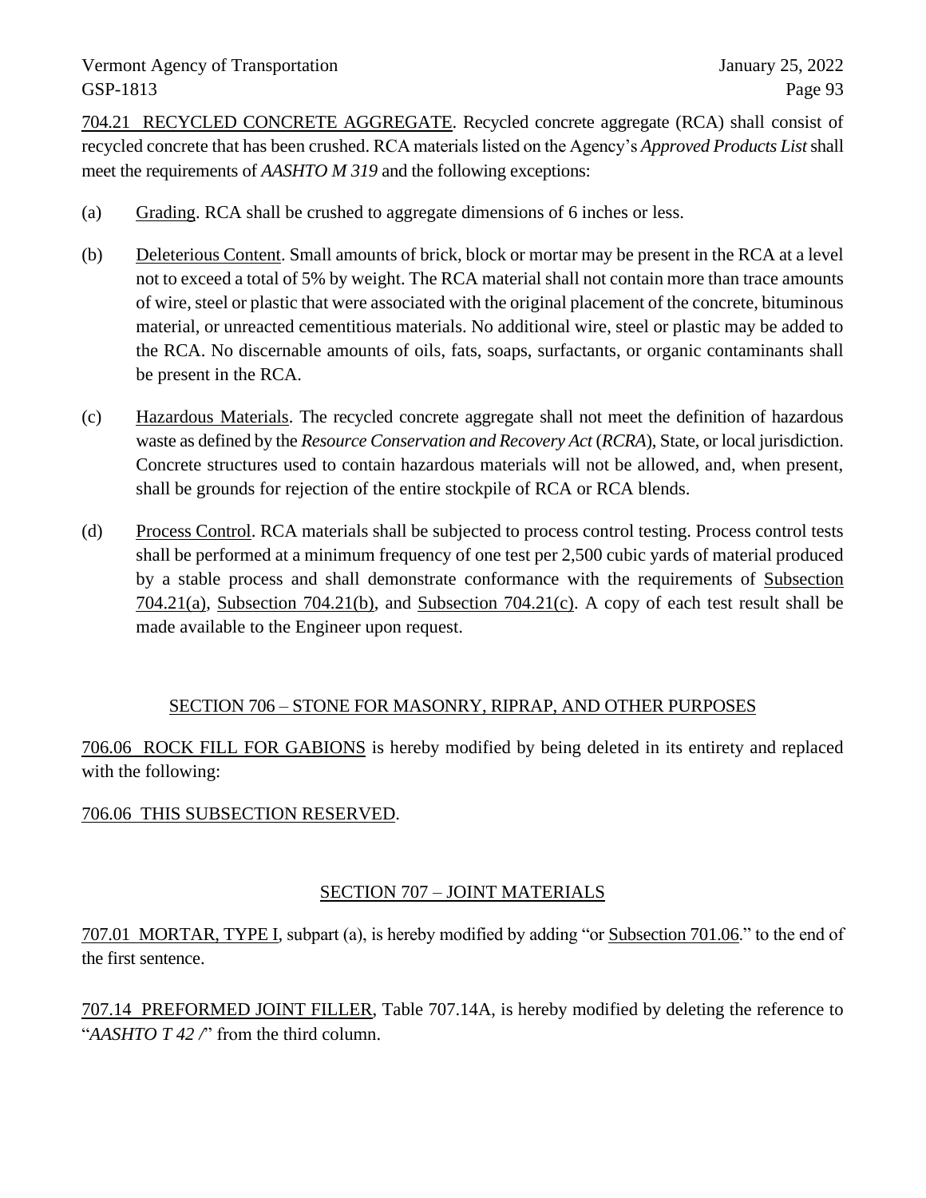704.21 RECYCLED CONCRETE AGGREGATE. Recycled concrete aggregate (RCA) shall consist of recycled concrete that has been crushed. RCA materials listed on the Agency's *Approved Products List* shall meet the requirements of *AASHTO M 319* and the following exceptions:

(a) Grading. RCA shall be crushed to aggregate dimensions of 6 inches or less.

(b) Deleterious Content. Small amounts of brick, block or mortar may be present in the RCA at a level not to exceed a total of 5% by weight. The RCA material shall not contain more than trace amounts of wire, steel or plastic that were associated with the original placement of the concrete, bituminous material, or unreacted cementitious materials. No additional wire, steel or plastic may be added to the RCA. No discernable amounts of oils, fats, soaps, surfactants, or organic contaminants shall be present in the RCA.

(c) Hazardous Materials. The recycled concrete aggregate shall not meet the definition of hazardous waste as defined by the *Resource Conservation and Recovery Act* (*RCRA*), State, or local jurisdiction. Concrete structures used to contain hazardous materials will not be allowed, and, when present, shall be grounds for rejection of the entire stockpile of RCA or RCA blends.

(d) Process Control. RCA materials shall be subjected to process control testing. Process control tests shall be performed at a minimum frequency of one test per 2,500 cubic yards of material produced by a stable process and shall demonstrate conformance with the requirements of Subsection 704.21(a), Subsection 704.21(b), and Subsection 704.21(c). A copy of each test result shall be made available to the Engineer upon request.

## SECTION 706 – STONE FOR MASONRY, RIPRAP, AND OTHER PURPOSES

706.06 ROCK FILL FOR GABIONS is hereby modified by being deleted in its entirety and replaced with the following:

706.06 THIS SUBSECTION RESERVED.

## SECTION 707 – JOINT MATERIALS

707.01 MORTAR, TYPE I, subpart (a), is hereby modified by adding "or Subsection 701.06." to the end of the first sentence.

707.14 PREFORMED JOINT FILLER, Table 707.14A, is hereby modified by deleting the reference to "*AASHTO T 42 /*" from the third column.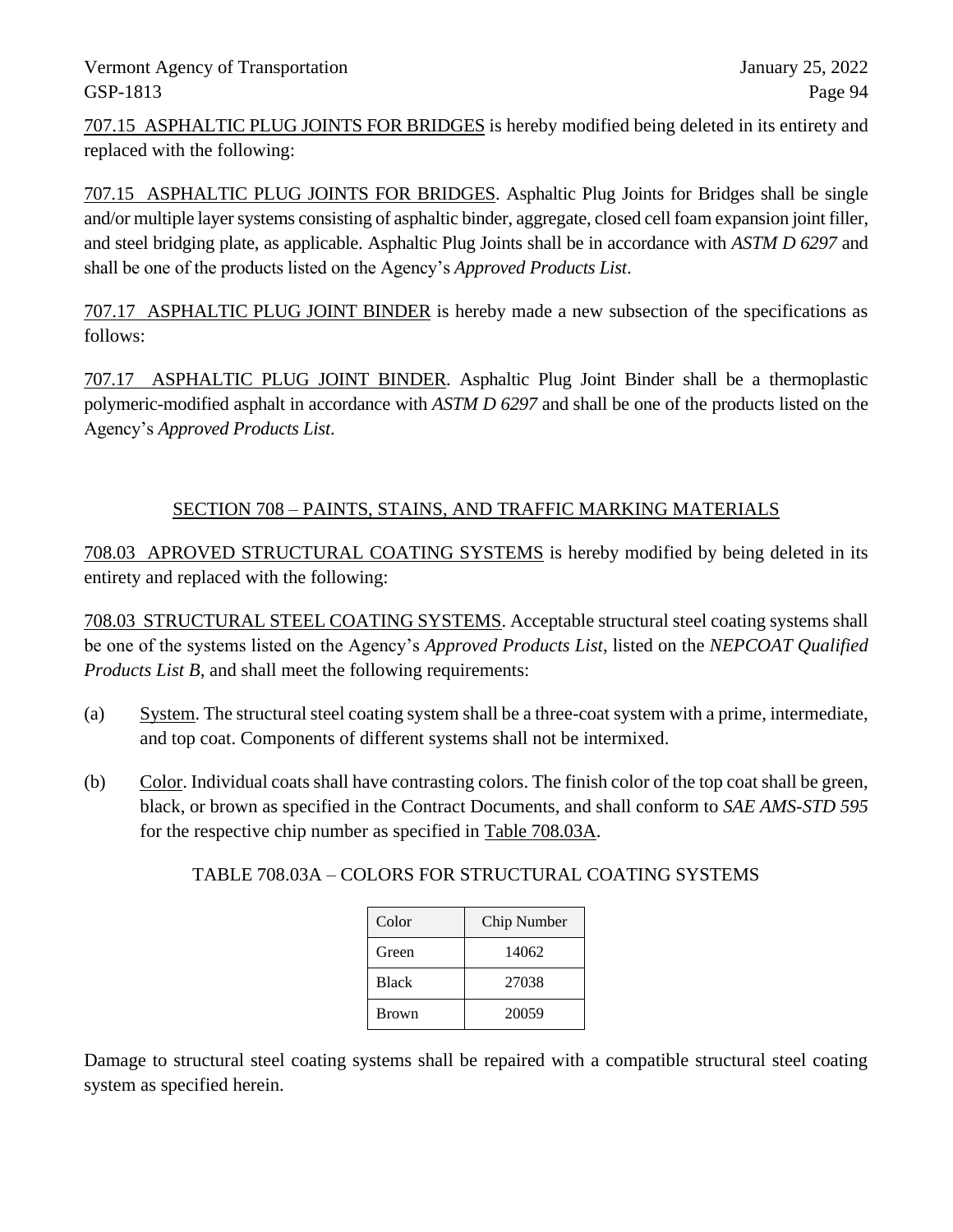707.15 ASPHALTIC PLUG JOINTS FOR BRIDGES is hereby modified being deleted in its entirety and replaced with the following:

707.15 ASPHALTIC PLUG JOINTS FOR BRIDGES. Asphaltic Plug Joints for Bridges shall be single and/or multiple layer systems consisting of asphaltic binder, aggregate, closed cell foam expansion joint filler, and steel bridging plate, as applicable. Asphaltic Plug Joints shall be in accordance with *ASTM D 6297* and shall be one of the products listed on the Agency's *Approved Products List*.

707.17 ASPHALTIC PLUG JOINT BINDER is hereby made a new subsection of the specifications as follows:

707.17 ASPHALTIC PLUG JOINT BINDER. Asphaltic Plug Joint Binder shall be a thermoplastic polymeric-modified asphalt in accordance with *ASTM D 6297* and shall be one of the products listed on the Agency's *Approved Products List*.

## SECTION 708 – PAINTS, STAINS, AND TRAFFIC MARKING MATERIALS

708.03 APROVED STRUCTURAL COATING SYSTEMS is hereby modified by being deleted in its entirety and replaced with the following:

708.03 STRUCTURAL STEEL COATING SYSTEMS. Acceptable structural steel coating systems shall be one of the systems listed on the Agency's *Approved Products List*, listed on the *NEPCOAT Qualified Products List B*, and shall meet the following requirements:

(a) System. The structural steel coating system shall be a three-coat system with a prime, intermediate, and top coat. Components of different systems shall not be intermixed.

(b) Color. Individual coats shall have contrasting colors. The finish color of the top coat shall be green, black, or brown as specified in the Contract Documents, and shall conform to *SAE AMS-STD 595* for the respective chip number as specified in Table 708.03A.

TABLE 708.03A – COLORS FOR STRUCTURAL COATING SYSTEMS

| Color | Chip Number |
|---|---|
| Green | 14062 |
| Black | 27038 |
| Brown | 20059 |

Damage to structural steel coating systems shall be repaired with a compatible structural steel coating system as specified herein.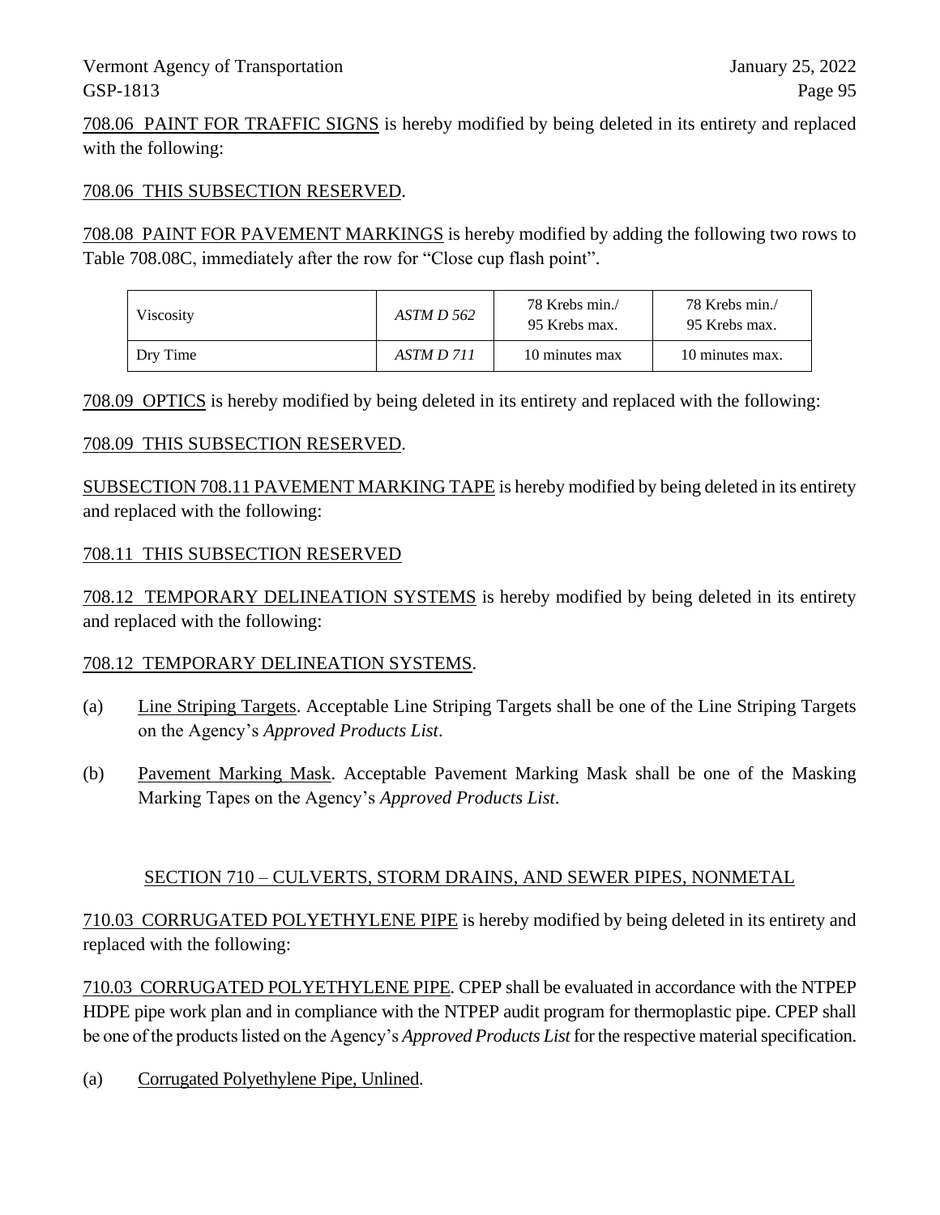708.06 PAINT FOR TRAFFIC SIGNS is hereby modified by being deleted in its entirety and replaced with the following:

708.06 THIS SUBSECTION RESERVED.

708.08 PAINT FOR PAVEMENT MARKINGS is hereby modified by adding the following two rows to Table 708.08C, immediately after the row for "Close cup flash point".

| | | | |
|---|---|---|---|
| Viscosity | *ASTM D 562* | 78 Krebs min./ 95 Krebs max. | 78 Krebs min./ 95 Krebs max. |
| Dry Time | *ASTM D 711* | 10 minutes max | 10 minutes max. |

708.09 OPTICS is hereby modified by being deleted in its entirety and replaced with the following:

708.09 THIS SUBSECTION RESERVED.

SUBSECTION 708.11 PAVEMENT MARKING TAPE is hereby modified by being deleted in its entirety and replaced with the following:

708.11 THIS SUBSECTION RESERVED

708.12 TEMPORARY DELINEATION SYSTEMS is hereby modified by being deleted in its entirety and replaced with the following:

708.12 TEMPORARY DELINEATION SYSTEMS.

(a) Line Striping Targets. Acceptable Line Striping Targets shall be one of the Line Striping Targets on the Agency's *Approved Products List*.

(b) Pavement Marking Mask. Acceptable Pavement Marking Mask shall be one of the Masking Marking Tapes on the Agency's *Approved Products List*.

## SECTION 710 – CULVERTS, STORM DRAINS, AND SEWER PIPES, NONMETAL

710.03 CORRUGATED POLYETHYLENE PIPE is hereby modified by being deleted in its entirety and replaced with the following:

710.03 CORRUGATED POLYETHYLENE PIPE. CPEP shall be evaluated in accordance with the NTPEP HDPE pipe work plan and in compliance with the NTPEP audit program for thermoplastic pipe. CPEP shall be one of the products listed on the Agency's *Approved Products List* for the respective material specification.

(a) Corrugated Polyethylene Pipe, Unlined.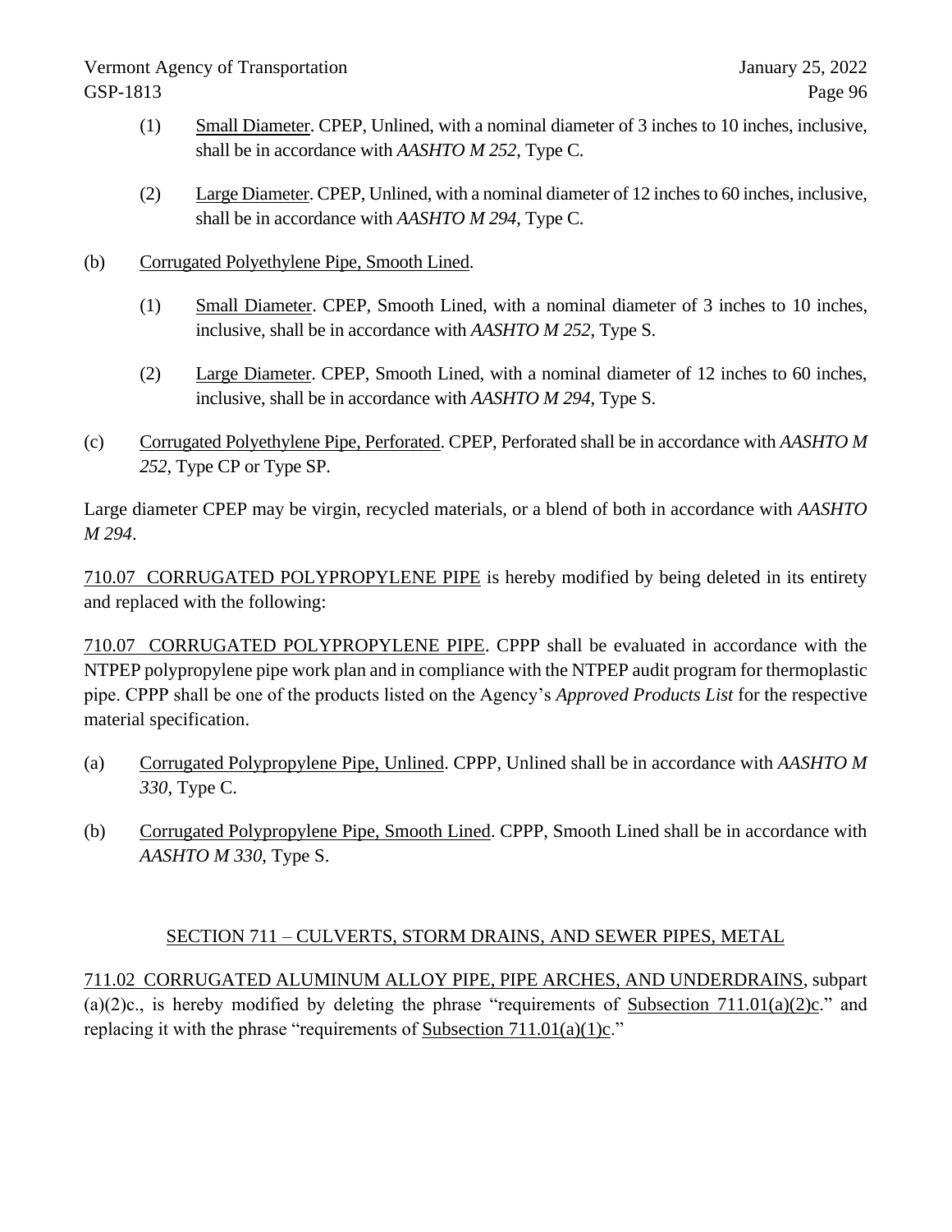(1) Small Diameter. CPEP, Unlined, with a nominal diameter of 3 inches to 10 inches, inclusive, shall be in accordance with *AASHTO M 252*, Type C.

(2) Large Diameter. CPEP, Unlined, with a nominal diameter of 12 inches to 60 inches, inclusive, shall be in accordance with *AASHTO M 294*, Type C.

(b) Corrugated Polyethylene Pipe, Smooth Lined.

(1) Small Diameter. CPEP, Smooth Lined, with a nominal diameter of 3 inches to 10 inches, inclusive, shall be in accordance with *AASHTO M 252*, Type S.

(2) Large Diameter. CPEP, Smooth Lined, with a nominal diameter of 12 inches to 60 inches, inclusive, shall be in accordance with *AASHTO M 294*, Type S.

(c) Corrugated Polyethylene Pipe, Perforated. CPEP, Perforated shall be in accordance with *AASHTO M 252*, Type CP or Type SP.

Large diameter CPEP may be virgin, recycled materials, or a blend of both in accordance with *AASHTO M 294*.

710.07 CORRUGATED POLYPROPYLENE PIPE is hereby modified by being deleted in its entirety and replaced with the following:

710.07 CORRUGATED POLYPROPYLENE PIPE. CPPP shall be evaluated in accordance with the NTPEP polypropylene pipe work plan and in compliance with the NTPEP audit program for thermoplastic pipe. CPPP shall be one of the products listed on the Agency's *Approved Products List* for the respective material specification.

(a) Corrugated Polypropylene Pipe, Unlined. CPPP, Unlined shall be in accordance with *AASHTO M 330*, Type C.

(b) Corrugated Polypropylene Pipe, Smooth Lined. CPPP, Smooth Lined shall be in accordance with *AASHTO M 330*, Type S.

## SECTION 711 – CULVERTS, STORM DRAINS, AND SEWER PIPES, METAL

711.02 CORRUGATED ALUMINUM ALLOY PIPE, PIPE ARCHES, AND UNDERDRAINS, subpart (a)(2)c., is hereby modified by deleting the phrase "requirements of Subsection 711.01(a)(2)c." and replacing it with the phrase "requirements of Subsection 711.01(a)(1)c."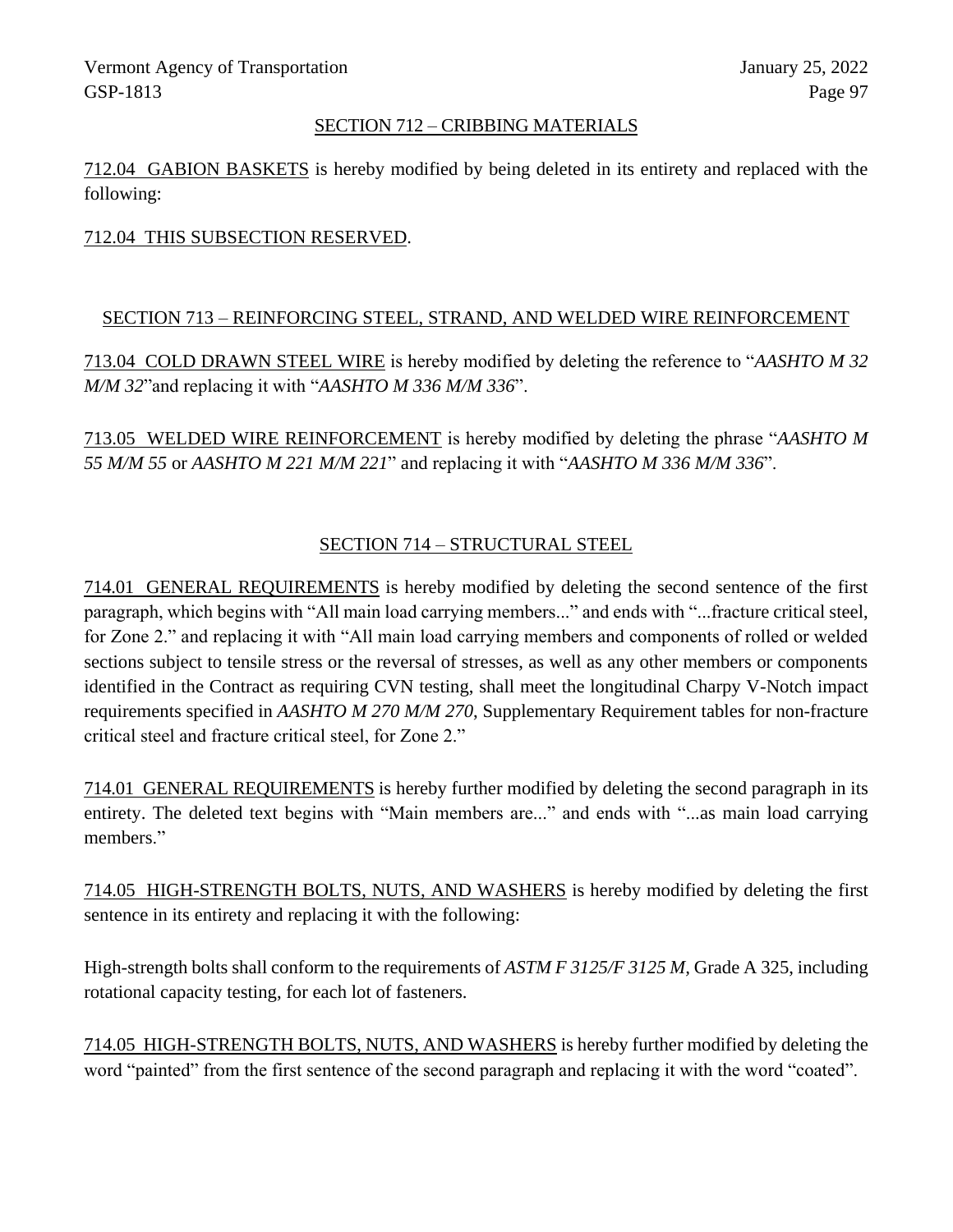## SECTION 712 – CRIBBING MATERIALS

712.04 GABION BASKETS is hereby modified by being deleted in its entirety and replaced with the following:

712.04 THIS SUBSECTION RESERVED.

## SECTION 713 – REINFORCING STEEL, STRAND, AND WELDED WIRE REINFORCEMENT

713.04 COLD DRAWN STEEL WIRE is hereby modified by deleting the reference to "*AASHTO M 32 M/M 32*"and replacing it with "*AASHTO M 336 M/M 336*".

713.05 WELDED WIRE REINFORCEMENT is hereby modified by deleting the phrase "*AASHTO M 55 M/M 55* or *AASHTO M 221 M/M 221*" and replacing it with "*AASHTO M 336 M/M 336*".

## SECTION 714 – STRUCTURAL STEEL

714.01 GENERAL REQUIREMENTS is hereby modified by deleting the second sentence of the first paragraph, which begins with "All main load carrying members..." and ends with "...fracture critical steel, for Zone 2." and replacing it with "All main load carrying members and components of rolled or welded sections subject to tensile stress or the reversal of stresses, as well as any other members or components identified in the Contract as requiring CVN testing, shall meet the longitudinal Charpy V-Notch impact requirements specified in *AASHTO M 270 M/M 270*, Supplementary Requirement tables for non-fracture critical steel and fracture critical steel, for Zone 2."

714.01 GENERAL REQUIREMENTS is hereby further modified by deleting the second paragraph in its entirety. The deleted text begins with "Main members are..." and ends with "...as main load carrying members."

714.05 HIGH-STRENGTH BOLTS, NUTS, AND WASHERS is hereby modified by deleting the first sentence in its entirety and replacing it with the following:

High-strength bolts shall conform to the requirements of *ASTM F 3125/F 3125 M,* Grade A 325, including rotational capacity testing, for each lot of fasteners.

714.05 HIGH-STRENGTH BOLTS, NUTS, AND WASHERS is hereby further modified by deleting the word "painted" from the first sentence of the second paragraph and replacing it with the word "coated".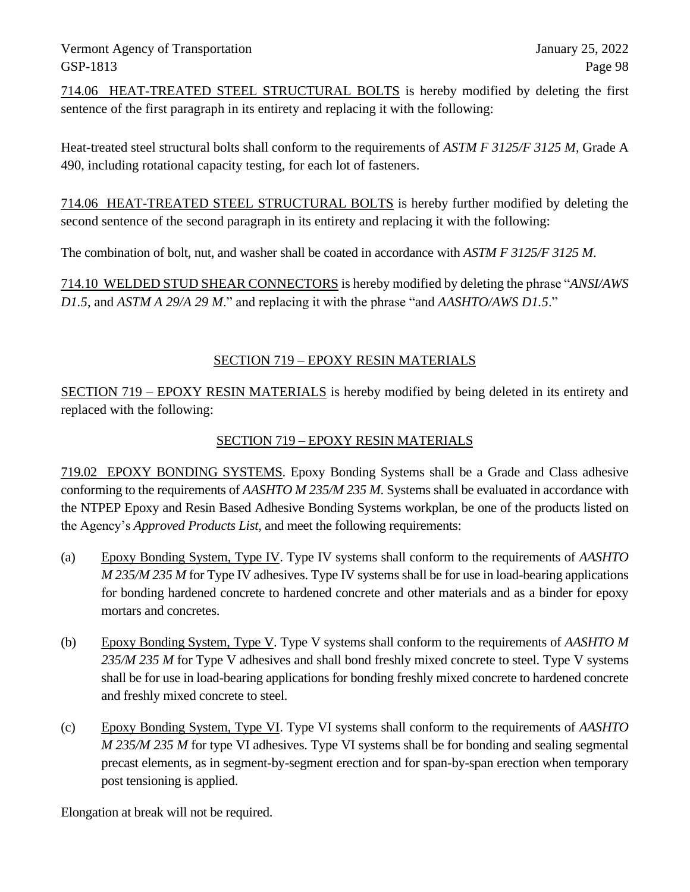<u>714.06 HEAT-TREATED STEEL STRUCTURAL BOLTS</u> is hereby modified by deleting the first sentence of the first paragraph in its entirety and replacing it with the following:

Heat-treated steel structural bolts shall conform to the requirements of *ASTM F 3125/F 3125 M*, Grade A 490, including rotational capacity testing, for each lot of fasteners.

<u>714.06 HEAT-TREATED STEEL STRUCTURAL BOLTS</u> is hereby further modified by deleting the second sentence of the second paragraph in its entirety and replacing it with the following:

The combination of bolt, nut, and washer shall be coated in accordance with *ASTM F 3125/F 3125 M*.

<u>714.10 WELDED STUD SHEAR CONNECTORS</u> is hereby modified by deleting the phrase "*ANSI/AWS D1.5*, and *ASTM A 29/A 29 M*." and replacing it with the phrase "and *AASHTO/AWS D1.5*."

## SECTION 719 – EPOXY RESIN MATERIALS

<u>SECTION 719 – EPOXY RESIN MATERIALS</u> is hereby modified by being deleted in its entirety and replaced with the following:

## SECTION 719 – EPOXY RESIN MATERIALS

<u>719.02 EPOXY BONDING SYSTEMS</u>. Epoxy Bonding Systems shall be a Grade and Class adhesive conforming to the requirements of *AASHTO M 235/M 235 M*. Systems shall be evaluated in accordance with the NTPEP Epoxy and Resin Based Adhesive Bonding Systems workplan, be one of the products listed on the Agency's *Approved Products List*, and meet the following requirements:

(a) <u>Epoxy Bonding System, Type IV</u>. Type IV systems shall conform to the requirements of *AASHTO M 235/M 235 M* for Type IV adhesives. Type IV systems shall be for use in load-bearing applications for bonding hardened concrete to hardened concrete and other materials and as a binder for epoxy mortars and concretes.

(b) <u>Epoxy Bonding System, Type V</u>. Type V systems shall conform to the requirements of *AASHTO M 235/M 235 M* for Type V adhesives and shall bond freshly mixed concrete to steel. Type V systems shall be for use in load-bearing applications for bonding freshly mixed concrete to hardened concrete and freshly mixed concrete to steel.

(c) <u>Epoxy Bonding System, Type VI</u>. Type VI systems shall conform to the requirements of *AASHTO M 235/M 235 M* for type VI adhesives. Type VI systems shall be for bonding and sealing segmental precast elements, as in segment-by-segment erection and for span-by-span erection when temporary post tensioning is applied.

Elongation at break will not be required.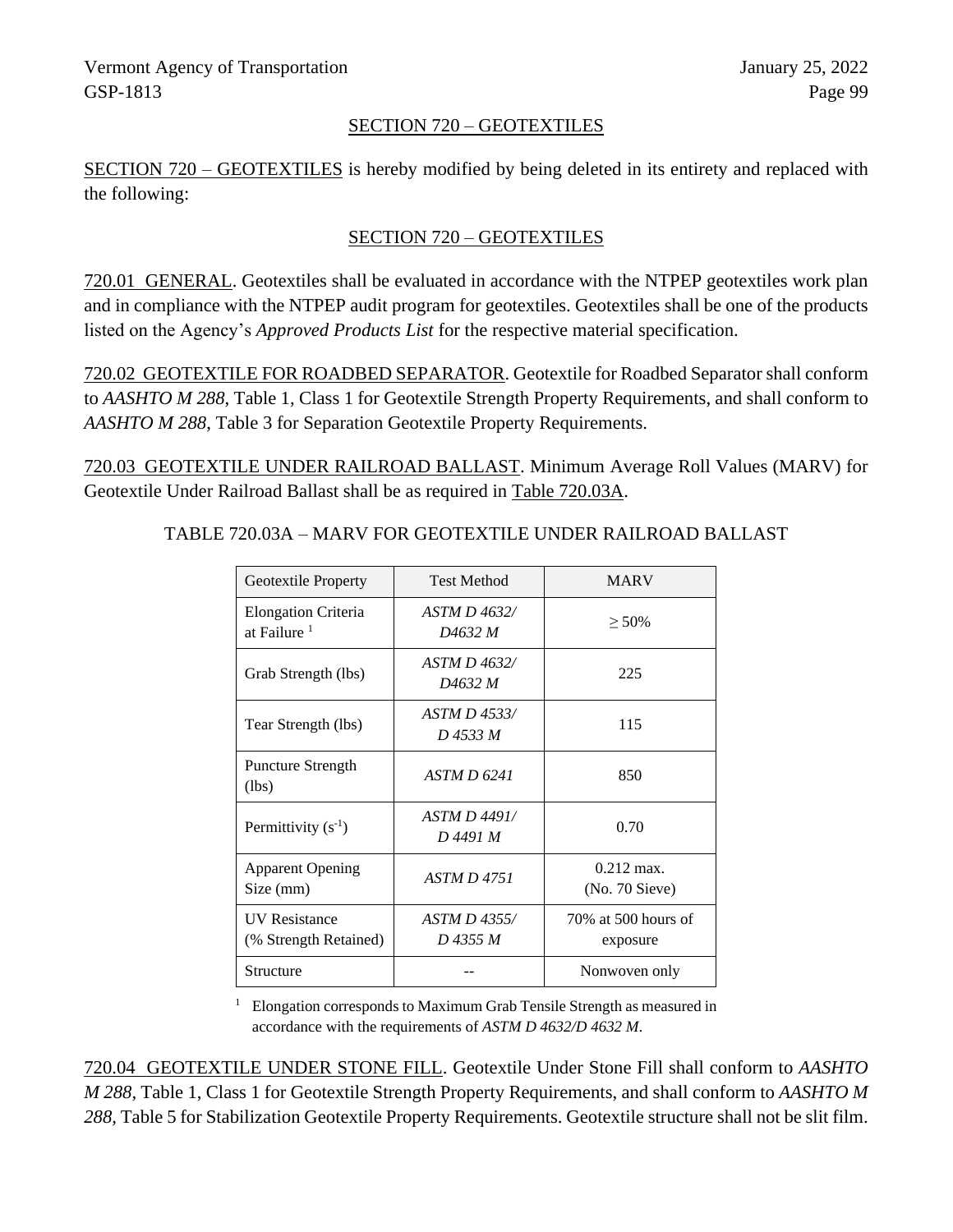## SECTION 720 – GEOTEXTILES

SECTION 720 – GEOTEXTILES is hereby modified by being deleted in its entirety and replaced with the following:

## SECTION 720 – GEOTEXTILES

720.01 GENERAL. Geotextiles shall be evaluated in accordance with the NTPEP geotextiles work plan and in compliance with the NTPEP audit program for geotextiles. Geotextiles shall be one of the products listed on the Agency's *Approved Products List* for the respective material specification.

720.02 GEOTEXTILE FOR ROADBED SEPARATOR. Geotextile for Roadbed Separator shall conform to *AASHTO M 288*, Table 1, Class 1 for Geotextile Strength Property Requirements, and shall conform to *AASHTO M 288*, Table 3 for Separation Geotextile Property Requirements.

720.03 GEOTEXTILE UNDER RAILROAD BALLAST. Minimum Average Roll Values (MARV) for Geotextile Under Railroad Ballast shall be as required in Table 720.03A.

TABLE 720.03A – MARV FOR GEOTEXTILE UNDER RAILROAD BALLAST

| Geotextile Property | Test Method | MARV |
|---|---|---|
| Elongation Criteria at Failure [1] | *ASTM D 4632/ D4632 M* | ≥ 50% |
| Grab Strength (lbs) | *ASTM D 4632/ D4632 M* | 225 |
| Tear Strength (lbs) | *ASTM D 4533/ D 4533 M* | 115 |
| Puncture Strength (lbs) | *ASTM D 6241* | 850 |
| Permittivity ($s^{-1}$) | *ASTM D 4491/ D 4491 M* | 0.70 |
| Apparent Opening Size (mm) | *ASTM D 4751* | 0.212 max. (No. 70 Sieve) |
| UV Resistance (% Strength Retained) | *ASTM D 4355/ D 4355 M* | 70% at 500 hours of exposure |
| Structure | -- | Nonwoven only |

[1] Elongation corresponds to Maximum Grab Tensile Strength as measured in accordance with the requirements of *ASTM D 4632/D 4632 M*.

720.04 GEOTEXTILE UNDER STONE FILL. Geotextile Under Stone Fill shall conform to *AASHTO M 288*, Table 1, Class 1 for Geotextile Strength Property Requirements, and shall conform to *AASHTO M 288*, Table 5 for Stabilization Geotextile Property Requirements. Geotextile structure shall not be slit film.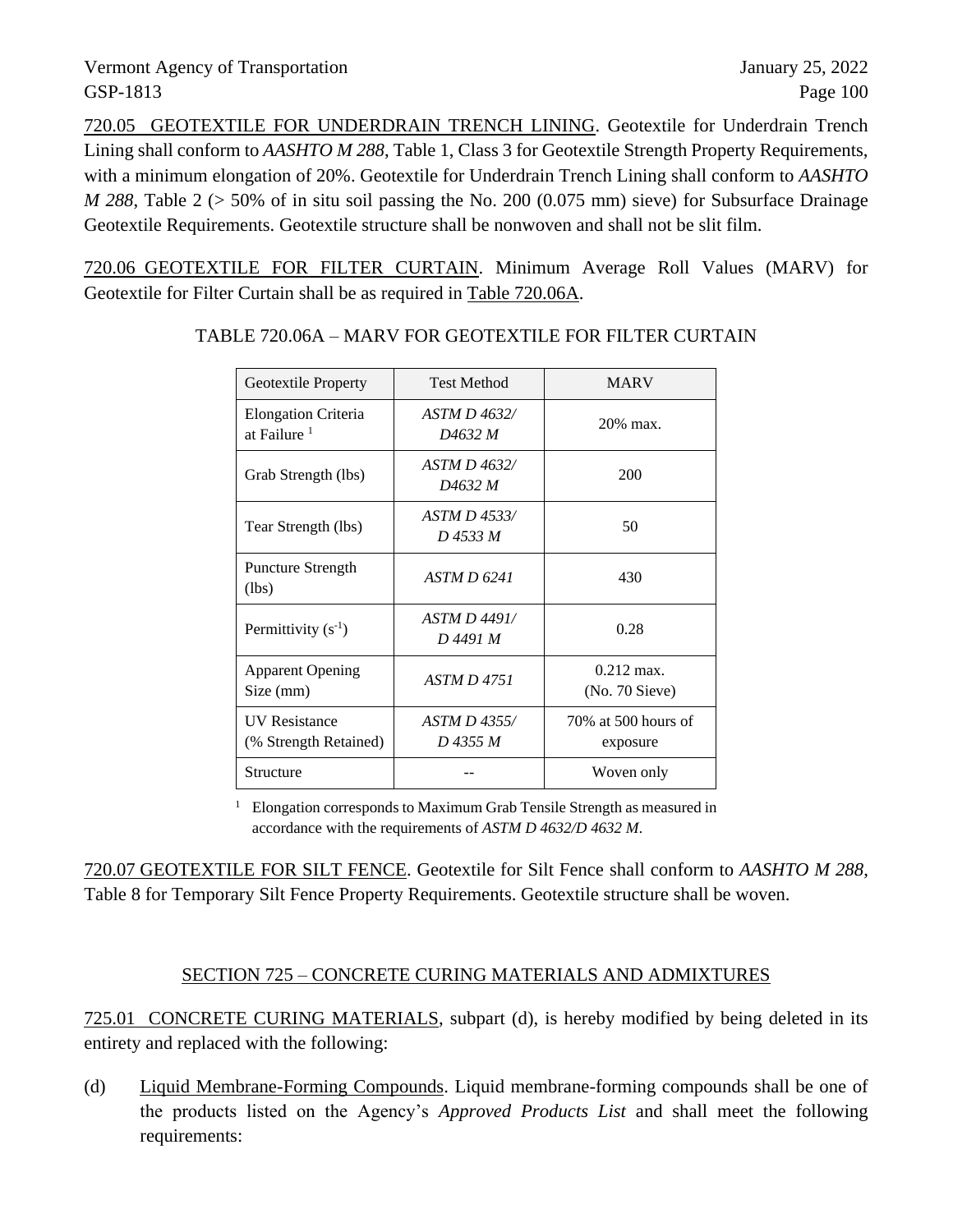720.05 GEOTEXTILE FOR UNDERDRAIN TRENCH LINING. Geotextile for Underdrain Trench Lining shall conform to *AASHTO M 288*, Table 1, Class 3 for Geotextile Strength Property Requirements, with a minimum elongation of 20%. Geotextile for Underdrain Trench Lining shall conform to *AASHTO M 288*, Table 2 (> 50% of in situ soil passing the No. 200 (0.075 mm) sieve) for Subsurface Drainage Geotextile Requirements. Geotextile structure shall be nonwoven and shall not be slit film.

720.06 GEOTEXTILE FOR FILTER CURTAIN. Minimum Average Roll Values (MARV) for Geotextile for Filter Curtain shall be as required in Table 720.06A.

TABLE 720.06A – MARV FOR GEOTEXTILE FOR FILTER CURTAIN

| Geotextile Property | Test Method | MARV |
|---|---|---|
| Elongation Criteria at Failure [1] | *ASTM D 4632/ D4632 M* | 20% max. |
| Grab Strength (lbs) | *ASTM D 4632/ D4632 M* | 200 |
| Tear Strength (lbs) | *ASTM D 4533/ D 4533 M* | 50 |
| Puncture Strength (lbs) | *ASTM D 6241* | 430 |
| Permittivity ($s^{-1}$) | *ASTM D 4491/ D 4491 M* | 0.28 |
| Apparent Opening Size (mm) | *ASTM D 4751* | 0.212 max. (No. 70 Sieve) |
| UV Resistance (% Strength Retained) | *ASTM D 4355/ D 4355 M* | 70% at 500 hours of exposure |
| Structure | -- | Woven only |

[1] Elongation corresponds to Maximum Grab Tensile Strength as measured in accordance with the requirements of *ASTM D 4632/D 4632 M*.

720.07 GEOTEXTILE FOR SILT FENCE. Geotextile for Silt Fence shall conform to *AASHTO M 288*, Table 8 for Temporary Silt Fence Property Requirements. Geotextile structure shall be woven.

## SECTION 725 – CONCRETE CURING MATERIALS AND ADMIXTURES

725.01 CONCRETE CURING MATERIALS, subpart (d), is hereby modified by being deleted in its entirety and replaced with the following:

(d) Liquid Membrane-Forming Compounds. Liquid membrane-forming compounds shall be one of the products listed on the Agency's *Approved Products List* and shall meet the following requirements: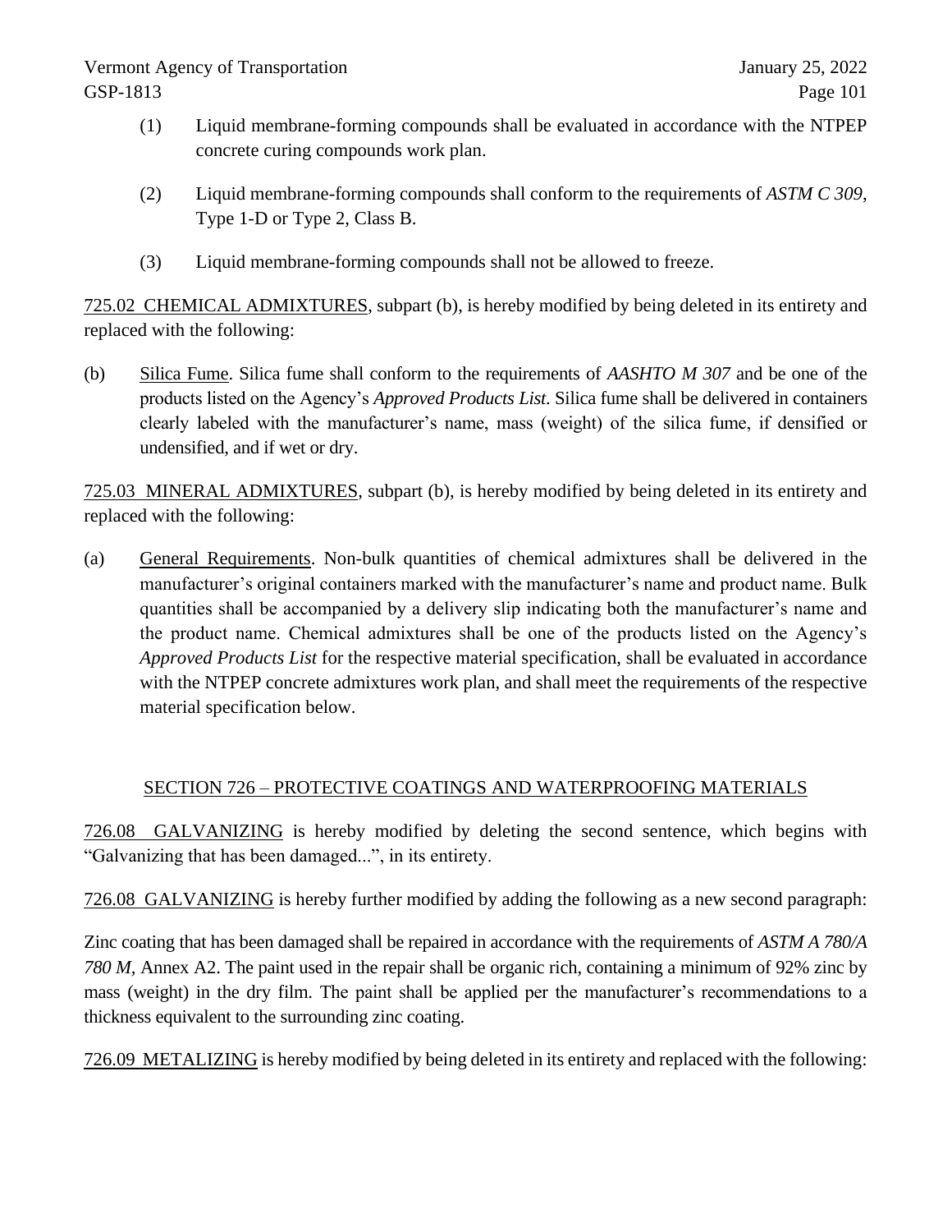(1) Liquid membrane-forming compounds shall be evaluated in accordance with the NTPEP concrete curing compounds work plan.

(2) Liquid membrane-forming compounds shall conform to the requirements of *ASTM C 309*, Type 1-D or Type 2, Class B.

(3) Liquid membrane-forming compounds shall not be allowed to freeze.

725.02 CHEMICAL ADMIXTURES, subpart (b), is hereby modified by being deleted in its entirety and replaced with the following:

(b) Silica Fume. Silica fume shall conform to the requirements of *AASHTO M 307* and be one of the products listed on the Agency's *Approved Products List*. Silica fume shall be delivered in containers clearly labeled with the manufacturer's name, mass (weight) of the silica fume, if densified or undensified, and if wet or dry.

725.03 MINERAL ADMIXTURES, subpart (b), is hereby modified by being deleted in its entirety and replaced with the following:

(a) General Requirements. Non-bulk quantities of chemical admixtures shall be delivered in the manufacturer's original containers marked with the manufacturer's name and product name. Bulk quantities shall be accompanied by a delivery slip indicating both the manufacturer's name and the product name. Chemical admixtures shall be one of the products listed on the Agency's *Approved Products List* for the respective material specification, shall be evaluated in accordance with the NTPEP concrete admixtures work plan, and shall meet the requirements of the respective material specification below.

## SECTION 726 – PROTECTIVE COATINGS AND WATERPROOFING MATERIALS

726.08 GALVANIZING is hereby modified by deleting the second sentence, which begins with "Galvanizing that has been damaged...", in its entirety.

726.08 GALVANIZING is hereby further modified by adding the following as a new second paragraph:

Zinc coating that has been damaged shall be repaired in accordance with the requirements of *ASTM A 780/A 780 M*, Annex A2. The paint used in the repair shall be organic rich, containing a minimum of 92% zinc by mass (weight) in the dry film. The paint shall be applied per the manufacturer's recommendations to a thickness equivalent to the surrounding zinc coating.

726.09 METALIZING is hereby modified by being deleted in its entirety and replaced with the following: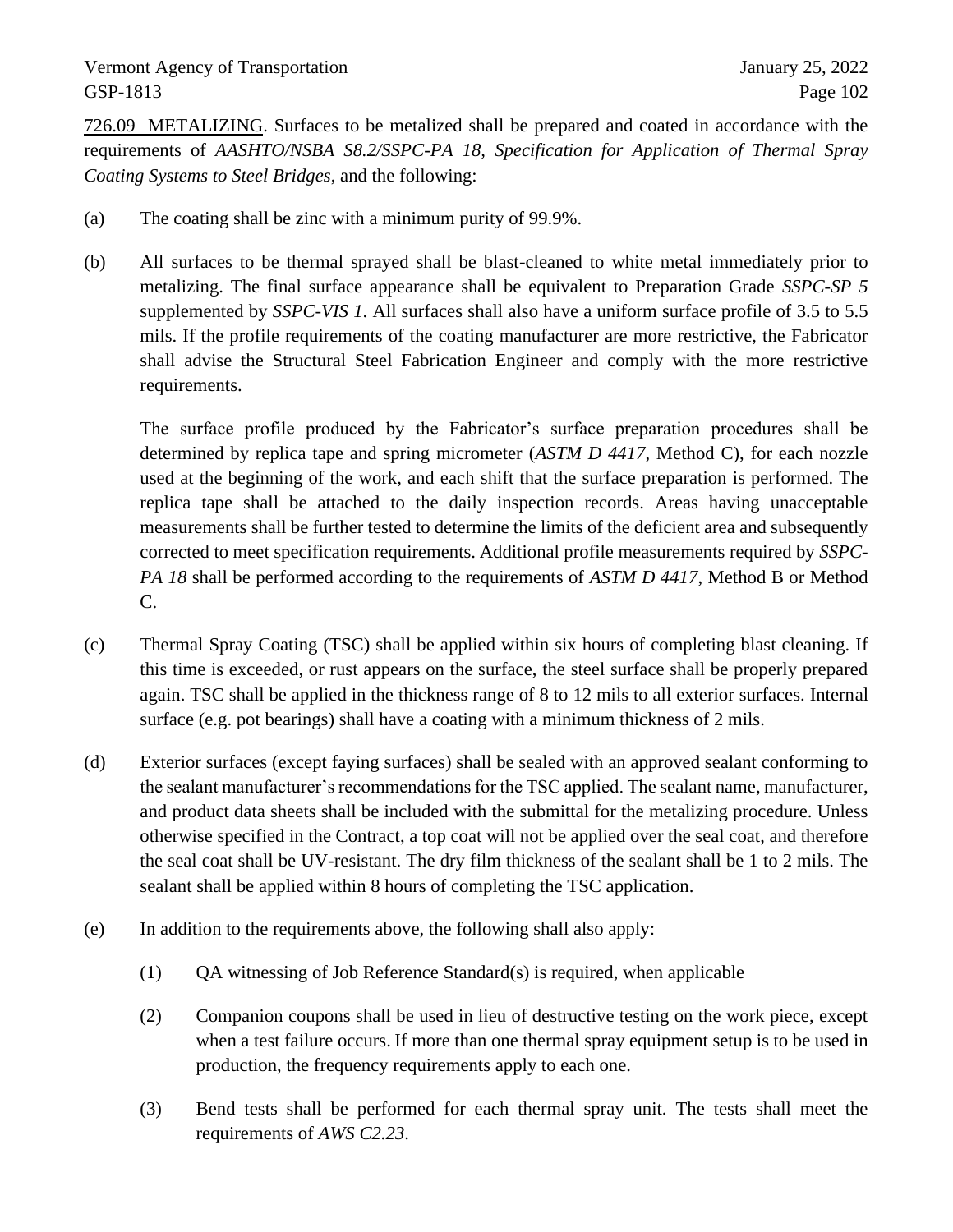726.09 METALIZING. Surfaces to be metalized shall be prepared and coated in accordance with the requirements of *AASHTO/NSBA S8.2/SSPC-PA 18, Specification for Application of Thermal Spray Coating Systems to Steel Bridges*, and the following:

(a) The coating shall be zinc with a minimum purity of 99.9%.

(b) All surfaces to be thermal sprayed shall be blast-cleaned to white metal immediately prior to metalizing. The final surface appearance shall be equivalent to Preparation Grade *SSPC-SP 5* supplemented by *SSPC-VIS 1*. All surfaces shall also have a uniform surface profile of 3.5 to 5.5 mils. If the profile requirements of the coating manufacturer are more restrictive, the Fabricator shall advise the Structural Steel Fabrication Engineer and comply with the more restrictive requirements.

    The surface profile produced by the Fabricator's surface preparation procedures shall be determined by replica tape and spring micrometer (*ASTM D 4417*, Method C), for each nozzle used at the beginning of the work, and each shift that the surface preparation is performed. The replica tape shall be attached to the daily inspection records. Areas having unacceptable measurements shall be further tested to determine the limits of the deficient area and subsequently corrected to meet specification requirements. Additional profile measurements required by *SSPC-PA 18* shall be performed according to the requirements of *ASTM D 4417*, Method B or Method C.

(c) Thermal Spray Coating (TSC) shall be applied within six hours of completing blast cleaning. If this time is exceeded, or rust appears on the surface, the steel surface shall be properly prepared again. TSC shall be applied in the thickness range of 8 to 12 mils to all exterior surfaces. Internal surface (e.g. pot bearings) shall have a coating with a minimum thickness of 2 mils.

(d) Exterior surfaces (except faying surfaces) shall be sealed with an approved sealant conforming to the sealant manufacturer's recommendations for the TSC applied. The sealant name, manufacturer, and product data sheets shall be included with the submittal for the metalizing procedure. Unless otherwise specified in the Contract, a top coat will not be applied over the seal coat, and therefore the seal coat shall be UV-resistant. The dry film thickness of the sealant shall be 1 to 2 mils. The sealant shall be applied within 8 hours of completing the TSC application.

(e) In addition to the requirements above, the following shall also apply:

    (1) QA witnessing of Job Reference Standard(s) is required, when applicable

    (2) Companion coupons shall be used in lieu of destructive testing on the work piece, except when a test failure occurs. If more than one thermal spray equipment setup is to be used in production, the frequency requirements apply to each one.

    (3) Bend tests shall be performed for each thermal spray unit. The tests shall meet the requirements of *AWS C2.23*.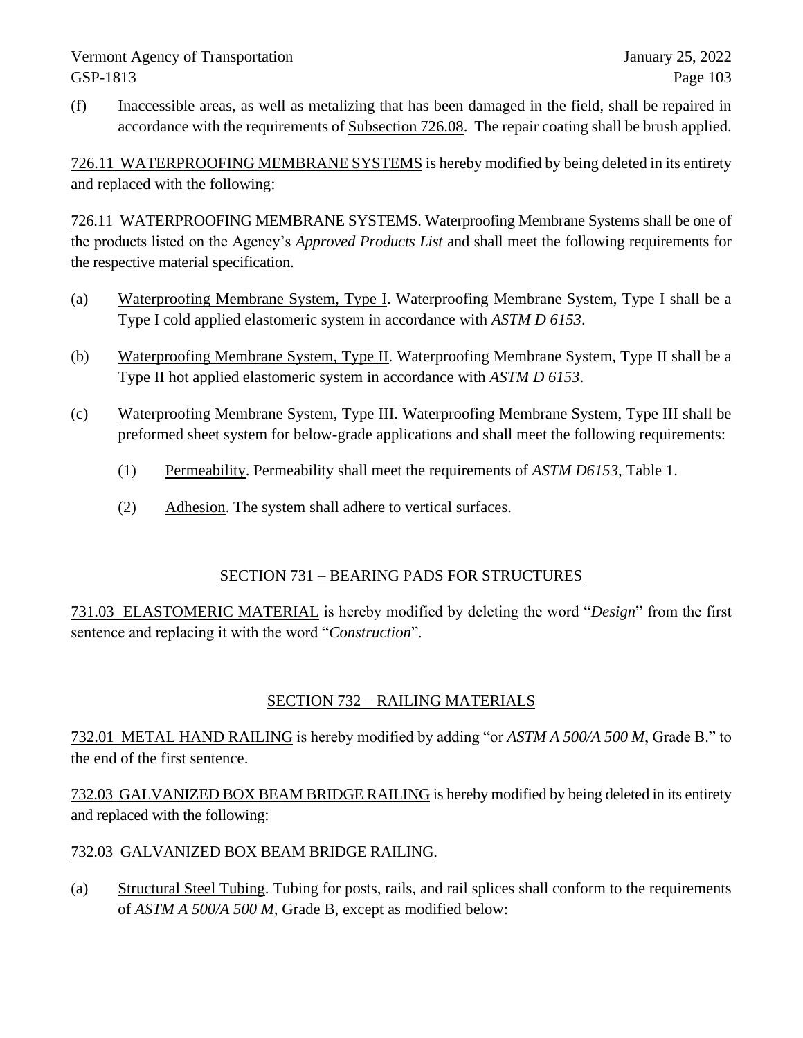(f) Inaccessible areas, as well as metalizing that has been damaged in the field, shall be repaired in accordance with the requirements of Subsection 726.08. The repair coating shall be brush applied.

726.11 WATERPROOFING MEMBRANE SYSTEMS is hereby modified by being deleted in its entirety and replaced with the following:

726.11 WATERPROOFING MEMBRANE SYSTEMS. Waterproofing Membrane Systems shall be one of the products listed on the Agency's *Approved Products List* and shall meet the following requirements for the respective material specification.

(a) Waterproofing Membrane System, Type I. Waterproofing Membrane System, Type I shall be a Type I cold applied elastomeric system in accordance with *ASTM D 6153*.

(b) Waterproofing Membrane System, Type II. Waterproofing Membrane System, Type II shall be a Type II hot applied elastomeric system in accordance with *ASTM D 6153*.

(c) Waterproofing Membrane System, Type III. Waterproofing Membrane System, Type III shall be preformed sheet system for below-grade applications and shall meet the following requirements:

    (1) Permeability. Permeability shall meet the requirements of *ASTM D6153*, Table 1.

    (2) Adhesion. The system shall adhere to vertical surfaces.

## SECTION 731 – BEARING PADS FOR STRUCTURES

731.03 ELASTOMERIC MATERIAL is hereby modified by deleting the word "*Design*" from the first sentence and replacing it with the word "*Construction*".

## SECTION 732 – RAILING MATERIALS

732.01 METAL HAND RAILING is hereby modified by adding "or *ASTM A 500/A 500 M*, Grade B." to the end of the first sentence.

732.03 GALVANIZED BOX BEAM BRIDGE RAILING is hereby modified by being deleted in its entirety and replaced with the following:

732.03 GALVANIZED BOX BEAM BRIDGE RAILING.

(a) Structural Steel Tubing. Tubing for posts, rails, and rail splices shall conform to the requirements of *ASTM A 500/A 500 M*, Grade B, except as modified below: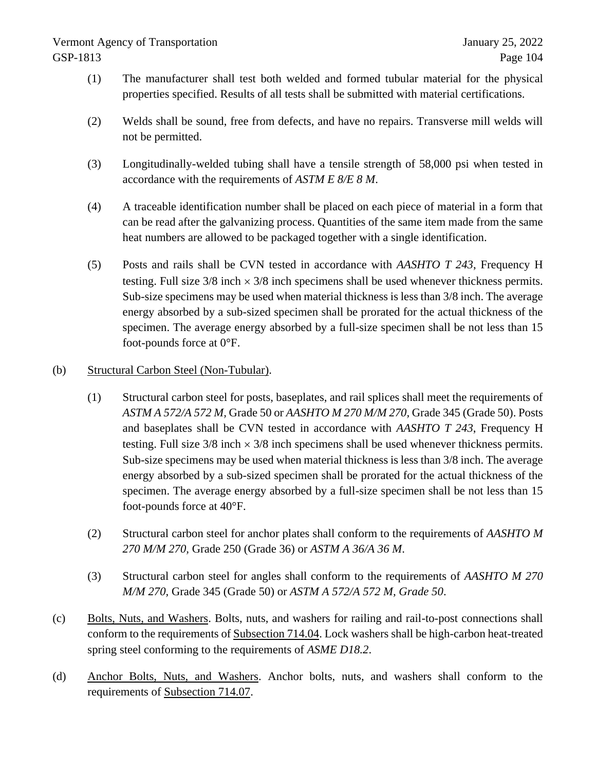(1) The manufacturer shall test both welded and formed tubular material for the physical properties specified. Results of all tests shall be submitted with material certifications.

(2) Welds shall be sound, free from defects, and have no repairs. Transverse mill welds will not be permitted.

(3) Longitudinally-welded tubing shall have a tensile strength of 58,000 psi when tested in accordance with the requirements of *ASTM E 8/E 8 M*.

(4) A traceable identification number shall be placed on each piece of material in a form that can be read after the galvanizing process. Quantities of the same item made from the same heat numbers are allowed to be packaged together with a single identification.

(5) Posts and rails shall be CVN tested in accordance with *AASHTO T 243*, Frequency H testing. Full size 3/8 inch × 3/8 inch specimens shall be used whenever thickness permits. Sub-size specimens may be used when material thickness is less than 3/8 inch. The average energy absorbed by a sub-sized specimen shall be prorated for the actual thickness of the specimen. The average energy absorbed by a full-size specimen shall be not less than 15 foot-pounds force at 0°F.

(b) <u>Structural Carbon Steel (Non-Tubular)</u>.

(1) Structural carbon steel for posts, baseplates, and rail splices shall meet the requirements of *ASTM A 572/A 572 M*, Grade 50 or *AASHTO M 270 M/M 270*, Grade 345 (Grade 50). Posts and baseplates shall be CVN tested in accordance with *AASHTO T 243*, Frequency H testing. Full size 3/8 inch × 3/8 inch specimens shall be used whenever thickness permits. Sub-size specimens may be used when material thickness is less than 3/8 inch. The average energy absorbed by a sub-sized specimen shall be prorated for the actual thickness of the specimen. The average energy absorbed by a full-size specimen shall be not less than 15 foot-pounds force at 40°F.

(2) Structural carbon steel for anchor plates shall conform to the requirements of *AASHTO M 270 M/M 270*, Grade 250 (Grade 36) or *ASTM A 36/A 36 M*.

(3) Structural carbon steel for angles shall conform to the requirements of *AASHTO M 270 M/M 270*, Grade 345 (Grade 50) or *ASTM A 572/A 572 M, Grade 50*.

(c) <u>Bolts, Nuts, and Washers</u>. Bolts, nuts, and washers for railing and rail-to-post connections shall conform to the requirements of <u>Subsection 714.04</u>. Lock washers shall be high-carbon heat-treated spring steel conforming to the requirements of *ASME D18.2*.

(d) <u>Anchor Bolts, Nuts, and Washers</u>. Anchor bolts, nuts, and washers shall conform to the requirements of <u>Subsection 714.07</u>.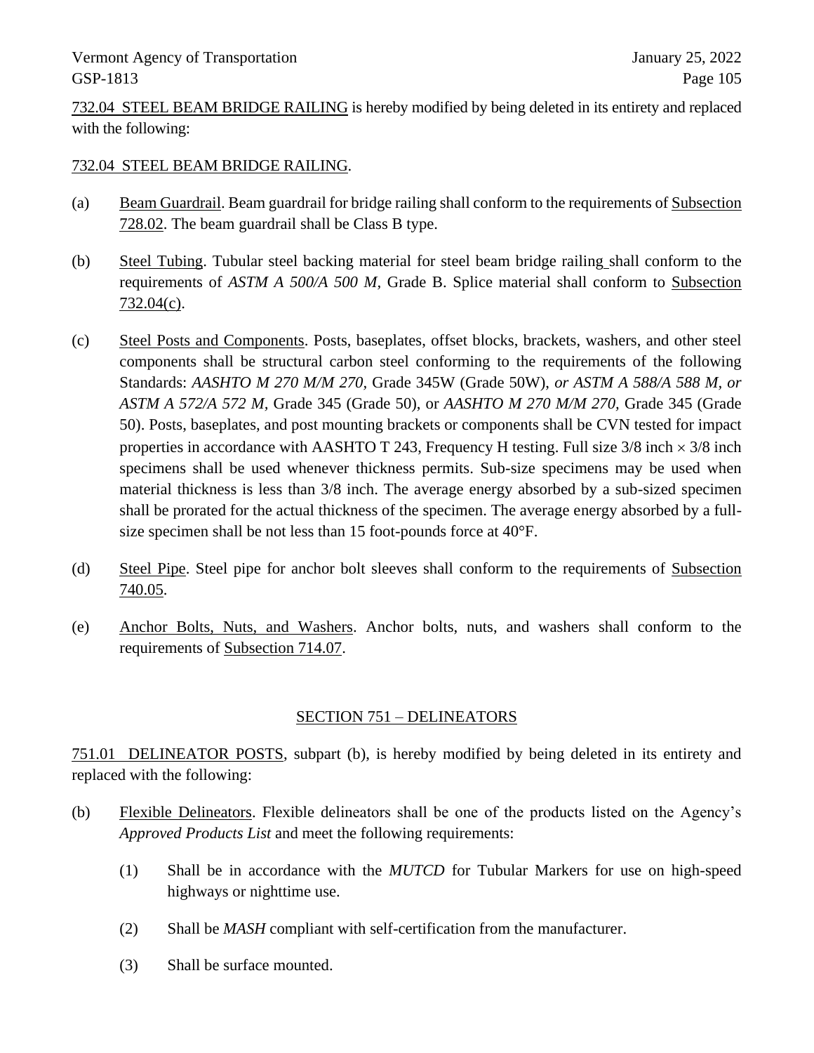732.04 STEEL BEAM BRIDGE RAILING is hereby modified by being deleted in its entirety and replaced with the following:

732.04 STEEL BEAM BRIDGE RAILING.

(a) Beam Guardrail. Beam guardrail for bridge railing shall conform to the requirements of Subsection 728.02. The beam guardrail shall be Class B type.

(b) Steel Tubing. Tubular steel backing material for steel beam bridge railing shall conform to the requirements of *ASTM A 500/A 500 M,* Grade B. Splice material shall conform to Subsection 732.04(c).

(c) Steel Posts and Components. Posts, baseplates, offset blocks, brackets, washers, and other steel components shall be structural carbon steel conforming to the requirements of the following Standards: *AASHTO M 270 M/M 270,* Grade 345W (Grade 50W), *or ASTM A 588/A 588 M, or ASTM A 572/A 572 M,* Grade 345 (Grade 50), or *AASHTO M 270 M/M 270,* Grade 345 (Grade 50). Posts, baseplates, and post mounting brackets or components shall be CVN tested for impact properties in accordance with AASHTO T 243, Frequency H testing. Full size 3/8 inch × 3/8 inch specimens shall be used whenever thickness permits. Sub-size specimens may be used when material thickness is less than 3/8 inch. The average energy absorbed by a sub-sized specimen shall be prorated for the actual thickness of the specimen. The average energy absorbed by a full-size specimen shall be not less than 15 foot-pounds force at 40°F.

(d) Steel Pipe. Steel pipe for anchor bolt sleeves shall conform to the requirements of Subsection 740.05.

(e) Anchor Bolts, Nuts, and Washers. Anchor bolts, nuts, and washers shall conform to the requirements of Subsection 714.07.

## SECTION 751 – DELINEATORS

751.01 DELINEATOR POSTS, subpart (b), is hereby modified by being deleted in its entirety and replaced with the following:

(b) Flexible Delineators. Flexible delineators shall be one of the products listed on the Agency's *Approved Products List* and meet the following requirements:

  (1) Shall be in accordance with the *MUTCD* for Tubular Markers for use on high-speed highways or nighttime use.

  (2) Shall be *MASH* compliant with self-certification from the manufacturer.

  (3) Shall be surface mounted.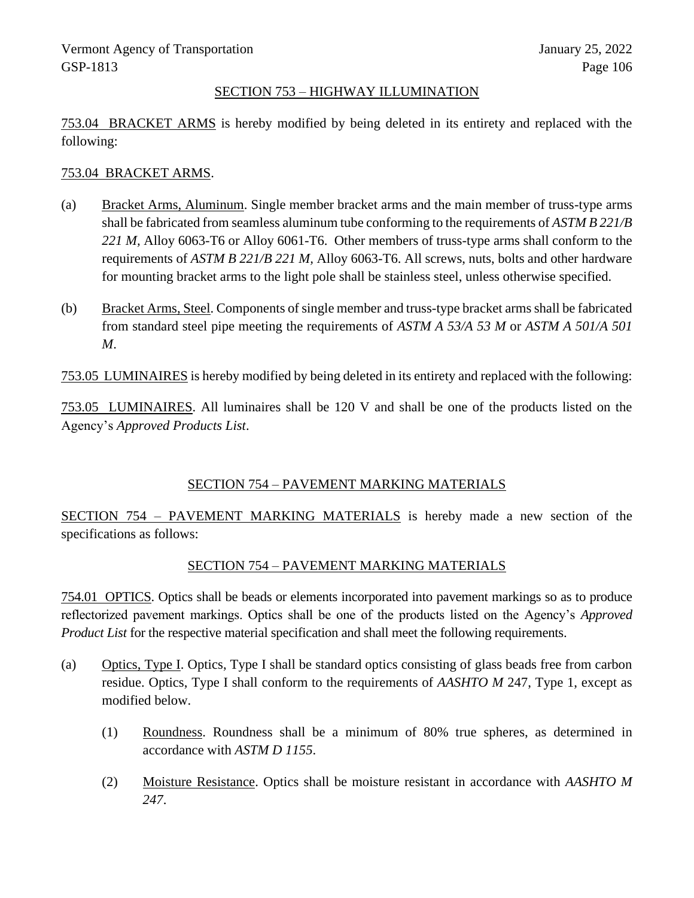## SECTION 753 – HIGHWAY ILLUMINATION

753.04 BRACKET ARMS is hereby modified by being deleted in its entirety and replaced with the following:

753.04 BRACKET ARMS.

(a) Bracket Arms, Aluminum. Single member bracket arms and the main member of truss-type arms shall be fabricated from seamless aluminum tube conforming to the requirements of *ASTM B 221/B 221 M*, Alloy 6063-T6 or Alloy 6061-T6. Other members of truss-type arms shall conform to the requirements of *ASTM B 221/B 221 M*, Alloy 6063-T6. All screws, nuts, bolts and other hardware for mounting bracket arms to the light pole shall be stainless steel, unless otherwise specified.

(b) Bracket Arms, Steel. Components of single member and truss-type bracket arms shall be fabricated from standard steel pipe meeting the requirements of *ASTM A 53/A 53 M* or *ASTM A 501/A 501 M*.

753.05 LUMINAIRES is hereby modified by being deleted in its entirety and replaced with the following:

753.05 LUMINAIRES. All luminaires shall be 120 V and shall be one of the products listed on the Agency's *Approved Products List*.

## SECTION 754 – PAVEMENT MARKING MATERIALS

SECTION 754 – PAVEMENT MARKING MATERIALS is hereby made a new section of the specifications as follows:

## SECTION 754 – PAVEMENT MARKING MATERIALS

754.01 OPTICS. Optics shall be beads or elements incorporated into pavement markings so as to produce reflectorized pavement markings. Optics shall be one of the products listed on the Agency's *Approved Product List* for the respective material specification and shall meet the following requirements.

(a) Optics, Type I. Optics, Type I shall be standard optics consisting of glass beads free from carbon residue. Optics, Type I shall conform to the requirements of *AASHTO M* 247, Type 1, except as modified below.

(1) Roundness. Roundness shall be a minimum of 80% true spheres, as determined in accordance with *ASTM D 1155*.

(2) Moisture Resistance. Optics shall be moisture resistant in accordance with *AASHTO M 247*.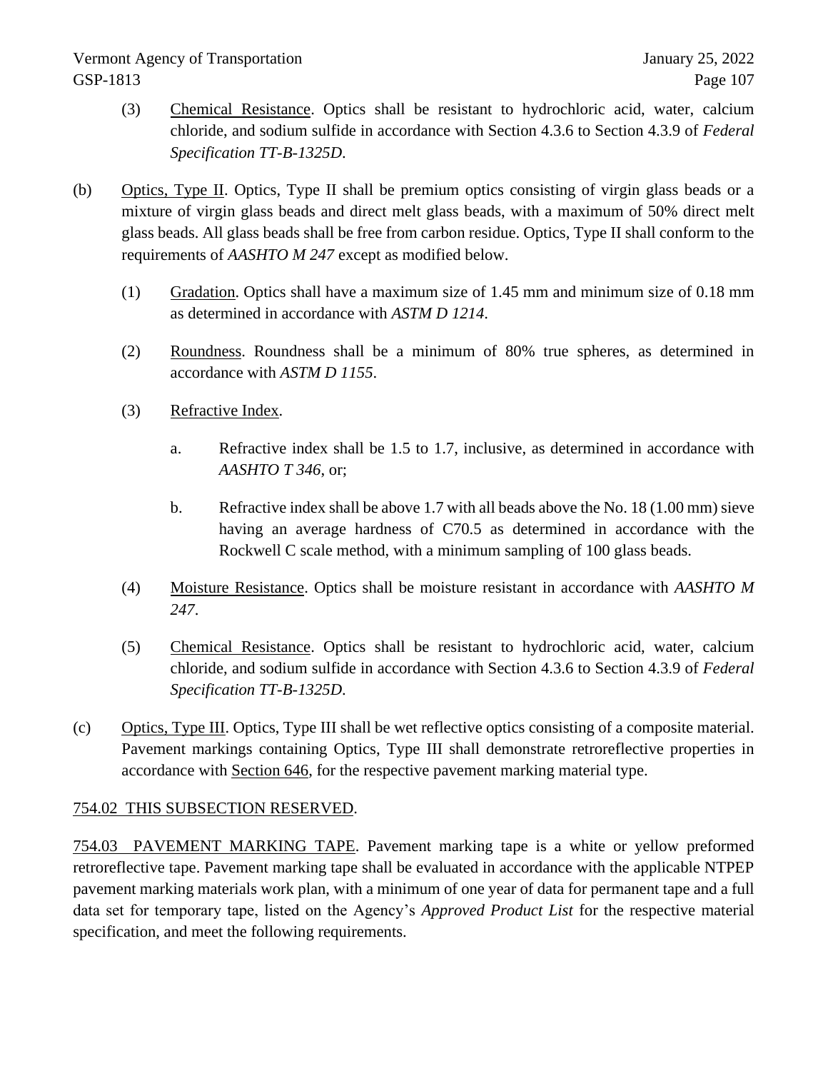(3) Chemical Resistance. Optics shall be resistant to hydrochloric acid, water, calcium chloride, and sodium sulfide in accordance with Section 4.3.6 to Section 4.3.9 of *Federal Specification TT-B-1325D*.

(b) Optics, Type II. Optics, Type II shall be premium optics consisting of virgin glass beads or a mixture of virgin glass beads and direct melt glass beads, with a maximum of 50% direct melt glass beads. All glass beads shall be free from carbon residue. Optics, Type II shall conform to the requirements of *AASHTO M 247* except as modified below.

(1) Gradation. Optics shall have a maximum size of 1.45 mm and minimum size of 0.18 mm as determined in accordance with *ASTM D 1214*.

(2) Roundness. Roundness shall be a minimum of 80% true spheres, as determined in accordance with *ASTM D 1155*.

(3) Refractive Index.

a. Refractive index shall be 1.5 to 1.7, inclusive, as determined in accordance with *AASHTO T 346*, or;

b. Refractive index shall be above 1.7 with all beads above the No. 18 (1.00 mm) sieve having an average hardness of C70.5 as determined in accordance with the Rockwell C scale method, with a minimum sampling of 100 glass beads.

(4) Moisture Resistance. Optics shall be moisture resistant in accordance with *AASHTO M 247*.

(5) Chemical Resistance. Optics shall be resistant to hydrochloric acid, water, calcium chloride, and sodium sulfide in accordance with Section 4.3.6 to Section 4.3.9 of *Federal Specification TT-B-1325D*.

(c) Optics, Type III. Optics, Type III shall be wet reflective optics consisting of a composite material. Pavement markings containing Optics, Type III shall demonstrate retroreflective properties in accordance with Section 646, for the respective pavement marking material type.

754.02 THIS SUBSECTION RESERVED.

754.03 PAVEMENT MARKING TAPE. Pavement marking tape is a white or yellow preformed retroreflective tape. Pavement marking tape shall be evaluated in accordance with the applicable NTPEP pavement marking materials work plan, with a minimum of one year of data for permanent tape and a full data set for temporary tape, listed on the Agency's *Approved Product List* for the respective material specification, and meet the following requirements.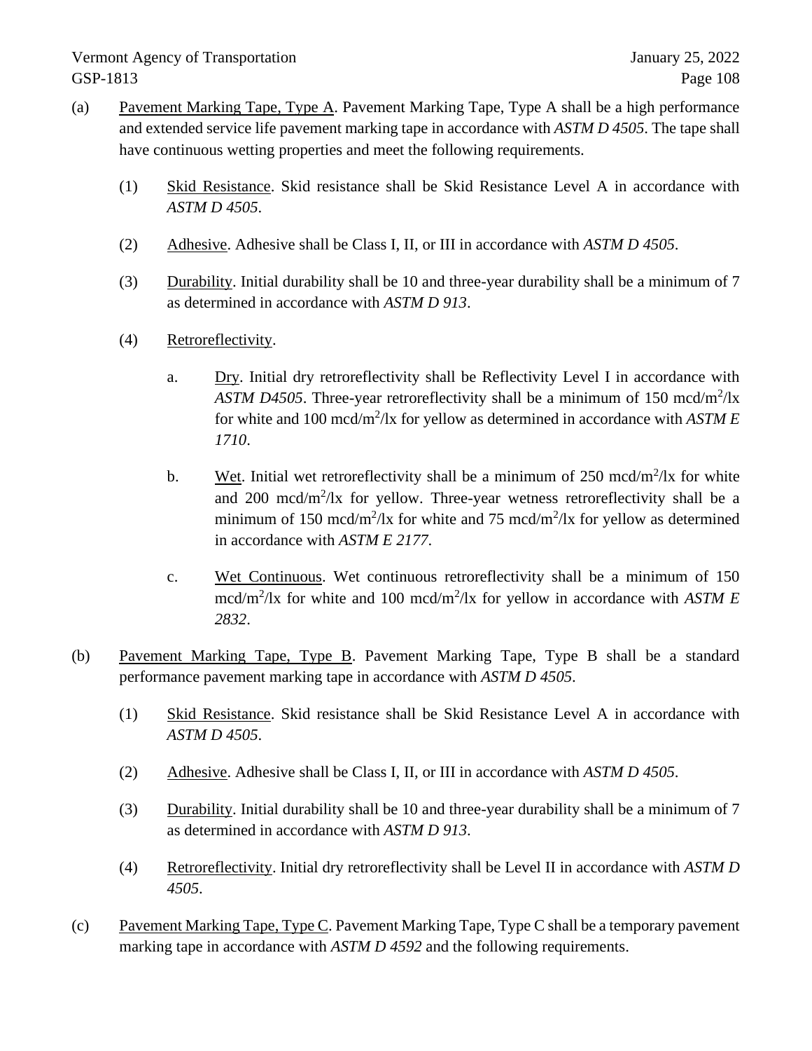(a) Pavement Marking Tape, Type A. Pavement Marking Tape, Type A shall be a high performance and extended service life pavement marking tape in accordance with *ASTM D 4505*. The tape shall have continuous wetting properties and meet the following requirements.

(1) Skid Resistance. Skid resistance shall be Skid Resistance Level A in accordance with *ASTM D 4505*.

(2) Adhesive. Adhesive shall be Class I, II, or III in accordance with *ASTM D 4505*.

(3) Durability. Initial durability shall be 10 and three-year durability shall be a minimum of 7 as determined in accordance with *ASTM D 913*.

(4) Retroreflectivity.

a. Dry. Initial dry retroreflectivity shall be Reflectivity Level I in accordance with *ASTM D4505*. Three-year retroreflectivity shall be a minimum of 150 mcd/$m^2$/lx for white and 100 mcd/$m^2$/lx for yellow as determined in accordance with *ASTM E 1710*.

b. Wet. Initial wet retroreflectivity shall be a minimum of 250 mcd/$m^2$/lx for white and 200 mcd/$m^2$/lx for yellow. Three-year wetness retroreflectivity shall be a minimum of 150 mcd/$m^2$/lx for white and 75 mcd/$m^2$/lx for yellow as determined in accordance with *ASTM E 2177*.

c. Wet Continuous. Wet continuous retroreflectivity shall be a minimum of 150 mcd/$m^2$/lx for white and 100 mcd/$m^2$/lx for yellow in accordance with *ASTM E 2832*.

(b) Pavement Marking Tape, Type B. Pavement Marking Tape, Type B shall be a standard performance pavement marking tape in accordance with *ASTM D 4505*.

(1) Skid Resistance. Skid resistance shall be Skid Resistance Level A in accordance with *ASTM D 4505*.

(2) Adhesive. Adhesive shall be Class I, II, or III in accordance with *ASTM D 4505*.

(3) Durability. Initial durability shall be 10 and three-year durability shall be a minimum of 7 as determined in accordance with *ASTM D 913*.

(4) Retroreflectivity. Initial dry retroreflectivity shall be Level II in accordance with *ASTM D 4505*.

(c) Pavement Marking Tape, Type C. Pavement Marking Tape, Type C shall be a temporary pavement marking tape in accordance with *ASTM D 4592* and the following requirements.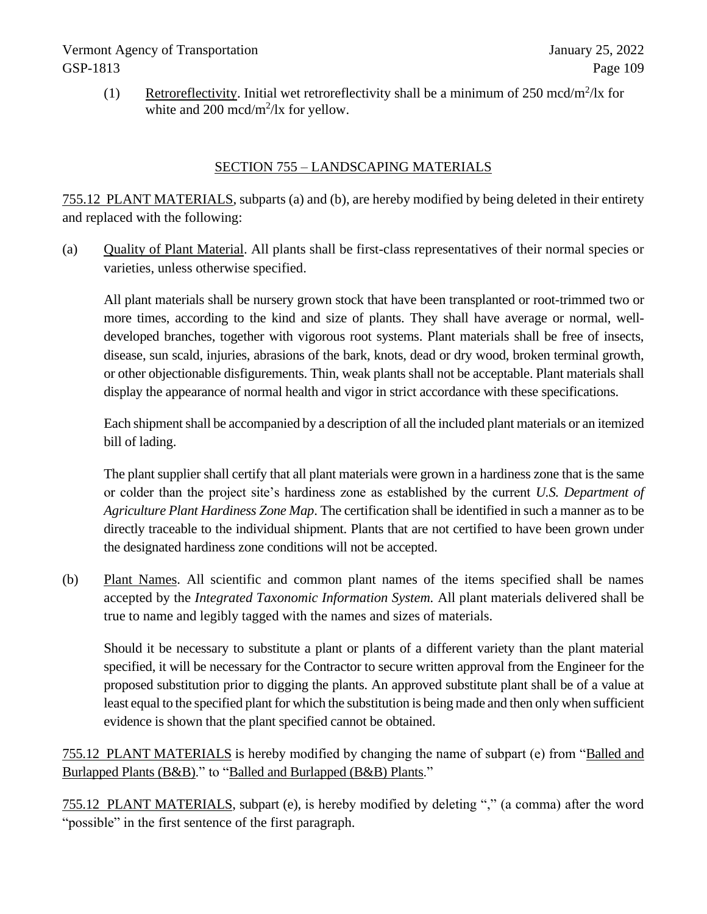(1) Retroreflectivity. Initial wet retroreflectivity shall be a minimum of 250 mcd/m$^2$/lx for white and 200 mcd/m$^2$/lx for yellow.

## SECTION 755 – LANDSCAPING MATERIALS

755.12 PLANT MATERIALS, subparts (a) and (b), are hereby modified by being deleted in their entirety and replaced with the following:

(a) Quality of Plant Material. All plants shall be first-class representatives of their normal species or varieties, unless otherwise specified.

All plant materials shall be nursery grown stock that have been transplanted or root-trimmed two or more times, according to the kind and size of plants. They shall have average or normal, well-developed branches, together with vigorous root systems. Plant materials shall be free of insects, disease, sun scald, injuries, abrasions of the bark, knots, dead or dry wood, broken terminal growth, or other objectionable disfigurements. Thin, weak plants shall not be acceptable. Plant materials shall display the appearance of normal health and vigor in strict accordance with these specifications.

Each shipment shall be accompanied by a description of all the included plant materials or an itemized bill of lading.

The plant supplier shall certify that all plant materials were grown in a hardiness zone that is the same or colder than the project site's hardiness zone as established by the current *U.S. Department of Agriculture Plant Hardiness Zone Map*. The certification shall be identified in such a manner as to be directly traceable to the individual shipment. Plants that are not certified to have been grown under the designated hardiness zone conditions will not be accepted.

(b) Plant Names. All scientific and common plant names of the items specified shall be names accepted by the *Integrated Taxonomic Information System.* All plant materials delivered shall be true to name and legibly tagged with the names and sizes of materials.

Should it be necessary to substitute a plant or plants of a different variety than the plant material specified, it will be necessary for the Contractor to secure written approval from the Engineer for the proposed substitution prior to digging the plants. An approved substitute plant shall be of a value at least equal to the specified plant for which the substitution is being made and then only when sufficient evidence is shown that the plant specified cannot be obtained.

755.12 PLANT MATERIALS is hereby modified by changing the name of subpart (e) from "Balled and Burlapped Plants (B&B)." to "Balled and Burlapped (B&B) Plants."

755.12 PLANT MATERIALS, subpart (e), is hereby modified by deleting "," (a comma) after the word "possible" in the first sentence of the first paragraph.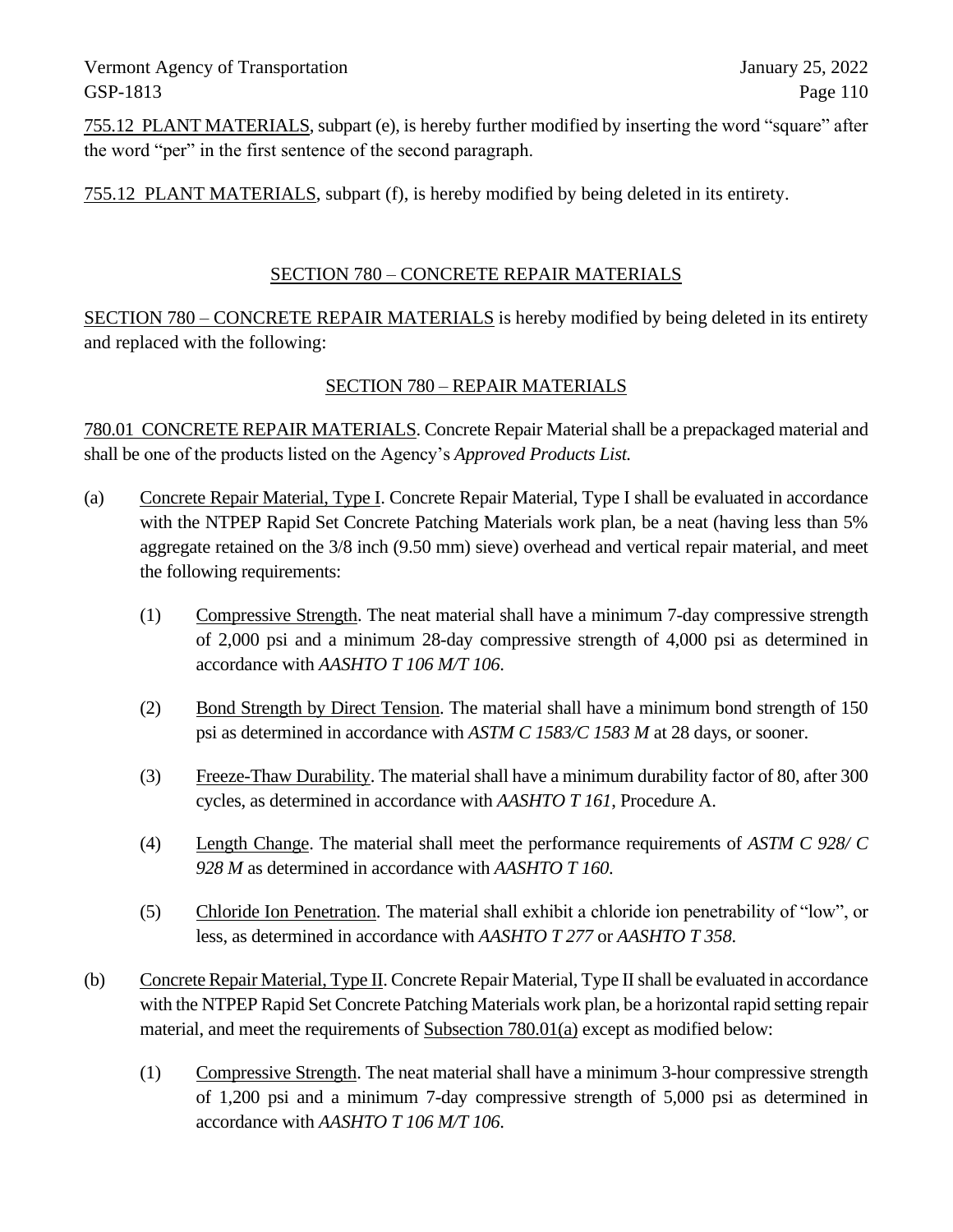755.12 PLANT MATERIALS, subpart (e), is hereby further modified by inserting the word "square" after the word "per" in the first sentence of the second paragraph.

755.12 PLANT MATERIALS, subpart (f), is hereby modified by being deleted in its entirety.

## SECTION 780 – CONCRETE REPAIR MATERIALS

SECTION 780 – CONCRETE REPAIR MATERIALS is hereby modified by being deleted in its entirety and replaced with the following:

## SECTION 780 – REPAIR MATERIALS

780.01 CONCRETE REPAIR MATERIALS. Concrete Repair Material shall be a prepackaged material and shall be one of the products listed on the Agency's *Approved Products List.*

(a) Concrete Repair Material, Type I. Concrete Repair Material, Type I shall be evaluated in accordance with the NTPEP Rapid Set Concrete Patching Materials work plan, be a neat (having less than 5% aggregate retained on the 3/8 inch (9.50 mm) sieve) overhead and vertical repair material, and meet the following requirements:

   (1) Compressive Strength. The neat material shall have a minimum 7-day compressive strength of 2,000 psi and a minimum 28-day compressive strength of 4,000 psi as determined in accordance with *AASHTO T 106 M/T 106*.

   (2) Bond Strength by Direct Tension. The material shall have a minimum bond strength of 150 psi as determined in accordance with *ASTM C 1583/C 1583 M* at 28 days, or sooner.

   (3) Freeze-Thaw Durability. The material shall have a minimum durability factor of 80, after 300 cycles, as determined in accordance with *AASHTO T 161*, Procedure A.

   (4) Length Change. The material shall meet the performance requirements of *ASTM C 928/ C 928 M* as determined in accordance with *AASHTO T 160*.

   (5) Chloride Ion Penetration. The material shall exhibit a chloride ion penetrability of "low", or less, as determined in accordance with *AASHTO T 277* or *AASHTO T 358*.

(b) Concrete Repair Material, Type II. Concrete Repair Material, Type II shall be evaluated in accordance with the NTPEP Rapid Set Concrete Patching Materials work plan, be a horizontal rapid setting repair material, and meet the requirements of Subsection 780.01(a) except as modified below:

   (1) Compressive Strength. The neat material shall have a minimum 3-hour compressive strength of 1,200 psi and a minimum 7-day compressive strength of 5,000 psi as determined in accordance with *AASHTO T 106 M/T 106*.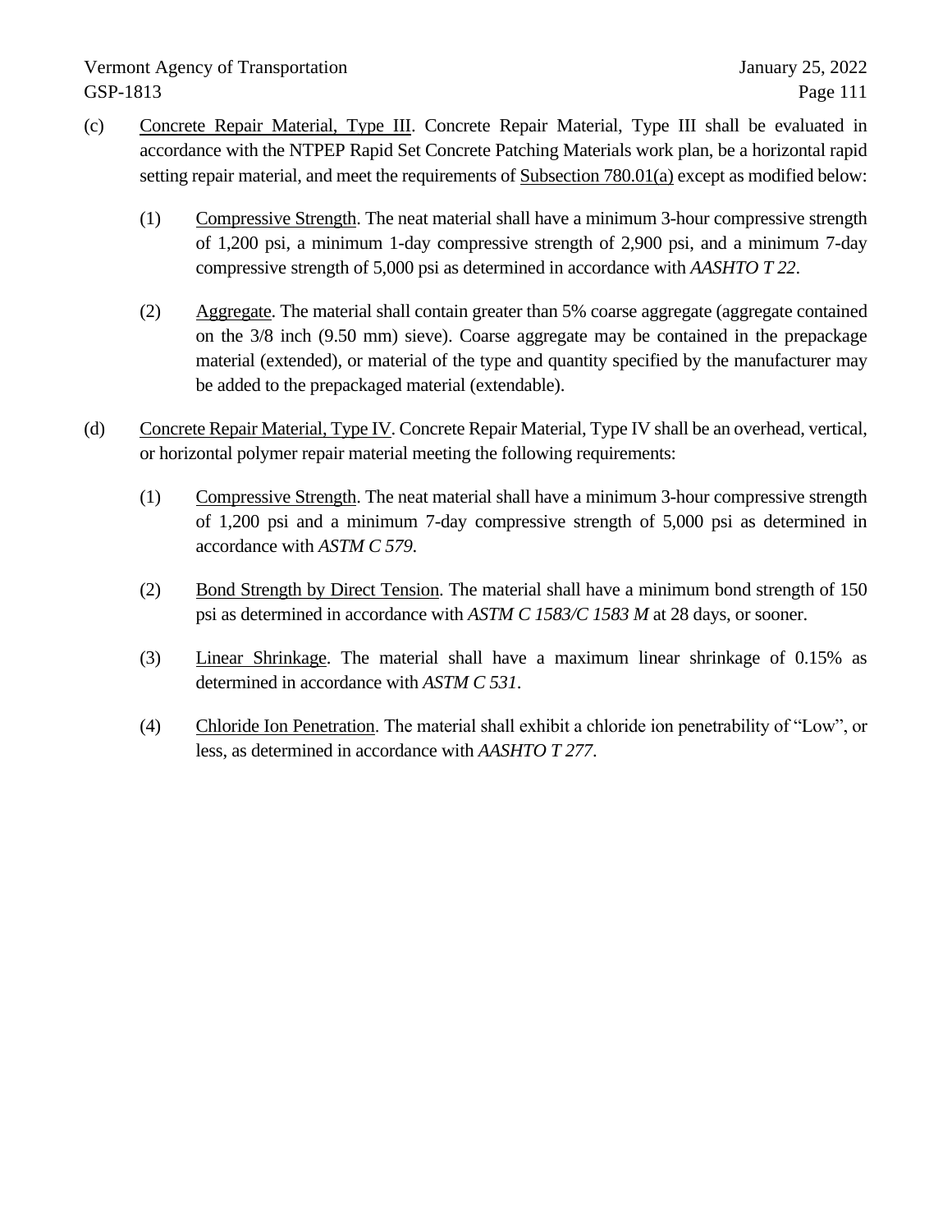(c) Concrete Repair Material, Type III. Concrete Repair Material, Type III shall be evaluated in accordance with the NTPEP Rapid Set Concrete Patching Materials work plan, be a horizontal rapid setting repair material, and meet the requirements of Subsection 780.01(a) except as modified below:

(1) Compressive Strength. The neat material shall have a minimum 3-hour compressive strength of 1,200 psi, a minimum 1-day compressive strength of 2,900 psi, and a minimum 7-day compressive strength of 5,000 psi as determined in accordance with *AASHTO T 22*.

(2) Aggregate. The material shall contain greater than 5% coarse aggregate (aggregate contained on the 3/8 inch (9.50 mm) sieve). Coarse aggregate may be contained in the prepackage material (extended), or material of the type and quantity specified by the manufacturer may be added to the prepackaged material (extendable).

(d) Concrete Repair Material, Type IV. Concrete Repair Material, Type IV shall be an overhead, vertical, or horizontal polymer repair material meeting the following requirements:

(1) Compressive Strength. The neat material shall have a minimum 3-hour compressive strength of 1,200 psi and a minimum 7-day compressive strength of 5,000 psi as determined in accordance with *ASTM C 579*.

(2) Bond Strength by Direct Tension. The material shall have a minimum bond strength of 150 psi as determined in accordance with *ASTM C 1583/C 1583 M* at 28 days, or sooner.

(3) Linear Shrinkage. The material shall have a maximum linear shrinkage of 0.15% as determined in accordance with *ASTM C 531*.

(4) Chloride Ion Penetration. The material shall exhibit a chloride ion penetrability of "Low", or less, as determined in accordance with *AASHTO T 277*.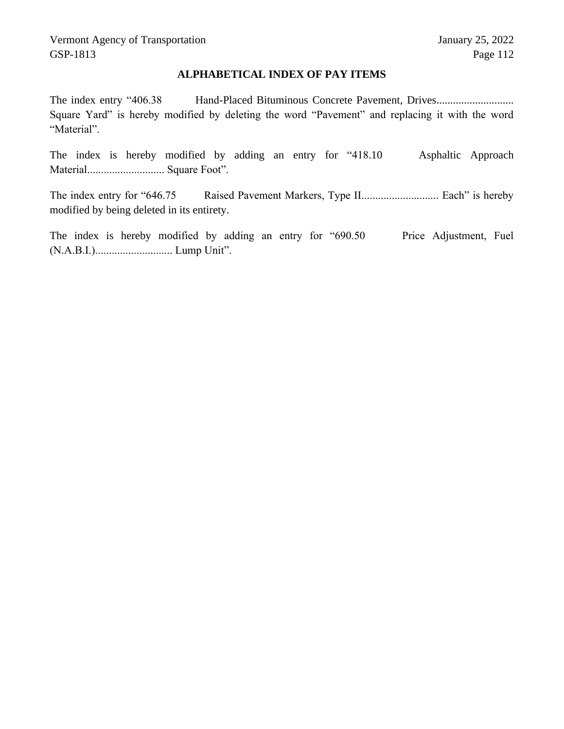## ALPHABETICAL INDEX OF PAY ITEMS

The index entry "406.38 Hand-Placed Bituminous Concrete Pavement, Drives............................ Square Yard" is hereby modified by deleting the word "Pavement" and replacing it with the word "Material".

The index is hereby modified by adding an entry for "418.10 Asphaltic Approach Material............................ Square Foot".

The index entry for "646.75 Raised Pavement Markers, Type II............................ Each" is hereby modified by being deleted in its entirety.

The index is hereby modified by adding an entry for "690.50 Price Adjustment, Fuel (N.A.B.I.)............................ Lump Unit".